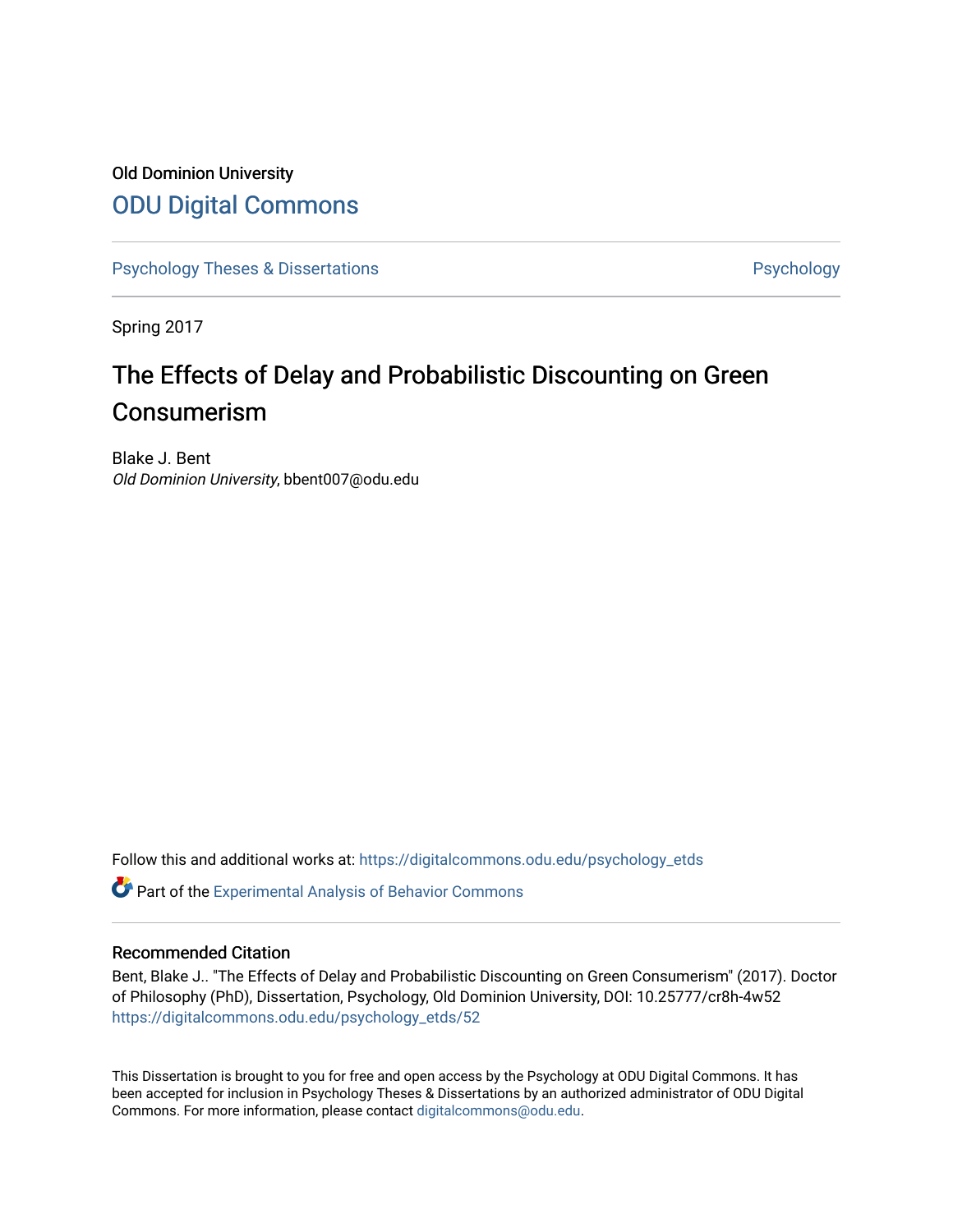Old Dominion University

# ODU Digital Commons

Psychology Theses & Dissertations | Psychology

Spring 2017

## The Effects of Delay and Probabilistic Discounting on Green Consumerism

Blake J. Bent
*Old Dominion University*, bbent007@odu.edu

Follow this and additional works at: https://digitalcommons.odu.edu/psychology_etds

Part of the Experimental Analysis of Behavior Commons

### Recommended Citation

Bent, Blake J.. "The Effects of Delay and Probabilistic Discounting on Green Consumerism" (2017). Doctor of Philosophy (PhD), Dissertation, Psychology, Old Dominion University, DOI: 10.25777/cr8h-4w52
https://digitalcommons.odu.edu/psychology_etds/52

This Dissertation is brought to you for free and open access by the Psychology at ODU Digital Commons. It has been accepted for inclusion in Psychology Theses & Dissertations by an authorized administrator of ODU Digital Commons. For more information, please contact digitalcommons@odu.edu.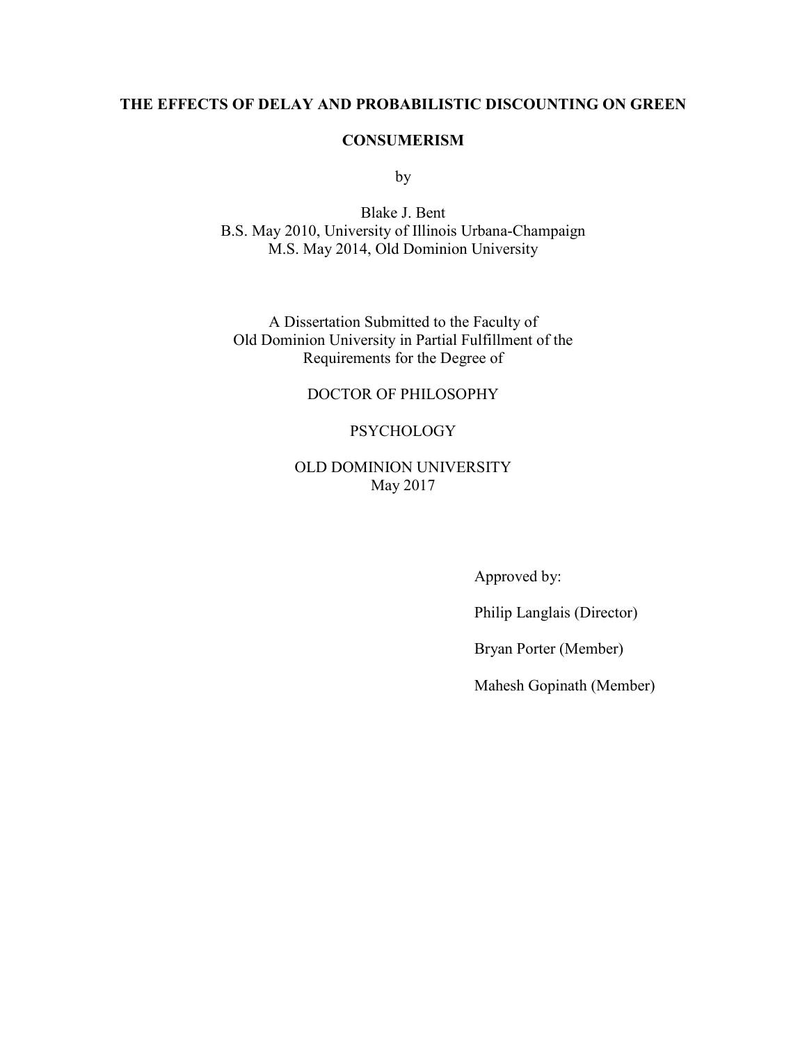**THE EFFECTS OF DELAY AND PROBABILISTIC DISCOUNTING ON GREEN CONSUMERISM**

by

Blake J. Bent
B.S. May 2010, University of Illinois Urbana-Champaign
M.S. May 2014, Old Dominion University

A Dissertation Submitted to the Faculty of
Old Dominion University in Partial Fulfillment of the
Requirements for the Degree of

DOCTOR OF PHILOSOPHY

PSYCHOLOGY

OLD DOMINION UNIVERSITY
May 2017

Approved by:

Philip Langlais (Director)

Bryan Porter (Member)

Mahesh Gopinath (Member)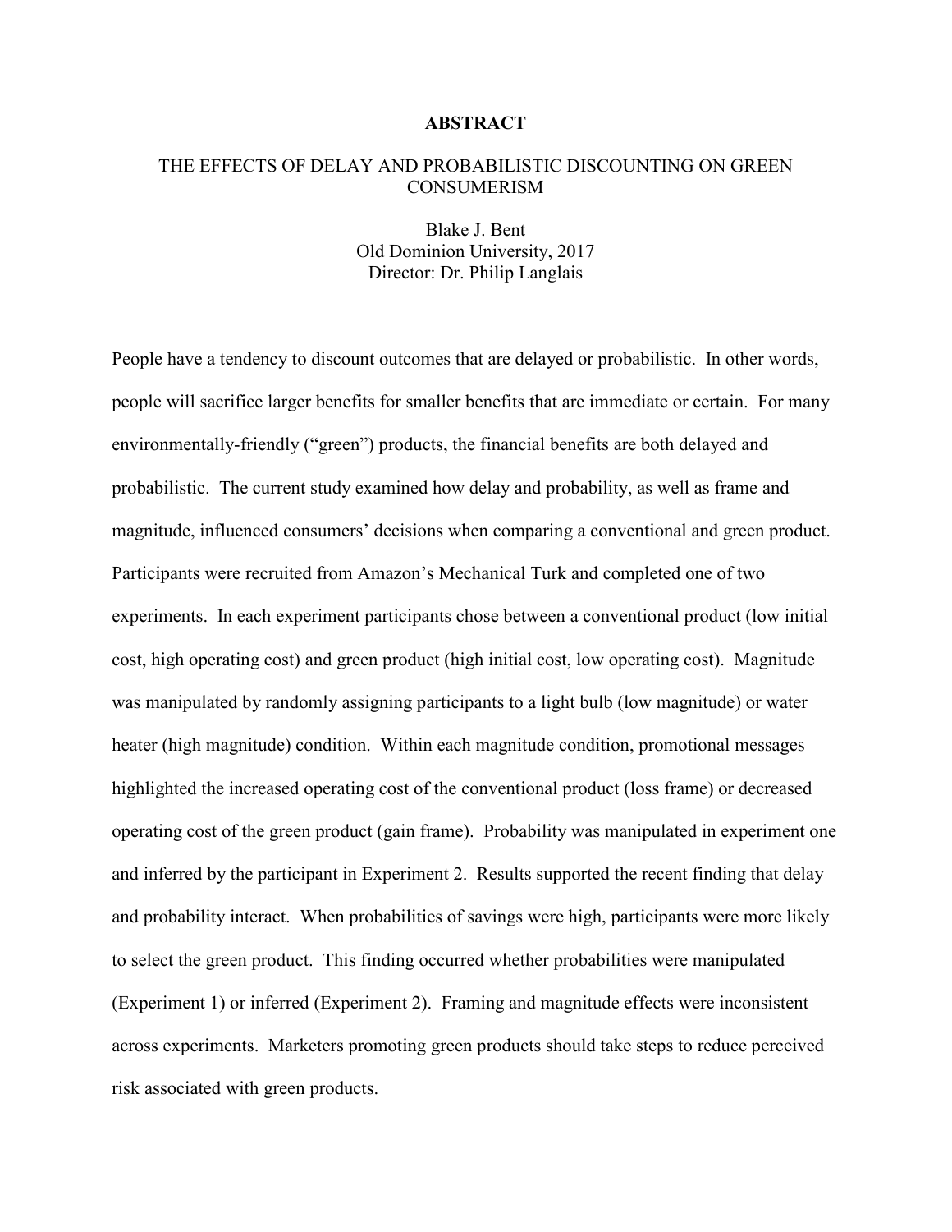# ABSTRACT

## THE EFFECTS OF DELAY AND PROBABILISTIC DISCOUNTING ON GREEN CONSUMERISM

Blake J. Bent
Old Dominion University, 2017
Director: Dr. Philip Langlais

People have a tendency to discount outcomes that are delayed or probabilistic. In other words, people will sacrifice larger benefits for smaller benefits that are immediate or certain. For many environmentally-friendly ("green") products, the financial benefits are both delayed and probabilistic. The current study examined how delay and probability, as well as frame and magnitude, influenced consumers' decisions when comparing a conventional and green product. Participants were recruited from Amazon's Mechanical Turk and completed one of two experiments. In each experiment participants chose between a conventional product (low initial cost, high operating cost) and green product (high initial cost, low operating cost). Magnitude was manipulated by randomly assigning participants to a light bulb (low magnitude) or water heater (high magnitude) condition. Within each magnitude condition, promotional messages highlighted the increased operating cost of the conventional product (loss frame) or decreased operating cost of the green product (gain frame). Probability was manipulated in experiment one and inferred by the participant in Experiment 2. Results supported the recent finding that delay and probability interact. When probabilities of savings were high, participants were more likely to select the green product. This finding occurred whether probabilities were manipulated (Experiment 1) or inferred (Experiment 2). Framing and magnitude effects were inconsistent across experiments. Marketers promoting green products should take steps to reduce perceived risk associated with green products.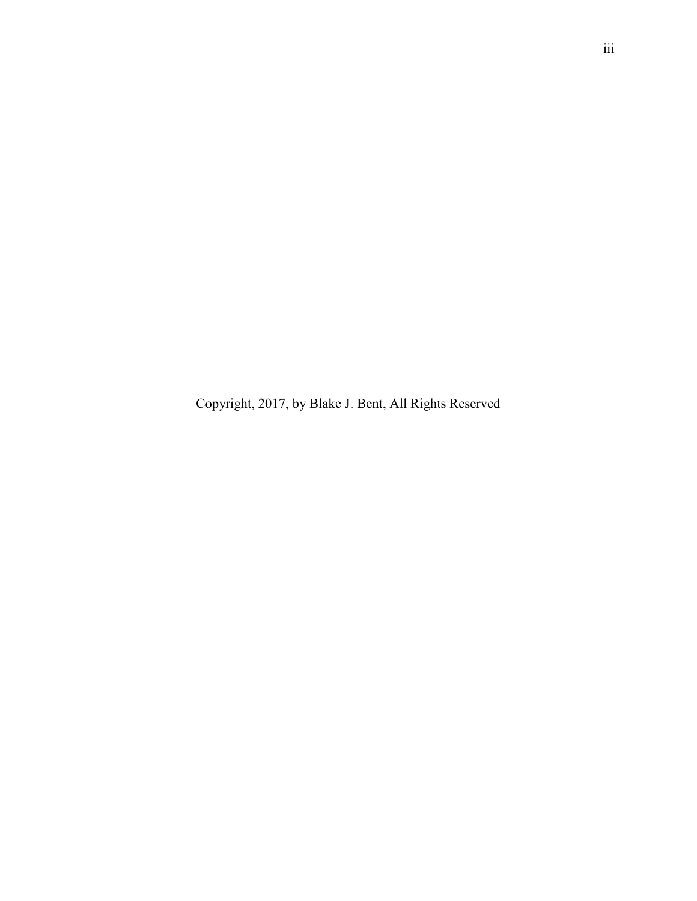Copyright, 2017, by Blake J. Bent, All Rights Reserved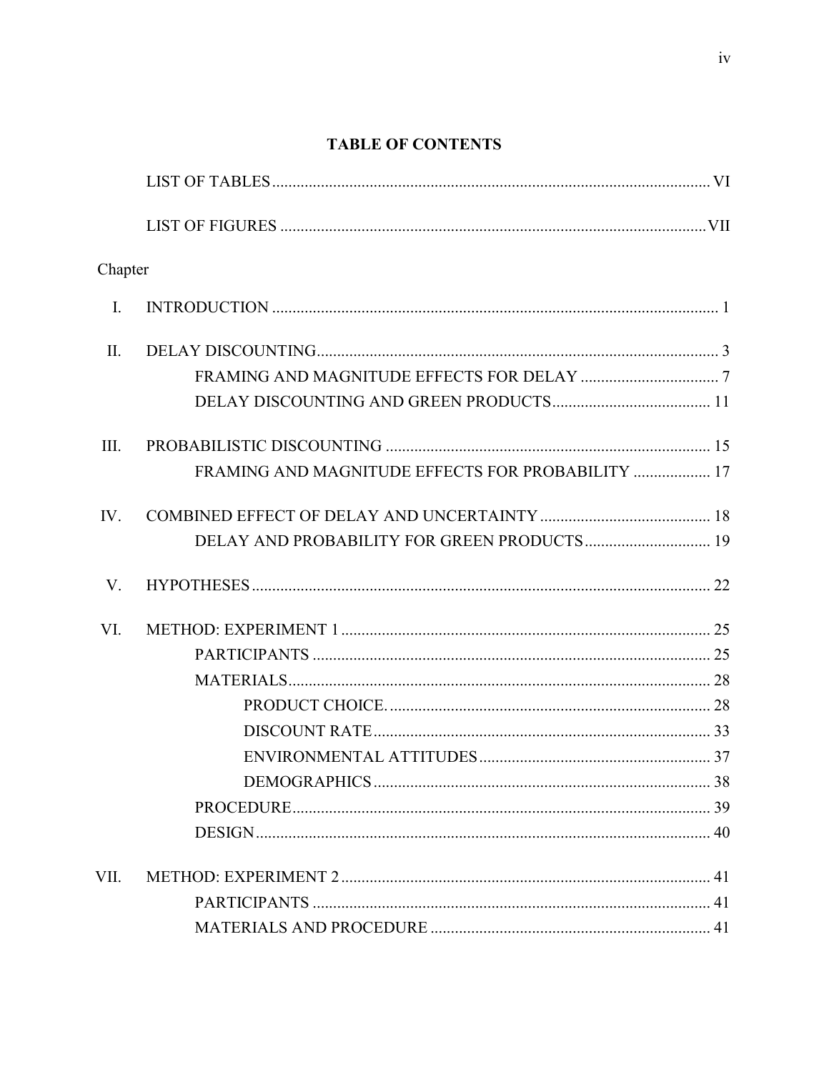# TABLE OF CONTENTS

LIST OF TABLES ........................................................................................................... VI

LIST OF FIGURES ......................................................................................................... VII

Chapter

I. INTRODUCTION ............................................................................................................. 1

II. DELAY DISCOUNTING.................................................................................................. 3
   - FRAMING AND MAGNITUDE EFFECTS FOR DELAY .................................. 7
   - DELAY DISCOUNTING AND GREEN PRODUCTS....................................... 11

III. PROBABILISTIC DISCOUNTING ................................................................................ 15
   - FRAMING AND MAGNITUDE EFFECTS FOR PROBABILITY ................... 17

IV. COMBINED EFFECT OF DELAY AND UNCERTAINTY .......................................... 18
   - DELAY AND PROBABILITY FOR GREEN PRODUCTS............................... 19

V. HYPOTHESES................................................................................................................. 22

VI. METHOD: EXPERIMENT 1 ........................................................................................... 25
   - PARTICIPANTS .................................................................................................. 25
   - MATERIALS........................................................................................................ 28
     - PRODUCT CHOICE. .............................................................................. 28
     - DISCOUNT RATE .................................................................................. 33
     - ENVIRONMENTAL ATTITUDES ......................................................... 37
     - DEMOGRAPHICS .................................................................................. 38
   - PROCEDURE....................................................................................................... 39
   - DESIGN................................................................................................................ 40

VII. METHOD: EXPERIMENT 2 ........................................................................................... 41
   - PARTICIPANTS .................................................................................................. 41
   - MATERIALS AND PROCEDURE ..................................................................... 41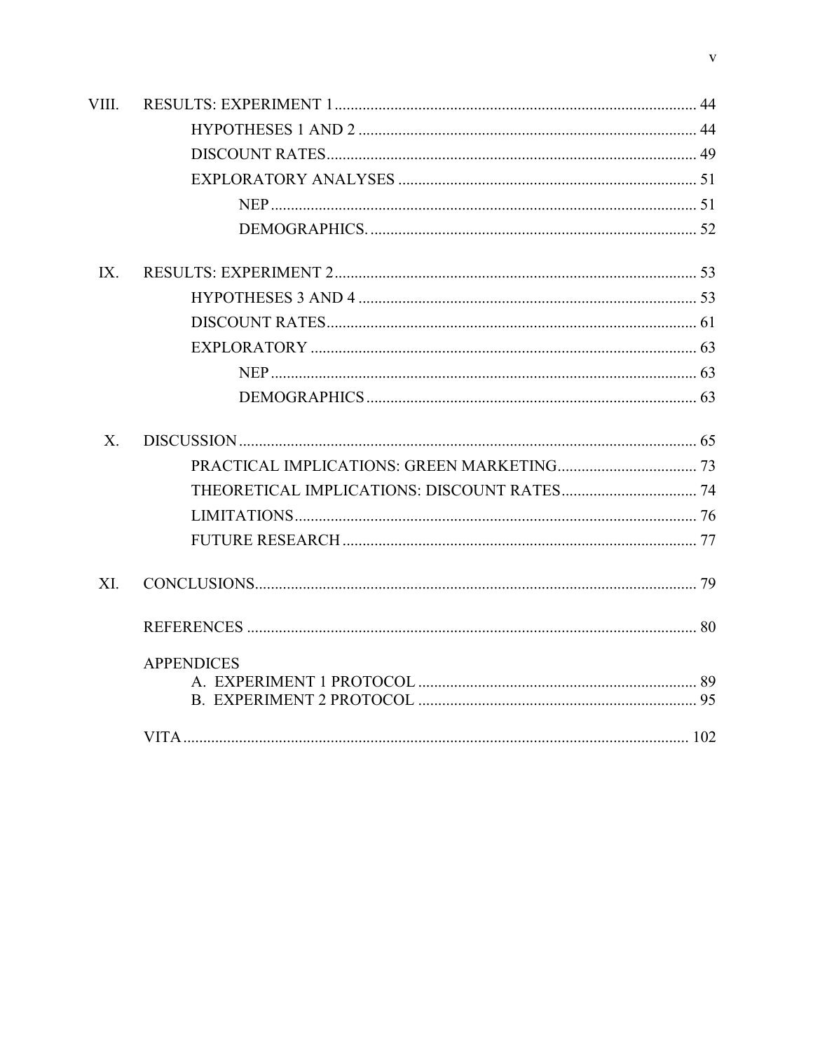| | | |
|---|---|---|
| VIII. | RESULTS: EXPERIMENT 1 | 44 |
| | HYPOTHESES 1 AND 2 | 44 |
| | DISCOUNT RATES | 49 |
| | EXPLORATORY ANALYSES | 51 |
| | NEP | 51 |
| | DEMOGRAPHICS. | 52 |
| IX. | RESULTS: EXPERIMENT 2 | 53 |
| | HYPOTHESES 3 AND 4 | 53 |
| | DISCOUNT RATES | 61 |
| | EXPLORATORY | 63 |
| | NEP | 63 |
| | DEMOGRAPHICS | 63 |
| X. | DISCUSSION | 65 |
| | PRACTICAL IMPLICATIONS: GREEN MARKETING | 73 |
| | THEORETICAL IMPLICATIONS: DISCOUNT RATES | 74 |
| | LIMITATIONS | 76 |
| | FUTURE RESEARCH | 77 |
| XI. | CONCLUSIONS | 79 |
| | REFERENCES | 80 |
| | APPENDICES | |
| | A. EXPERIMENT 1 PROTOCOL | 89 |
| | B. EXPERIMENT 2 PROTOCOL | 95 |
| | VITA | 102 |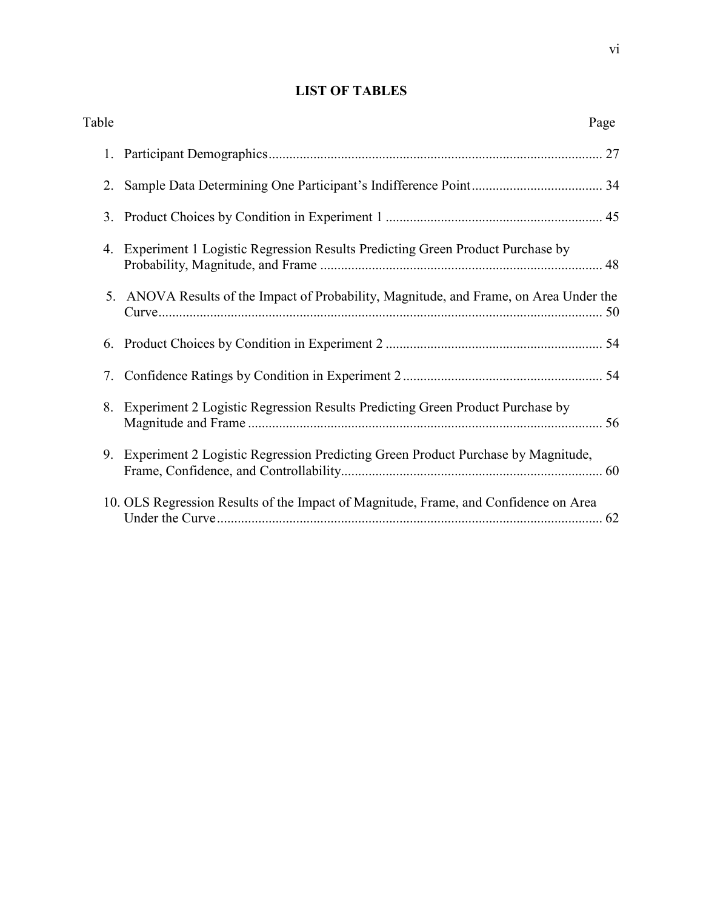# LIST OF TABLES

| Table | Page |
|---|---|
| 1. Participant Demographics | 27 |
| 2. Sample Data Determining One Participant's Indifference Point | 34 |
| 3. Product Choices by Condition in Experiment 1 | 45 |
| 4. Experiment 1 Logistic Regression Results Predicting Green Product Purchase by Probability, Magnitude, and Frame | 48 |
| 5. ANOVA Results of the Impact of Probability, Magnitude, and Frame, on Area Under the Curve | 50 |
| 6. Product Choices by Condition in Experiment 2 | 54 |
| 7. Confidence Ratings by Condition in Experiment 2 | 54 |
| 8. Experiment 2 Logistic Regression Results Predicting Green Product Purchase by Magnitude and Frame | 56 |
| 9. Experiment 2 Logistic Regression Predicting Green Product Purchase by Magnitude, Frame, Confidence, and Controllability | 60 |
| 10. OLS Regression Results of the Impact of Magnitude, Frame, and Confidence on Area Under the Curve | 62 |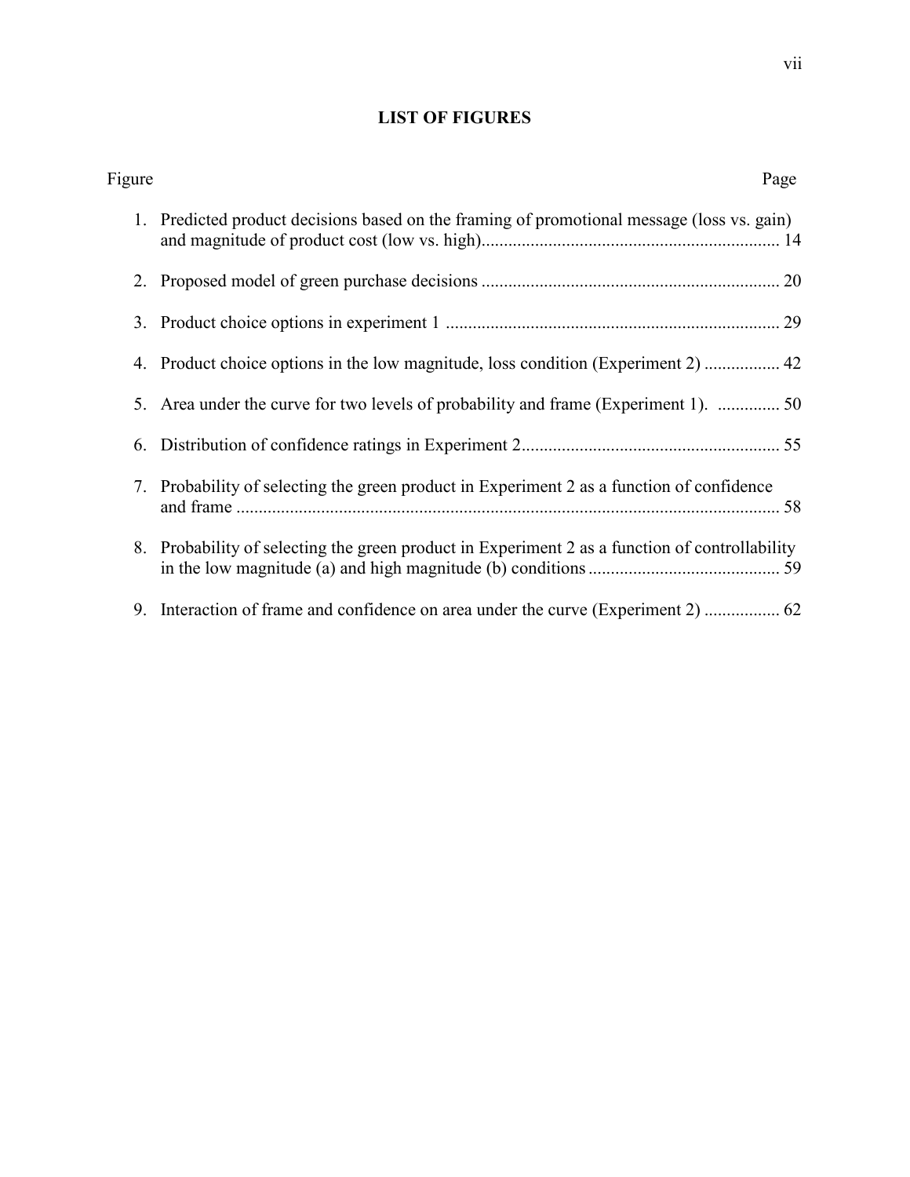## LIST OF FIGURES

| Figure | Page |
|---|---|
| 1. Predicted product decisions based on the framing of promotional message (loss vs. gain) and magnitude of product cost (low vs. high) | 14 |
| 2. Proposed model of green purchase decisions | 20 |
| 3. Product choice options in experiment 1 | 29 |
| 4. Product choice options in the low magnitude, loss condition (Experiment 2) | 42 |
| 5. Area under the curve for two levels of probability and frame (Experiment 1). | 50 |
| 6. Distribution of confidence ratings in Experiment 2 | 55 |
| 7. Probability of selecting the green product in Experiment 2 as a function of confidence and frame | 58 |
| 8. Probability of selecting the green product in Experiment 2 as a function of controllability in the low magnitude (a) and high magnitude (b) conditions | 59 |
| 9. Interaction of frame and confidence on area under the curve (Experiment 2) | 62 |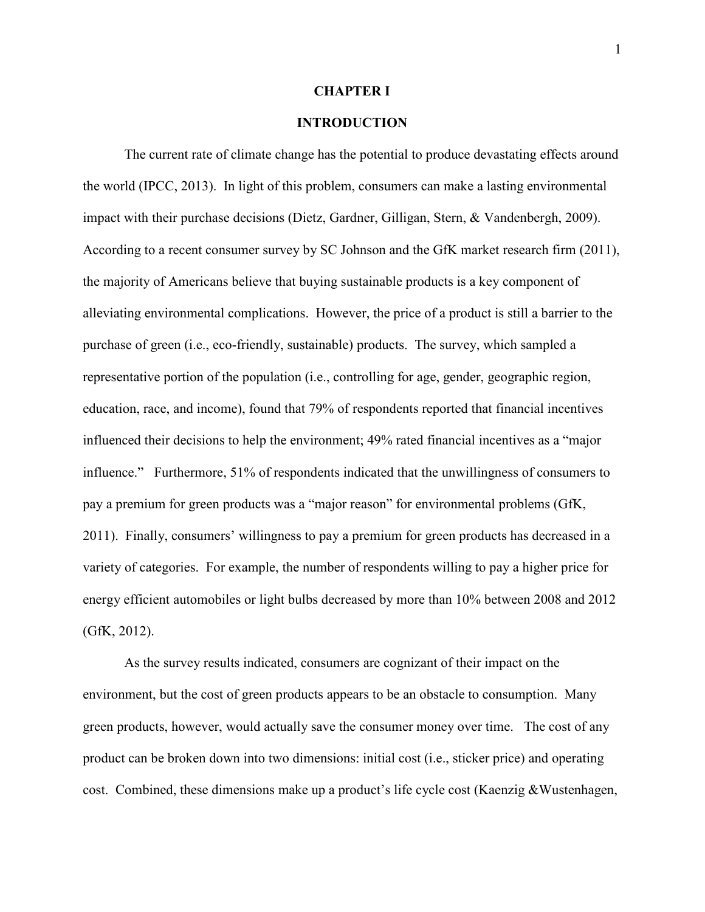# CHAPTER I

## INTRODUCTION

The current rate of climate change has the potential to produce devastating effects around the world (IPCC, 2013). In light of this problem, consumers can make a lasting environmental impact with their purchase decisions (Dietz, Gardner, Gilligan, Stern, & Vandenbergh, 2009). According to a recent consumer survey by SC Johnson and the GfK market research firm (2011), the majority of Americans believe that buying sustainable products is a key component of alleviating environmental complications. However, the price of a product is still a barrier to the purchase of green (i.e., eco-friendly, sustainable) products. The survey, which sampled a representative portion of the population (i.e., controlling for age, gender, geographic region, education, race, and income), found that 79% of respondents reported that financial incentives influenced their decisions to help the environment; 49% rated financial incentives as a "major influence." Furthermore, 51% of respondents indicated that the unwillingness of consumers to pay a premium for green products was a "major reason" for environmental problems (GfK, 2011). Finally, consumers' willingness to pay a premium for green products has decreased in a variety of categories. For example, the number of respondents willing to pay a higher price for energy efficient automobiles or light bulbs decreased by more than 10% between 2008 and 2012 (GfK, 2012).

As the survey results indicated, consumers are cognizant of their impact on the environment, but the cost of green products appears to be an obstacle to consumption. Many green products, however, would actually save the consumer money over time. The cost of any product can be broken down into two dimensions: initial cost (i.e., sticker price) and operating cost. Combined, these dimensions make up a product's life cycle cost (Kaenzig &Wustenhagen,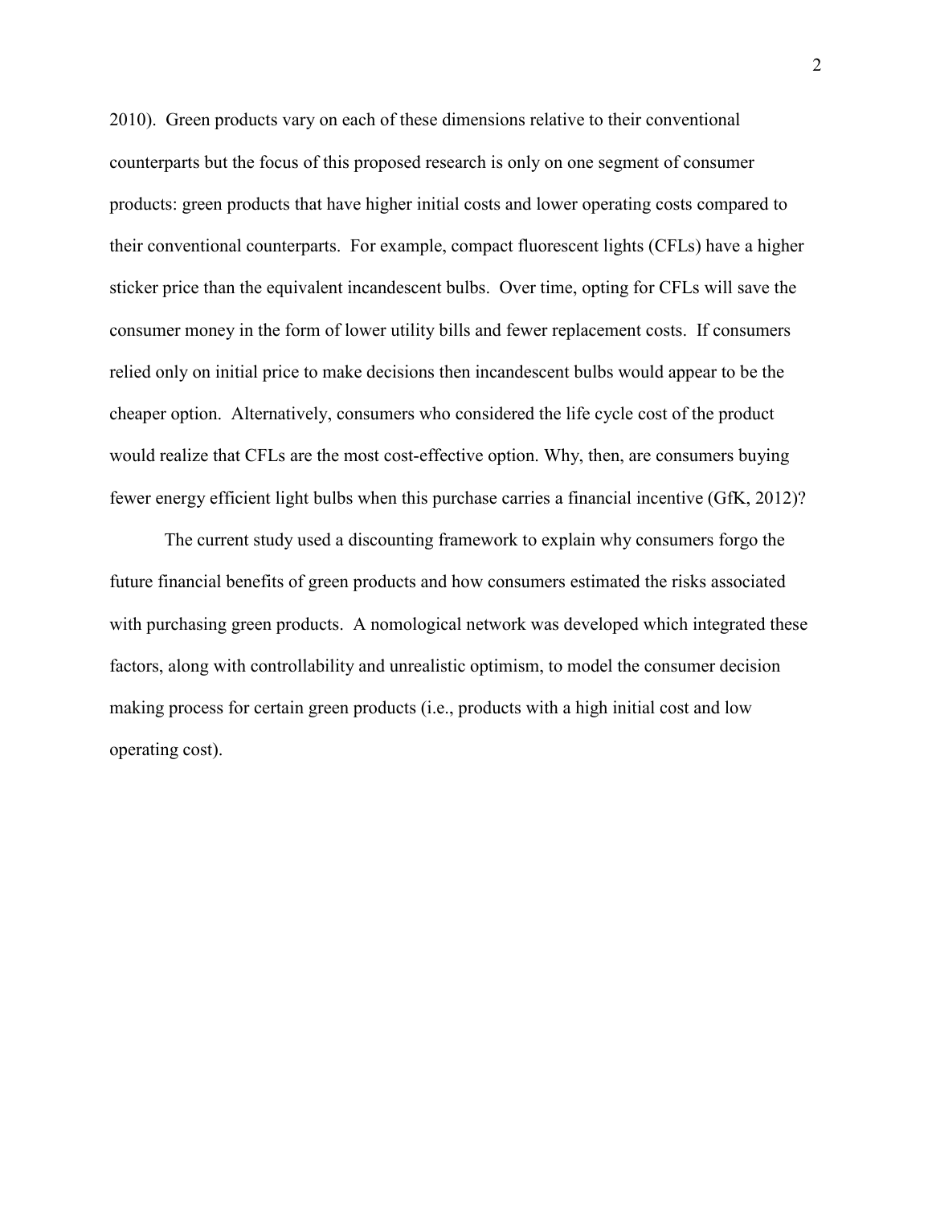2010). Green products vary on each of these dimensions relative to their conventional counterparts but the focus of this proposed research is only on one segment of consumer products: green products that have higher initial costs and lower operating costs compared to their conventional counterparts. For example, compact fluorescent lights (CFLs) have a higher sticker price than the equivalent incandescent bulbs. Over time, opting for CFLs will save the consumer money in the form of lower utility bills and fewer replacement costs. If consumers relied only on initial price to make decisions then incandescent bulbs would appear to be the cheaper option. Alternatively, consumers who considered the life cycle cost of the product would realize that CFLs are the most cost-effective option. Why, then, are consumers buying fewer energy efficient light bulbs when this purchase carries a financial incentive (GfK, 2012)?

The current study used a discounting framework to explain why consumers forgo the future financial benefits of green products and how consumers estimated the risks associated with purchasing green products. A nomological network was developed which integrated these factors, along with controllability and unrealistic optimism, to model the consumer decision making process for certain green products (i.e., products with a high initial cost and low operating cost).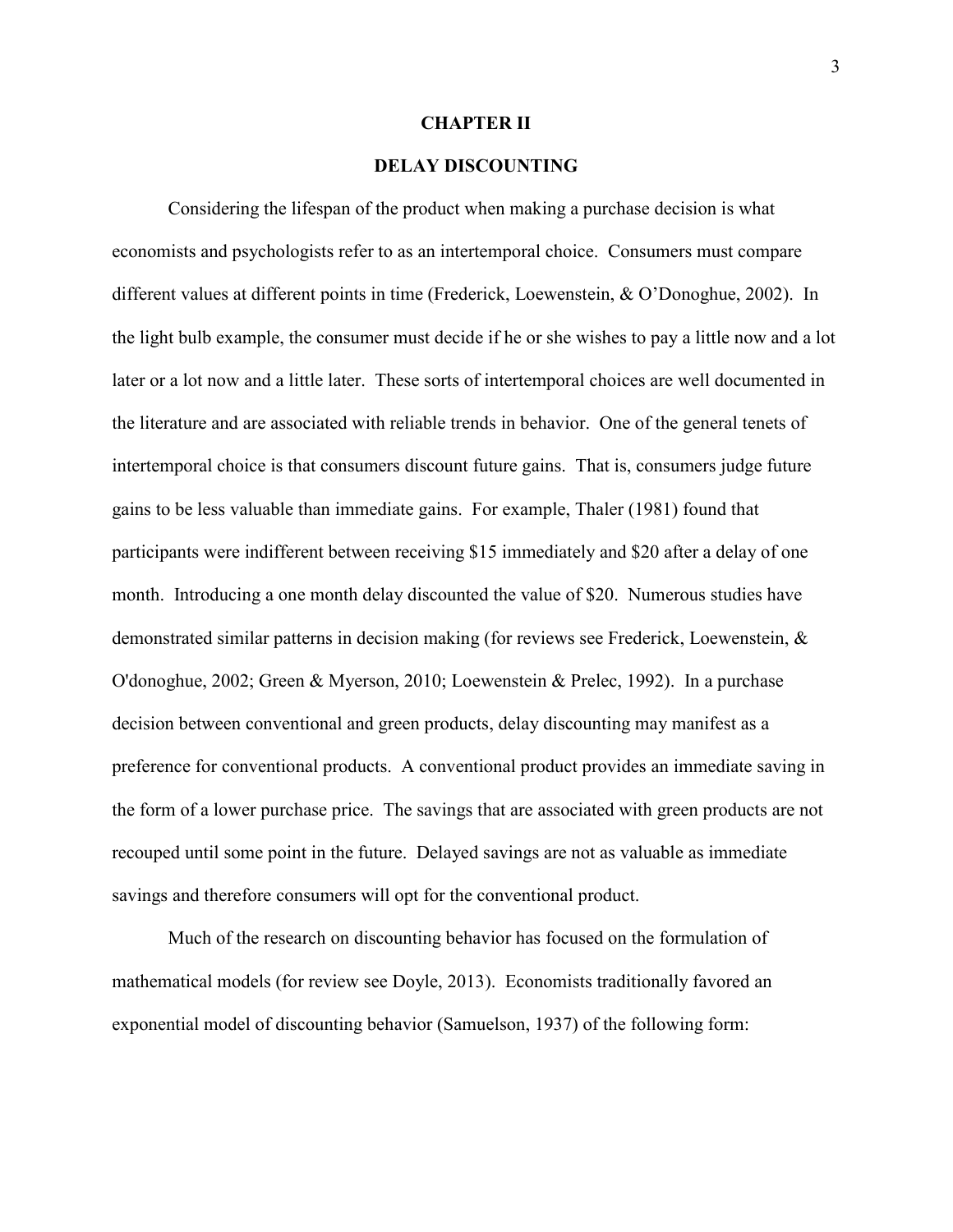# CHAPTER II

## DELAY DISCOUNTING

Considering the lifespan of the product when making a purchase decision is what economists and psychologists refer to as an intertemporal choice. Consumers must compare different values at different points in time (Frederick, Loewenstein, & O'Donoghue, 2002). In the light bulb example, the consumer must decide if he or she wishes to pay a little now and a lot later or a lot now and a little later. These sorts of intertemporal choices are well documented in the literature and are associated with reliable trends in behavior. One of the general tenets of intertemporal choice is that consumers discount future gains. That is, consumers judge future gains to be less valuable than immediate gains. For example, Thaler (1981) found that participants were indifferent between receiving \$15 immediately and \$20 after a delay of one month. Introducing a one month delay discounted the value of \$20. Numerous studies have demonstrated similar patterns in decision making (for reviews see Frederick, Loewenstein, & O'donoghue, 2002; Green & Myerson, 2010; Loewenstein & Prelec, 1992). In a purchase decision between conventional and green products, delay discounting may manifest as a preference for conventional products. A conventional product provides an immediate saving in the form of a lower purchase price. The savings that are associated with green products are not recouped until some point in the future. Delayed savings are not as valuable as immediate savings and therefore consumers will opt for the conventional product.

Much of the research on discounting behavior has focused on the formulation of mathematical models (for review see Doyle, 2013). Economists traditionally favored an exponential model of discounting behavior (Samuelson, 1937) of the following form: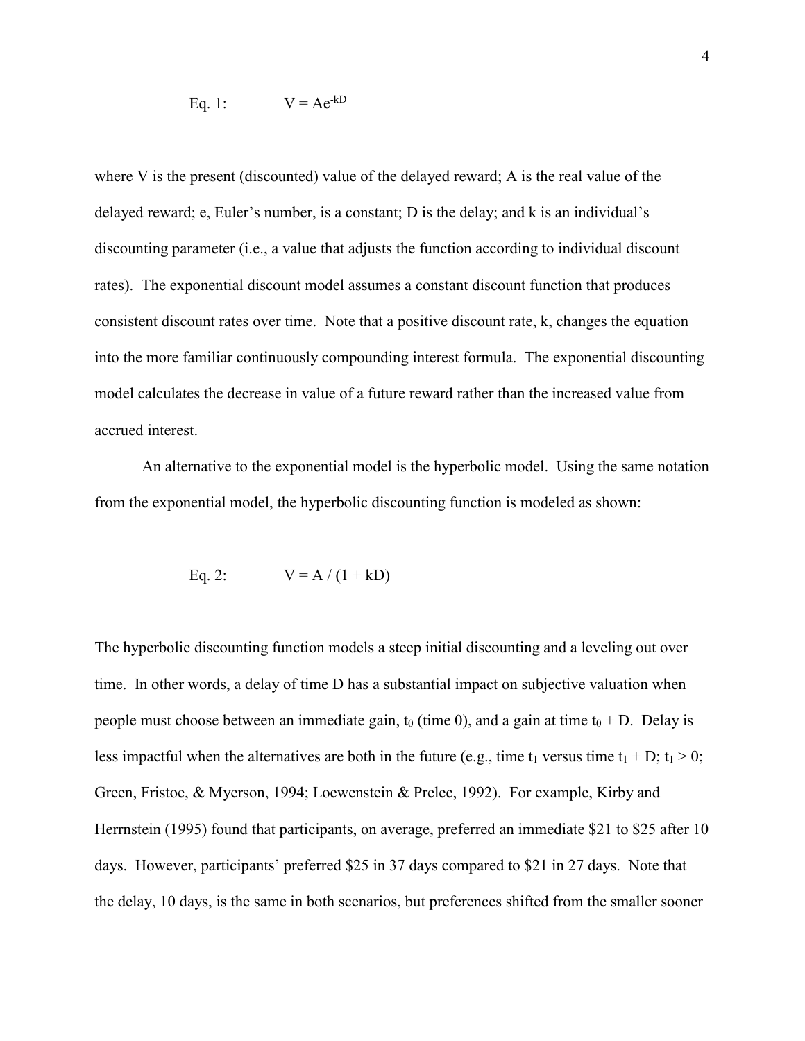$$\text{Eq. 1:} \qquad V = Ae^{-kD}$$

where V is the present (discounted) value of the delayed reward; A is the real value of the delayed reward; e, Euler's number, is a constant; D is the delay; and k is an individual's discounting parameter (i.e., a value that adjusts the function according to individual discount rates). The exponential discount model assumes a constant discount function that produces consistent discount rates over time. Note that a positive discount rate, k, changes the equation into the more familiar continuously compounding interest formula. The exponential discounting model calculates the decrease in value of a future reward rather than the increased value from accrued interest.

An alternative to the exponential model is the hyperbolic model. Using the same notation from the exponential model, the hyperbolic discounting function is modeled as shown:

$$\text{Eq. 2:} \qquad V = A / (1 + kD)$$

The hyperbolic discounting function models a steep initial discounting and a leveling out over time. In other words, a delay of time D has a substantial impact on subjective valuation when people must choose between an immediate gain, $t_0$ (time 0), and a gain at time $t_0 + D$. Delay is less impactful when the alternatives are both in the future (e.g., time $t_1$ versus time $t_1 + D$; $t_1 > 0$; Green, Fristoe, & Myerson, 1994; Loewenstein & Prelec, 1992). For example, Kirby and Herrnstein (1995) found that participants, on average, preferred an immediate \$21 to \$25 after 10 days. However, participants' preferred \$25 in 37 days compared to \$21 in 27 days. Note that the delay, 10 days, is the same in both scenarios, but preferences shifted from the smaller sooner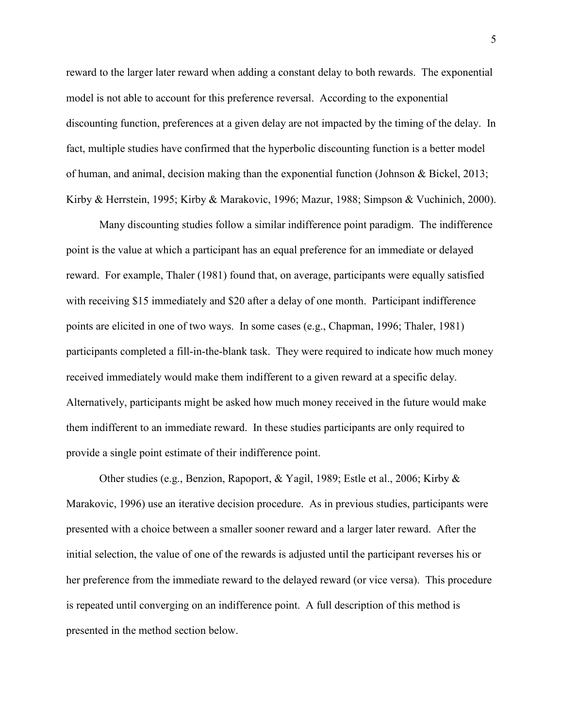reward to the larger later reward when adding a constant delay to both rewards. The exponential model is not able to account for this preference reversal. According to the exponential discounting function, preferences at a given delay are not impacted by the timing of the delay. In fact, multiple studies have confirmed that the hyperbolic discounting function is a better model of human, and animal, decision making than the exponential function (Johnson & Bickel, 2013; Kirby & Herrstein, 1995; Kirby & Marakovic, 1996; Mazur, 1988; Simpson & Vuchinich, 2000).

Many discounting studies follow a similar indifference point paradigm. The indifference point is the value at which a participant has an equal preference for an immediate or delayed reward. For example, Thaler (1981) found that, on average, participants were equally satisfied with receiving $15 immediately and $20 after a delay of one month. Participant indifference points are elicited in one of two ways. In some cases (e.g., Chapman, 1996; Thaler, 1981) participants completed a fill-in-the-blank task. They were required to indicate how much money received immediately would make them indifferent to a given reward at a specific delay. Alternatively, participants might be asked how much money received in the future would make them indifferent to an immediate reward. In these studies participants are only required to provide a single point estimate of their indifference point.

Other studies (e.g., Benzion, Rapoport, & Yagil, 1989; Estle et al., 2006; Kirby & Marakovic, 1996) use an iterative decision procedure. As in previous studies, participants were presented with a choice between a smaller sooner reward and a larger later reward. After the initial selection, the value of one of the rewards is adjusted until the participant reverses his or her preference from the immediate reward to the delayed reward (or vice versa). This procedure is repeated until converging on an indifference point. A full description of this method is presented in the method section below.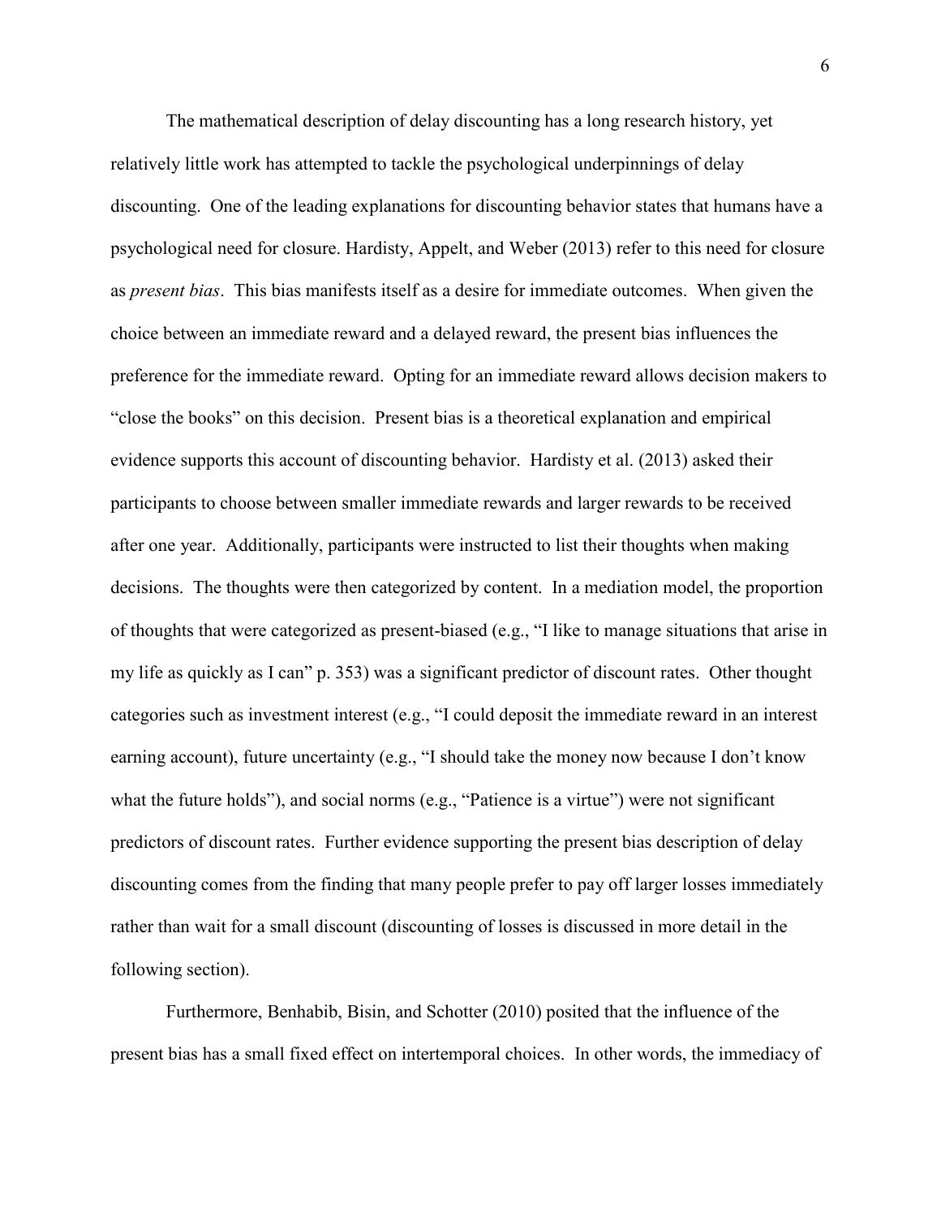The mathematical description of delay discounting has a long research history, yet relatively little work has attempted to tackle the psychological underpinnings of delay discounting. One of the leading explanations for discounting behavior states that humans have a psychological need for closure. Hardisty, Appelt, and Weber (2013) refer to this need for closure as *present bias*. This bias manifests itself as a desire for immediate outcomes. When given the choice between an immediate reward and a delayed reward, the present bias influences the preference for the immediate reward. Opting for an immediate reward allows decision makers to "close the books" on this decision. Present bias is a theoretical explanation and empirical evidence supports this account of discounting behavior. Hardisty et al. (2013) asked their participants to choose between smaller immediate rewards and larger rewards to be received after one year. Additionally, participants were instructed to list their thoughts when making decisions. The thoughts were then categorized by content. In a mediation model, the proportion of thoughts that were categorized as present-biased (e.g., "I like to manage situations that arise in my life as quickly as I can" p. 353) was a significant predictor of discount rates. Other thought categories such as investment interest (e.g., "I could deposit the immediate reward in an interest earning account), future uncertainty (e.g., "I should take the money now because I don't know what the future holds"), and social norms (e.g., "Patience is a virtue") were not significant predictors of discount rates. Further evidence supporting the present bias description of delay discounting comes from the finding that many people prefer to pay off larger losses immediately rather than wait for a small discount (discounting of losses is discussed in more detail in the following section).

Furthermore, Benhabib, Bisin, and Schotter (2010) posited that the influence of the present bias has a small fixed effect on intertemporal choices. In other words, the immediacy of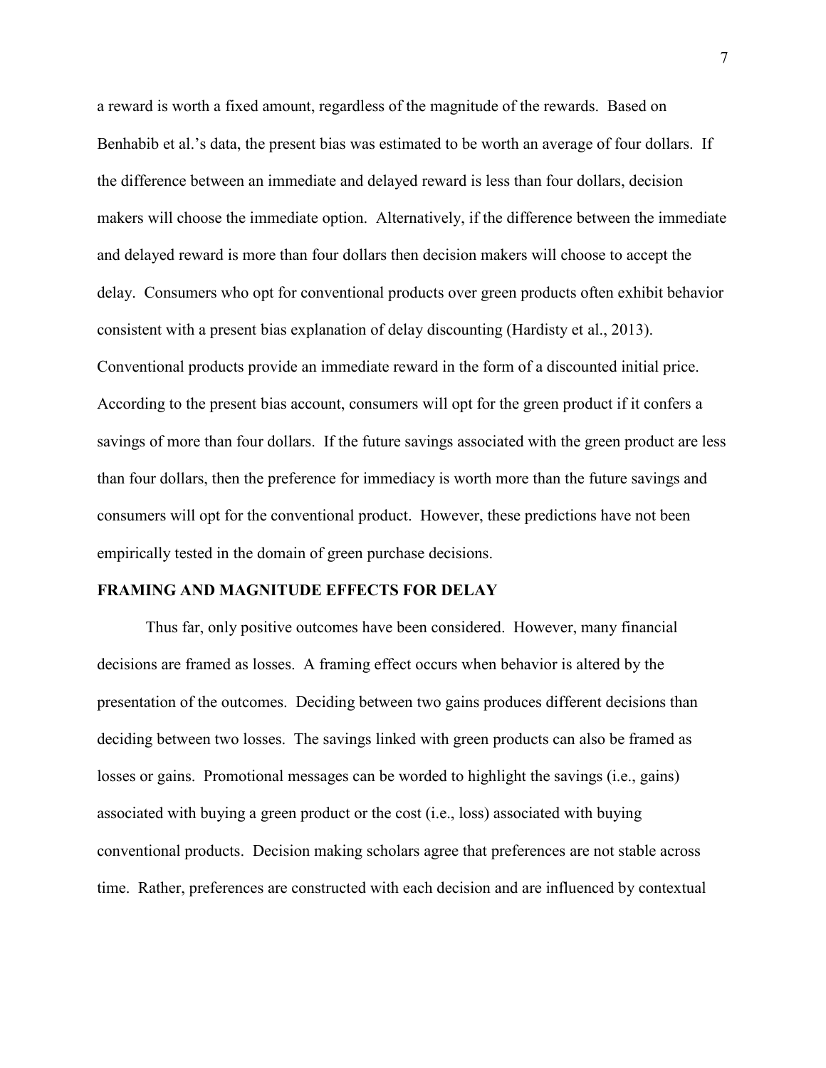a reward is worth a fixed amount, regardless of the magnitude of the rewards. Based on Benhabib et al.'s data, the present bias was estimated to be worth an average of four dollars. If the difference between an immediate and delayed reward is less than four dollars, decision makers will choose the immediate option. Alternatively, if the difference between the immediate and delayed reward is more than four dollars then decision makers will choose to accept the delay. Consumers who opt for conventional products over green products often exhibit behavior consistent with a present bias explanation of delay discounting (Hardisty et al., 2013). Conventional products provide an immediate reward in the form of a discounted initial price. According to the present bias account, consumers will opt for the green product if it confers a savings of more than four dollars. If the future savings associated with the green product are less than four dollars, then the preference for immediacy is worth more than the future savings and consumers will opt for the conventional product. However, these predictions have not been empirically tested in the domain of green purchase decisions.

## FRAMING AND MAGNITUDE EFFECTS FOR DELAY

Thus far, only positive outcomes have been considered. However, many financial decisions are framed as losses. A framing effect occurs when behavior is altered by the presentation of the outcomes. Deciding between two gains produces different decisions than deciding between two losses. The savings linked with green products can also be framed as losses or gains. Promotional messages can be worded to highlight the savings (i.e., gains) associated with buying a green product or the cost (i.e., loss) associated with buying conventional products. Decision making scholars agree that preferences are not stable across time. Rather, preferences are constructed with each decision and are influenced by contextual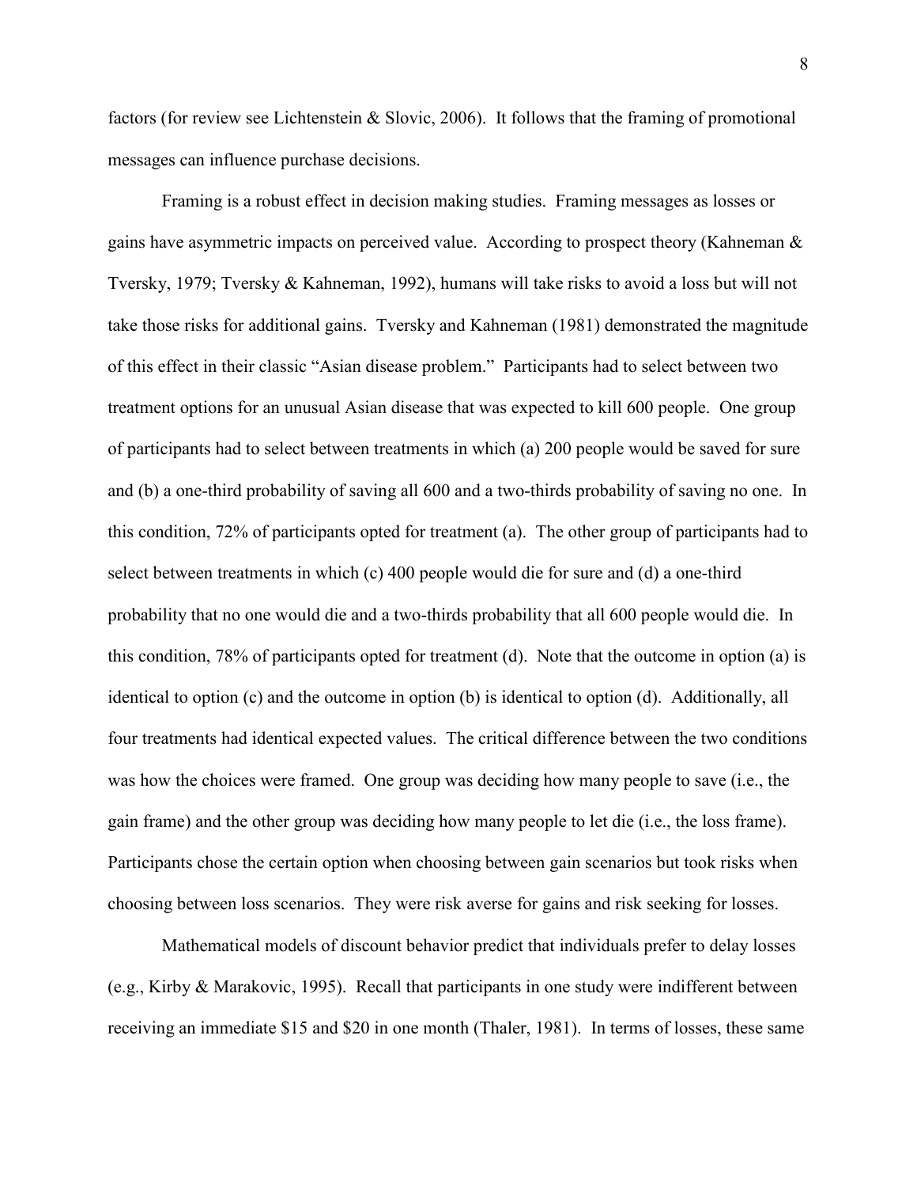factors (for review see Lichtenstein & Slovic, 2006). It follows that the framing of promotional messages can influence purchase decisions.

Framing is a robust effect in decision making studies. Framing messages as losses or gains have asymmetric impacts on perceived value. According to prospect theory (Kahneman & Tversky, 1979; Tversky & Kahneman, 1992), humans will take risks to avoid a loss but will not take those risks for additional gains. Tversky and Kahneman (1981) demonstrated the magnitude of this effect in their classic "Asian disease problem." Participants had to select between two treatment options for an unusual Asian disease that was expected to kill 600 people. One group of participants had to select between treatments in which (a) 200 people would be saved for sure and (b) a one-third probability of saving all 600 and a two-thirds probability of saving no one. In this condition, 72% of participants opted for treatment (a). The other group of participants had to select between treatments in which (c) 400 people would die for sure and (d) a one-third probability that no one would die and a two-thirds probability that all 600 people would die. In this condition, 78% of participants opted for treatment (d). Note that the outcome in option (a) is identical to option (c) and the outcome in option (b) is identical to option (d). Additionally, all four treatments had identical expected values. The critical difference between the two conditions was how the choices were framed. One group was deciding how many people to save (i.e., the gain frame) and the other group was deciding how many people to let die (i.e., the loss frame). Participants chose the certain option when choosing between gain scenarios but took risks when choosing between loss scenarios. They were risk averse for gains and risk seeking for losses.

Mathematical models of discount behavior predict that individuals prefer to delay losses (e.g., Kirby & Marakovic, 1995). Recall that participants in one study were indifferent between receiving an immediate $15 and $20 in one month (Thaler, 1981). In terms of losses, these same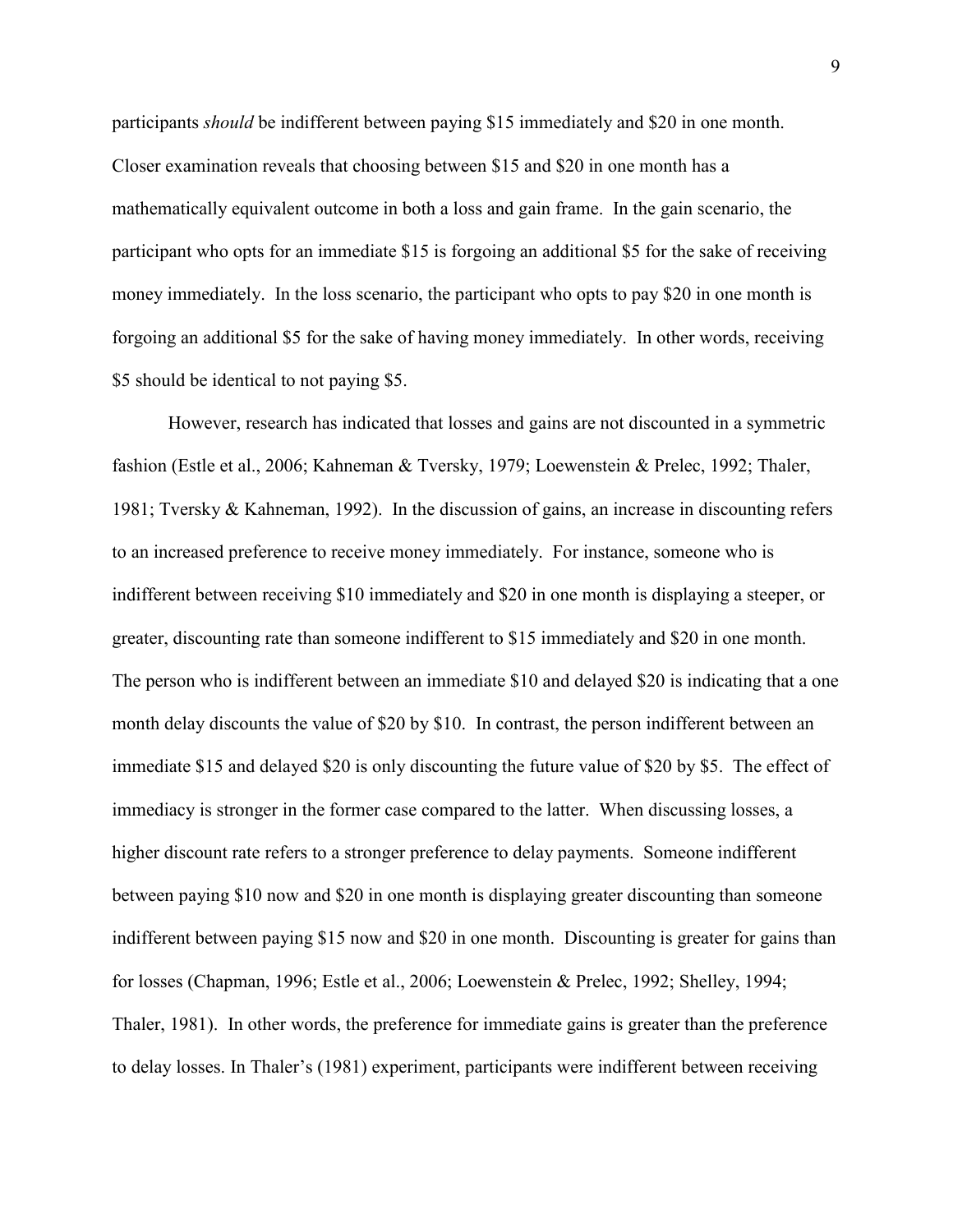participants *should* be indifferent between paying $15 immediately and $20 in one month. Closer examination reveals that choosing between $15 and $20 in one month has a mathematically equivalent outcome in both a loss and gain frame. In the gain scenario, the participant who opts for an immediate $15 is forgoing an additional $5 for the sake of receiving money immediately. In the loss scenario, the participant who opts to pay $20 in one month is forgoing an additional $5 for the sake of having money immediately. In other words, receiving $5 should be identical to not paying $5.

However, research has indicated that losses and gains are not discounted in a symmetric fashion (Estle et al., 2006; Kahneman & Tversky, 1979; Loewenstein & Prelec, 1992; Thaler, 1981; Tversky & Kahneman, 1992). In the discussion of gains, an increase in discounting refers to an increased preference to receive money immediately. For instance, someone who is indifferent between receiving $10 immediately and $20 in one month is displaying a steeper, or greater, discounting rate than someone indifferent to $15 immediately and $20 in one month. The person who is indifferent between an immediate $10 and delayed $20 is indicating that a one month delay discounts the value of $20 by $10. In contrast, the person indifferent between an immediate $15 and delayed $20 is only discounting the future value of $20 by $5. The effect of immediacy is stronger in the former case compared to the latter. When discussing losses, a higher discount rate refers to a stronger preference to delay payments. Someone indifferent between paying $10 now and $20 in one month is displaying greater discounting than someone indifferent between paying $15 now and $20 in one month. Discounting is greater for gains than for losses (Chapman, 1996; Estle et al., 2006; Loewenstein & Prelec, 1992; Shelley, 1994; Thaler, 1981). In other words, the preference for immediate gains is greater than the preference to delay losses. In Thaler's (1981) experiment, participants were indifferent between receiving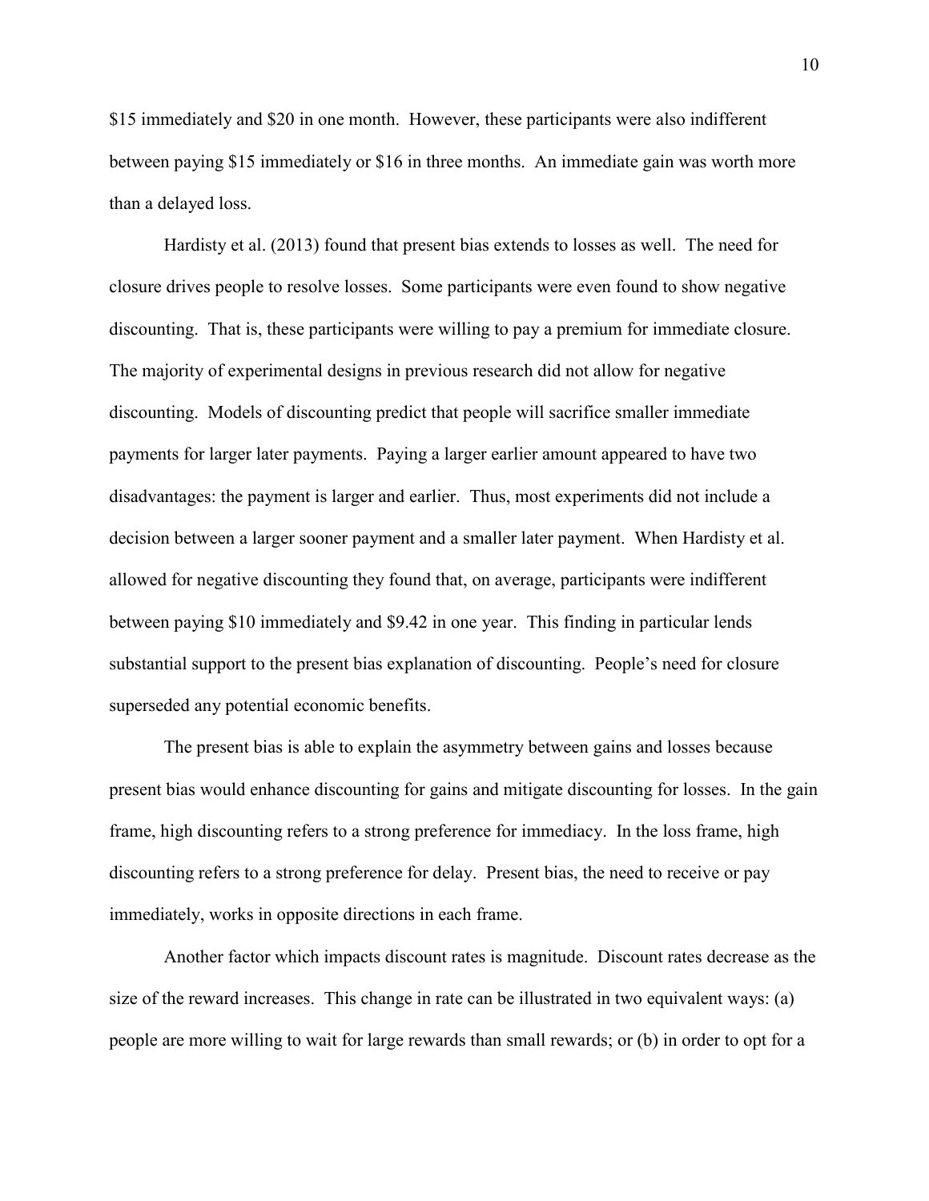$15 immediately and $20 in one month. However, these participants were also indifferent between paying $15 immediately or $16 in three months. An immediate gain was worth more than a delayed loss.

Hardisty et al. (2013) found that present bias extends to losses as well. The need for closure drives people to resolve losses. Some participants were even found to show negative discounting. That is, these participants were willing to pay a premium for immediate closure. The majority of experimental designs in previous research did not allow for negative discounting. Models of discounting predict that people will sacrifice smaller immediate payments for larger later payments. Paying a larger earlier amount appeared to have two disadvantages: the payment is larger and earlier. Thus, most experiments did not include a decision between a larger sooner payment and a smaller later payment. When Hardisty et al. allowed for negative discounting they found that, on average, participants were indifferent between paying $10 immediately and $9.42 in one year. This finding in particular lends substantial support to the present bias explanation of discounting. People's need for closure superseded any potential economic benefits.

The present bias is able to explain the asymmetry between gains and losses because present bias would enhance discounting for gains and mitigate discounting for losses. In the gain frame, high discounting refers to a strong preference for immediacy. In the loss frame, high discounting refers to a strong preference for delay. Present bias, the need to receive or pay immediately, works in opposite directions in each frame.

Another factor which impacts discount rates is magnitude. Discount rates decrease as the size of the reward increases. This change in rate can be illustrated in two equivalent ways: (a) people are more willing to wait for large rewards than small rewards; or (b) in order to opt for a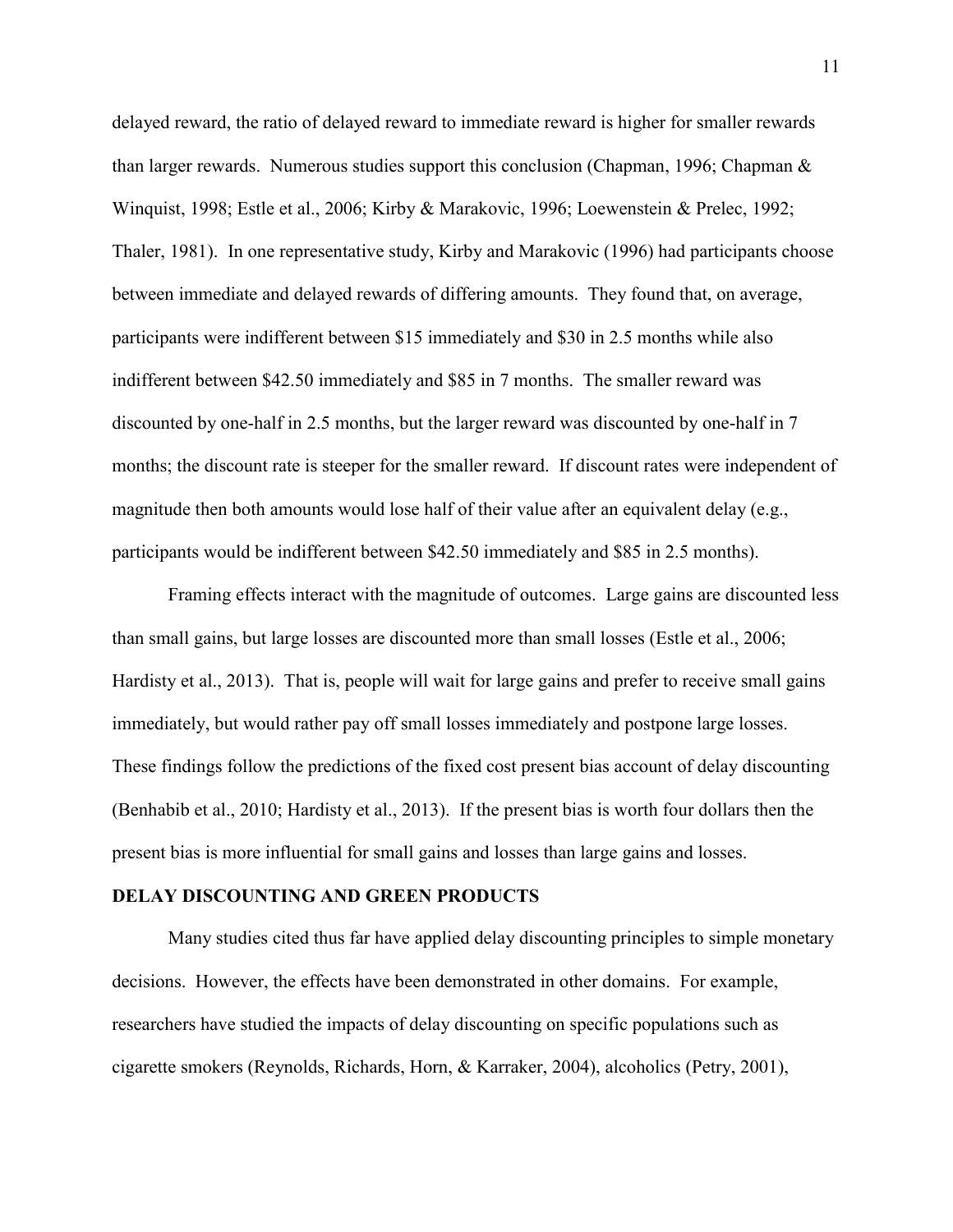delayed reward, the ratio of delayed reward to immediate reward is higher for smaller rewards than larger rewards. Numerous studies support this conclusion (Chapman, 1996; Chapman & Winquist, 1998; Estle et al., 2006; Kirby & Marakovic, 1996; Loewenstein & Prelec, 1992; Thaler, 1981). In one representative study, Kirby and Marakovic (1996) had participants choose between immediate and delayed rewards of differing amounts. They found that, on average, participants were indifferent between $15 immediately and $30 in 2.5 months while also indifferent between $42.50 immediately and $85 in 7 months. The smaller reward was discounted by one-half in 2.5 months, but the larger reward was discounted by one-half in 7 months; the discount rate is steeper for the smaller reward. If discount rates were independent of magnitude then both amounts would lose half of their value after an equivalent delay (e.g., participants would be indifferent between $42.50 immediately and $85 in 2.5 months).

Framing effects interact with the magnitude of outcomes. Large gains are discounted less than small gains, but large losses are discounted more than small losses (Estle et al., 2006; Hardisty et al., 2013). That is, people will wait for large gains and prefer to receive small gains immediately, but would rather pay off small losses immediately and postpone large losses. These findings follow the predictions of the fixed cost present bias account of delay discounting (Benhabib et al., 2010; Hardisty et al., 2013). If the present bias is worth four dollars then the present bias is more influential for small gains and losses than large gains and losses.

## DELAY DISCOUNTING AND GREEN PRODUCTS

Many studies cited thus far have applied delay discounting principles to simple monetary decisions. However, the effects have been demonstrated in other domains. For example, researchers have studied the impacts of delay discounting on specific populations such as cigarette smokers (Reynolds, Richards, Horn, & Karraker, 2004), alcoholics (Petry, 2001),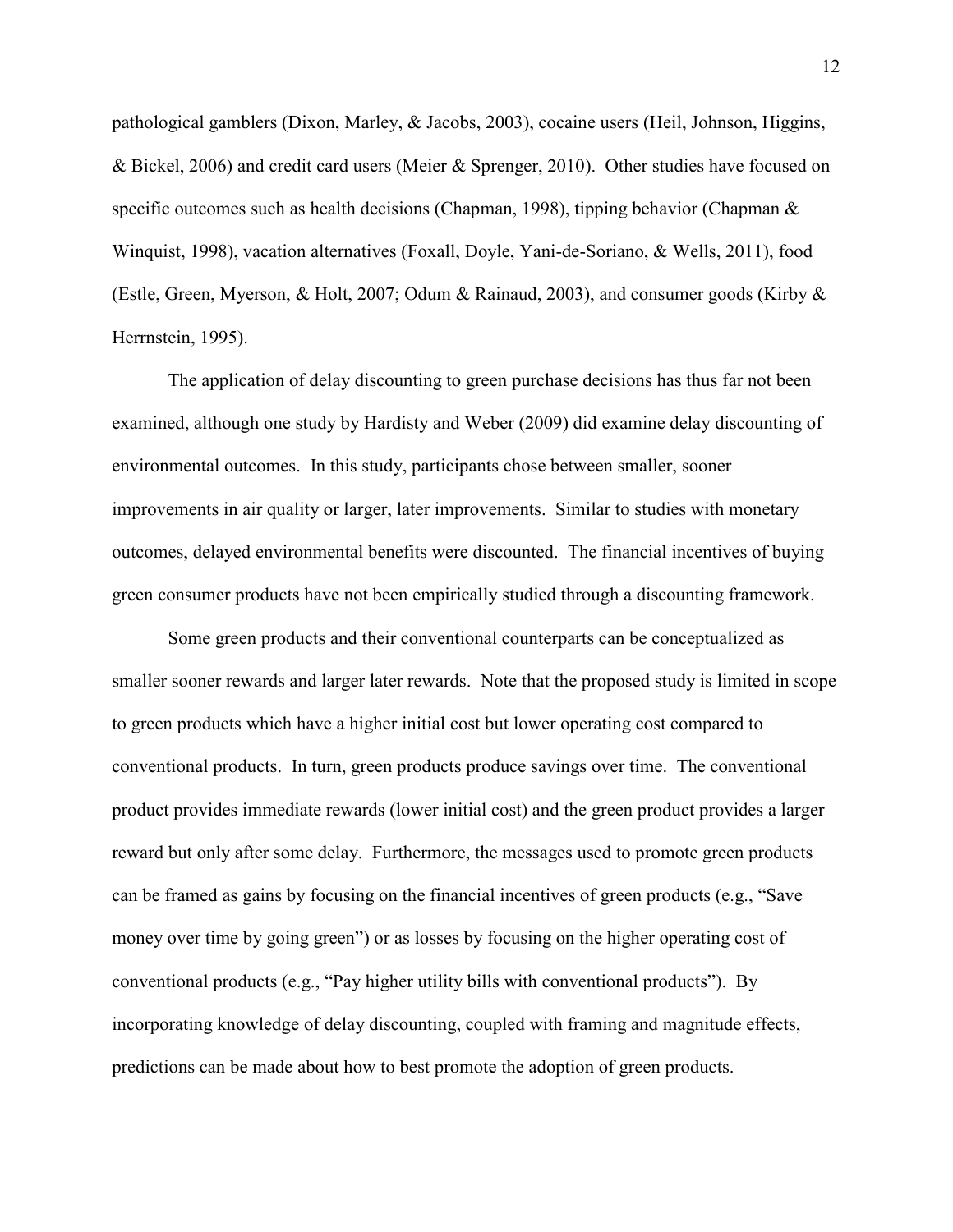pathological gamblers (Dixon, Marley, & Jacobs, 2003), cocaine users (Heil, Johnson, Higgins, & Bickel, 2006) and credit card users (Meier & Sprenger, 2010). Other studies have focused on specific outcomes such as health decisions (Chapman, 1998), tipping behavior (Chapman & Winquist, 1998), vacation alternatives (Foxall, Doyle, Yani-de-Soriano, & Wells, 2011), food (Estle, Green, Myerson, & Holt, 2007; Odum & Rainaud, 2003), and consumer goods (Kirby & Herrnstein, 1995).

The application of delay discounting to green purchase decisions has thus far not been examined, although one study by Hardisty and Weber (2009) did examine delay discounting of environmental outcomes. In this study, participants chose between smaller, sooner improvements in air quality or larger, later improvements. Similar to studies with monetary outcomes, delayed environmental benefits were discounted. The financial incentives of buying green consumer products have not been empirically studied through a discounting framework.

Some green products and their conventional counterparts can be conceptualized as smaller sooner rewards and larger later rewards. Note that the proposed study is limited in scope to green products which have a higher initial cost but lower operating cost compared to conventional products. In turn, green products produce savings over time. The conventional product provides immediate rewards (lower initial cost) and the green product provides a larger reward but only after some delay. Furthermore, the messages used to promote green products can be framed as gains by focusing on the financial incentives of green products (e.g., "Save money over time by going green") or as losses by focusing on the higher operating cost of conventional products (e.g., "Pay higher utility bills with conventional products"). By incorporating knowledge of delay discounting, coupled with framing and magnitude effects, predictions can be made about how to best promote the adoption of green products.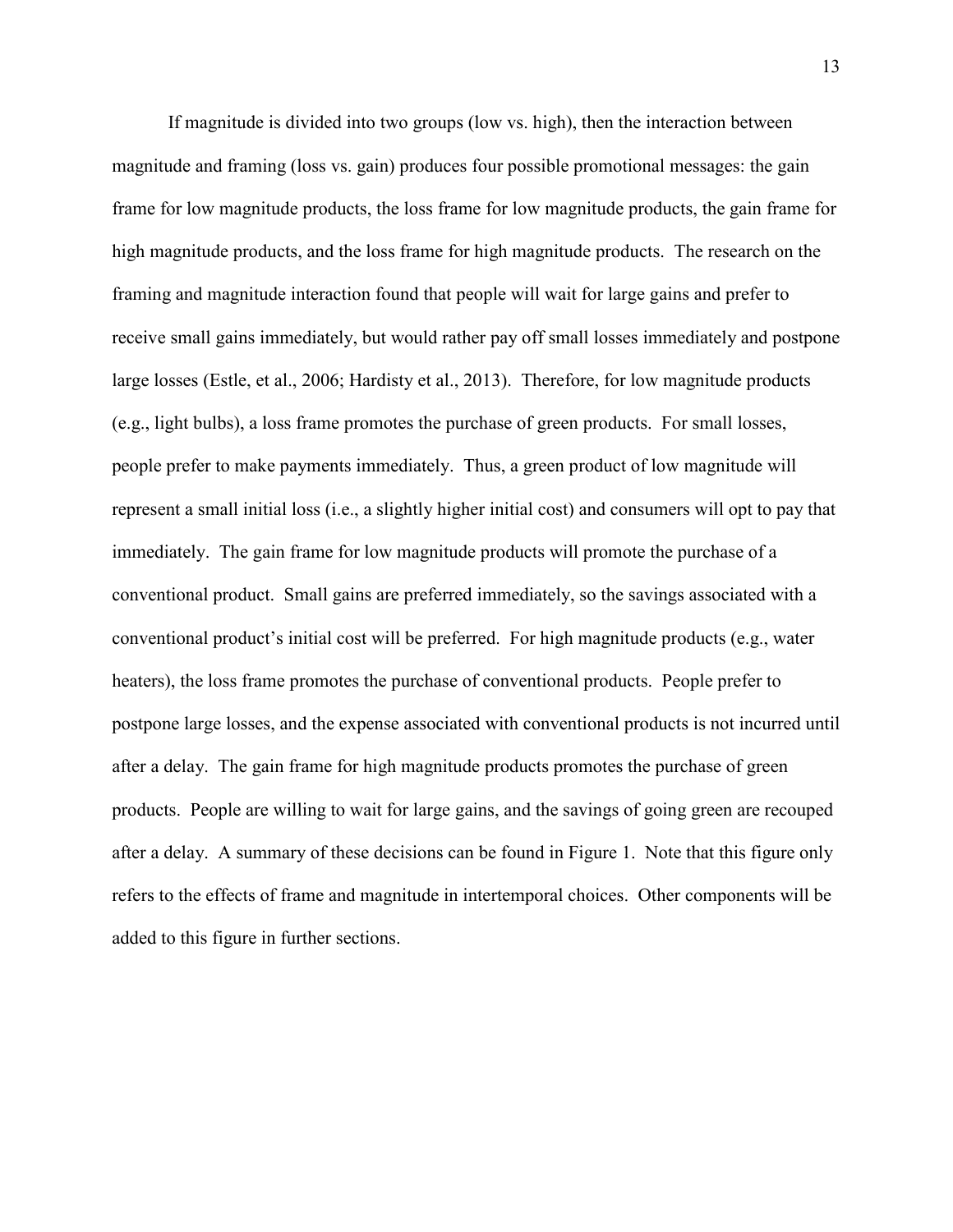If magnitude is divided into two groups (low vs. high), then the interaction between magnitude and framing (loss vs. gain) produces four possible promotional messages: the gain frame for low magnitude products, the loss frame for low magnitude products, the gain frame for high magnitude products, and the loss frame for high magnitude products. The research on the framing and magnitude interaction found that people will wait for large gains and prefer to receive small gains immediately, but would rather pay off small losses immediately and postpone large losses (Estle, et al., 2006; Hardisty et al., 2013). Therefore, for low magnitude products (e.g., light bulbs), a loss frame promotes the purchase of green products. For small losses, people prefer to make payments immediately. Thus, a green product of low magnitude will represent a small initial loss (i.e., a slightly higher initial cost) and consumers will opt to pay that immediately. The gain frame for low magnitude products will promote the purchase of a conventional product. Small gains are preferred immediately, so the savings associated with a conventional product's initial cost will be preferred. For high magnitude products (e.g., water heaters), the loss frame promotes the purchase of conventional products. People prefer to postpone large losses, and the expense associated with conventional products is not incurred until after a delay. The gain frame for high magnitude products promotes the purchase of green products. People are willing to wait for large gains, and the savings of going green are recouped after a delay. A summary of these decisions can be found in Figure 1. Note that this figure only refers to the effects of frame and magnitude in intertemporal choices. Other components will be added to this figure in further sections.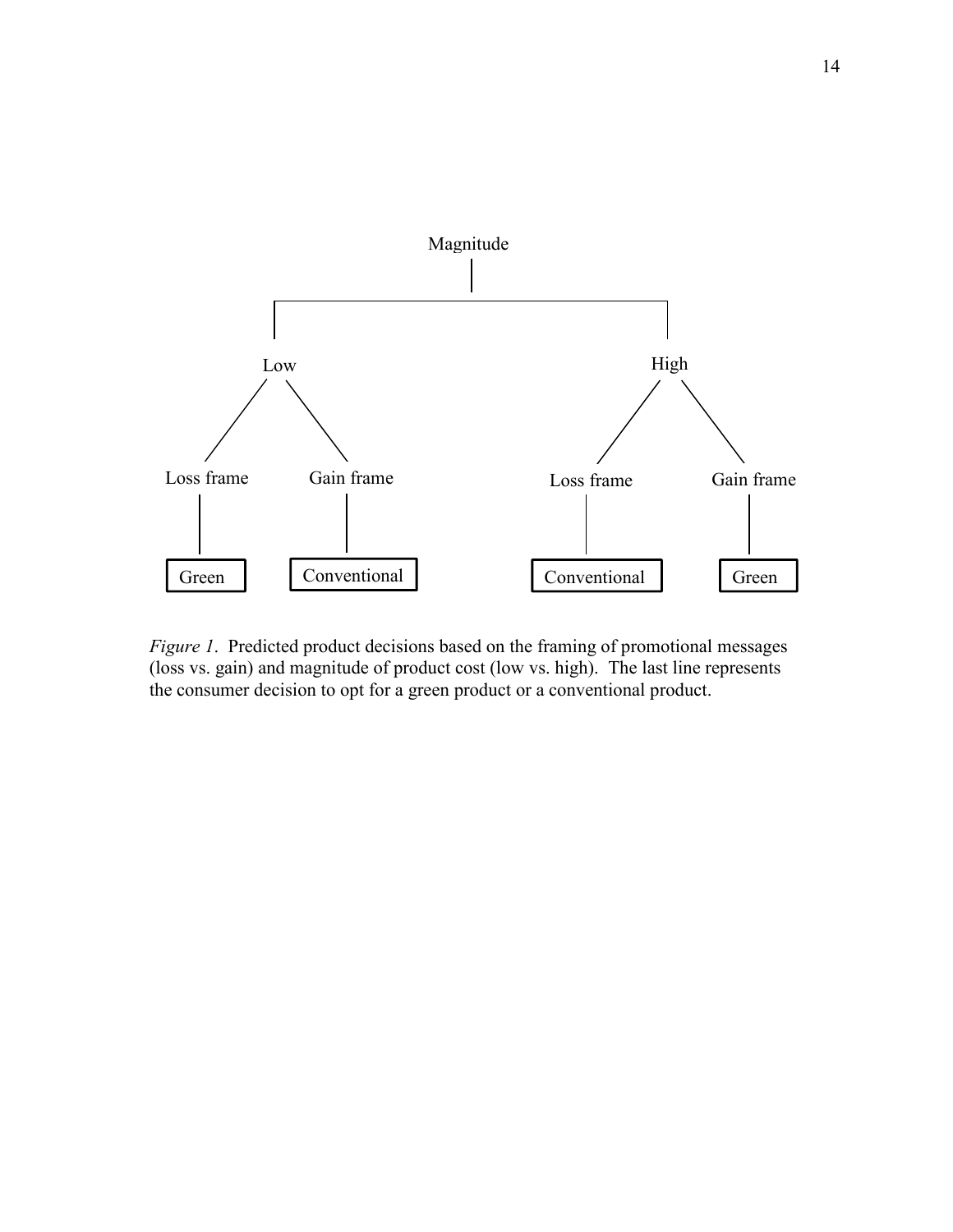*Figure 1*. Predicted product decisions based on the framing of promotional messages (loss vs. gain) and magnitude of product cost (low vs. high). The last line represents the consumer decision to opt for a green product or a conventional product.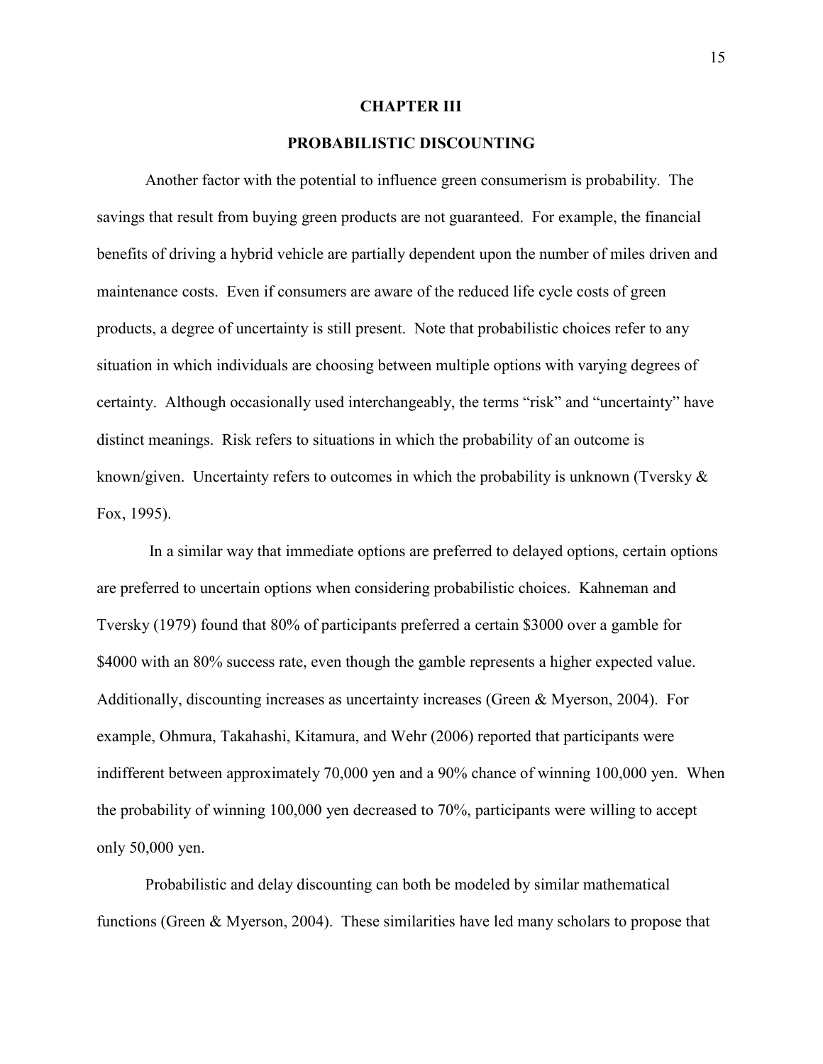# CHAPTER III

# PROBABILISTIC DISCOUNTING

Another factor with the potential to influence green consumerism is probability. The savings that result from buying green products are not guaranteed. For example, the financial benefits of driving a hybrid vehicle are partially dependent upon the number of miles driven and maintenance costs. Even if consumers are aware of the reduced life cycle costs of green products, a degree of uncertainty is still present. Note that probabilistic choices refer to any situation in which individuals are choosing between multiple options with varying degrees of certainty. Although occasionally used interchangeably, the terms "risk" and "uncertainty" have distinct meanings. Risk refers to situations in which the probability of an outcome is known/given. Uncertainty refers to outcomes in which the probability is unknown (Tversky & Fox, 1995).

In a similar way that immediate options are preferred to delayed options, certain options are preferred to uncertain options when considering probabilistic choices. Kahneman and Tversky (1979) found that 80% of participants preferred a certain $3000 over a gamble for $4000 with an 80% success rate, even though the gamble represents a higher expected value. Additionally, discounting increases as uncertainty increases (Green & Myerson, 2004). For example, Ohmura, Takahashi, Kitamura, and Wehr (2006) reported that participants were indifferent between approximately 70,000 yen and a 90% chance of winning 100,000 yen. When the probability of winning 100,000 yen decreased to 70%, participants were willing to accept only 50,000 yen.

Probabilistic and delay discounting can both be modeled by similar mathematical functions (Green & Myerson, 2004). These similarities have led many scholars to propose that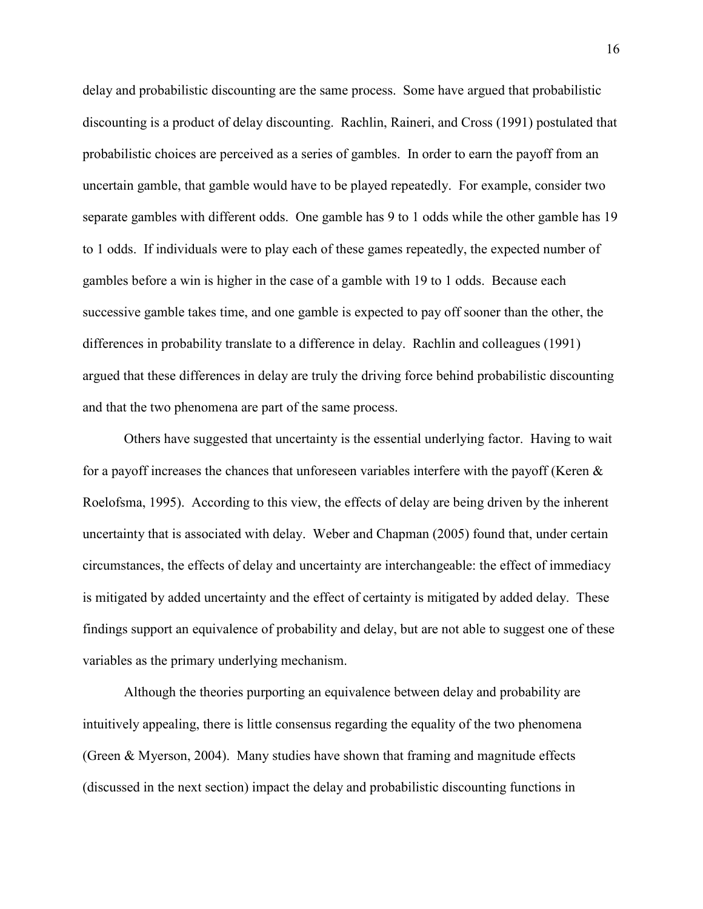delay and probabilistic discounting are the same process. Some have argued that probabilistic discounting is a product of delay discounting. Rachlin, Raineri, and Cross (1991) postulated that probabilistic choices are perceived as a series of gambles. In order to earn the payoff from an uncertain gamble, that gamble would have to be played repeatedly. For example, consider two separate gambles with different odds. One gamble has 9 to 1 odds while the other gamble has 19 to 1 odds. If individuals were to play each of these games repeatedly, the expected number of gambles before a win is higher in the case of a gamble with 19 to 1 odds. Because each successive gamble takes time, and one gamble is expected to pay off sooner than the other, the differences in probability translate to a difference in delay. Rachlin and colleagues (1991) argued that these differences in delay are truly the driving force behind probabilistic discounting and that the two phenomena are part of the same process.

Others have suggested that uncertainty is the essential underlying factor. Having to wait for a payoff increases the chances that unforeseen variables interfere with the payoff (Keren & Roelofsma, 1995). According to this view, the effects of delay are being driven by the inherent uncertainty that is associated with delay. Weber and Chapman (2005) found that, under certain circumstances, the effects of delay and uncertainty are interchangeable: the effect of immediacy is mitigated by added uncertainty and the effect of certainty is mitigated by added delay. These findings support an equivalence of probability and delay, but are not able to suggest one of these variables as the primary underlying mechanism.

Although the theories purporting an equivalence between delay and probability are intuitively appealing, there is little consensus regarding the equality of the two phenomena (Green & Myerson, 2004). Many studies have shown that framing and magnitude effects (discussed in the next section) impact the delay and probabilistic discounting functions in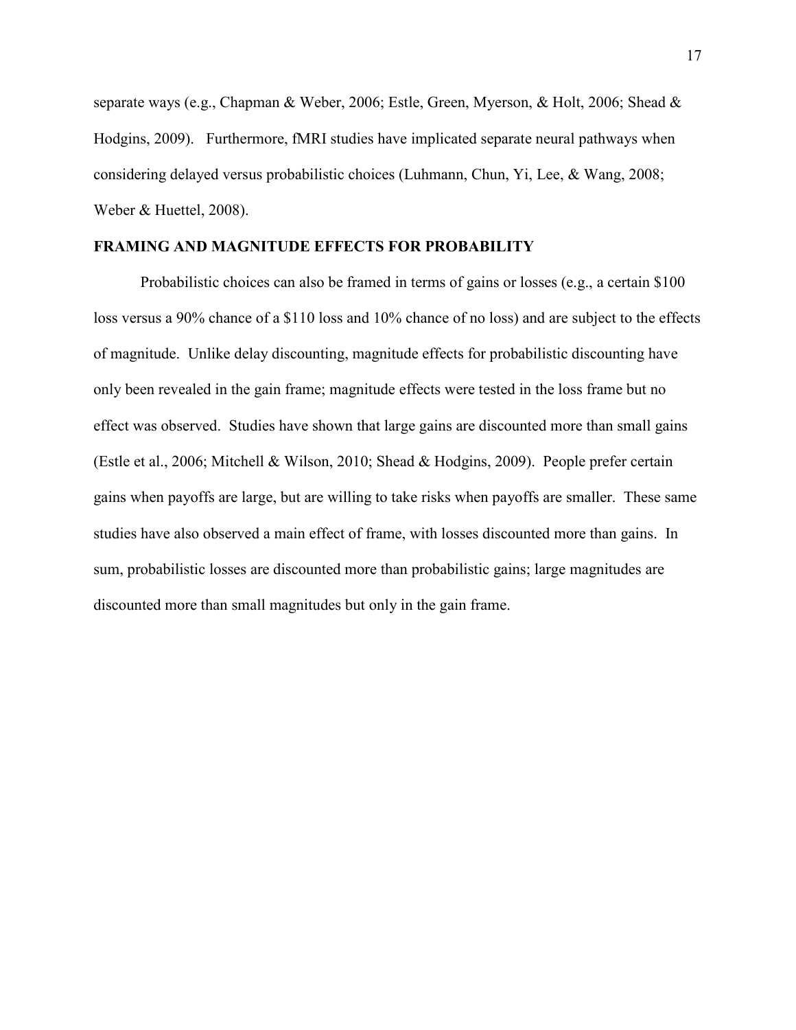separate ways (e.g., Chapman & Weber, 2006; Estle, Green, Myerson, & Holt, 2006; Shead & Hodgins, 2009). Furthermore, fMRI studies have implicated separate neural pathways when considering delayed versus probabilistic choices (Luhmann, Chun, Yi, Lee, & Wang, 2008; Weber & Huettel, 2008).

## FRAMING AND MAGNITUDE EFFECTS FOR PROBABILITY

Probabilistic choices can also be framed in terms of gains or losses (e.g., a certain $100 loss versus a 90% chance of a $110 loss and 10% chance of no loss) and are subject to the effects of magnitude. Unlike delay discounting, magnitude effects for probabilistic discounting have only been revealed in the gain frame; magnitude effects were tested in the loss frame but no effect was observed. Studies have shown that large gains are discounted more than small gains (Estle et al., 2006; Mitchell & Wilson, 2010; Shead & Hodgins, 2009). People prefer certain gains when payoffs are large, but are willing to take risks when payoffs are smaller. These same studies have also observed a main effect of frame, with losses discounted more than gains. In sum, probabilistic losses are discounted more than probabilistic gains; large magnitudes are discounted more than small magnitudes but only in the gain frame.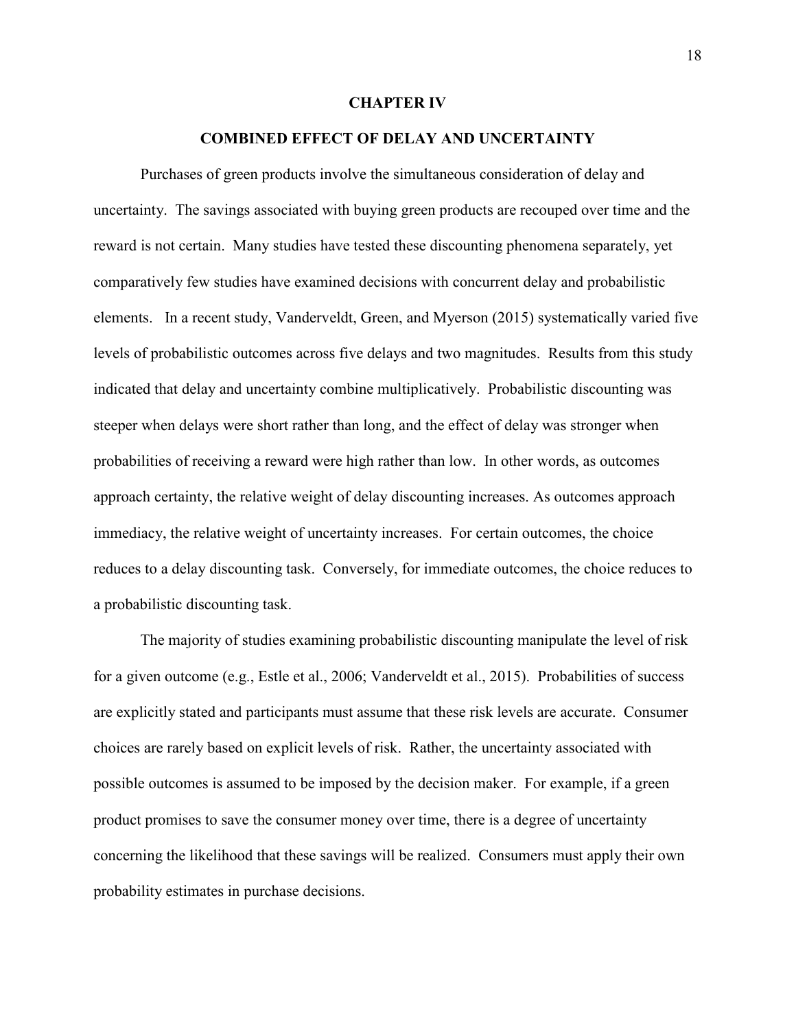# CHAPTER IV

## COMBINED EFFECT OF DELAY AND UNCERTAINTY

Purchases of green products involve the simultaneous consideration of delay and uncertainty. The savings associated with buying green products are recouped over time and the reward is not certain. Many studies have tested these discounting phenomena separately, yet comparatively few studies have examined decisions with concurrent delay and probabilistic elements. In a recent study, Vanderveldt, Green, and Myerson (2015) systematically varied five levels of probabilistic outcomes across five delays and two magnitudes. Results from this study indicated that delay and uncertainty combine multiplicatively. Probabilistic discounting was steeper when delays were short rather than long, and the effect of delay was stronger when probabilities of receiving a reward were high rather than low. In other words, as outcomes approach certainty, the relative weight of delay discounting increases. As outcomes approach immediacy, the relative weight of uncertainty increases. For certain outcomes, the choice reduces to a delay discounting task. Conversely, for immediate outcomes, the choice reduces to a probabilistic discounting task.

The majority of studies examining probabilistic discounting manipulate the level of risk for a given outcome (e.g., Estle et al., 2006; Vanderveldt et al., 2015). Probabilities of success are explicitly stated and participants must assume that these risk levels are accurate. Consumer choices are rarely based on explicit levels of risk. Rather, the uncertainty associated with possible outcomes is assumed to be imposed by the decision maker. For example, if a green product promises to save the consumer money over time, there is a degree of uncertainty concerning the likelihood that these savings will be realized. Consumers must apply their own probability estimates in purchase decisions.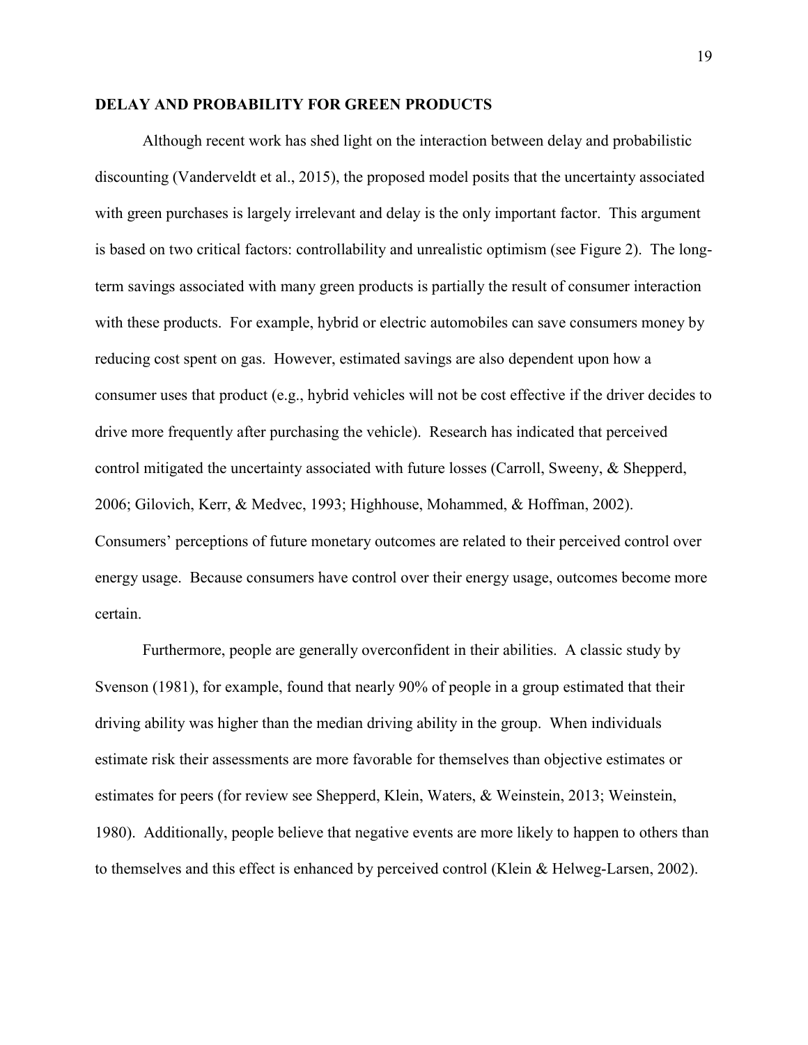**DELAY AND PROBABILITY FOR GREEN PRODUCTS**

Although recent work has shed light on the interaction between delay and probabilistic discounting (Vanderveldt et al., 2015), the proposed model posits that the uncertainty associated with green purchases is largely irrelevant and delay is the only important factor. This argument is based on two critical factors: controllability and unrealistic optimism (see Figure 2). The long-term savings associated with many green products is partially the result of consumer interaction with these products. For example, hybrid or electric automobiles can save consumers money by reducing cost spent on gas. However, estimated savings are also dependent upon how a consumer uses that product (e.g., hybrid vehicles will not be cost effective if the driver decides to drive more frequently after purchasing the vehicle). Research has indicated that perceived control mitigated the uncertainty associated with future losses (Carroll, Sweeny, & Shepperd, 2006; Gilovich, Kerr, & Medvec, 1993; Highhouse, Mohammed, & Hoffman, 2002). Consumers' perceptions of future monetary outcomes are related to their perceived control over energy usage. Because consumers have control over their energy usage, outcomes become more certain.

Furthermore, people are generally overconfident in their abilities. A classic study by Svenson (1981), for example, found that nearly 90% of people in a group estimated that their driving ability was higher than the median driving ability in the group. When individuals estimate risk their assessments are more favorable for themselves than objective estimates or estimates for peers (for review see Shepperd, Klein, Waters, & Weinstein, 2013; Weinstein, 1980). Additionally, people believe that negative events are more likely to happen to others than to themselves and this effect is enhanced by perceived control (Klein & Helweg-Larsen, 2002).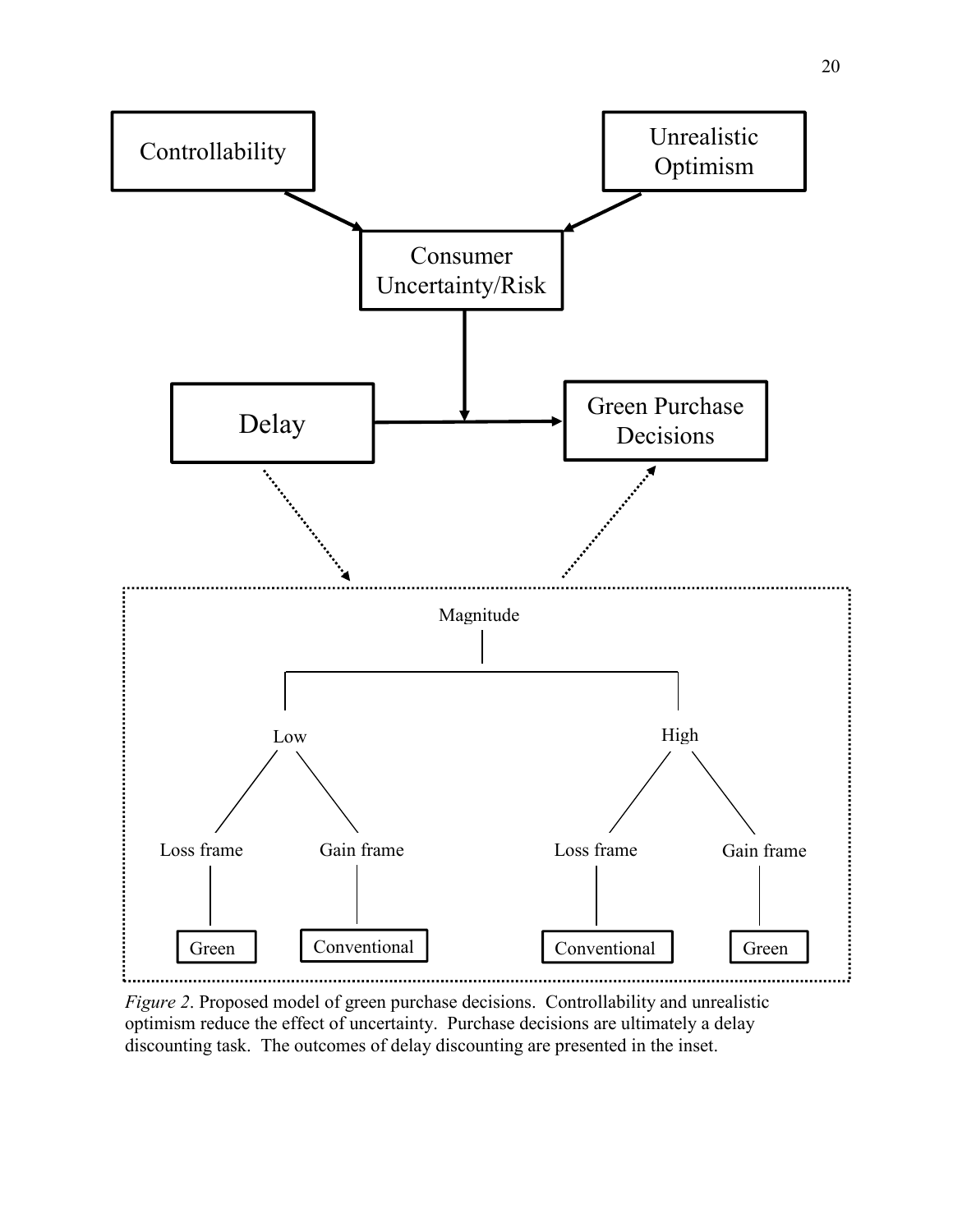*Figure 2*. Proposed model of green purchase decisions. Controllability and unrealistic optimism reduce the effect of uncertainty. Purchase decisions are ultimately a delay discounting task. The outcomes of delay discounting are presented in the inset.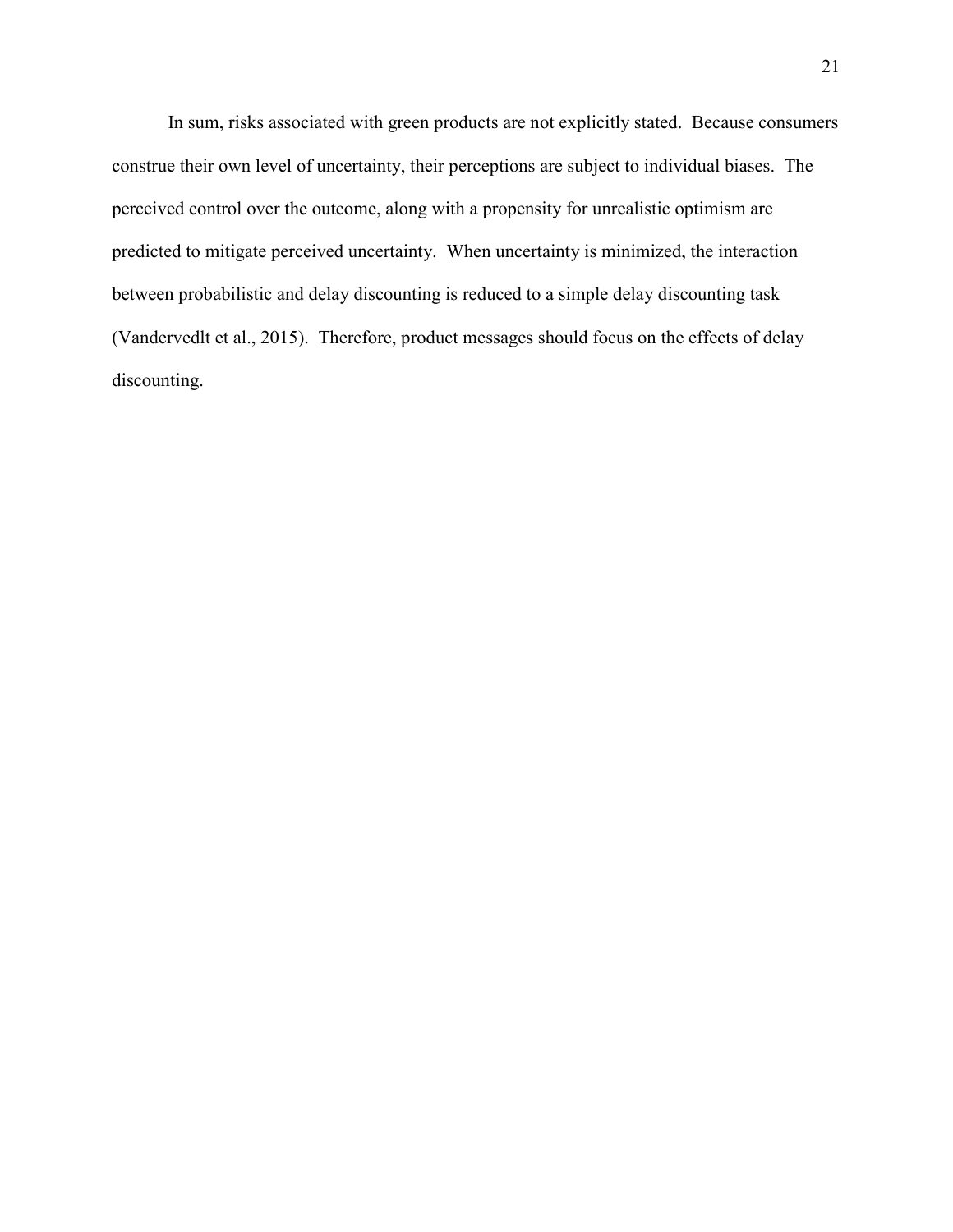In sum, risks associated with green products are not explicitly stated. Because consumers construe their own level of uncertainty, their perceptions are subject to individual biases. The perceived control over the outcome, along with a propensity for unrealistic optimism are predicted to mitigate perceived uncertainty. When uncertainty is minimized, the interaction between probabilistic and delay discounting is reduced to a simple delay discounting task (Vandervedlt et al., 2015). Therefore, product messages should focus on the effects of delay discounting.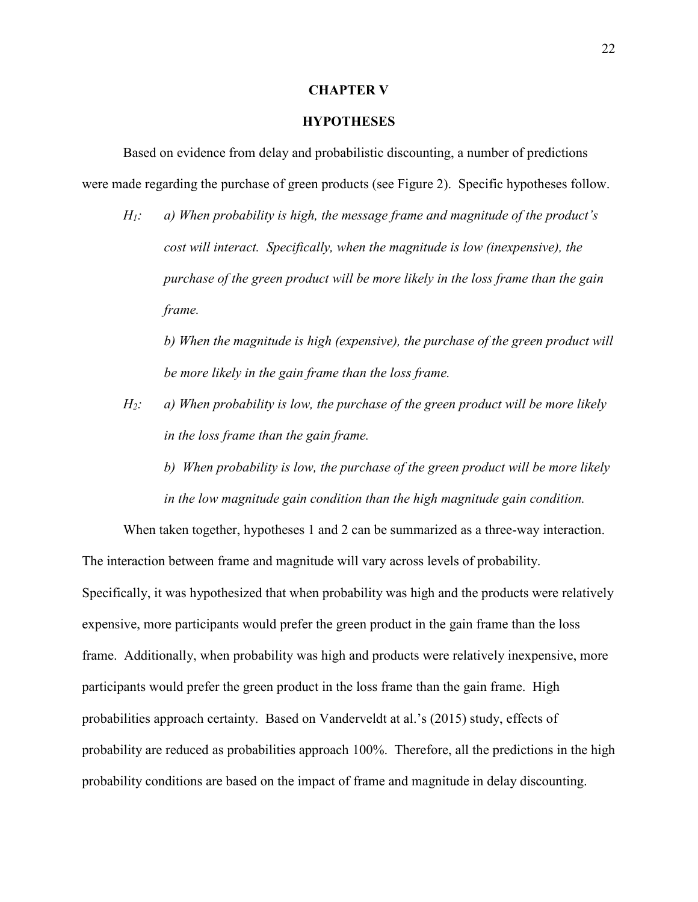# CHAPTER V

## HYPOTHESES

Based on evidence from delay and probabilistic discounting, a number of predictions were made regarding the purchase of green products (see Figure 2). Specific hypotheses follow.

*$H_1$:* *a) When probability is high, the message frame and magnitude of the product's cost will interact. Specifically, when the magnitude is low (inexpensive), the purchase of the green product will be more likely in the loss frame than the gain frame.*

*b) When the magnitude is high (expensive), the purchase of the green product will be more likely in the gain frame than the loss frame.*

*$H_2$:* *a) When probability is low, the purchase of the green product will be more likely in the loss frame than the gain frame.*

*b) When probability is low, the purchase of the green product will be more likely in the low magnitude gain condition than the high magnitude gain condition.*

When taken together, hypotheses 1 and 2 can be summarized as a three-way interaction. The interaction between frame and magnitude will vary across levels of probability. Specifically, it was hypothesized that when probability was high and the products were relatively expensive, more participants would prefer the green product in the gain frame than the loss frame. Additionally, when probability was high and products were relatively inexpensive, more participants would prefer the green product in the loss frame than the gain frame. High probabilities approach certainty. Based on Vanderveldt at al.'s (2015) study, effects of probability are reduced as probabilities approach 100%. Therefore, all the predictions in the high probability conditions are based on the impact of frame and magnitude in delay discounting.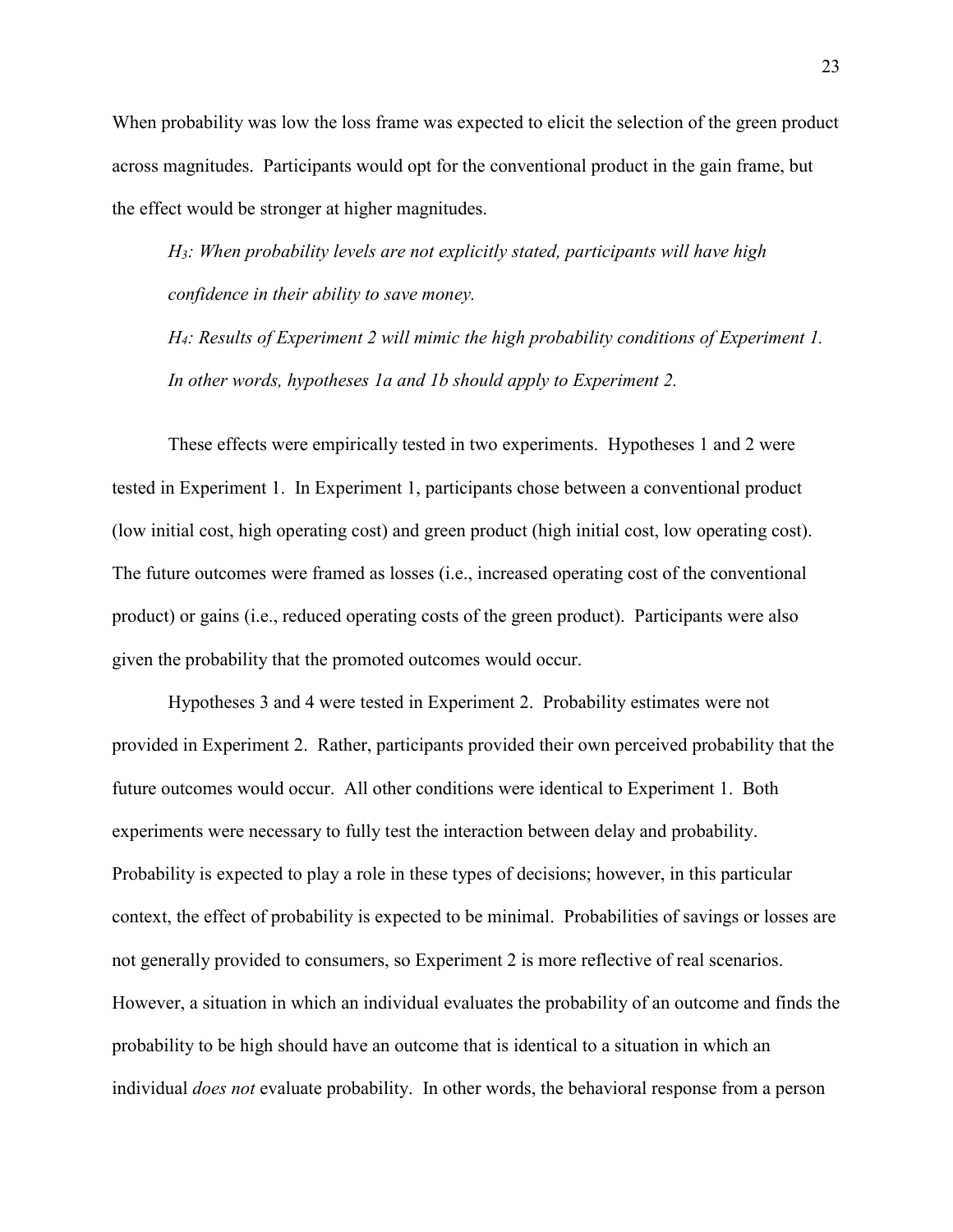When probability was low the loss frame was expected to elicit the selection of the green product across magnitudes. Participants would opt for the conventional product in the gain frame, but the effect would be stronger at higher magnitudes.

> *$H_3$: When probability levels are not explicitly stated, participants will have high confidence in their ability to save money.*
>
> *$H_4$: Results of Experiment 2 will mimic the high probability conditions of Experiment 1. In other words, hypotheses 1a and 1b should apply to Experiment 2.*

These effects were empirically tested in two experiments. Hypotheses 1 and 2 were tested in Experiment 1. In Experiment 1, participants chose between a conventional product (low initial cost, high operating cost) and green product (high initial cost, low operating cost). The future outcomes were framed as losses (i.e., increased operating cost of the conventional product) or gains (i.e., reduced operating costs of the green product). Participants were also given the probability that the promoted outcomes would occur.

Hypotheses 3 and 4 were tested in Experiment 2. Probability estimates were not provided in Experiment 2. Rather, participants provided their own perceived probability that the future outcomes would occur. All other conditions were identical to Experiment 1. Both experiments were necessary to fully test the interaction between delay and probability. Probability is expected to play a role in these types of decisions; however, in this particular context, the effect of probability is expected to be minimal. Probabilities of savings or losses are not generally provided to consumers, so Experiment 2 is more reflective of real scenarios. However, a situation in which an individual evaluates the probability of an outcome and finds the probability to be high should have an outcome that is identical to a situation in which an individual *does not* evaluate probability. In other words, the behavioral response from a person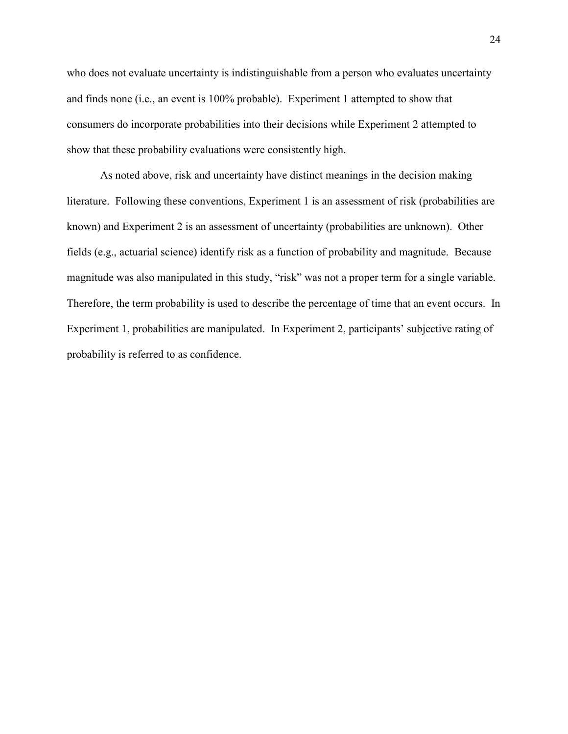who does not evaluate uncertainty is indistinguishable from a person who evaluates uncertainty and finds none (i.e., an event is 100% probable). Experiment 1 attempted to show that consumers do incorporate probabilities into their decisions while Experiment 2 attempted to show that these probability evaluations were consistently high.

As noted above, risk and uncertainty have distinct meanings in the decision making literature. Following these conventions, Experiment 1 is an assessment of risk (probabilities are known) and Experiment 2 is an assessment of uncertainty (probabilities are unknown). Other fields (e.g., actuarial science) identify risk as a function of probability and magnitude. Because magnitude was also manipulated in this study, "risk" was not a proper term for a single variable. Therefore, the term probability is used to describe the percentage of time that an event occurs. In Experiment 1, probabilities are manipulated. In Experiment 2, participants' subjective rating of probability is referred to as confidence.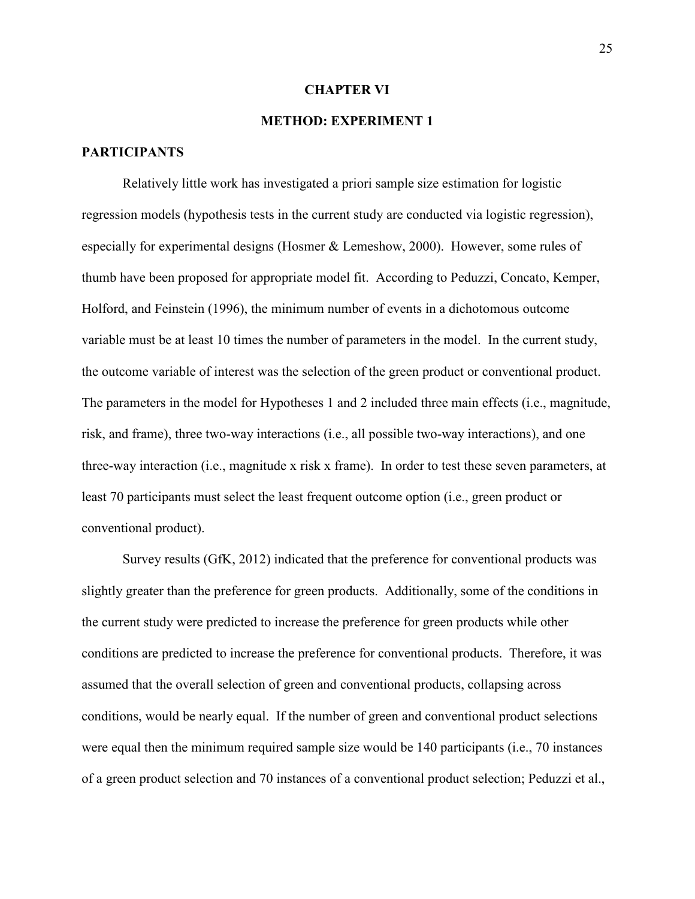# CHAPTER VI

# METHOD: EXPERIMENT 1

## PARTICIPANTS

Relatively little work has investigated a priori sample size estimation for logistic regression models (hypothesis tests in the current study are conducted via logistic regression), especially for experimental designs (Hosmer & Lemeshow, 2000). However, some rules of thumb have been proposed for appropriate model fit. According to Peduzzi, Concato, Kemper, Holford, and Feinstein (1996), the minimum number of events in a dichotomous outcome variable must be at least 10 times the number of parameters in the model. In the current study, the outcome variable of interest was the selection of the green product or conventional product. The parameters in the model for Hypotheses 1 and 2 included three main effects (i.e., magnitude, risk, and frame), three two-way interactions (i.e., all possible two-way interactions), and one three-way interaction (i.e., magnitude x risk x frame). In order to test these seven parameters, at least 70 participants must select the least frequent outcome option (i.e., green product or conventional product).

Survey results (GfK, 2012) indicated that the preference for conventional products was slightly greater than the preference for green products. Additionally, some of the conditions in the current study were predicted to increase the preference for green products while other conditions are predicted to increase the preference for conventional products. Therefore, it was assumed that the overall selection of green and conventional products, collapsing across conditions, would be nearly equal. If the number of green and conventional product selections were equal then the minimum required sample size would be 140 participants (i.e., 70 instances of a green product selection and 70 instances of a conventional product selection; Peduzzi et al.,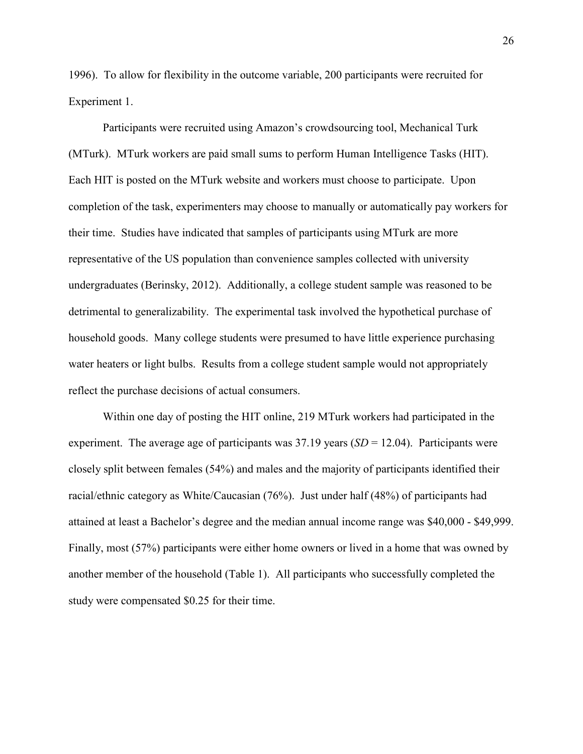1996). To allow for flexibility in the outcome variable, 200 participants were recruited for Experiment 1.

Participants were recruited using Amazon's crowdsourcing tool, Mechanical Turk (MTurk). MTurk workers are paid small sums to perform Human Intelligence Tasks (HIT). Each HIT is posted on the MTurk website and workers must choose to participate. Upon completion of the task, experimenters may choose to manually or automatically pay workers for their time. Studies have indicated that samples of participants using MTurk are more representative of the US population than convenience samples collected with university undergraduates (Berinsky, 2012). Additionally, a college student sample was reasoned to be detrimental to generalizability. The experimental task involved the hypothetical purchase of household goods. Many college students were presumed to have little experience purchasing water heaters or light bulbs. Results from a college student sample would not appropriately reflect the purchase decisions of actual consumers.

Within one day of posting the HIT online, 219 MTurk workers had participated in the experiment. The average age of participants was 37.19 years (*SD* = 12.04). Participants were closely split between females (54%) and males and the majority of participants identified their racial/ethnic category as White/Caucasian (76%). Just under half (48%) of participants had attained at least a Bachelor's degree and the median annual income range was $40,000 - $49,999. Finally, most (57%) participants were either home owners or lived in a home that was owned by another member of the household (Table 1). All participants who successfully completed the study were compensated $0.25 for their time.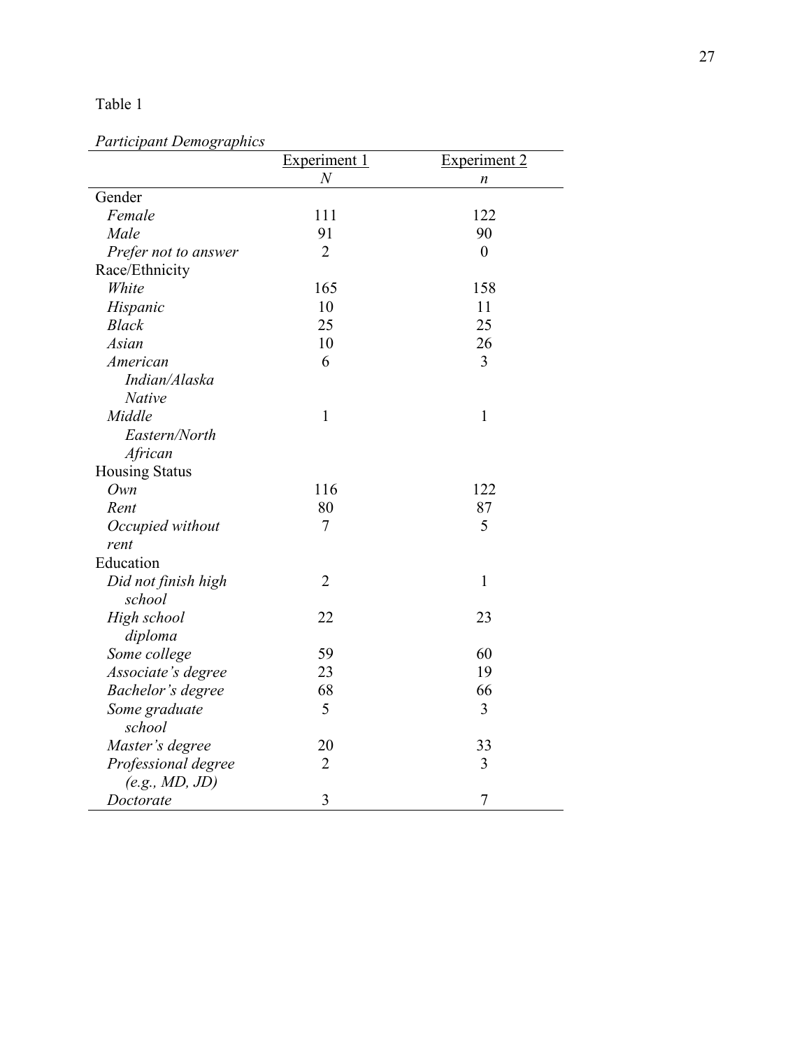Table 1

*Participant Demographics*

| | Experiment 1 | Experiment 2 |
|---|---|---|
| | *N* | *n* |
| Gender | | |
| *Female* | 111 | 122 |
| *Male* | 91 | 90 |
| *Prefer not to answer* | 2 | 0 |
| Race/Ethnicity | | |
| *White* | 165 | 158 |
| *Hispanic* | 10 | 11 |
| *Black* | 25 | 25 |
| *Asian* | 10 | 26 |
| *American Indian/Alaska Native* | 6 | 3 |
| *Middle Eastern/North African* | 1 | 1 |
| Housing Status | | |
| *Own* | 116 | 122 |
| *Rent* | 80 | 87 |
| *Occupied without rent* | 7 | 5 |
| Education | | |
| *Did not finish high school* | 2 | 1 |
| *High school diploma* | 22 | 23 |
| *Some college* | 59 | 60 |
| *Associate's degree* | 23 | 19 |
| *Bachelor's degree* | 68 | 66 |
| *Some graduate school* | 5 | 3 |
| *Master's degree* | 20 | 33 |
| *Professional degree (e.g., MD, JD)* | 2 | 3 |
| *Doctorate* | 3 | 7 |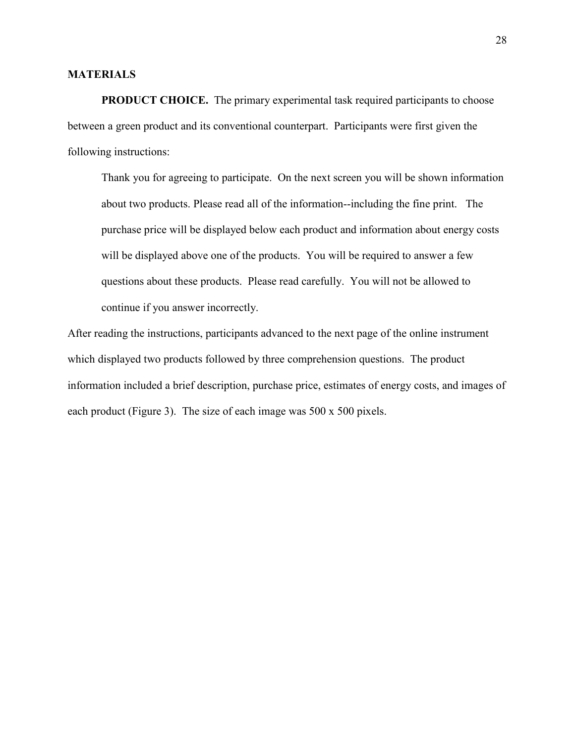## MATERIALS

**PRODUCT CHOICE.** The primary experimental task required participants to choose between a green product and its conventional counterpart. Participants were first given the following instructions:

> Thank you for agreeing to participate. On the next screen you will be shown information about two products. Please read all of the information--including the fine print. The purchase price will be displayed below each product and information about energy costs will be displayed above one of the products. You will be required to answer a few questions about these products. Please read carefully. You will not be allowed to continue if you answer incorrectly.

After reading the instructions, participants advanced to the next page of the online instrument which displayed two products followed by three comprehension questions. The product information included a brief description, purchase price, estimates of energy costs, and images of each product (Figure 3). The size of each image was 500 x 500 pixels.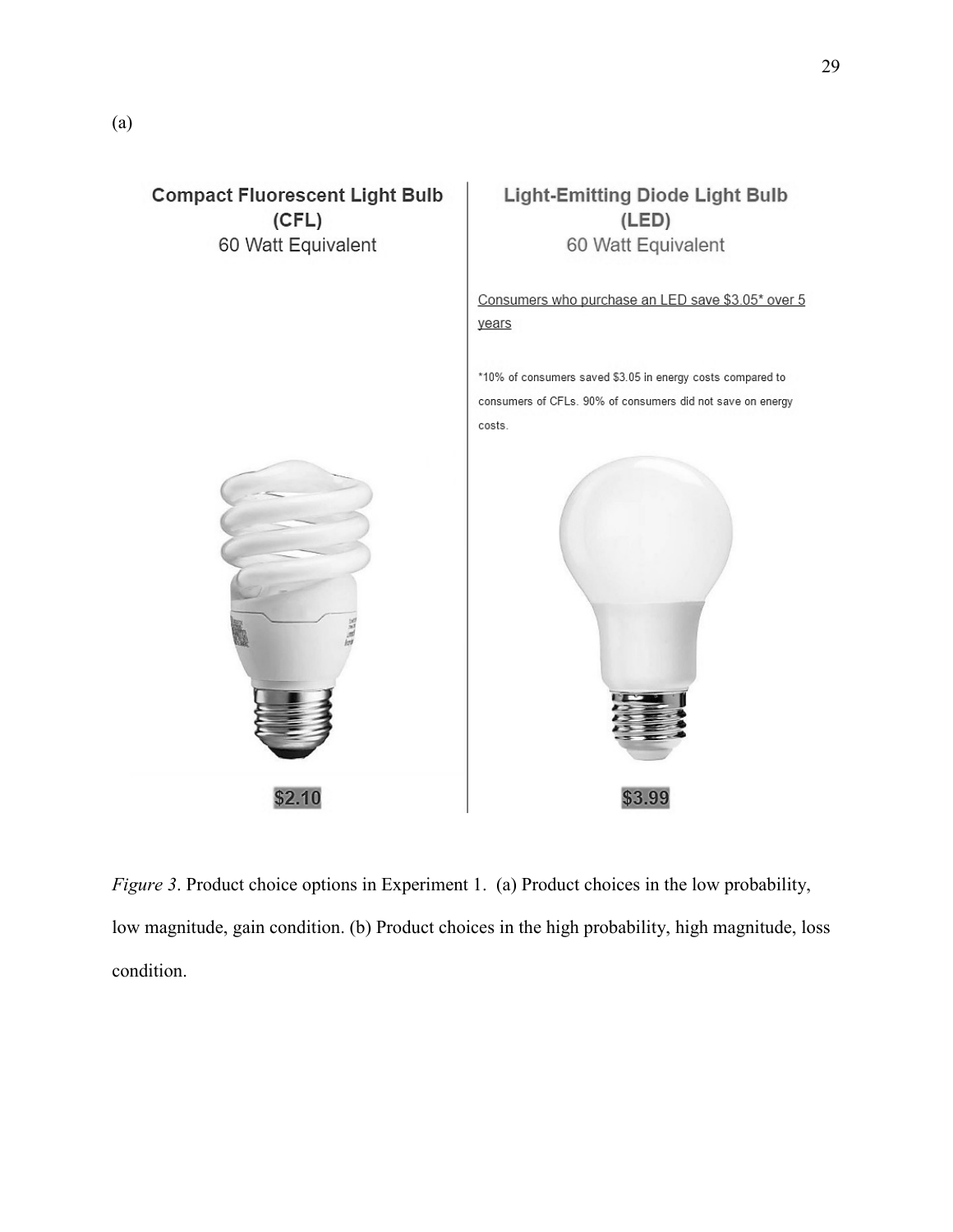(a)

**Compact Fluorescent Light Bulb (CFL)**
60 Watt Equivalent

$2.10

**Light-Emitting Diode Light Bulb (LED)**
60 Watt Equivalent

Consumers who purchase an LED save $3.05* over 5 years

*10% of consumers saved $3.05 in energy costs compared to consumers of CFLs. 90% of consumers did not save on energy costs.

$3.99

*Figure 3*. Product choice options in Experiment 1. (a) Product choices in the low probability, low magnitude, gain condition. (b) Product choices in the high probability, high magnitude, loss condition.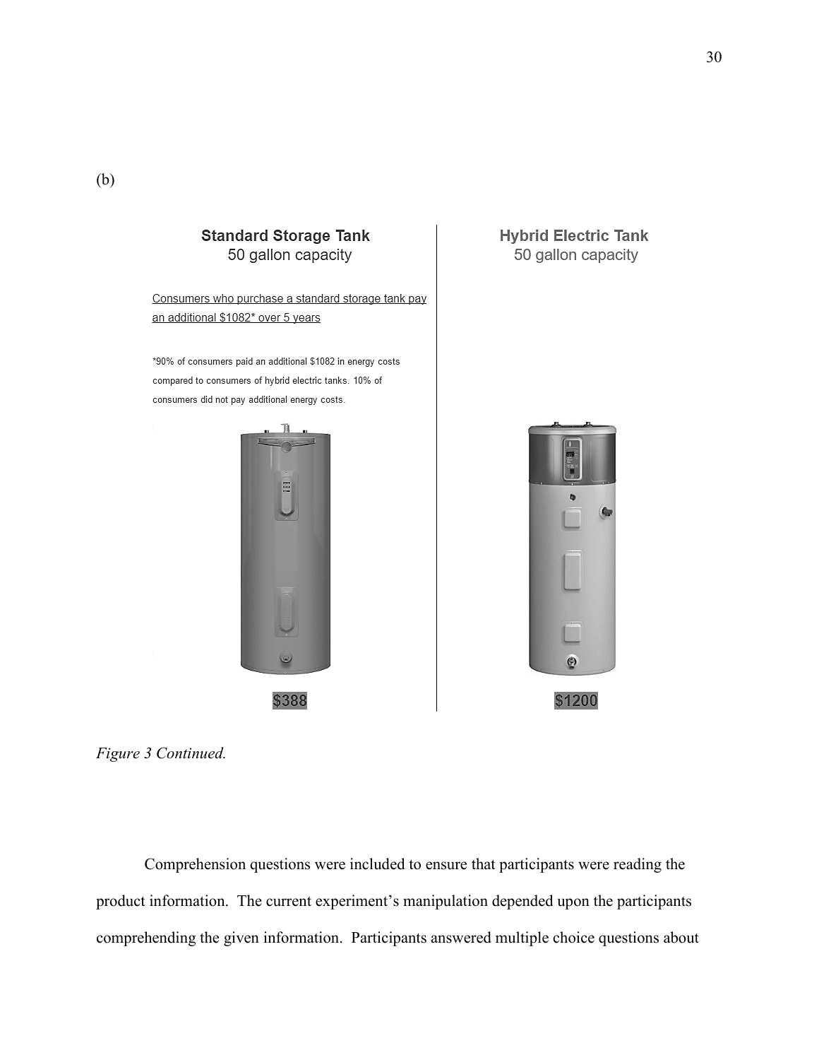(b)

**Standard Storage Tank**
50 gallon capacity

Consumers who purchase a standard storage tank pay an additional $1082* over 5 years

*90% of consumers paid an additional $1082 in energy costs compared to consumers of hybrid electric tanks. 10% of consumers did not pay additional energy costs.

$388

**Hybrid Electric Tank**
50 gallon capacity

$1200

*Figure 3 Continued.*

Comprehension questions were included to ensure that participants were reading the product information. The current experiment's manipulation depended upon the participants comprehending the given information. Participants answered multiple choice questions about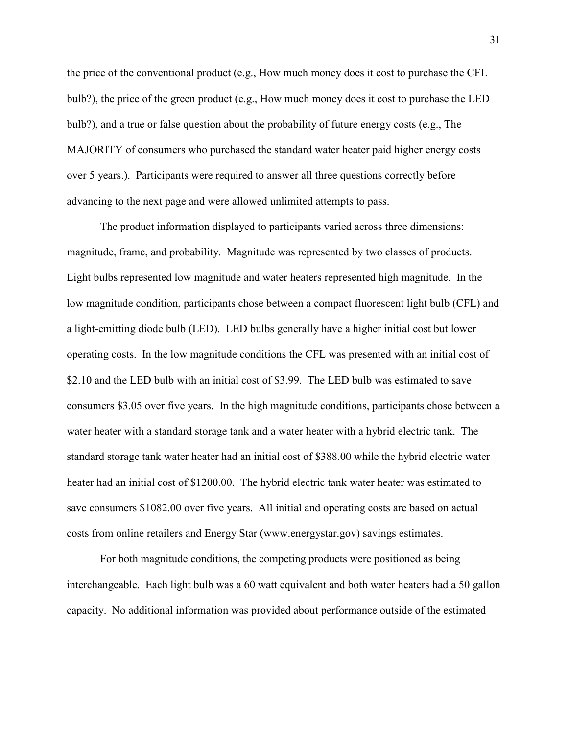the price of the conventional product (e.g., How much money does it cost to purchase the CFL bulb?), the price of the green product (e.g., How much money does it cost to purchase the LED bulb?), and a true or false question about the probability of future energy costs (e.g., The MAJORITY of consumers who purchased the standard water heater paid higher energy costs over 5 years.). Participants were required to answer all three questions correctly before advancing to the next page and were allowed unlimited attempts to pass.

The product information displayed to participants varied across three dimensions: magnitude, frame, and probability. Magnitude was represented by two classes of products. Light bulbs represented low magnitude and water heaters represented high magnitude. In the low magnitude condition, participants chose between a compact fluorescent light bulb (CFL) and a light-emitting diode bulb (LED). LED bulbs generally have a higher initial cost but lower operating costs. In the low magnitude conditions the CFL was presented with an initial cost of $2.10 and the LED bulb with an initial cost of $3.99. The LED bulb was estimated to save consumers $3.05 over five years. In the high magnitude conditions, participants chose between a water heater with a standard storage tank and a water heater with a hybrid electric tank. The standard storage tank water heater had an initial cost of $388.00 while the hybrid electric water heater had an initial cost of $1200.00. The hybrid electric tank water heater was estimated to save consumers $1082.00 over five years. All initial and operating costs are based on actual costs from online retailers and Energy Star (www.energystar.gov) savings estimates.

For both magnitude conditions, the competing products were positioned as being interchangeable. Each light bulb was a 60 watt equivalent and both water heaters had a 50 gallon capacity. No additional information was provided about performance outside of the estimated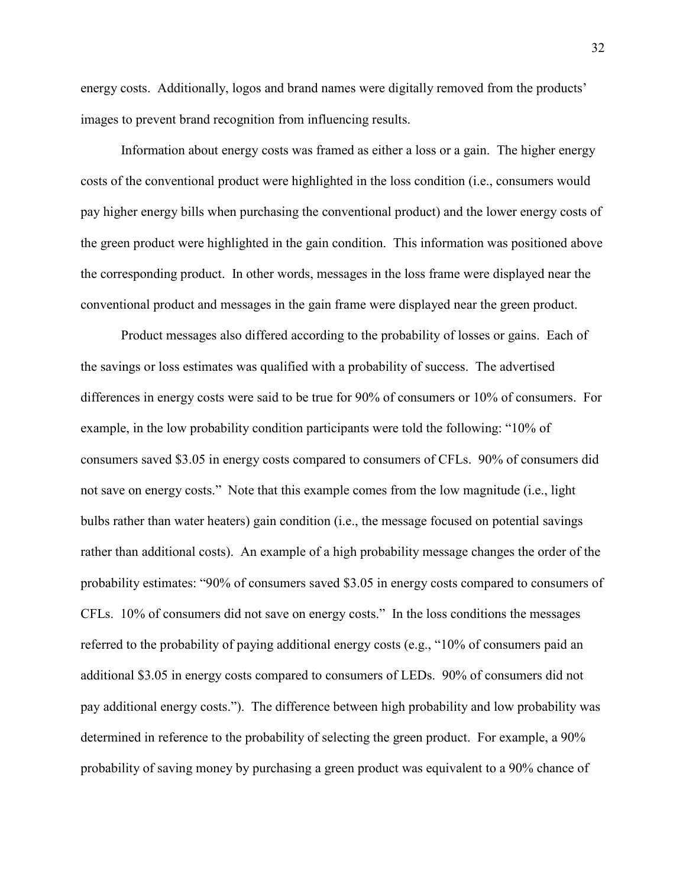energy costs. Additionally, logos and brand names were digitally removed from the products' images to prevent brand recognition from influencing results.

Information about energy costs was framed as either a loss or a gain. The higher energy costs of the conventional product were highlighted in the loss condition (i.e., consumers would pay higher energy bills when purchasing the conventional product) and the lower energy costs of the green product were highlighted in the gain condition. This information was positioned above the corresponding product. In other words, messages in the loss frame were displayed near the conventional product and messages in the gain frame were displayed near the green product.

Product messages also differed according to the probability of losses or gains. Each of the savings or loss estimates was qualified with a probability of success. The advertised differences in energy costs were said to be true for 90% of consumers or 10% of consumers. For example, in the low probability condition participants were told the following: "10% of consumers saved $3.05 in energy costs compared to consumers of CFLs. 90% of consumers did not save on energy costs." Note that this example comes from the low magnitude (i.e., light bulbs rather than water heaters) gain condition (i.e., the message focused on potential savings rather than additional costs). An example of a high probability message changes the order of the probability estimates: "90% of consumers saved $3.05 in energy costs compared to consumers of CFLs. 10% of consumers did not save on energy costs." In the loss conditions the messages referred to the probability of paying additional energy costs (e.g., "10% of consumers paid an additional $3.05 in energy costs compared to consumers of LEDs. 90% of consumers did not pay additional energy costs."). The difference between high probability and low probability was determined in reference to the probability of selecting the green product. For example, a 90% probability of saving money by purchasing a green product was equivalent to a 90% chance of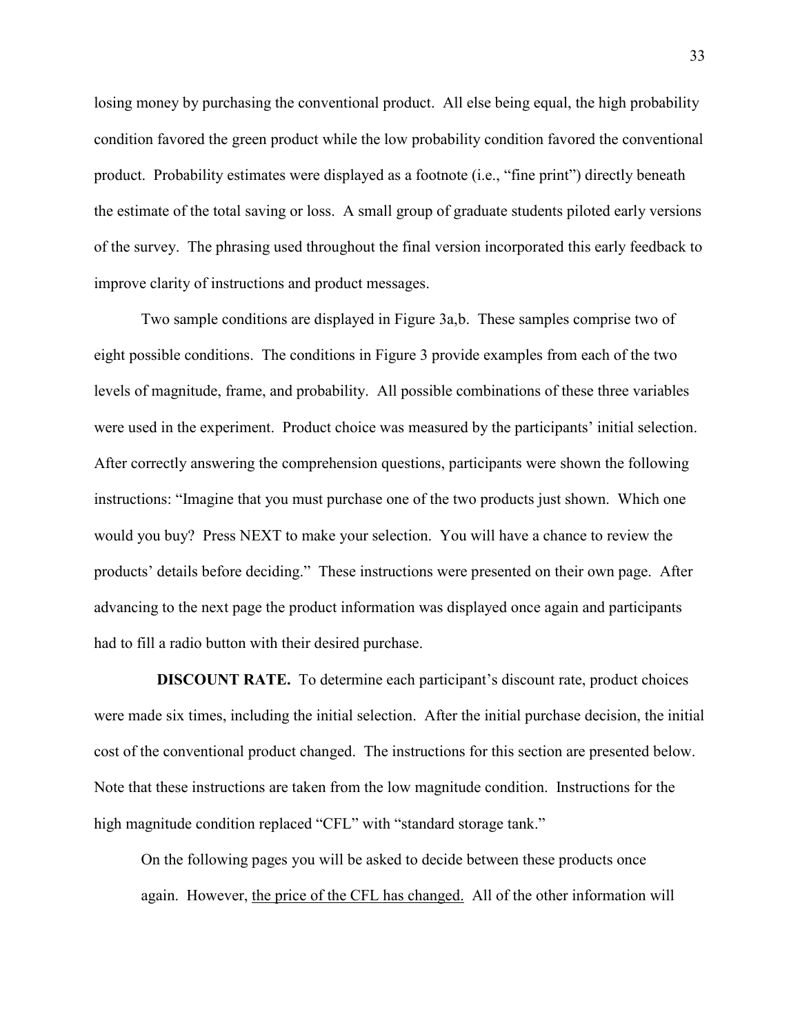losing money by purchasing the conventional product. All else being equal, the high probability condition favored the green product while the low probability condition favored the conventional product. Probability estimates were displayed as a footnote (i.e., "fine print") directly beneath the estimate of the total saving or loss. A small group of graduate students piloted early versions of the survey. The phrasing used throughout the final version incorporated this early feedback to improve clarity of instructions and product messages.

Two sample conditions are displayed in Figure 3a,b. These samples comprise two of eight possible conditions. The conditions in Figure 3 provide examples from each of the two levels of magnitude, frame, and probability. All possible combinations of these three variables were used in the experiment. Product choice was measured by the participants' initial selection. After correctly answering the comprehension questions, participants were shown the following instructions: "Imagine that you must purchase one of the two products just shown. Which one would you buy? Press NEXT to make your selection. You will have a chance to review the products' details before deciding." These instructions were presented on their own page. After advancing to the next page the product information was displayed once again and participants had to fill a radio button with their desired purchase.

**DISCOUNT RATE.** To determine each participant's discount rate, product choices were made six times, including the initial selection. After the initial purchase decision, the initial cost of the conventional product changed. The instructions for this section are presented below. Note that these instructions are taken from the low magnitude condition. Instructions for the high magnitude condition replaced "CFL" with "standard storage tank."

> On the following pages you will be asked to decide between these products once again. However, <u>the price of the CFL has changed.</u> All of the other information will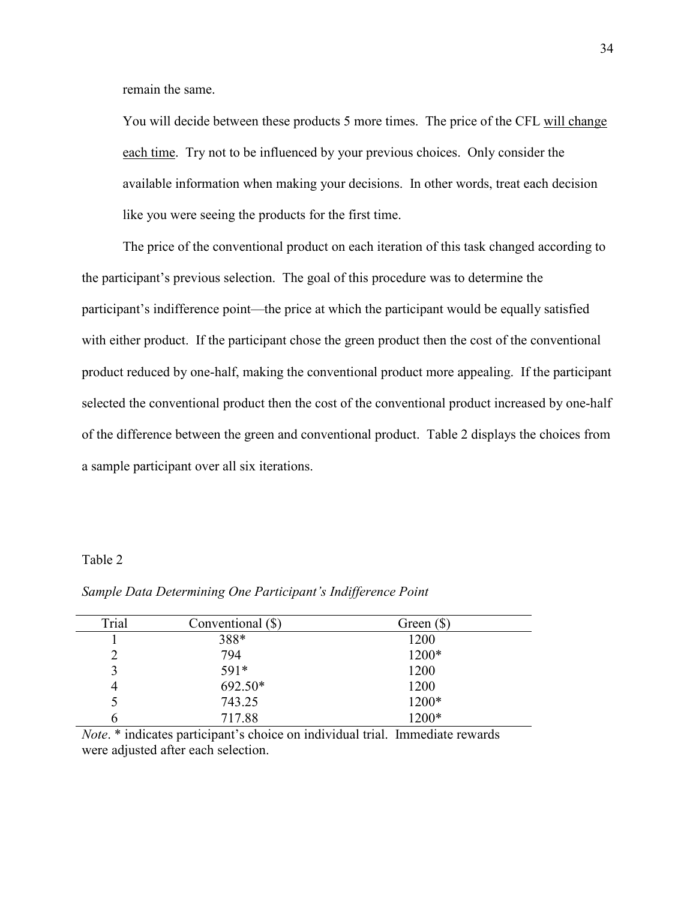remain the same.

> You will decide between these products 5 more times. The price of the CFL <u>will change each time</u>. Try not to be influenced by your previous choices. Only consider the available information when making your decisions. In other words, treat each decision like you were seeing the products for the first time.

The price of the conventional product on each iteration of this task changed according to the participant's previous selection. The goal of this procedure was to determine the participant's indifference point—the price at which the participant would be equally satisfied with either product. If the participant chose the green product then the cost of the conventional product reduced by one-half, making the conventional product more appealing. If the participant selected the conventional product then the cost of the conventional product increased by one-half of the difference between the green and conventional product. Table 2 displays the choices from a sample participant over all six iterations.

Table 2

*Sample Data Determining One Participant's Indifference Point*

| Trial | Conventional ($) | Green ($) |
|---|---|---|
| 1 | 388* | 1200 |
| 2 | 794 | 1200* |
| 3 | 591* | 1200 |
| 4 | 692.50* | 1200 |
| 5 | 743.25 | 1200* |
| 6 | 717.88 | 1200* |

*Note*. * indicates participant's choice on individual trial. Immediate rewards were adjusted after each selection.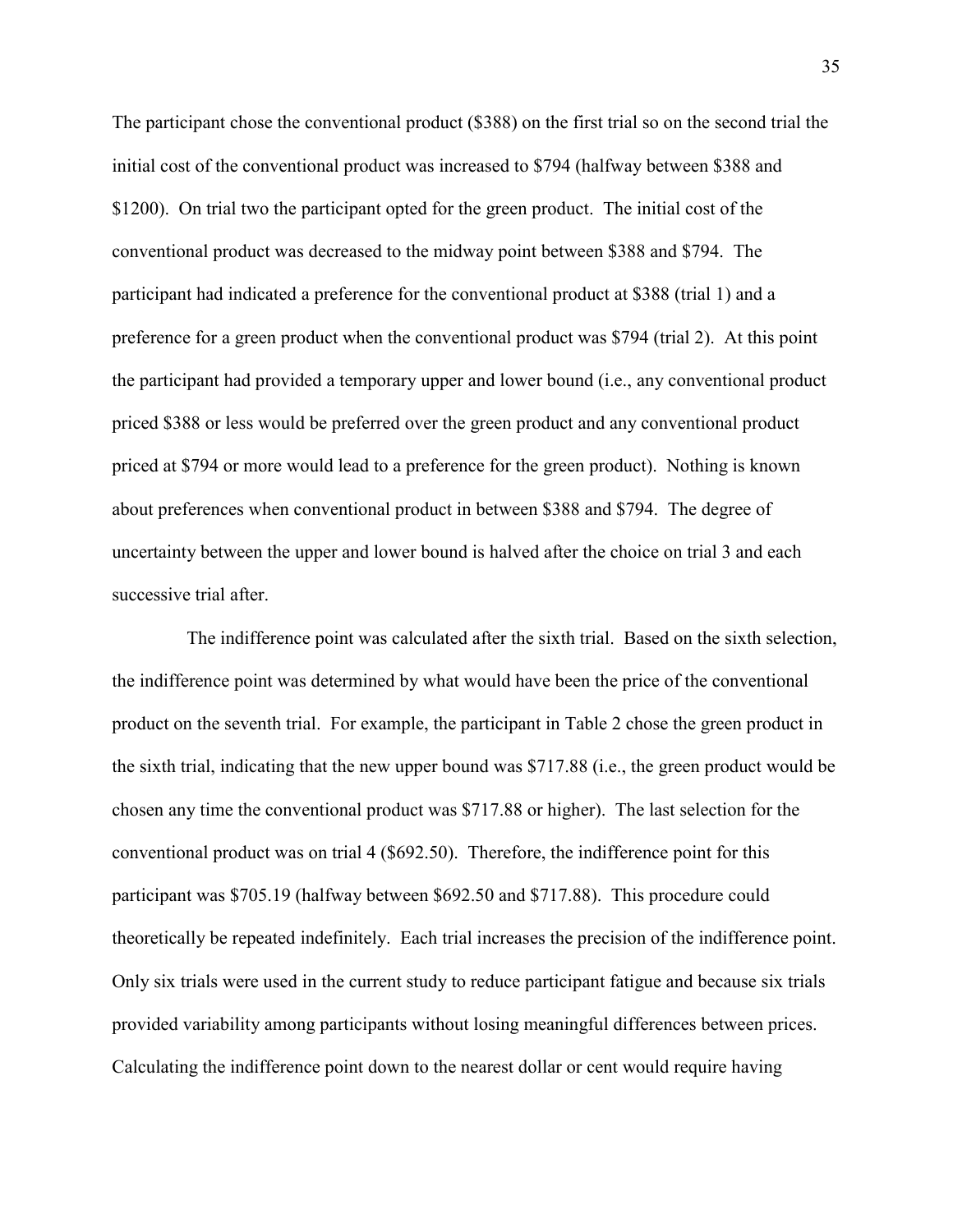The participant chose the conventional product ($388) on the first trial so on the second trial the initial cost of the conventional product was increased to $794 (halfway between $388 and $1200). On trial two the participant opted for the green product. The initial cost of the conventional product was decreased to the midway point between $388 and $794. The participant had indicated a preference for the conventional product at $388 (trial 1) and a preference for a green product when the conventional product was $794 (trial 2). At this point the participant had provided a temporary upper and lower bound (i.e., any conventional product priced $388 or less would be preferred over the green product and any conventional product priced at $794 or more would lead to a preference for the green product). Nothing is known about preferences when conventional product in between $388 and $794. The degree of uncertainty between the upper and lower bound is halved after the choice on trial 3 and each successive trial after.

The indifference point was calculated after the sixth trial. Based on the sixth selection, the indifference point was determined by what would have been the price of the conventional product on the seventh trial. For example, the participant in Table 2 chose the green product in the sixth trial, indicating that the new upper bound was $717.88 (i.e., the green product would be chosen any time the conventional product was $717.88 or higher). The last selection for the conventional product was on trial 4 ($692.50). Therefore, the indifference point for this participant was $705.19 (halfway between $692.50 and $717.88). This procedure could theoretically be repeated indefinitely. Each trial increases the precision of the indifference point. Only six trials were used in the current study to reduce participant fatigue and because six trials provided variability among participants without losing meaningful differences between prices. Calculating the indifference point down to the nearest dollar or cent would require having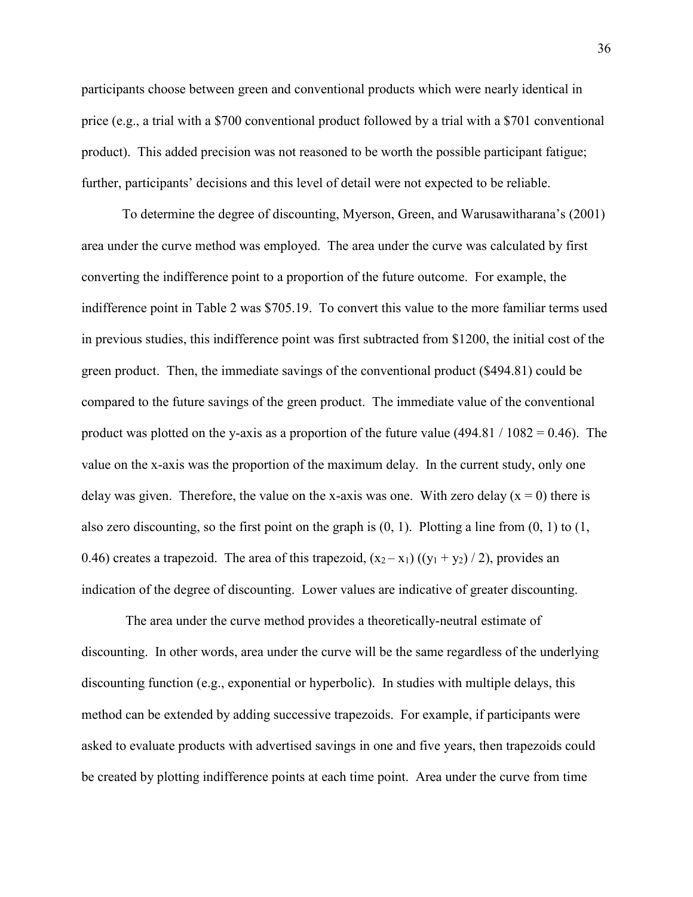participants choose between green and conventional products which were nearly identical in price (e.g., a trial with a $700 conventional product followed by a trial with a $701 conventional product). This added precision was not reasoned to be worth the possible participant fatigue; further, participants' decisions and this level of detail were not expected to be reliable.

To determine the degree of discounting, Myerson, Green, and Warusawitharana's (2001) area under the curve method was employed. The area under the curve was calculated by first converting the indifference point to a proportion of the future outcome. For example, the indifference point in Table 2 was $705.19. To convert this value to the more familiar terms used in previous studies, this indifference point was first subtracted from $1200, the initial cost of the green product. Then, the immediate savings of the conventional product ($494.81) could be compared to the future savings of the green product. The immediate value of the conventional product was plotted on the y-axis as a proportion of the future value (494.81 / 1082 = 0.46). The value on the x-axis was the proportion of the maximum delay. In the current study, only one delay was given. Therefore, the value on the x-axis was one. With zero delay ($x = 0$) there is also zero discounting, so the first point on the graph is (0, 1). Plotting a line from (0, 1) to (1, 0.46) creates a trapezoid. The area of this trapezoid, $(x_2 - x_1)((y_1 + y_2) / 2)$, provides an indication of the degree of discounting. Lower values are indicative of greater discounting.

The area under the curve method provides a theoretically-neutral estimate of discounting. In other words, area under the curve will be the same regardless of the underlying discounting function (e.g., exponential or hyperbolic). In studies with multiple delays, this method can be extended by adding successive trapezoids. For example, if participants were asked to evaluate products with advertised savings in one and five years, then trapezoids could be created by plotting indifference points at each time point. Area under the curve from time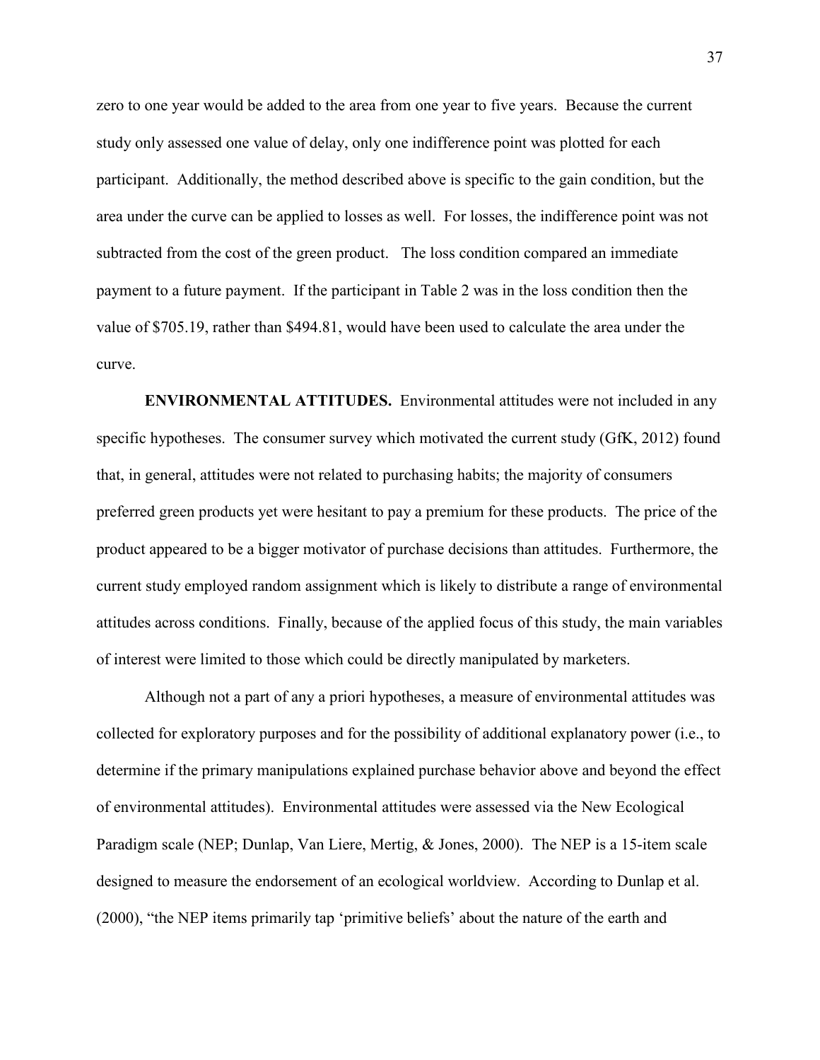zero to one year would be added to the area from one year to five years. Because the current study only assessed one value of delay, only one indifference point was plotted for each participant. Additionally, the method described above is specific to the gain condition, but the area under the curve can be applied to losses as well. For losses, the indifference point was not subtracted from the cost of the green product. The loss condition compared an immediate payment to a future payment. If the participant in Table 2 was in the loss condition then the value of $705.19, rather than $494.81, would have been used to calculate the area under the curve.

**ENVIRONMENTAL ATTITUDES.** Environmental attitudes were not included in any specific hypotheses. The consumer survey which motivated the current study (GfK, 2012) found that, in general, attitudes were not related to purchasing habits; the majority of consumers preferred green products yet were hesitant to pay a premium for these products. The price of the product appeared to be a bigger motivator of purchase decisions than attitudes. Furthermore, the current study employed random assignment which is likely to distribute a range of environmental attitudes across conditions. Finally, because of the applied focus of this study, the main variables of interest were limited to those which could be directly manipulated by marketers.

Although not a part of any a priori hypotheses, a measure of environmental attitudes was collected for exploratory purposes and for the possibility of additional explanatory power (i.e., to determine if the primary manipulations explained purchase behavior above and beyond the effect of environmental attitudes). Environmental attitudes were assessed via the New Ecological Paradigm scale (NEP; Dunlap, Van Liere, Mertig, & Jones, 2000). The NEP is a 15-item scale designed to measure the endorsement of an ecological worldview. According to Dunlap et al. (2000), "the NEP items primarily tap 'primitive beliefs' about the nature of the earth and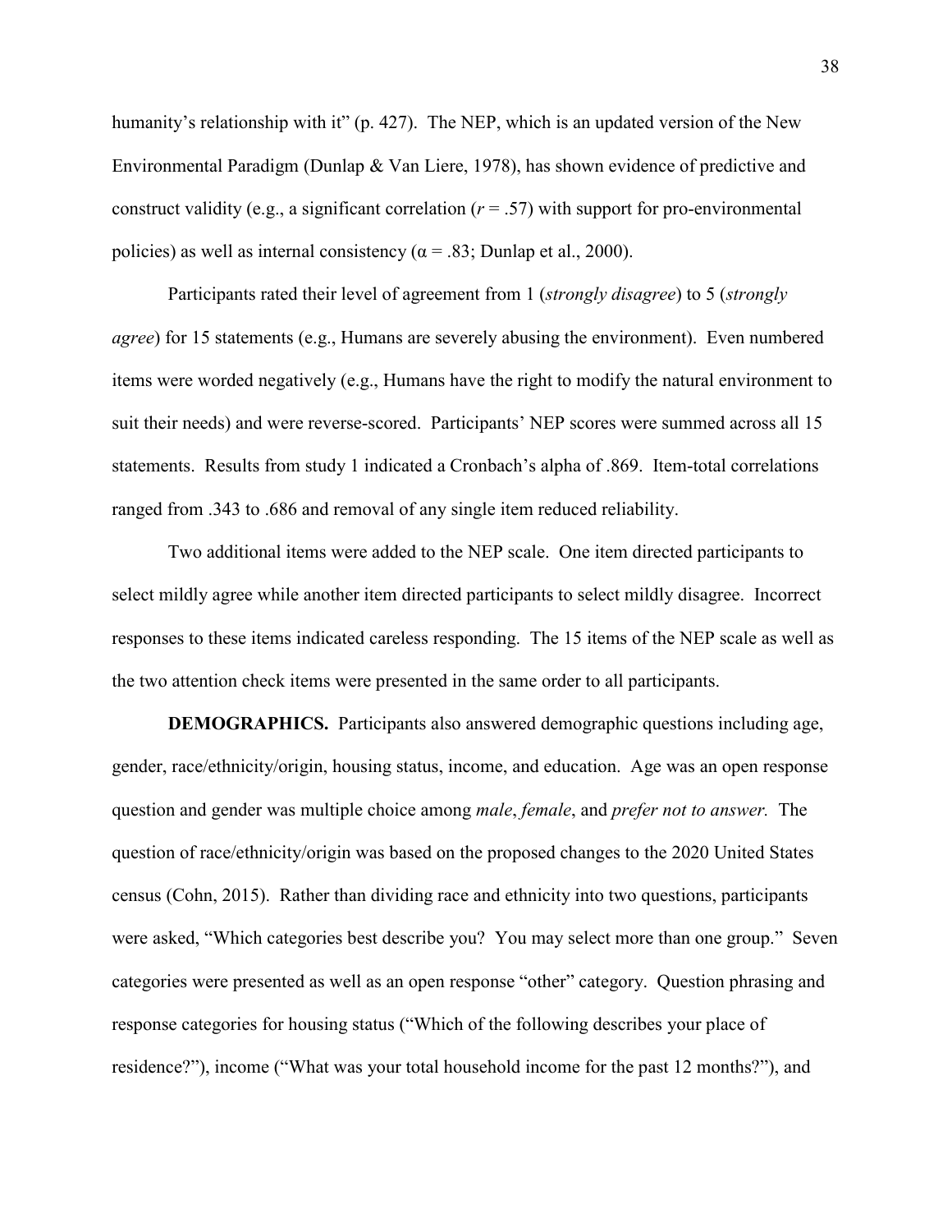humanity's relationship with it" (p. 427). The NEP, which is an updated version of the New Environmental Paradigm (Dunlap & Van Liere, 1978), has shown evidence of predictive and construct validity (e.g., a significant correlation ($r$ = .57) with support for pro-environmental policies) as well as internal consistency ($\alpha$ = .83; Dunlap et al., 2000).

Participants rated their level of agreement from 1 (*strongly disagree*) to 5 (*strongly agree*) for 15 statements (e.g., Humans are severely abusing the environment). Even numbered items were worded negatively (e.g., Humans have the right to modify the natural environment to suit their needs) and were reverse-scored. Participants' NEP scores were summed across all 15 statements. Results from study 1 indicated a Cronbach's alpha of .869. Item-total correlations ranged from .343 to .686 and removal of any single item reduced reliability.

Two additional items were added to the NEP scale. One item directed participants to select mildly agree while another item directed participants to select mildly disagree. Incorrect responses to these items indicated careless responding. The 15 items of the NEP scale as well as the two attention check items were presented in the same order to all participants.

**DEMOGRAPHICS.** Participants also answered demographic questions including age, gender, race/ethnicity/origin, housing status, income, and education. Age was an open response question and gender was multiple choice among *male*, *female*, and *prefer not to answer.* The question of race/ethnicity/origin was based on the proposed changes to the 2020 United States census (Cohn, 2015). Rather than dividing race and ethnicity into two questions, participants were asked, "Which categories best describe you? You may select more than one group." Seven categories were presented as well as an open response "other" category. Question phrasing and response categories for housing status ("Which of the following describes your place of residence?"), income ("What was your total household income for the past 12 months?"), and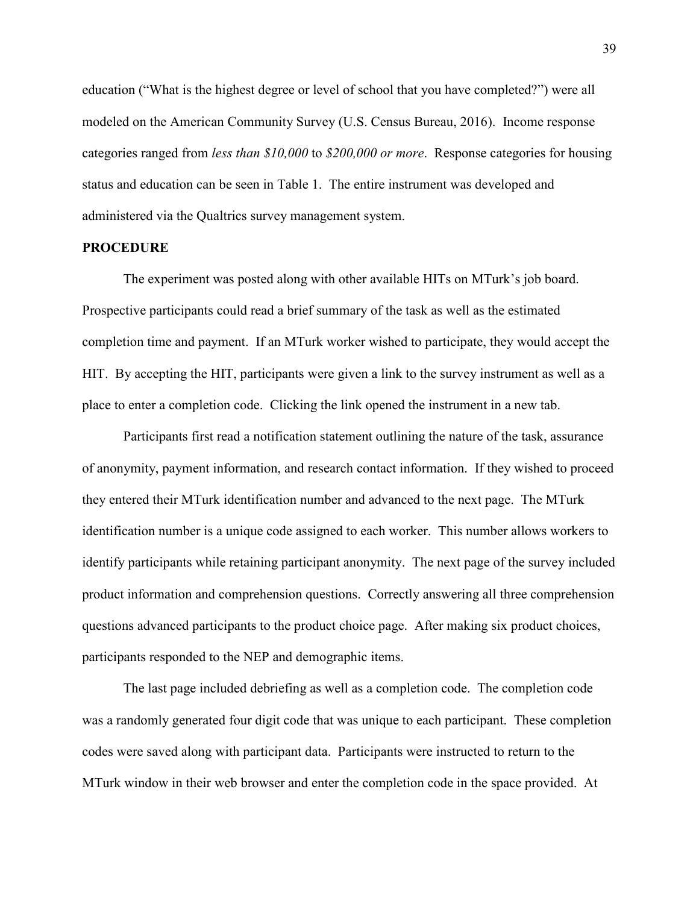education (“What is the highest degree or level of school that you have completed?”) were all modeled on the American Community Survey (U.S. Census Bureau, 2016). Income response categories ranged from *less than $10,000* to *$200,000 or more*. Response categories for housing status and education can be seen in Table 1. The entire instrument was developed and administered via the Qualtrics survey management system.

## PROCEDURE

The experiment was posted along with other available HITs on MTurk’s job board. Prospective participants could read a brief summary of the task as well as the estimated completion time and payment. If an MTurk worker wished to participate, they would accept the HIT. By accepting the HIT, participants were given a link to the survey instrument as well as a place to enter a completion code. Clicking the link opened the instrument in a new tab.

Participants first read a notification statement outlining the nature of the task, assurance of anonymity, payment information, and research contact information. If they wished to proceed they entered their MTurk identification number and advanced to the next page. The MTurk identification number is a unique code assigned to each worker. This number allows workers to identify participants while retaining participant anonymity. The next page of the survey included product information and comprehension questions. Correctly answering all three comprehension questions advanced participants to the product choice page. After making six product choices, participants responded to the NEP and demographic items.

The last page included debriefing as well as a completion code. The completion code was a randomly generated four digit code that was unique to each participant. These completion codes were saved along with participant data. Participants were instructed to return to the MTurk window in their web browser and enter the completion code in the space provided. At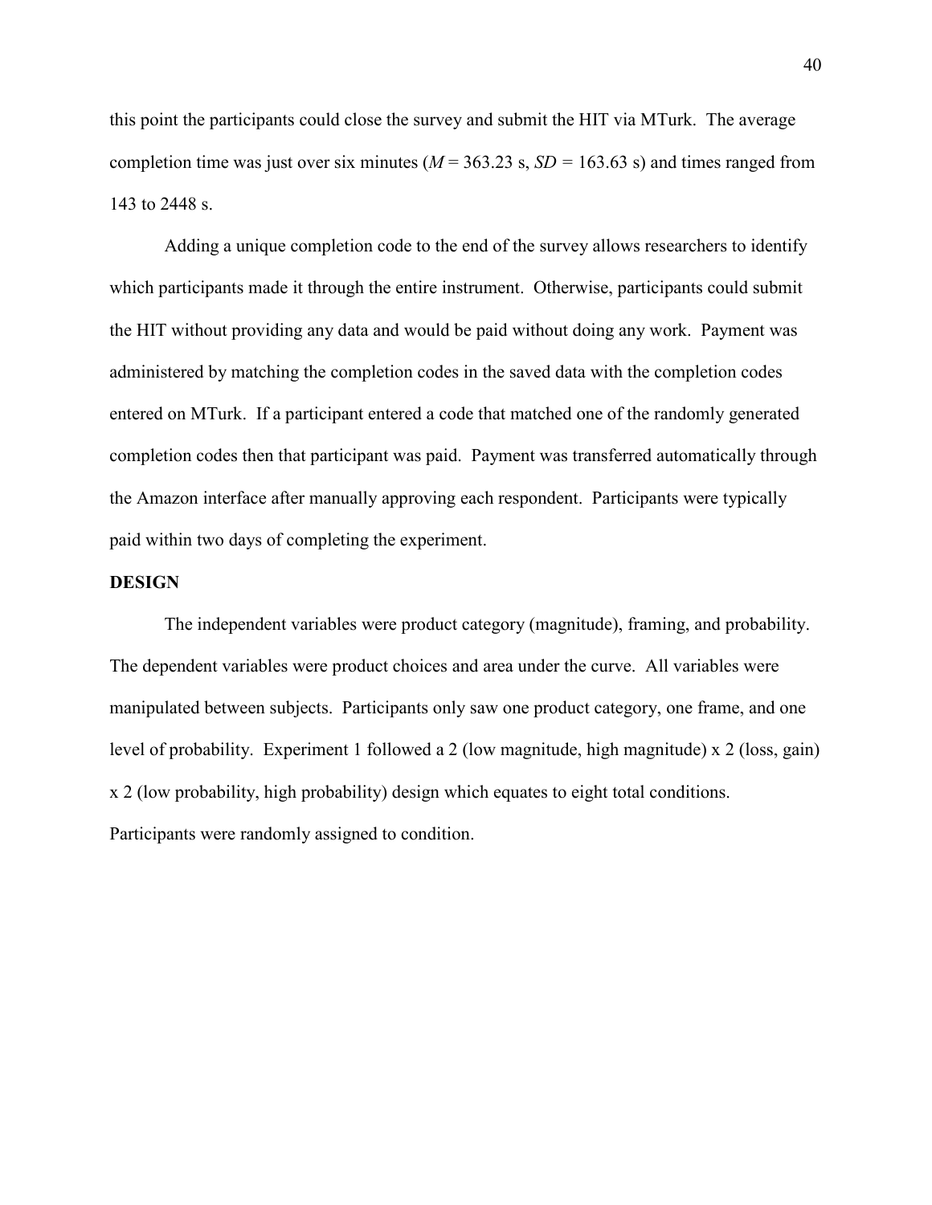this point the participants could close the survey and submit the HIT via MTurk. The average completion time was just over six minutes ($M$ = 363.23 s, $SD$ = 163.63 s) and times ranged from 143 to 2448 s.

Adding a unique completion code to the end of the survey allows researchers to identify which participants made it through the entire instrument. Otherwise, participants could submit the HIT without providing any data and would be paid without doing any work. Payment was administered by matching the completion codes in the saved data with the completion codes entered on MTurk. If a participant entered a code that matched one of the randomly generated completion codes then that participant was paid. Payment was transferred automatically through the Amazon interface after manually approving each respondent. Participants were typically paid within two days of completing the experiment.

**DESIGN**

The independent variables were product category (magnitude), framing, and probability. The dependent variables were product choices and area under the curve. All variables were manipulated between subjects. Participants only saw one product category, one frame, and one level of probability. Experiment 1 followed a 2 (low magnitude, high magnitude) x 2 (loss, gain) x 2 (low probability, high probability) design which equates to eight total conditions. Participants were randomly assigned to condition.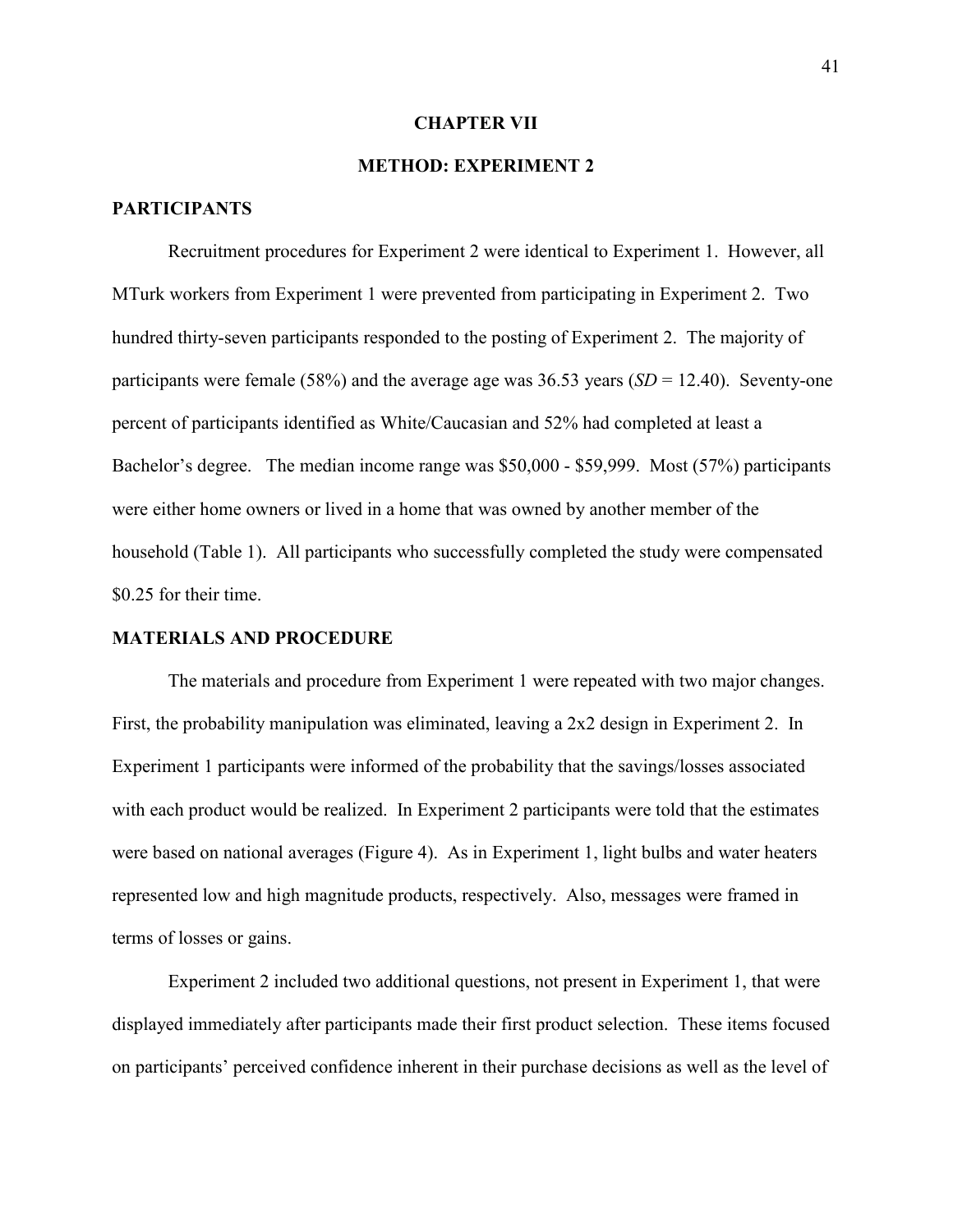# CHAPTER VII

# METHOD: EXPERIMENT 2

## PARTICIPANTS

Recruitment procedures for Experiment 2 were identical to Experiment 1. However, all MTurk workers from Experiment 1 were prevented from participating in Experiment 2. Two hundred thirty-seven participants responded to the posting of Experiment 2. The majority of participants were female (58%) and the average age was 36.53 years (*SD* = 12.40). Seventy-one percent of participants identified as White/Caucasian and 52% had completed at least a Bachelor's degree. The median income range was $50,000 - $59,999. Most (57%) participants were either home owners or lived in a home that was owned by another member of the household (Table 1). All participants who successfully completed the study were compensated $0.25 for their time.

## MATERIALS AND PROCEDURE

The materials and procedure from Experiment 1 were repeated with two major changes. First, the probability manipulation was eliminated, leaving a 2x2 design in Experiment 2. In Experiment 1 participants were informed of the probability that the savings/losses associated with each product would be realized. In Experiment 2 participants were told that the estimates were based on national averages (Figure 4). As in Experiment 1, light bulbs and water heaters represented low and high magnitude products, respectively. Also, messages were framed in terms of losses or gains.

Experiment 2 included two additional questions, not present in Experiment 1, that were displayed immediately after participants made their first product selection. These items focused on participants' perceived confidence inherent in their purchase decisions as well as the level of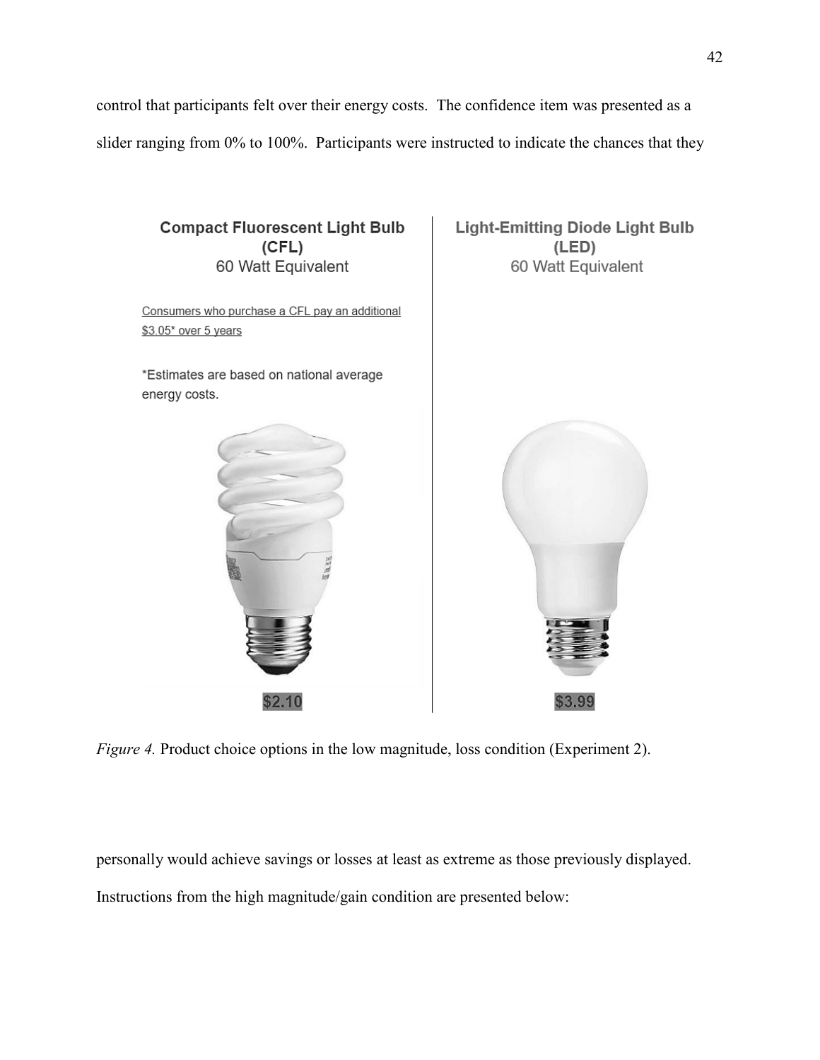control that participants felt over their energy costs. The confidence item was presented as a slider ranging from 0% to 100%. Participants were instructed to indicate the chances that they

| **Compact Fluorescent Light Bulb (CFL)** 60 Watt Equivalent | **Light-Emitting Diode Light Bulb (LED)** 60 Watt Equivalent |
| --- | --- |
| Consumers who purchase a CFL pay an additional $3.05* over 5 years<br><br>*Estimates are based on national average energy costs. | |
| $2.10 | $3.99 |

*Figure 4.* Product choice options in the low magnitude, loss condition (Experiment 2).

personally would achieve savings or losses at least as extreme as those previously displayed. Instructions from the high magnitude/gain condition are presented below: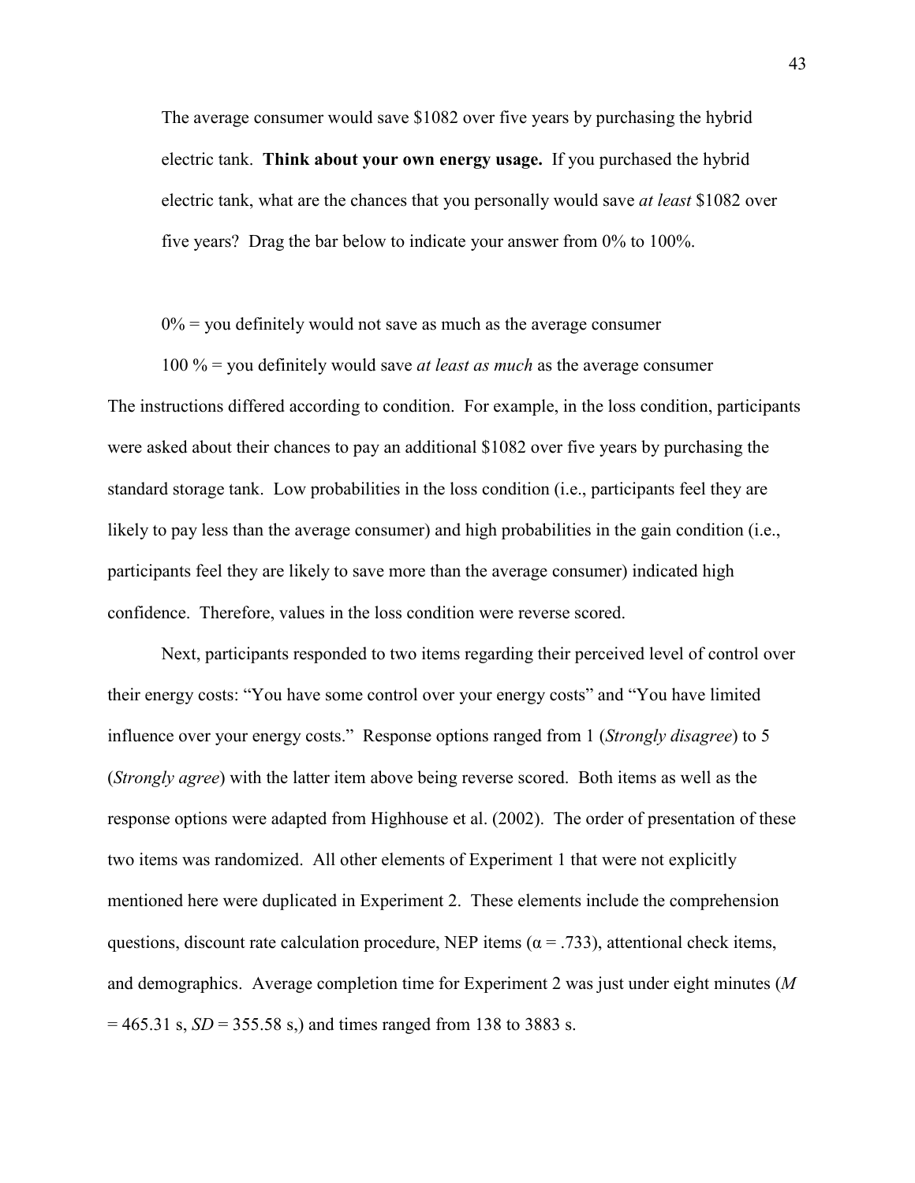The average consumer would save $1082 over five years by purchasing the hybrid electric tank. **Think about your own energy usage.** If you purchased the hybrid electric tank, what are the chances that you personally would save *at least* $1082 over five years? Drag the bar below to indicate your answer from 0% to 100%.

0% = you definitely would not save as much as the average consumer

100 % = you definitely would save *at least as much* as the average consumer

The instructions differed according to condition. For example, in the loss condition, participants were asked about their chances to pay an additional $1082 over five years by purchasing the standard storage tank. Low probabilities in the loss condition (i.e., participants feel they are likely to pay less than the average consumer) and high probabilities in the gain condition (i.e., participants feel they are likely to save more than the average consumer) indicated high confidence. Therefore, values in the loss condition were reverse scored.

Next, participants responded to two items regarding their perceived level of control over their energy costs: "You have some control over your energy costs" and "You have limited influence over your energy costs." Response options ranged from 1 (*Strongly disagree*) to 5 (*Strongly agree*) with the latter item above being reverse scored. Both items as well as the response options were adapted from Highhouse et al. (2002). The order of presentation of these two items was randomized. All other elements of Experiment 1 that were not explicitly mentioned here were duplicated in Experiment 2. These elements include the comprehension questions, discount rate calculation procedure, NEP items ($\alpha = .733$), attentional check items, and demographics. Average completion time for Experiment 2 was just under eight minutes ($M = 465.31$ s, $SD = 355.58$ s,) and times ranged from 138 to 3883 s.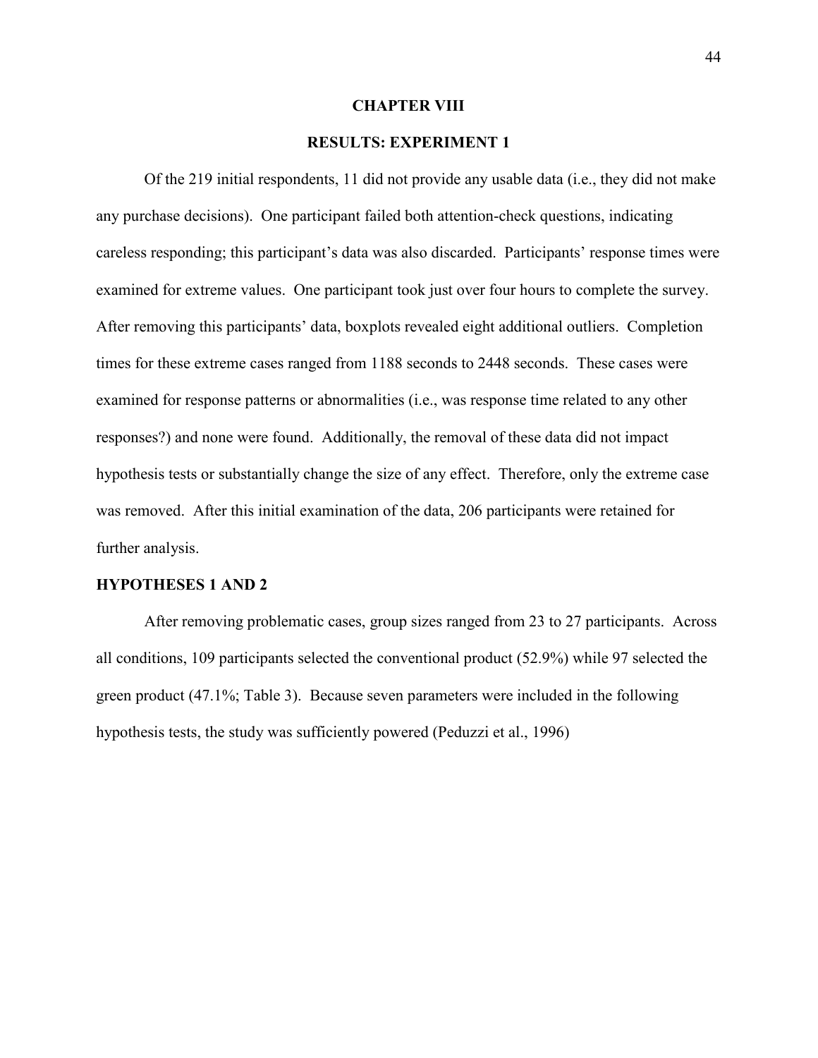# CHAPTER VIII

## RESULTS: EXPERIMENT 1

Of the 219 initial respondents, 11 did not provide any usable data (i.e., they did not make any purchase decisions). One participant failed both attention-check questions, indicating careless responding; this participant's data was also discarded. Participants' response times were examined for extreme values. One participant took just over four hours to complete the survey. After removing this participants' data, boxplots revealed eight additional outliers. Completion times for these extreme cases ranged from 1188 seconds to 2448 seconds. These cases were examined for response patterns or abnormalities (i.e., was response time related to any other responses?) and none were found. Additionally, the removal of these data did not impact hypothesis tests or substantially change the size of any effect. Therefore, only the extreme case was removed. After this initial examination of the data, 206 participants were retained for further analysis.

### HYPOTHESES 1 AND 2

After removing problematic cases, group sizes ranged from 23 to 27 participants. Across all conditions, 109 participants selected the conventional product (52.9%) while 97 selected the green product (47.1%; Table 3). Because seven parameters were included in the following hypothesis tests, the study was sufficiently powered (Peduzzi et al., 1996)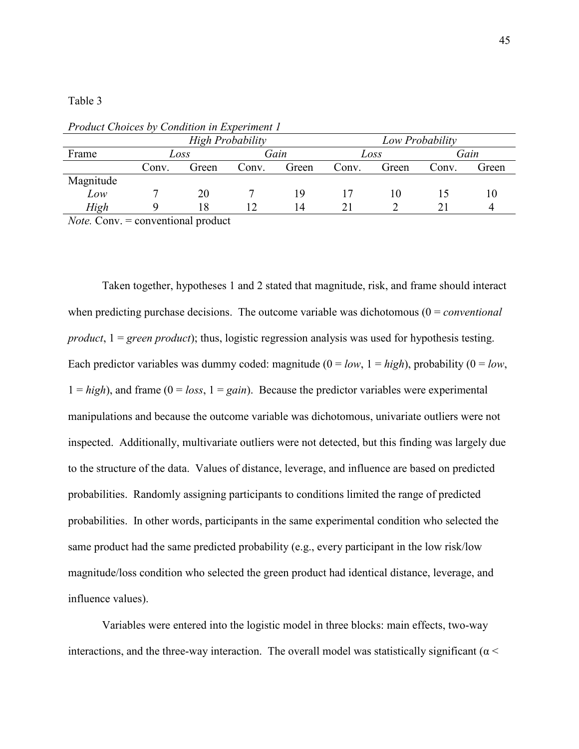Table 3

*Product Choices by Condition in Experiment 1*

| | *High Probability* | | | | *Low Probability* | | | |
|---|---|---|---|---|---|---|---|---|
| Frame | *Loss* | | *Gain* | | *Loss* | | *Gain* | |
| | Conv. | Green | Conv. | Green | Conv. | Green | Conv. | Green |
| Magnitude | | | | | | | | |
| *Low* | 7 | 20 | 7 | 19 | 17 | 10 | 15 | 10 |
| *High* | 9 | 18 | 12 | 14 | 21 | 2 | 21 | 4 |

*Note.* Conv. = conventional product

Taken together, hypotheses 1 and 2 stated that magnitude, risk, and frame should interact when predicting purchase decisions. The outcome variable was dichotomous (0 = *conventional product*, 1 = *green product*); thus, logistic regression analysis was used for hypothesis testing. Each predictor variables was dummy coded: magnitude (0 = *low*, 1 = *high*), probability (0 = *low*, 1 = *high*), and frame (0 = *loss*, 1 = *gain*). Because the predictor variables were experimental manipulations and because the outcome variable was dichotomous, univariate outliers were not inspected. Additionally, multivariate outliers were not detected, but this finding was largely due to the structure of the data. Values of distance, leverage, and influence are based on predicted probabilities. Randomly assigning participants to conditions limited the range of predicted probabilities. In other words, participants in the same experimental condition who selected the same product had the same predicted probability (e.g., every participant in the low risk/low magnitude/loss condition who selected the green product had identical distance, leverage, and influence values).

Variables were entered into the logistic model in three blocks: main effects, two-way interactions, and the three-way interaction. The overall model was statistically significant ($\alpha <$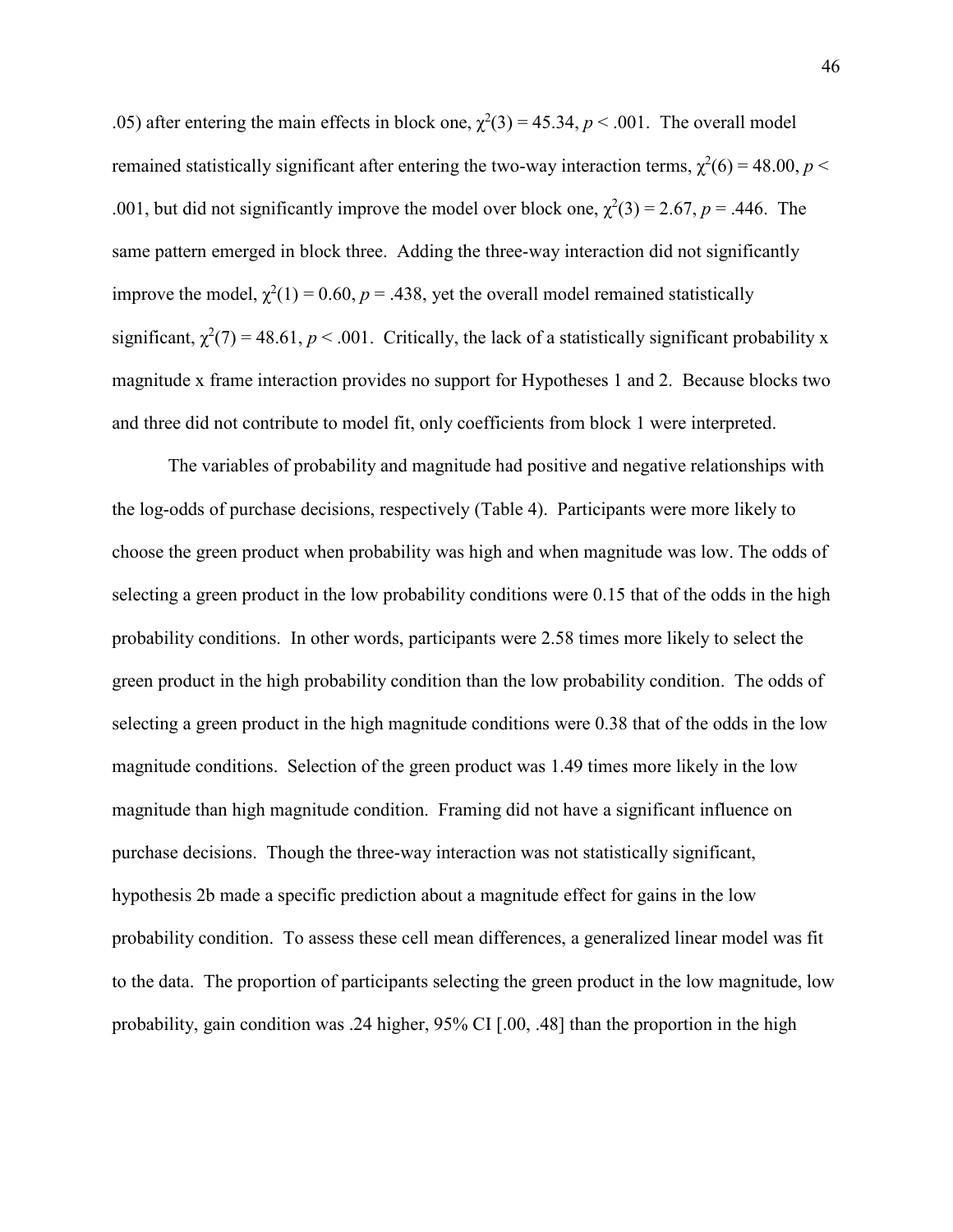.05) after entering the main effects in block one, $\chi^2(3) = 45.34$, $p < .001$. The overall model remained statistically significant after entering the two-way interaction terms, $\chi^2(6) = 48.00$, $p < .001$, but did not significantly improve the model over block one, $\chi^2(3) = 2.67$, $p = .446$. The same pattern emerged in block three. Adding the three-way interaction did not significantly improve the model, $\chi^2(1) = 0.60$, $p = .438$, yet the overall model remained statistically significant, $\chi^2(7) = 48.61$, $p < .001$. Critically, the lack of a statistically significant probability x magnitude x frame interaction provides no support for Hypotheses 1 and 2. Because blocks two and three did not contribute to model fit, only coefficients from block 1 were interpreted.

The variables of probability and magnitude had positive and negative relationships with the log-odds of purchase decisions, respectively (Table 4). Participants were more likely to choose the green product when probability was high and when magnitude was low. The odds of selecting a green product in the low probability conditions were 0.15 that of the odds in the high probability conditions. In other words, participants were 2.58 times more likely to select the green product in the high probability condition than the low probability condition. The odds of selecting a green product in the high magnitude conditions were 0.38 that of the odds in the low magnitude conditions. Selection of the green product was 1.49 times more likely in the low magnitude than high magnitude condition. Framing did not have a significant influence on purchase decisions. Though the three-way interaction was not statistically significant, hypothesis 2b made a specific prediction about a magnitude effect for gains in the low probability condition. To assess these cell mean differences, a generalized linear model was fit to the data. The proportion of participants selecting the green product in the low magnitude, low probability, gain condition was .24 higher, 95% CI [.00, .48] than the proportion in the high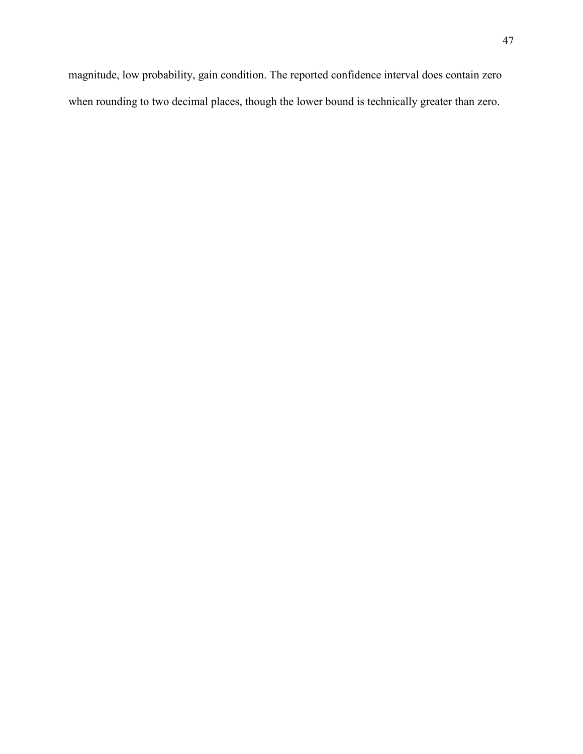magnitude, low probability, gain condition. The reported confidence interval does contain zero when rounding to two decimal places, though the lower bound is technically greater than zero.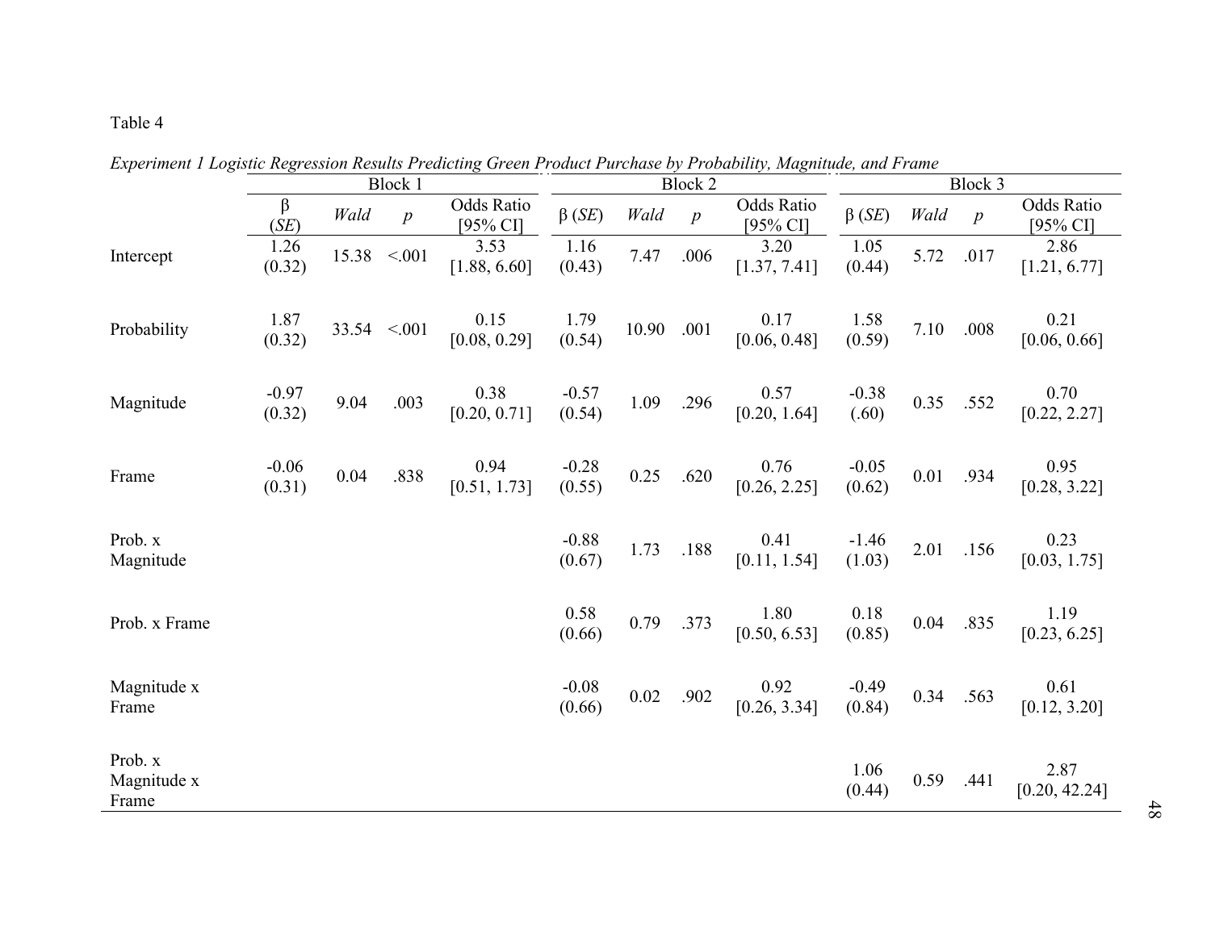Table 4

*Experiment 1 Logistic Regression Results Predicting Green Product Purchase by Probability, Magnitude, and Frame*

| | Block 1 | | | | Block 2 | | | | Block 3 | | | |
|---|---|---|---|---|---|---|---|---|---|---|---|---|
| | β (*SE*) | *Wald* | *p* | Odds Ratio [95% CI] | β (*SE*) | *Wald* | *p* | Odds Ratio [95% CI] | β (*SE*) | *Wald* | *p* | Odds Ratio [95% CI] |
| Intercept | 1.26 (0.32) | 15.38 | <.001 | 3.53 [1.88, 6.60] | 1.16 (0.43) | 7.47 | .006 | 3.20 [1.37, 7.41] | 1.05 (0.44) | 5.72 | .017 | 2.86 [1.21, 6.77] |
| Probability | 1.87 (0.32) | 33.54 | <.001 | 0.15 [0.08, 0.29] | 1.79 (0.54) | 10.90 | .001 | 0.17 [0.06, 0.48] | 1.58 (0.59) | 7.10 | .008 | 0.21 [0.06, 0.66] |
| Magnitude | -0.97 (0.32) | 9.04 | .003 | 0.38 [0.20, 0.71] | -0.57 (0.54) | 1.09 | .296 | 0.57 [0.20, 1.64] | -0.38 (.60) | 0.35 | .552 | 0.70 [0.22, 2.27] |
| Frame | -0.06 (0.31) | 0.04 | .838 | 0.94 [0.51, 1.73] | -0.28 (0.55) | 0.25 | .620 | 0.76 [0.26, 2.25] | -0.05 (0.62) | 0.01 | .934 | 0.95 [0.28, 3.22] |
| Prob. x Magnitude | | | | | -0.88 (0.67) | 1.73 | .188 | 0.41 [0.11, 1.54] | -1.46 (1.03) | 2.01 | .156 | 0.23 [0.03, 1.75] |
| Prob. x Frame | | | | | 0.58 (0.66) | 0.79 | .373 | 1.80 [0.50, 6.53] | 0.18 (0.85) | 0.04 | .835 | 1.19 [0.23, 6.25] |
| Magnitude x Frame | | | | | -0.08 (0.66) | 0.02 | .902 | 0.92 [0.26, 3.34] | -0.49 (0.84) | 0.34 | .563 | 0.61 [0.12, 3.20] |
| Prob. x Magnitude x Frame | | | | | | | | | 1.06 (0.44) | 0.59 | .441 | 2.87 [0.20, 42.24] |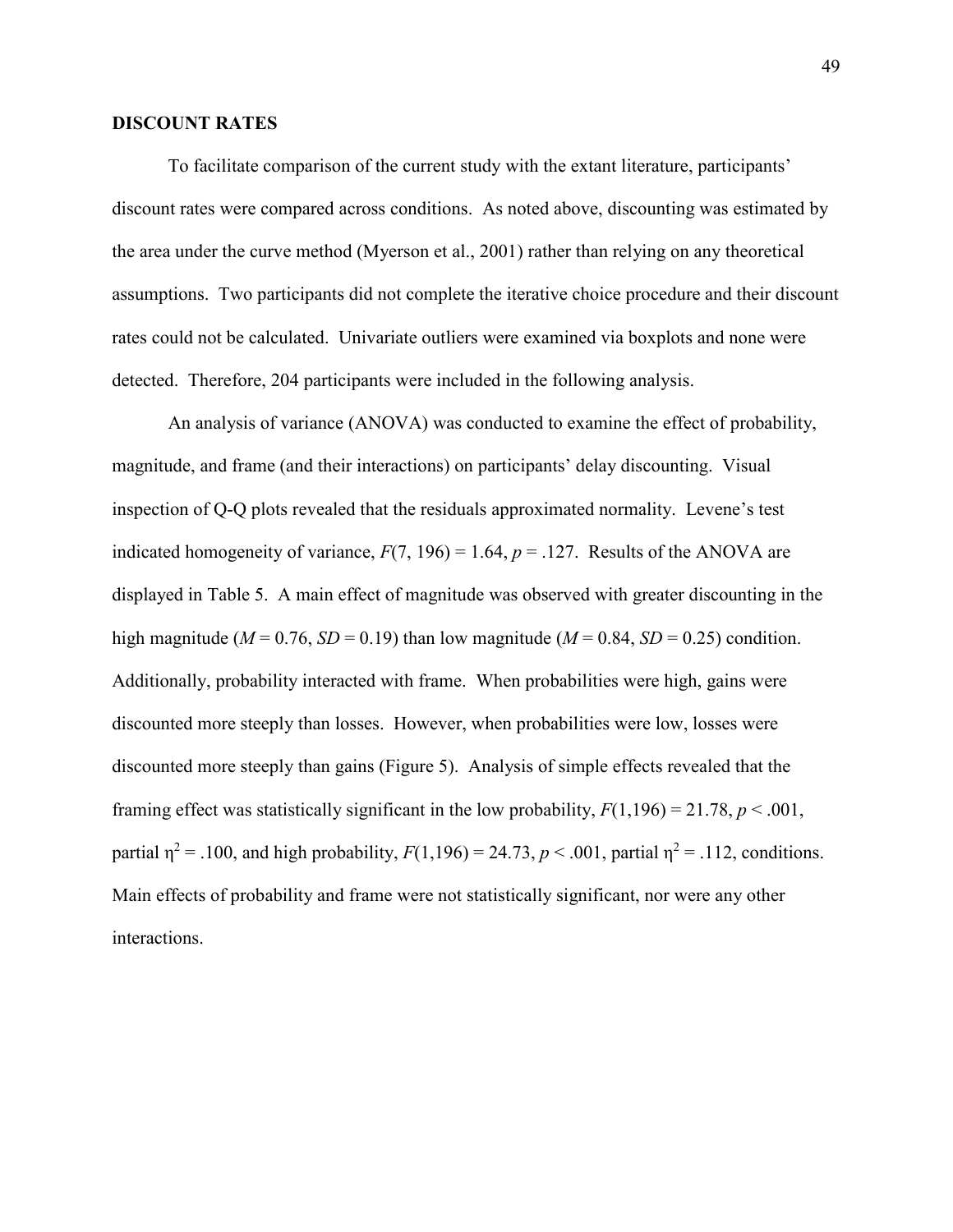## DISCOUNT RATES

To facilitate comparison of the current study with the extant literature, participants' discount rates were compared across conditions. As noted above, discounting was estimated by the area under the curve method (Myerson et al., 2001) rather than relying on any theoretical assumptions. Two participants did not complete the iterative choice procedure and their discount rates could not be calculated. Univariate outliers were examined via boxplots and none were detected. Therefore, 204 participants were included in the following analysis.

An analysis of variance (ANOVA) was conducted to examine the effect of probability, magnitude, and frame (and their interactions) on participants' delay discounting. Visual inspection of Q-Q plots revealed that the residuals approximated normality. Levene's test indicated homogeneity of variance, $F(7, 196) = 1.64$, $p = .127$. Results of the ANOVA are displayed in Table 5. A main effect of magnitude was observed with greater discounting in the high magnitude ($M = 0.76$, $SD = 0.19$) than low magnitude ($M = 0.84$, $SD = 0.25$) condition. Additionally, probability interacted with frame. When probabilities were high, gains were discounted more steeply than losses. However, when probabilities were low, losses were discounted more steeply than gains (Figure 5). Analysis of simple effects revealed that the framing effect was statistically significant in the low probability, $F(1,196) = 21.78$, $p < .001$, partial $\eta^2 = .100$, and high probability, $F(1,196) = 24.73$, $p < .001$, partial $\eta^2 = .112$, conditions. Main effects of probability and frame were not statistically significant, nor were any other interactions.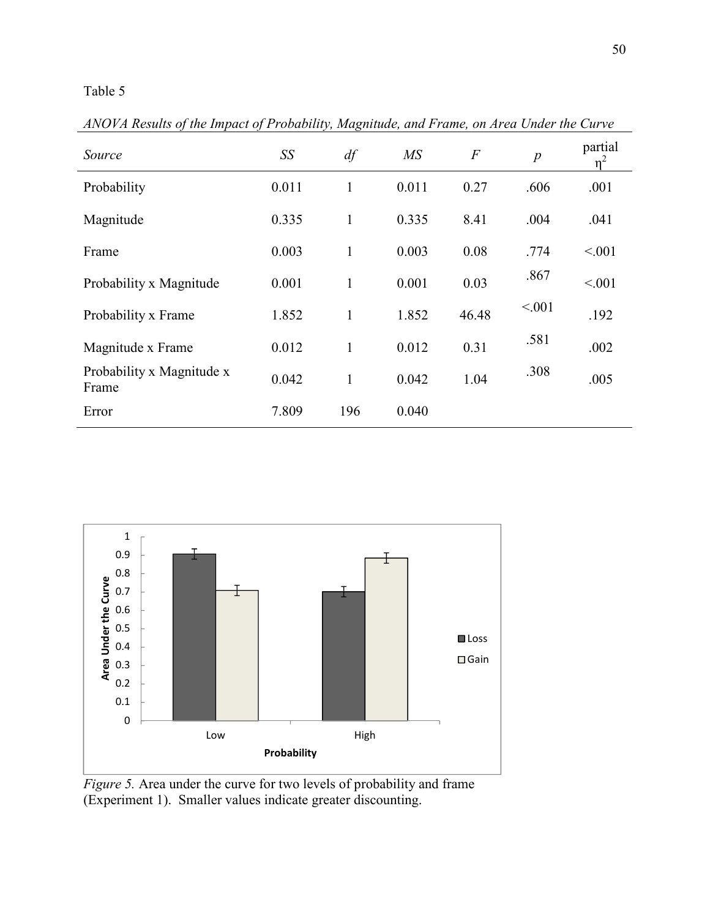Table 5

*ANOVA Results of the Impact of Probability, Magnitude, and Frame, on Area Under the Curve*

| *Source* | *SS* | *df* | *MS* | *F* | *p* | partial $\eta^2$ |
|---|---|---|---|---|---|---|
| Probability | 0.011 | 1 | 0.011 | 0.27 | .606 | .001 |
| Magnitude | 0.335 | 1 | 0.335 | 8.41 | .004 | .041 |
| Frame | 0.003 | 1 | 0.003 | 0.08 | .774 | <.001 |
| Probability x Magnitude | 0.001 | 1 | 0.001 | 0.03 | .867 | <.001 |
| Probability x Frame | 1.852 | 1 | 1.852 | 46.48 | <.001 | .192 |
| Magnitude x Frame | 0.012 | 1 | 0.012 | 0.31 | .581 | .002 |
| Probability x Magnitude x Frame | 0.042 | 1 | 0.042 | 1.04 | .308 | .005 |
| Error | 7.809 | 196 | 0.040 | | | |

*Figure 5.* Area under the curve for two levels of probability and frame (Experiment 1). Smaller values indicate greater discounting.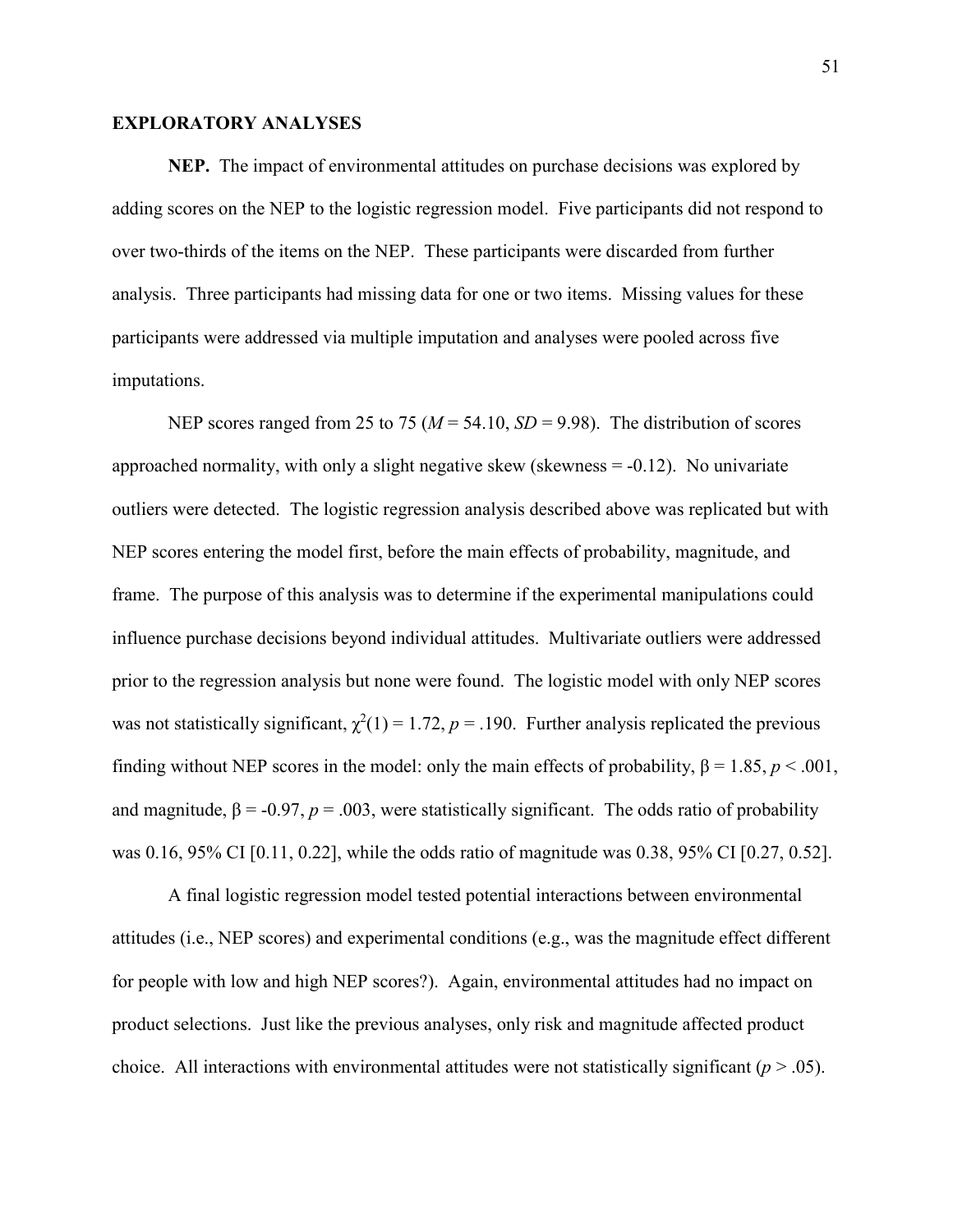## EXPLORATORY ANALYSES

**NEP.** The impact of environmental attitudes on purchase decisions was explored by adding scores on the NEP to the logistic regression model. Five participants did not respond to over two-thirds of the items on the NEP. These participants were discarded from further analysis. Three participants had missing data for one or two items. Missing values for these participants were addressed via multiple imputation and analyses were pooled across five imputations.

NEP scores ranged from 25 to 75 ($M$ = 54.10, $SD$ = 9.98). The distribution of scores approached normality, with only a slight negative skew (skewness = -0.12). No univariate outliers were detected. The logistic regression analysis described above was replicated but with NEP scores entering the model first, before the main effects of probability, magnitude, and frame. The purpose of this analysis was to determine if the experimental manipulations could influence purchase decisions beyond individual attitudes. Multivariate outliers were addressed prior to the regression analysis but none were found. The logistic model with only NEP scores was not statistically significant, $\chi^2(1) = 1.72$, $p = .190$. Further analysis replicated the previous finding without NEP scores in the model: only the main effects of probability, $\beta = 1.85$, $p < .001$, and magnitude, $\beta = -0.97$, $p = .003$, were statistically significant. The odds ratio of probability was 0.16, 95% CI [0.11, 0.22], while the odds ratio of magnitude was 0.38, 95% CI [0.27, 0.52].

A final logistic regression model tested potential interactions between environmental attitudes (i.e., NEP scores) and experimental conditions (e.g., was the magnitude effect different for people with low and high NEP scores?). Again, environmental attitudes had no impact on product selections. Just like the previous analyses, only risk and magnitude affected product choice. All interactions with environmental attitudes were not statistically significant ($p > .05$).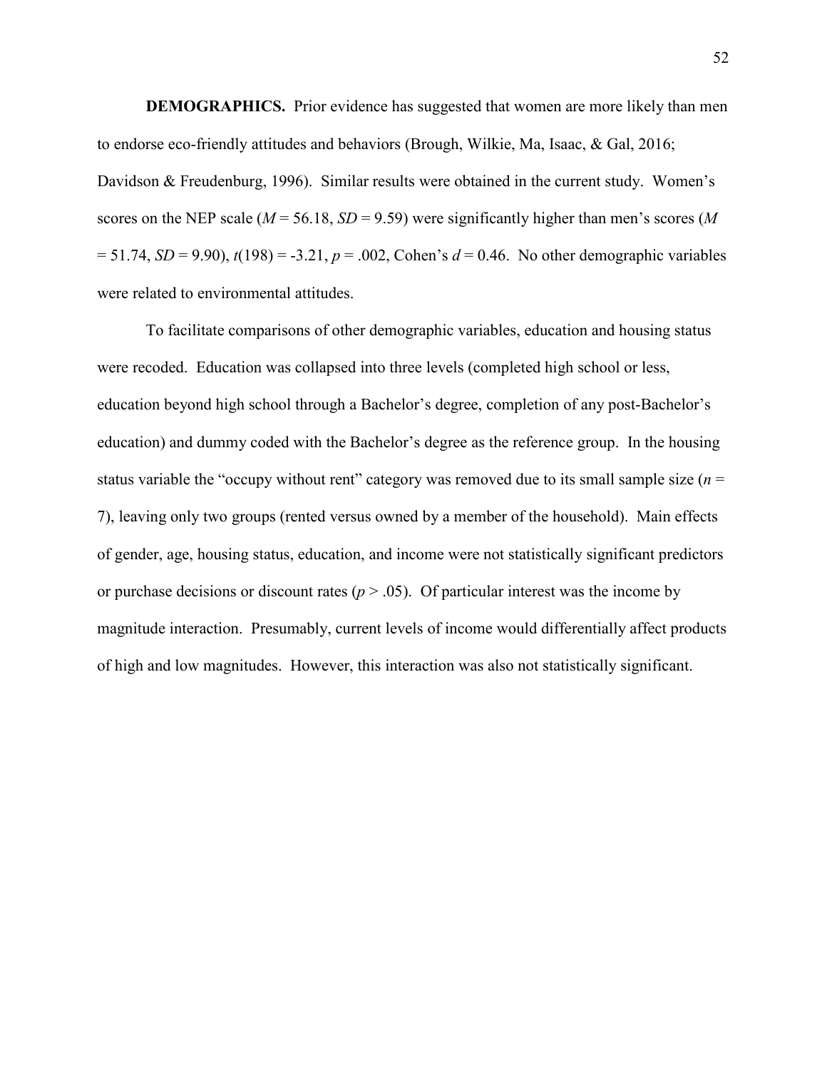**DEMOGRAPHICS.** Prior evidence has suggested that women are more likely than men to endorse eco-friendly attitudes and behaviors (Brough, Wilkie, Ma, Isaac, & Gal, 2016; Davidson & Freudenburg, 1996). Similar results were obtained in the current study. Women's scores on the NEP scale ($M$ = 56.18, $SD$ = 9.59) were significantly higher than men's scores ($M$ = 51.74, $SD$ = 9.90), $t(198) = -3.21$, $p = .002$, Cohen's $d = 0.46$. No other demographic variables were related to environmental attitudes.

To facilitate comparisons of other demographic variables, education and housing status were recoded. Education was collapsed into three levels (completed high school or less, education beyond high school through a Bachelor's degree, completion of any post-Bachelor's education) and dummy coded with the Bachelor's degree as the reference group. In the housing status variable the "occupy without rent" category was removed due to its small sample size ($n$ = 7), leaving only two groups (rented versus owned by a member of the household). Main effects of gender, age, housing status, education, and income were not statistically significant predictors or purchase decisions or discount rates ($p > .05$). Of particular interest was the income by magnitude interaction. Presumably, current levels of income would differentially affect products of high and low magnitudes. However, this interaction was also not statistically significant.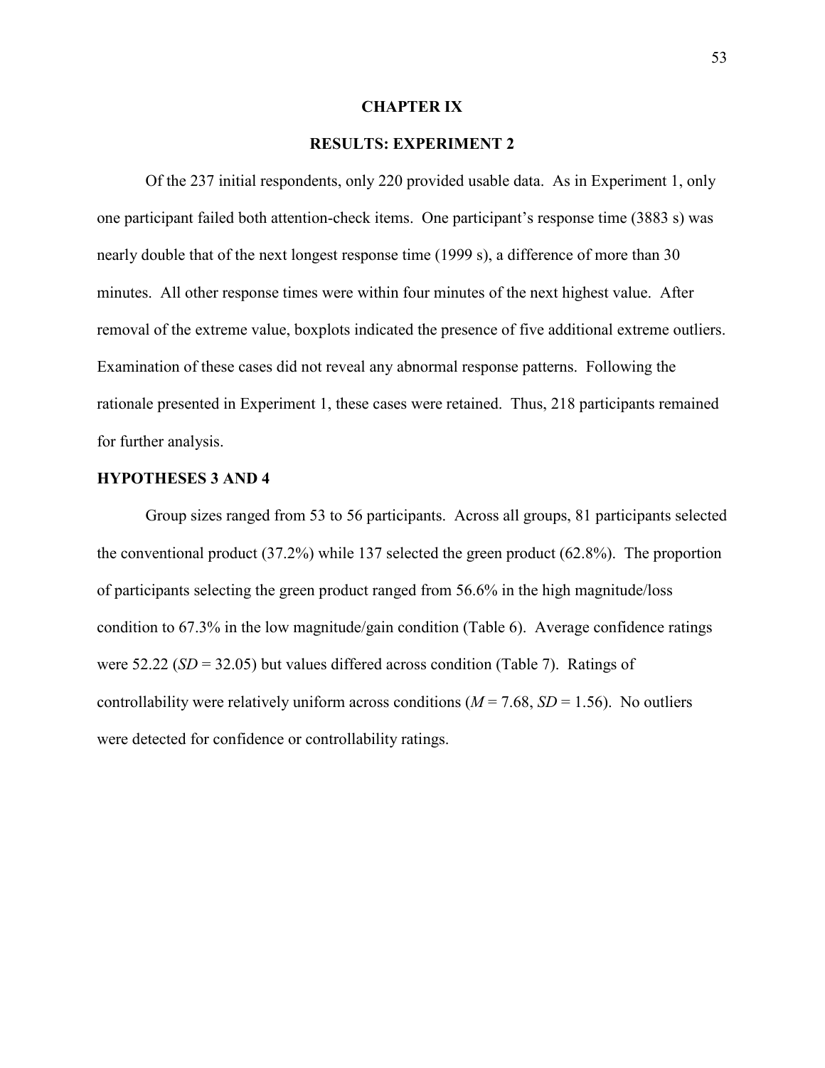# CHAPTER IX

# RESULTS: EXPERIMENT 2

Of the 237 initial respondents, only 220 provided usable data. As in Experiment 1, only one participant failed both attention-check items. One participant's response time (3883 s) was nearly double that of the next longest response time (1999 s), a difference of more than 30 minutes. All other response times were within four minutes of the next highest value. After removal of the extreme value, boxplots indicated the presence of five additional extreme outliers. Examination of these cases did not reveal any abnormal response patterns. Following the rationale presented in Experiment 1, these cases were retained. Thus, 218 participants remained for further analysis.

## HYPOTHESES 3 AND 4

Group sizes ranged from 53 to 56 participants. Across all groups, 81 participants selected the conventional product (37.2%) while 137 selected the green product (62.8%). The proportion of participants selecting the green product ranged from 56.6% in the high magnitude/loss condition to 67.3% in the low magnitude/gain condition (Table 6). Average confidence ratings were 52.22 (*SD* = 32.05) but values differed across condition (Table 7). Ratings of controllability were relatively uniform across conditions (*M* = 7.68, *SD* = 1.56). No outliers were detected for confidence or controllability ratings.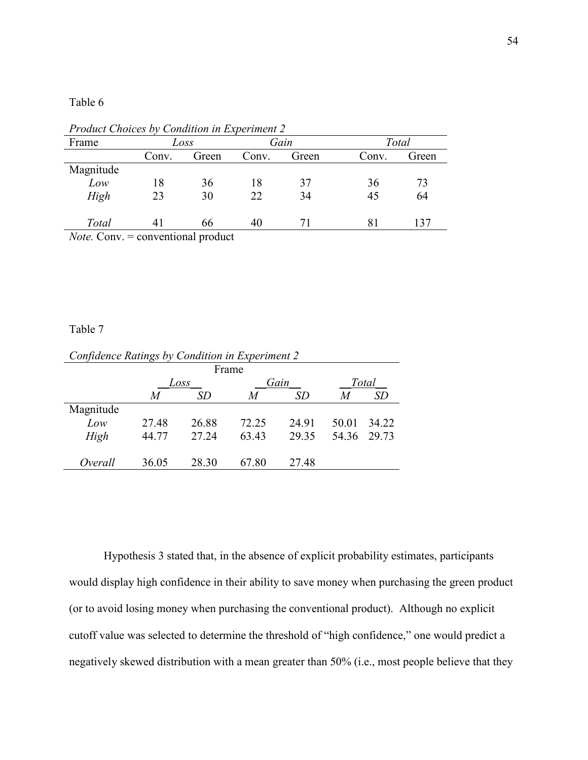Table 6

*Product Choices by Condition in Experiment 2*

| Frame | *Loss* | | *Gain* | | *Total* | |
|---|---|---|---|---|---|---|
| | Conv. | Green | Conv. | Green | Conv. | Green |
| Magnitude | | | | | | |
| *Low* | 18 | 36 | 18 | 37 | 36 | 73 |
| *High* | 23 | 30 | 22 | 34 | 45 | 64 |
| *Total* | 41 | 66 | 40 | 71 | 81 | 137 |

*Note.* Conv. = conventional product

Table 7

*Confidence Ratings by Condition in Experiment 2*

| | Frame | | | | | |
|---|---|---|---|---|---|---|
| | *Loss* | | *Gain* | | *Total* | |
| | *M* | *SD* | *M* | *SD* | *M* | *SD* |
| Magnitude | | | | | | |
| *Low* | 27.48 | 26.88 | 72.25 | 24.91 | 50.01 | 34.22 |
| *High* | 44.77 | 27.24 | 63.43 | 29.35 | 54.36 | 29.73 |
| *Overall* | 36.05 | 28.30 | 67.80 | 27.48 | | |

Hypothesis 3 stated that, in the absence of explicit probability estimates, participants would display high confidence in their ability to save money when purchasing the green product (or to avoid losing money when purchasing the conventional product). Although no explicit cutoff value was selected to determine the threshold of "high confidence," one would predict a negatively skewed distribution with a mean greater than 50% (i.e., most people believe that they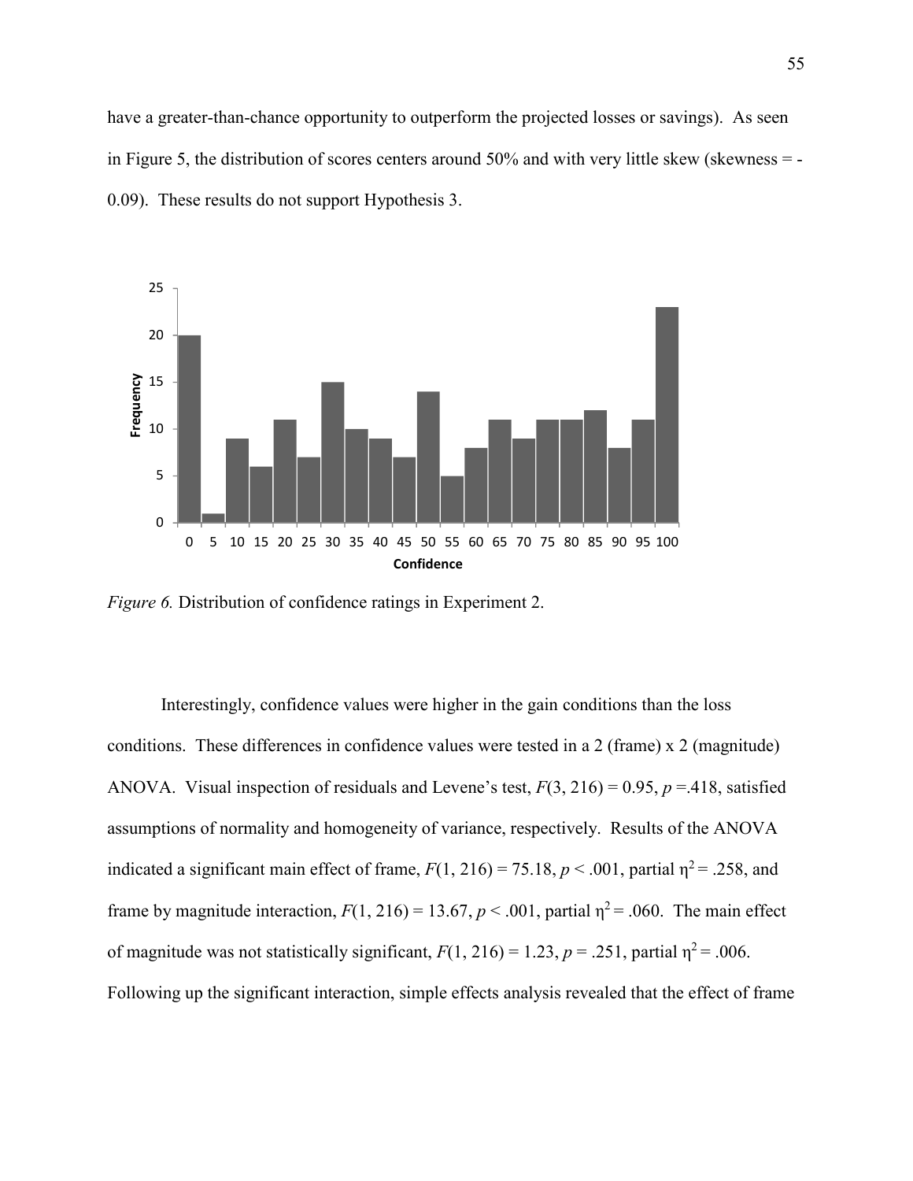have a greater-than-chance opportunity to outperform the projected losses or savings). As seen in Figure 5, the distribution of scores centers around 50% and with very little skew (skewness = -0.09). These results do not support Hypothesis 3.

*Figure 6.* Distribution of confidence ratings in Experiment 2.

Interestingly, confidence values were higher in the gain conditions than the loss conditions. These differences in confidence values were tested in a 2 (frame) x 2 (magnitude) ANOVA. Visual inspection of residuals and Levene's test, $F(3, 216) = 0.95$, $p = .418$, satisfied assumptions of normality and homogeneity of variance, respectively. Results of the ANOVA indicated a significant main effect of frame, $F(1, 216) = 75.18$, $p < .001$, partial $\eta^2 = .258$, and frame by magnitude interaction, $F(1, 216) = 13.67$, $p < .001$, partial $\eta^2 = .060$. The main effect of magnitude was not statistically significant, $F(1, 216) = 1.23$, $p = .251$, partial $\eta^2 = .006$. Following up the significant interaction, simple effects analysis revealed that the effect of frame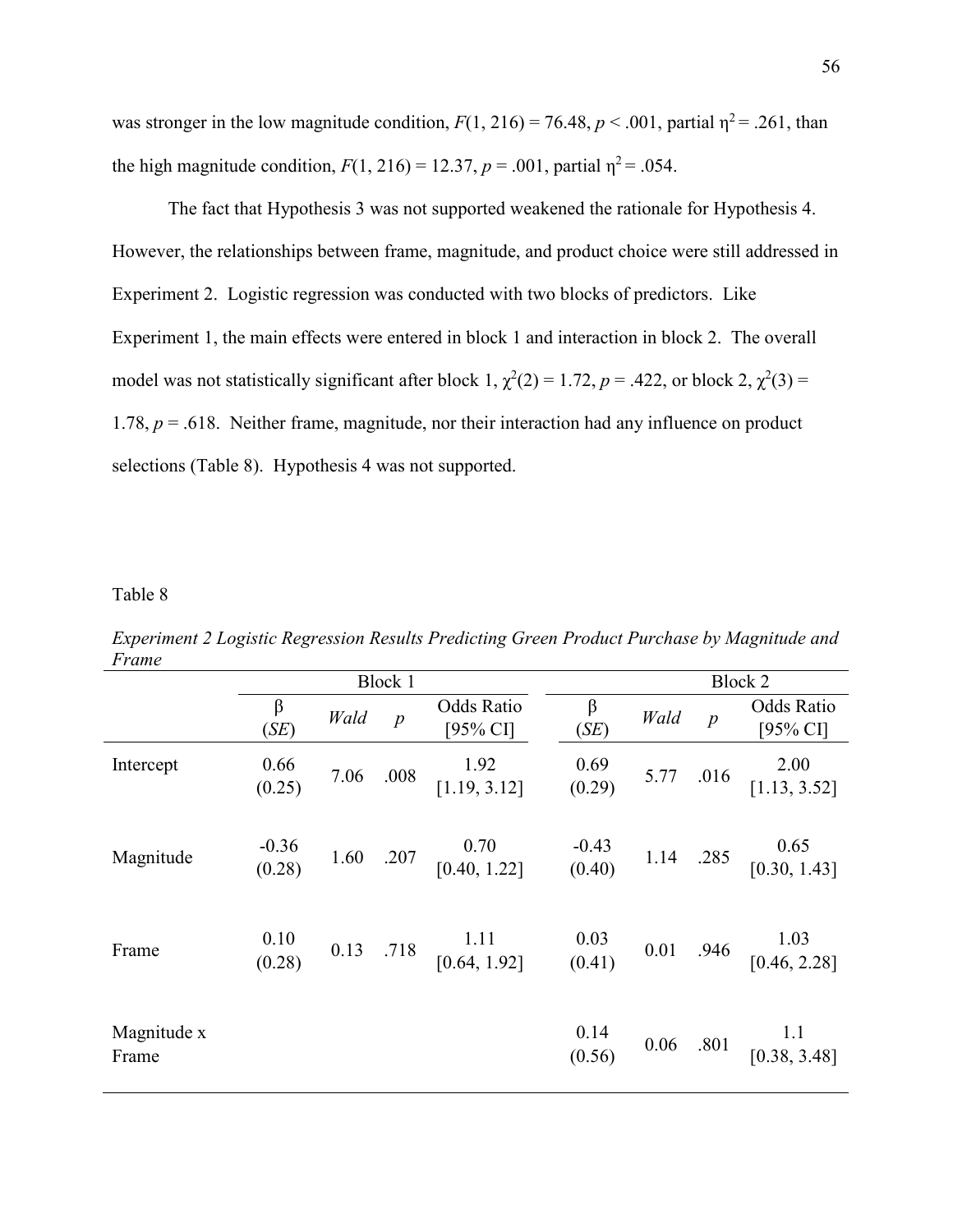was stronger in the low magnitude condition, $F(1, 216) = 76.48$, $p < .001$, partial $\eta^2 = .261$, than the high magnitude condition, $F(1, 216) = 12.37$, $p = .001$, partial $\eta^2 = .054$.

The fact that Hypothesis 3 was not supported weakened the rationale for Hypothesis 4. However, the relationships between frame, magnitude, and product choice were still addressed in Experiment 2. Logistic regression was conducted with two blocks of predictors. Like Experiment 1, the main effects were entered in block 1 and interaction in block 2. The overall model was not statistically significant after block 1, $\chi^2(2) = 1.72$, $p = .422$, or block 2, $\chi^2(3) = 1.78$, $p = .618$. Neither frame, magnitude, nor their interaction had any influence on product selections (Table 8). Hypothesis 4 was not supported.

Table 8

*Experiment 2 Logistic Regression Results Predicting Green Product Purchase by Magnitude and Frame*

| | Block 1 | | | | Block 2 | | | |
|---|---|---|---|---|---|---|---|---|
| | β (*SE*) | *Wald* | *p* | Odds Ratio [95% CI] | β (*SE*) | *Wald* | *p* | Odds Ratio [95% CI] |
| Intercept | 0.66 (0.25) | 7.06 | .008 | 1.92 [1.19, 3.12] | 0.69 (0.29) | 5.77 | .016 | 2.00 [1.13, 3.52] |
| Magnitude | -0.36 (0.28) | 1.60 | .207 | 0.70 [0.40, 1.22] | -0.43 (0.40) | 1.14 | .285 | 0.65 [0.30, 1.43] |
| Frame | 0.10 (0.28) | 0.13 | .718 | 1.11 [0.64, 1.92] | 0.03 (0.41) | 0.01 | .946 | 1.03 [0.46, 2.28] |
| Magnitude x Frame | | | | | 0.14 (0.56) | 0.06 | .801 | 1.1 [0.38, 3.48] |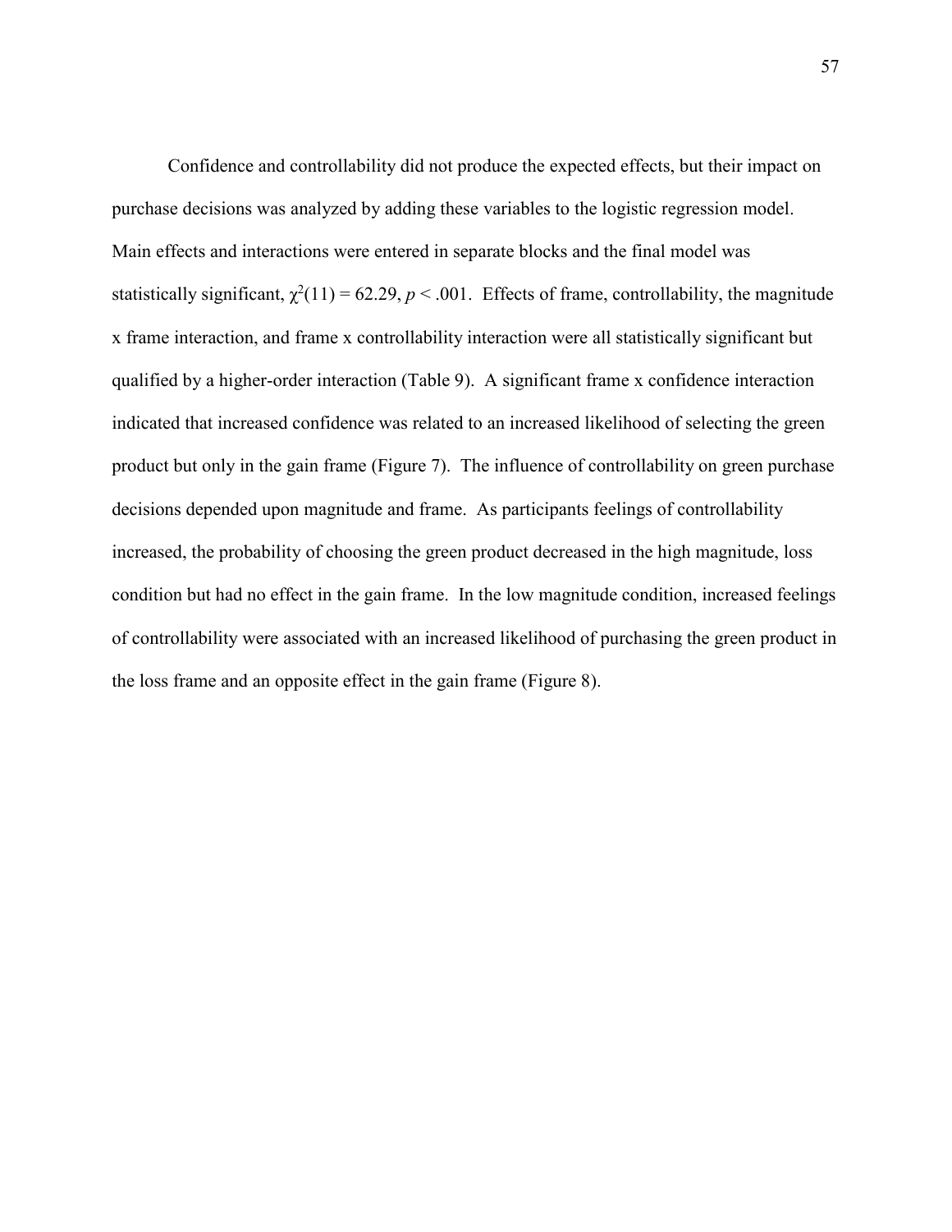Confidence and controllability did not produce the expected effects, but their impact on purchase decisions was analyzed by adding these variables to the logistic regression model. Main effects and interactions were entered in separate blocks and the final model was statistically significant, $\chi^2(11) = 62.29$, $p < .001$. Effects of frame, controllability, the magnitude x frame interaction, and frame x controllability interaction were all statistically significant but qualified by a higher-order interaction (Table 9). A significant frame x confidence interaction indicated that increased confidence was related to an increased likelihood of selecting the green product but only in the gain frame (Figure 7). The influence of controllability on green purchase decisions depended upon magnitude and frame. As participants feelings of controllability increased, the probability of choosing the green product decreased in the high magnitude, loss condition but had no effect in the gain frame. In the low magnitude condition, increased feelings of controllability were associated with an increased likelihood of purchasing the green product in the loss frame and an opposite effect in the gain frame (Figure 8).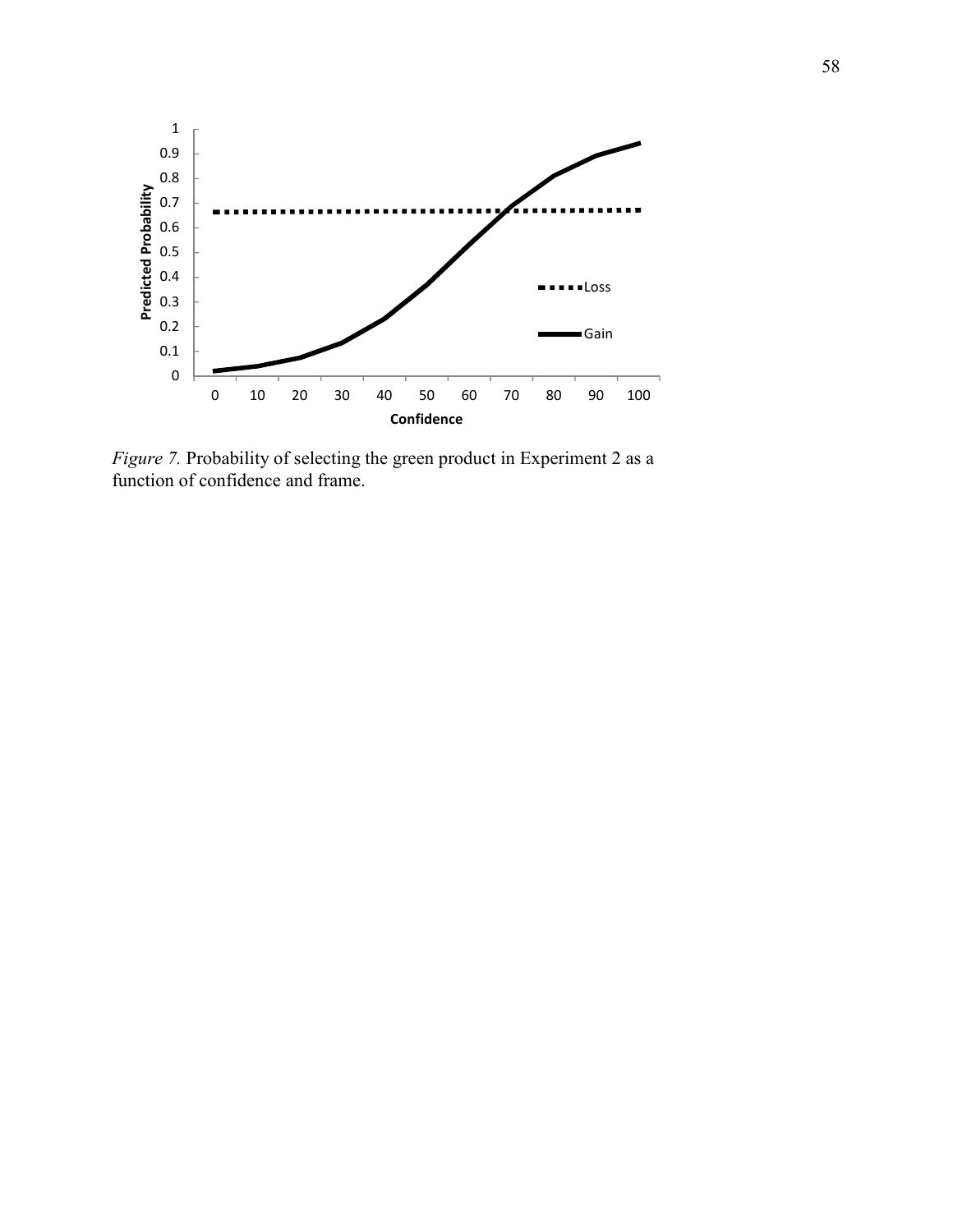*Figure 7.* Probability of selecting the green product in Experiment 2 as a function of confidence and frame.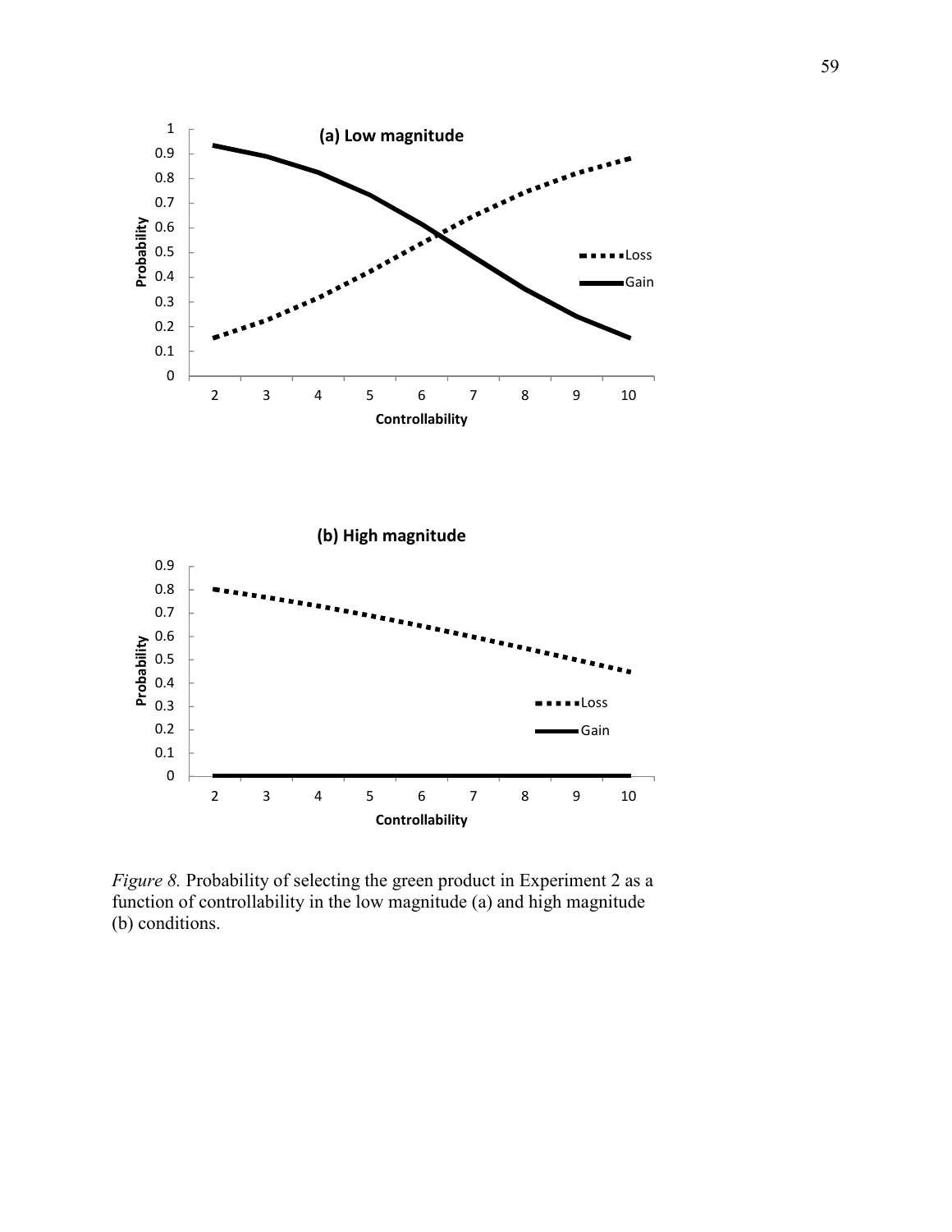*Figure 8.* Probability of selecting the green product in Experiment 2 as a function of controllability in the low magnitude (a) and high magnitude (b) conditions.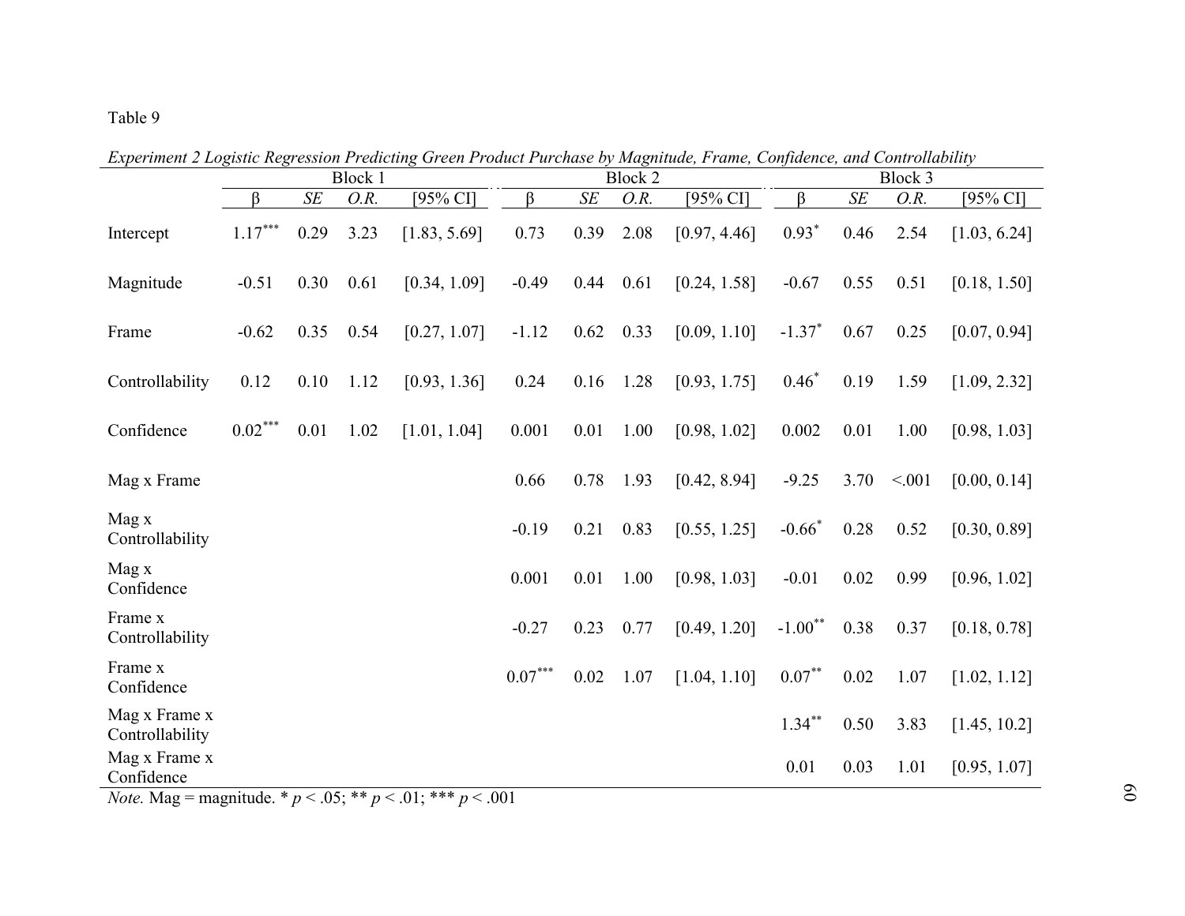Table 9

*Experiment 2 Logistic Regression Predicting Green Product Purchase by Magnitude, Frame, Confidence, and Controllability*

| | Block 1 | | | | Block 2 | | | | Block 3 | | | |
|---|---|---|---|---|---|---|---|---|---|---|---|---|
| | β | *SE* | *O.R.* | [95% CI] | β | *SE* | *O.R.* | [95% CI] | β | *SE* | *O.R.* | [95% CI] |
| Intercept | 1.17*** | 0.29 | 3.23 | [1.83, 5.69] | 0.73 | 0.39 | 2.08 | [0.97, 4.46] | 0.93* | 0.46 | 2.54 | [1.03, 6.24] |
| Magnitude | -0.51 | 0.30 | 0.61 | [0.34, 1.09] | -0.49 | 0.44 | 0.61 | [0.24, 1.58] | -0.67 | 0.55 | 0.51 | [0.18, 1.50] |
| Frame | -0.62 | 0.35 | 0.54 | [0.27, 1.07] | -1.12 | 0.62 | 0.33 | [0.09, 1.10] | -1.37* | 0.67 | 0.25 | [0.07, 0.94] |
| Controllability | 0.12 | 0.10 | 1.12 | [0.93, 1.36] | 0.24 | 0.16 | 1.28 | [0.93, 1.75] | 0.46* | 0.19 | 1.59 | [1.09, 2.32] |
| Confidence | 0.02*** | 0.01 | 1.02 | [1.01, 1.04] | 0.001 | 0.01 | 1.00 | [0.98, 1.02] | 0.002 | 0.01 | 1.00 | [0.98, 1.03] |
| Mag x Frame | | | | | 0.66 | 0.78 | 1.93 | [0.42, 8.94] | -9.25 | 3.70 | <.001 | [0.00, 0.14] |
| Mag x Controllability | | | | | -0.19 | 0.21 | 0.83 | [0.55, 1.25] | -0.66* | 0.28 | 0.52 | [0.30, 0.89] |
| Mag x Confidence | | | | | 0.001 | 0.01 | 1.00 | [0.98, 1.03] | -0.01 | 0.02 | 0.99 | [0.96, 1.02] |
| Frame x Controllability | | | | | -0.27 | 0.23 | 0.77 | [0.49, 1.20] | -1.00** | 0.38 | 0.37 | [0.18, 0.78] |
| Frame x Confidence | | | | | 0.07*** | 0.02 | 1.07 | [1.04, 1.10] | 0.07** | 0.02 | 1.07 | [1.02, 1.12] |
| Mag x Frame x Controllability | | | | | | | | | 1.34** | 0.50 | 3.83 | [1.45, 10.2] |
| Mag x Frame x Confidence | | | | | | | | | 0.01 | 0.03 | 1.01 | [0.95, 1.07] |

*Note.* Mag = magnitude. * $p < .05$; ** $p < .01$; *** $p < .001$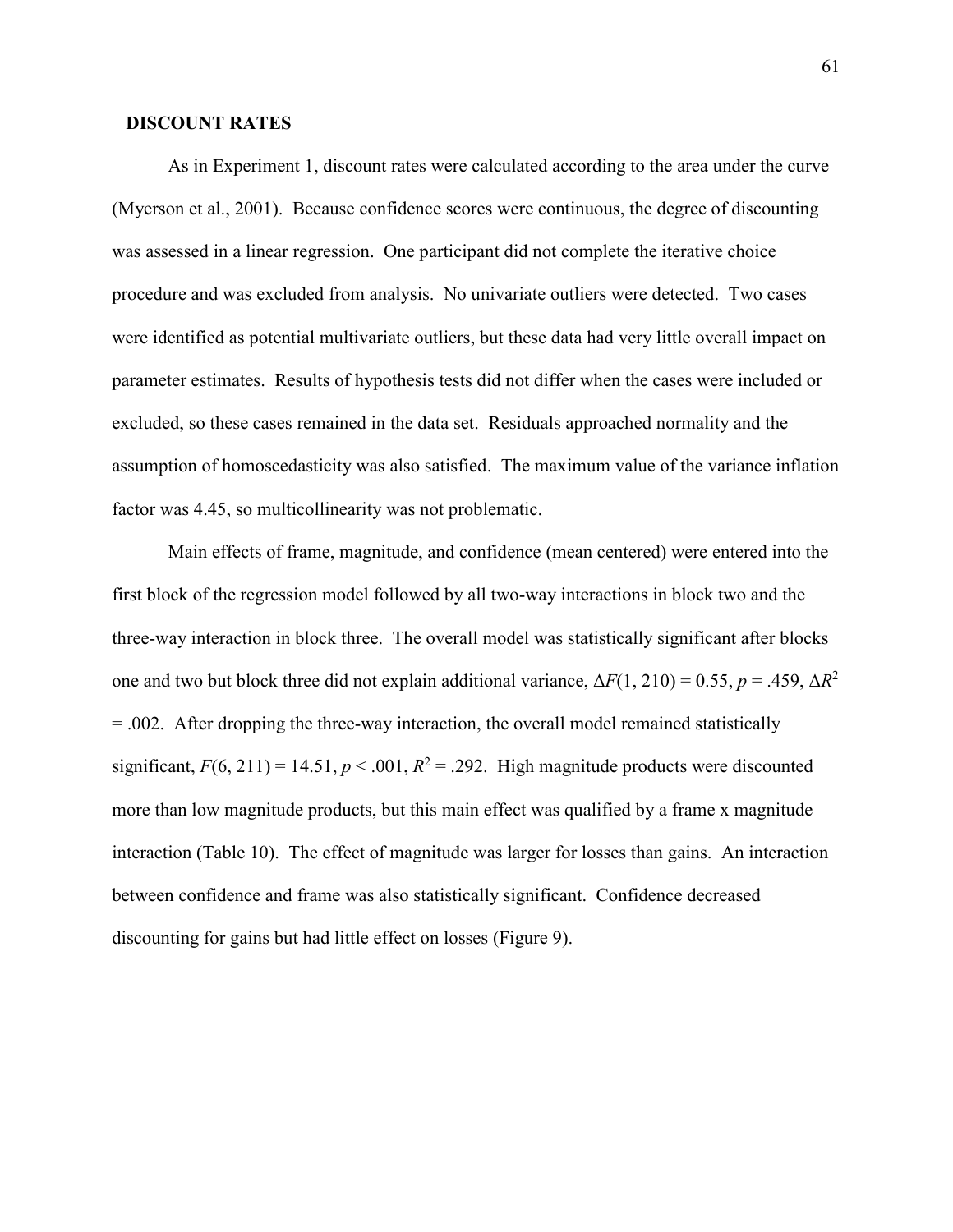## DISCOUNT RATES

As in Experiment 1, discount rates were calculated according to the area under the curve (Myerson et al., 2001). Because confidence scores were continuous, the degree of discounting was assessed in a linear regression. One participant did not complete the iterative choice procedure and was excluded from analysis. No univariate outliers were detected. Two cases were identified as potential multivariate outliers, but these data had very little overall impact on parameter estimates. Results of hypothesis tests did not differ when the cases were included or excluded, so these cases remained in the data set. Residuals approached normality and the assumption of homoscedasticity was also satisfied. The maximum value of the variance inflation factor was 4.45, so multicollinearity was not problematic.

Main effects of frame, magnitude, and confidence (mean centered) were entered into the first block of the regression model followed by all two-way interactions in block two and the three-way interaction in block three. The overall model was statistically significant after blocks one and two but block three did not explain additional variance, $\Delta F(1, 210) = 0.55$, $p = .459$, $\Delta R^2 = .002$. After dropping the three-way interaction, the overall model remained statistically significant, $F(6, 211) = 14.51$, $p < .001$, $R^2 = .292$. High magnitude products were discounted more than low magnitude products, but this main effect was qualified by a frame x magnitude interaction (Table 10). The effect of magnitude was larger for losses than gains. An interaction between confidence and frame was also statistically significant. Confidence decreased discounting for gains but had little effect on losses (Figure 9).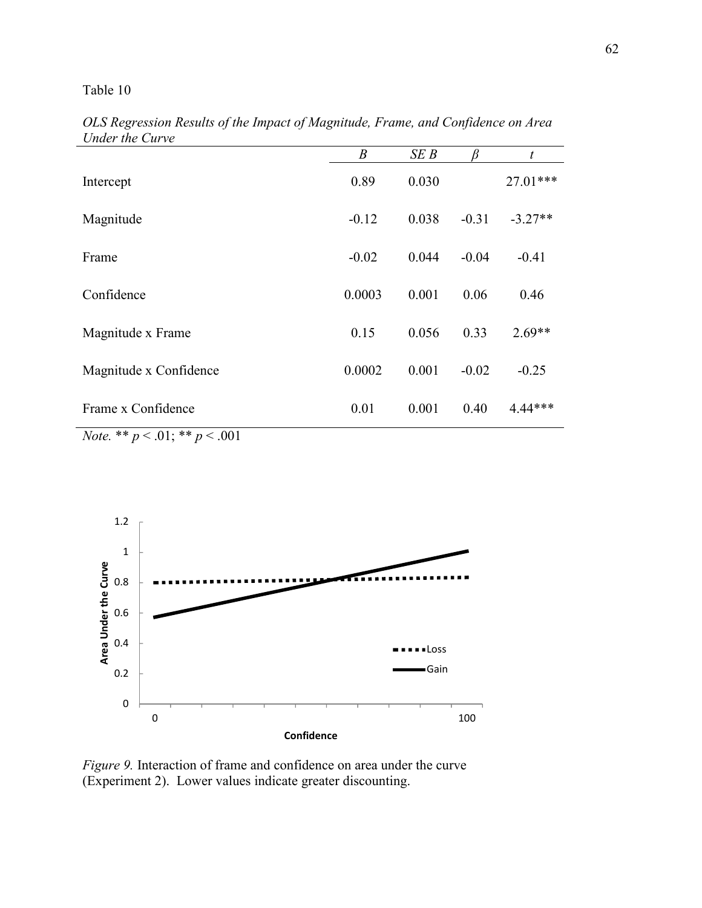Table 10

*OLS Regression Results of the Impact of Magnitude, Frame, and Confidence on Area Under the Curve*

| | *B* | *SE B* | *β* | *t* |
|---|---|---|---|---|
| Intercept | 0.89 | 0.030 | | 27.01*** |
| Magnitude | -0.12 | 0.038 | -0.31 | -3.27** |
| Frame | -0.02 | 0.044 | -0.04 | -0.41 |
| Confidence | 0.0003 | 0.001 | 0.06 | 0.46 |
| Magnitude x Frame | 0.15 | 0.056 | 0.33 | 2.69** |
| Magnitude x Confidence | 0.0002 | 0.001 | -0.02 | -0.25 |
| Frame x Confidence | 0.01 | 0.001 | 0.40 | 4.44*** |

*Note.* ** $p < .01$; ** $p < .001$

*Figure 9.* Interaction of frame and confidence on area under the curve (Experiment 2). Lower values indicate greater discounting.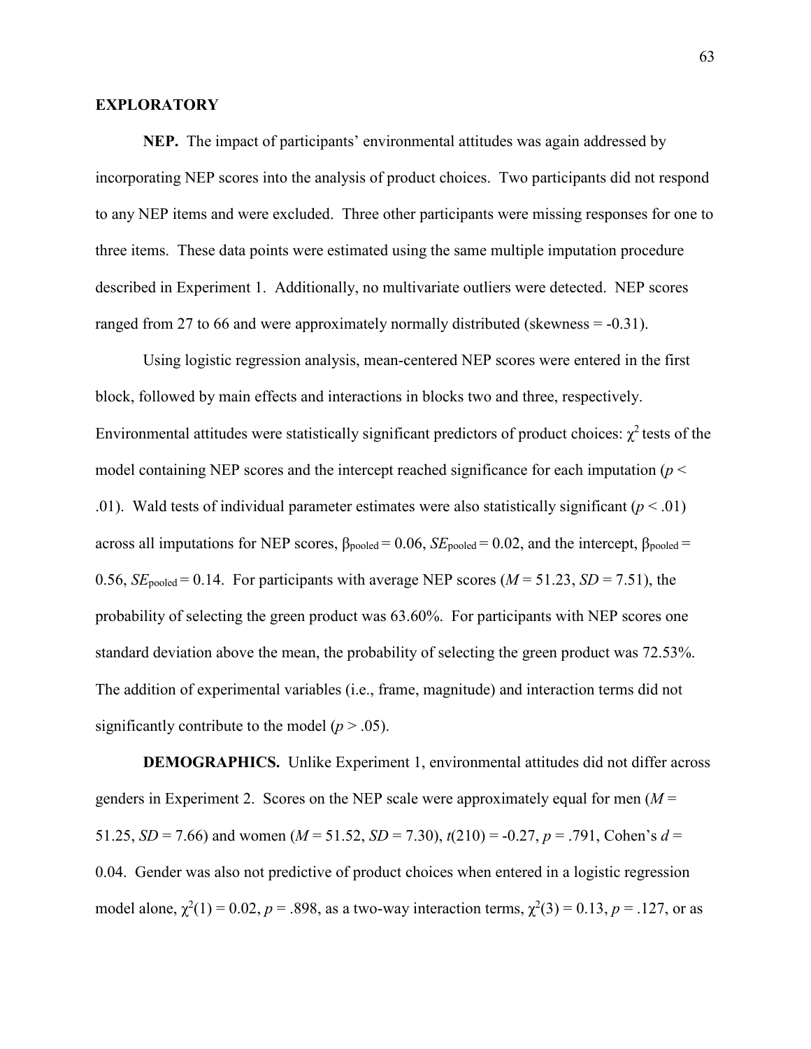**EXPLORATORY**

**NEP.** The impact of participants' environmental attitudes was again addressed by incorporating NEP scores into the analysis of product choices. Two participants did not respond to any NEP items and were excluded. Three other participants were missing responses for one to three items. These data points were estimated using the same multiple imputation procedure described in Experiment 1. Additionally, no multivariate outliers were detected. NEP scores ranged from 27 to 66 and were approximately normally distributed (skewness = -0.31).

Using logistic regression analysis, mean-centered NEP scores were entered in the first block, followed by main effects and interactions in blocks two and three, respectively. Environmental attitudes were statistically significant predictors of product choices: $\chi^2$ tests of the model containing NEP scores and the intercept reached significance for each imputation ($p < .01$). Wald tests of individual parameter estimates were also statistically significant ($p < .01$) across all imputations for NEP scores, $\beta_{pooled} = 0.06$, $SE_{pooled} = 0.02$, and the intercept, $\beta_{pooled} = 0.56$, $SE_{pooled} = 0.14$. For participants with average NEP scores ($M = 51.23$, $SD = 7.51$), the probability of selecting the green product was 63.60%. For participants with NEP scores one standard deviation above the mean, the probability of selecting the green product was 72.53%. The addition of experimental variables (i.e., frame, magnitude) and interaction terms did not significantly contribute to the model ($p > .05$).

**DEMOGRAPHICS.** Unlike Experiment 1, environmental attitudes did not differ across genders in Experiment 2. Scores on the NEP scale were approximately equal for men ($M = 51.25$, $SD = 7.66$) and women ($M = 51.52$, $SD = 7.30$), $t(210) = -0.27$, $p = .791$, Cohen's $d = 0.04$. Gender was also not predictive of product choices when entered in a logistic regression model alone, $\chi^2(1) = 0.02$, $p = .898$, as a two-way interaction terms, $\chi^2(3) = 0.13$, $p = .127$, or as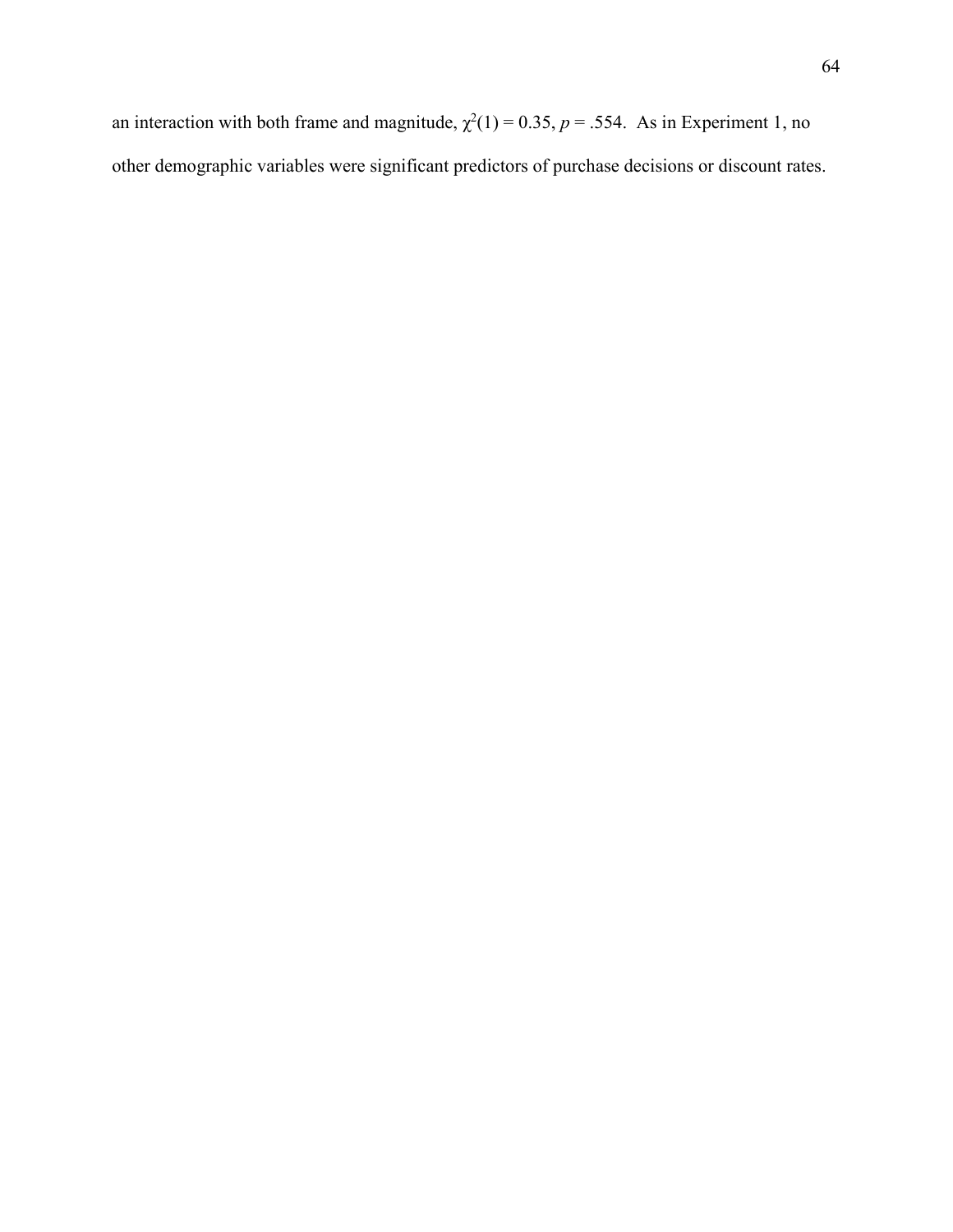an interaction with both frame and magnitude, $\chi^2(1) = 0.35$, $p = .554$. As in Experiment 1, no other demographic variables were significant predictors of purchase decisions or discount rates.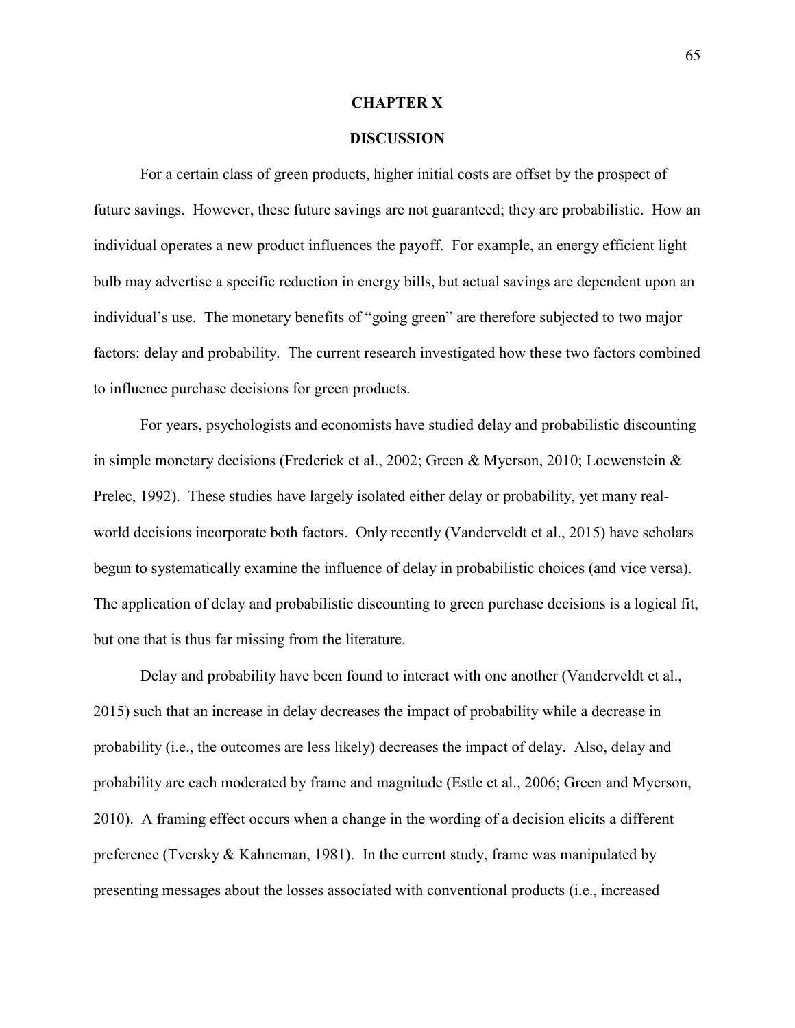# CHAPTER X

# DISCUSSION

For a certain class of green products, higher initial costs are offset by the prospect of future savings. However, these future savings are not guaranteed; they are probabilistic. How an individual operates a new product influences the payoff. For example, an energy efficient light bulb may advertise a specific reduction in energy bills, but actual savings are dependent upon an individual's use. The monetary benefits of "going green" are therefore subjected to two major factors: delay and probability. The current research investigated how these two factors combined to influence purchase decisions for green products.

For years, psychologists and economists have studied delay and probabilistic discounting in simple monetary decisions (Frederick et al., 2002; Green & Myerson, 2010; Loewenstein & Prelec, 1992). These studies have largely isolated either delay or probability, yet many real-world decisions incorporate both factors. Only recently (Vanderveldt et al., 2015) have scholars begun to systematically examine the influence of delay in probabilistic choices (and vice versa). The application of delay and probabilistic discounting to green purchase decisions is a logical fit, but one that is thus far missing from the literature.

Delay and probability have been found to interact with one another (Vanderveldt et al., 2015) such that an increase in delay decreases the impact of probability while a decrease in probability (i.e., the outcomes are less likely) decreases the impact of delay. Also, delay and probability are each moderated by frame and magnitude (Estle et al., 2006; Green and Myerson, 2010). A framing effect occurs when a change in the wording of a decision elicits a different preference (Tversky & Kahneman, 1981). In the current study, frame was manipulated by presenting messages about the losses associated with conventional products (i.e., increased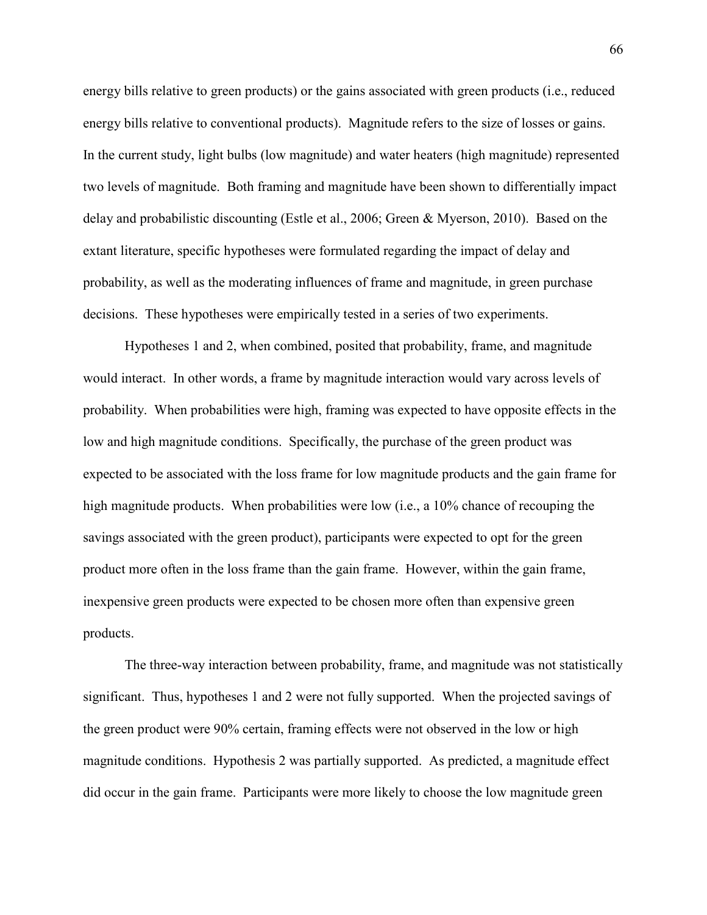energy bills relative to green products) or the gains associated with green products (i.e., reduced energy bills relative to conventional products). Magnitude refers to the size of losses or gains. In the current study, light bulbs (low magnitude) and water heaters (high magnitude) represented two levels of magnitude. Both framing and magnitude have been shown to differentially impact delay and probabilistic discounting (Estle et al., 2006; Green & Myerson, 2010). Based on the extant literature, specific hypotheses were formulated regarding the impact of delay and probability, as well as the moderating influences of frame and magnitude, in green purchase decisions. These hypotheses were empirically tested in a series of two experiments.

Hypotheses 1 and 2, when combined, posited that probability, frame, and magnitude would interact. In other words, a frame by magnitude interaction would vary across levels of probability. When probabilities were high, framing was expected to have opposite effects in the low and high magnitude conditions. Specifically, the purchase of the green product was expected to be associated with the loss frame for low magnitude products and the gain frame for high magnitude products. When probabilities were low (i.e., a 10% chance of recouping the savings associated with the green product), participants were expected to opt for the green product more often in the loss frame than the gain frame. However, within the gain frame, inexpensive green products were expected to be chosen more often than expensive green products.

The three-way interaction between probability, frame, and magnitude was not statistically significant. Thus, hypotheses 1 and 2 were not fully supported. When the projected savings of the green product were 90% certain, framing effects were not observed in the low or high magnitude conditions. Hypothesis 2 was partially supported. As predicted, a magnitude effect did occur in the gain frame. Participants were more likely to choose the low magnitude green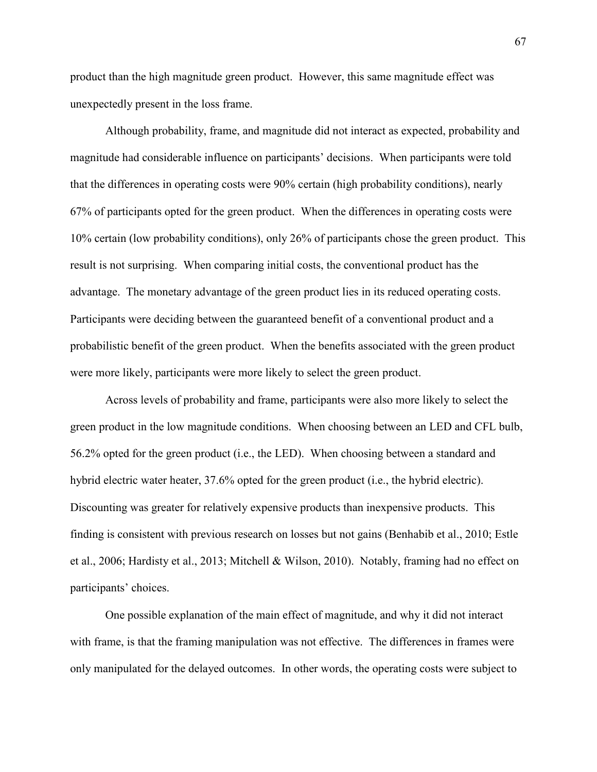product than the high magnitude green product. However, this same magnitude effect was unexpectedly present in the loss frame.

Although probability, frame, and magnitude did not interact as expected, probability and magnitude had considerable influence on participants' decisions. When participants were told that the differences in operating costs were 90% certain (high probability conditions), nearly 67% of participants opted for the green product. When the differences in operating costs were 10% certain (low probability conditions), only 26% of participants chose the green product. This result is not surprising. When comparing initial costs, the conventional product has the advantage. The monetary advantage of the green product lies in its reduced operating costs. Participants were deciding between the guaranteed benefit of a conventional product and a probabilistic benefit of the green product. When the benefits associated with the green product were more likely, participants were more likely to select the green product.

Across levels of probability and frame, participants were also more likely to select the green product in the low magnitude conditions. When choosing between an LED and CFL bulb, 56.2% opted for the green product (i.e., the LED). When choosing between a standard and hybrid electric water heater, 37.6% opted for the green product (i.e., the hybrid electric). Discounting was greater for relatively expensive products than inexpensive products. This finding is consistent with previous research on losses but not gains (Benhabib et al., 2010; Estle et al., 2006; Hardisty et al., 2013; Mitchell & Wilson, 2010). Notably, framing had no effect on participants' choices.

One possible explanation of the main effect of magnitude, and why it did not interact with frame, is that the framing manipulation was not effective. The differences in frames were only manipulated for the delayed outcomes. In other words, the operating costs were subject to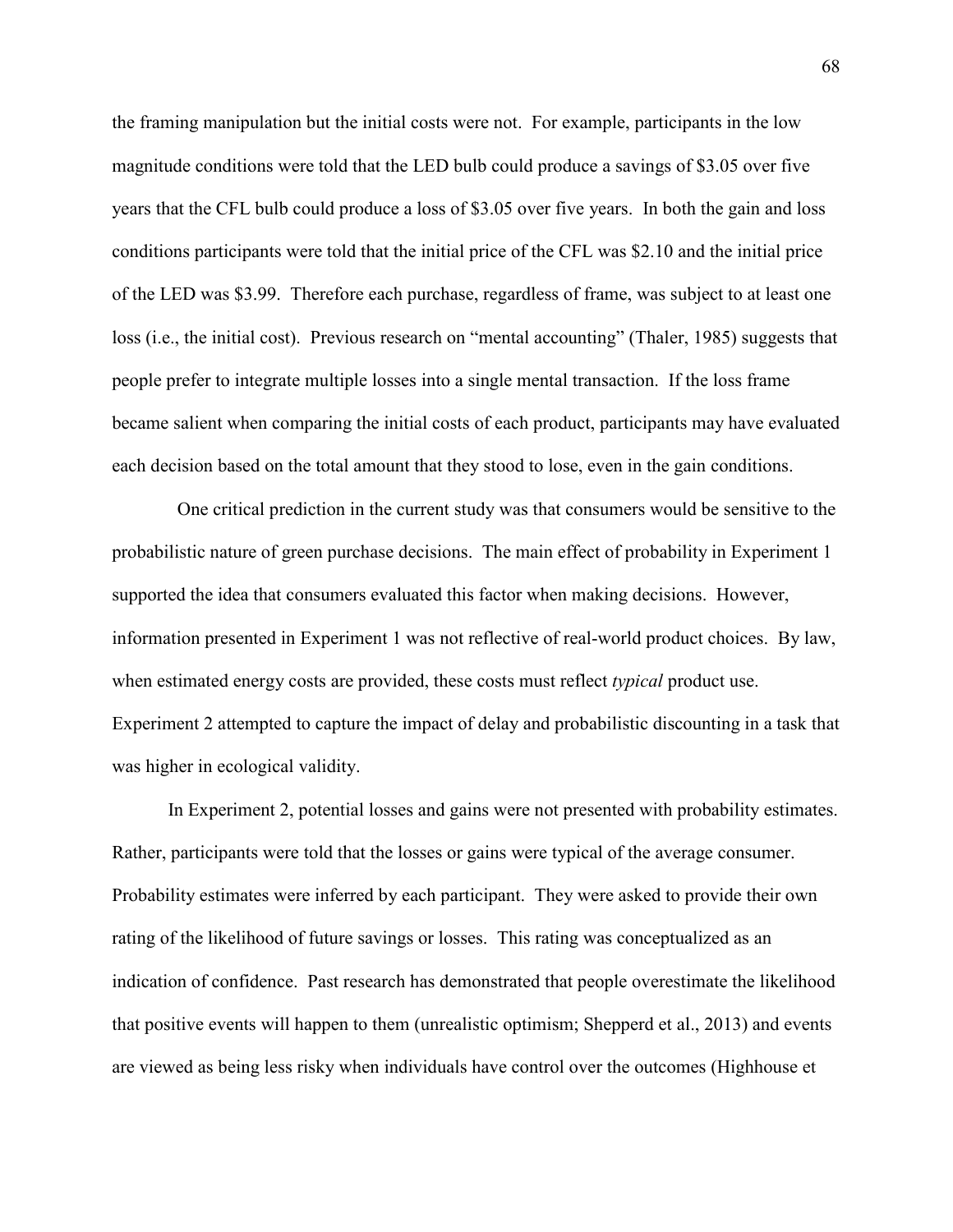the framing manipulation but the initial costs were not. For example, participants in the low magnitude conditions were told that the LED bulb could produce a savings of $3.05 over five years that the CFL bulb could produce a loss of $3.05 over five years. In both the gain and loss conditions participants were told that the initial price of the CFL was $2.10 and the initial price of the LED was $3.99. Therefore each purchase, regardless of frame, was subject to at least one loss (i.e., the initial cost). Previous research on "mental accounting" (Thaler, 1985) suggests that people prefer to integrate multiple losses into a single mental transaction. If the loss frame became salient when comparing the initial costs of each product, participants may have evaluated each decision based on the total amount that they stood to lose, even in the gain conditions.

One critical prediction in the current study was that consumers would be sensitive to the probabilistic nature of green purchase decisions. The main effect of probability in Experiment 1 supported the idea that consumers evaluated this factor when making decisions. However, information presented in Experiment 1 was not reflective of real-world product choices. By law, when estimated energy costs are provided, these costs must reflect *typical* product use. Experiment 2 attempted to capture the impact of delay and probabilistic discounting in a task that was higher in ecological validity.

In Experiment 2, potential losses and gains were not presented with probability estimates. Rather, participants were told that the losses or gains were typical of the average consumer. Probability estimates were inferred by each participant. They were asked to provide their own rating of the likelihood of future savings or losses. This rating was conceptualized as an indication of confidence. Past research has demonstrated that people overestimate the likelihood that positive events will happen to them (unrealistic optimism; Shepperd et al., 2013) and events are viewed as being less risky when individuals have control over the outcomes (Highhouse et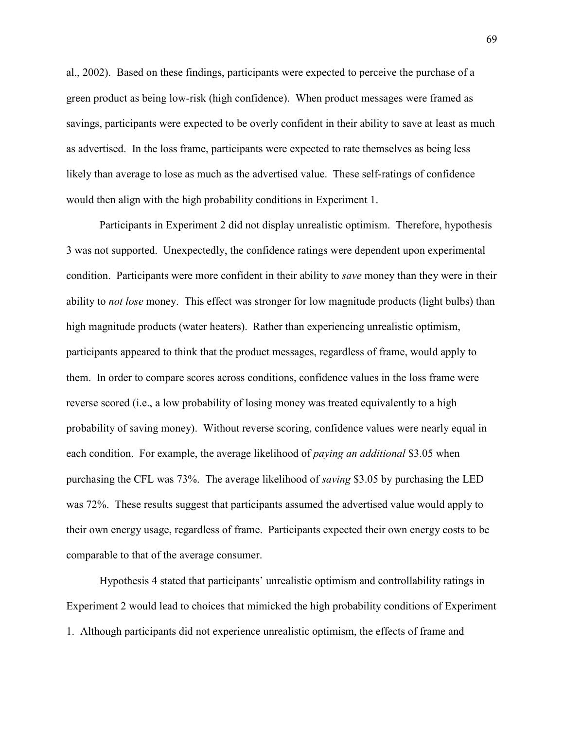al., 2002). Based on these findings, participants were expected to perceive the purchase of a green product as being low-risk (high confidence). When product messages were framed as savings, participants were expected to be overly confident in their ability to save at least as much as advertised. In the loss frame, participants were expected to rate themselves as being less likely than average to lose as much as the advertised value. These self-ratings of confidence would then align with the high probability conditions in Experiment 1.

Participants in Experiment 2 did not display unrealistic optimism. Therefore, hypothesis 3 was not supported. Unexpectedly, the confidence ratings were dependent upon experimental condition. Participants were more confident in their ability to *save* money than they were in their ability to *not lose* money. This effect was stronger for low magnitude products (light bulbs) than high magnitude products (water heaters). Rather than experiencing unrealistic optimism, participants appeared to think that the product messages, regardless of frame, would apply to them. In order to compare scores across conditions, confidence values in the loss frame were reverse scored (i.e., a low probability of losing money was treated equivalently to a high probability of saving money). Without reverse scoring, confidence values were nearly equal in each condition. For example, the average likelihood of *paying an additional* $3.05 when purchasing the CFL was 73%. The average likelihood of *saving* $3.05 by purchasing the LED was 72%. These results suggest that participants assumed the advertised value would apply to their own energy usage, regardless of frame. Participants expected their own energy costs to be comparable to that of the average consumer.

Hypothesis 4 stated that participants' unrealistic optimism and controllability ratings in Experiment 2 would lead to choices that mimicked the high probability conditions of Experiment 1. Although participants did not experience unrealistic optimism, the effects of frame and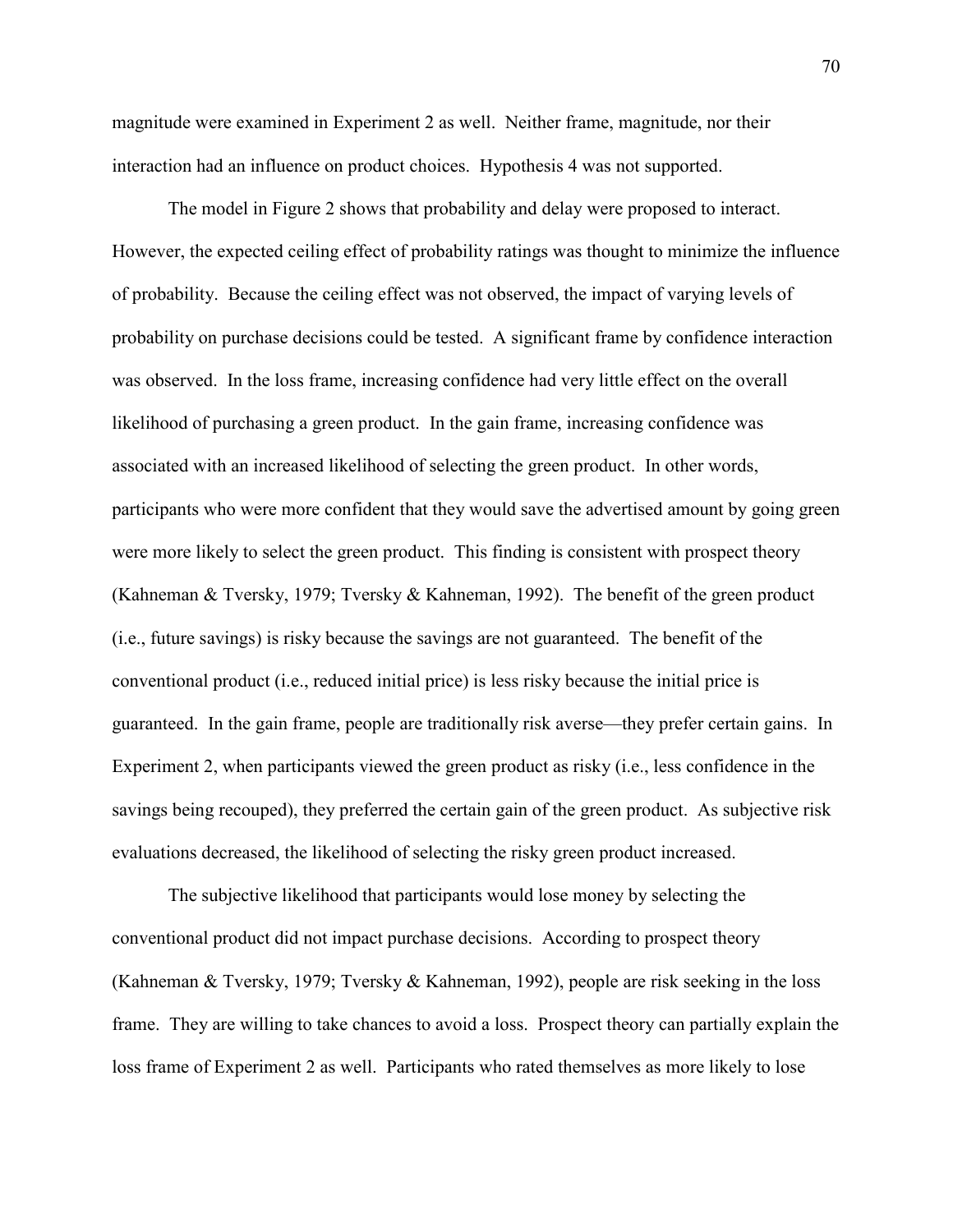magnitude were examined in Experiment 2 as well. Neither frame, magnitude, nor their interaction had an influence on product choices. Hypothesis 4 was not supported.

The model in Figure 2 shows that probability and delay were proposed to interact. However, the expected ceiling effect of probability ratings was thought to minimize the influence of probability. Because the ceiling effect was not observed, the impact of varying levels of probability on purchase decisions could be tested. A significant frame by confidence interaction was observed. In the loss frame, increasing confidence had very little effect on the overall likelihood of purchasing a green product. In the gain frame, increasing confidence was associated with an increased likelihood of selecting the green product. In other words, participants who were more confident that they would save the advertised amount by going green were more likely to select the green product. This finding is consistent with prospect theory (Kahneman & Tversky, 1979; Tversky & Kahneman, 1992). The benefit of the green product (i.e., future savings) is risky because the savings are not guaranteed. The benefit of the conventional product (i.e., reduced initial price) is less risky because the initial price is guaranteed. In the gain frame, people are traditionally risk averse—they prefer certain gains. In Experiment 2, when participants viewed the green product as risky (i.e., less confidence in the savings being recouped), they preferred the certain gain of the green product. As subjective risk evaluations decreased, the likelihood of selecting the risky green product increased.

The subjective likelihood that participants would lose money by selecting the conventional product did not impact purchase decisions. According to prospect theory (Kahneman & Tversky, 1979; Tversky & Kahneman, 1992), people are risk seeking in the loss frame. They are willing to take chances to avoid a loss. Prospect theory can partially explain the loss frame of Experiment 2 as well. Participants who rated themselves as more likely to lose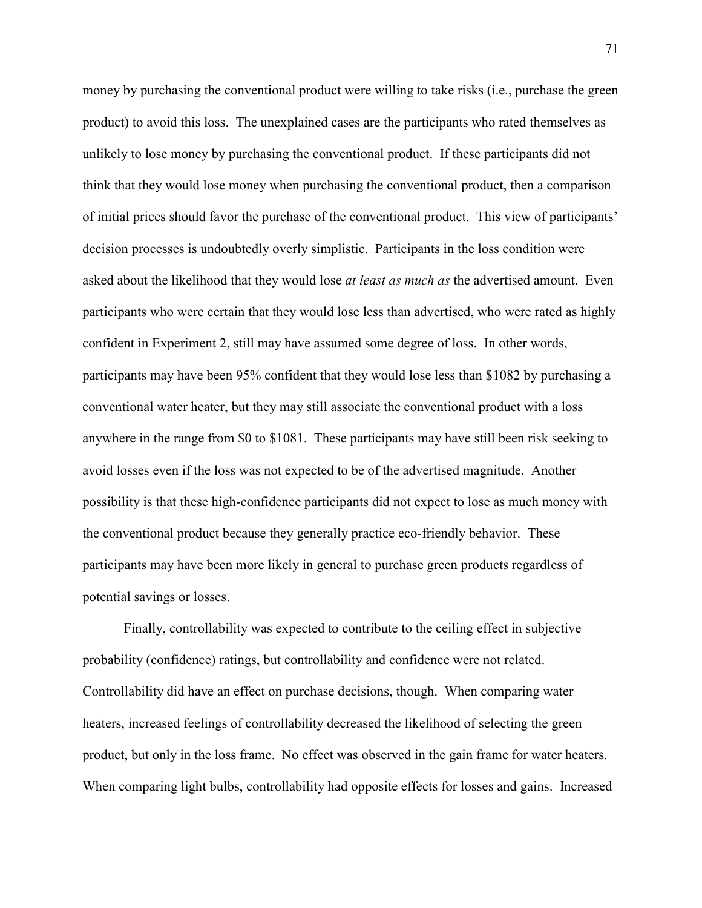money by purchasing the conventional product were willing to take risks (i.e., purchase the green product) to avoid this loss. The unexplained cases are the participants who rated themselves as unlikely to lose money by purchasing the conventional product. If these participants did not think that they would lose money when purchasing the conventional product, then a comparison of initial prices should favor the purchase of the conventional product. This view of participants' decision processes is undoubtedly overly simplistic. Participants in the loss condition were asked about the likelihood that they would lose *at least as much as* the advertised amount. Even participants who were certain that they would lose less than advertised, who were rated as highly confident in Experiment 2, still may have assumed some degree of loss. In other words, participants may have been 95% confident that they would lose less than $1082 by purchasing a conventional water heater, but they may still associate the conventional product with a loss anywhere in the range from $0 to $1081. These participants may have still been risk seeking to avoid losses even if the loss was not expected to be of the advertised magnitude. Another possibility is that these high-confidence participants did not expect to lose as much money with the conventional product because they generally practice eco-friendly behavior. These participants may have been more likely in general to purchase green products regardless of potential savings or losses.

Finally, controllability was expected to contribute to the ceiling effect in subjective probability (confidence) ratings, but controllability and confidence were not related. Controllability did have an effect on purchase decisions, though. When comparing water heaters, increased feelings of controllability decreased the likelihood of selecting the green product, but only in the loss frame. No effect was observed in the gain frame for water heaters. When comparing light bulbs, controllability had opposite effects for losses and gains. Increased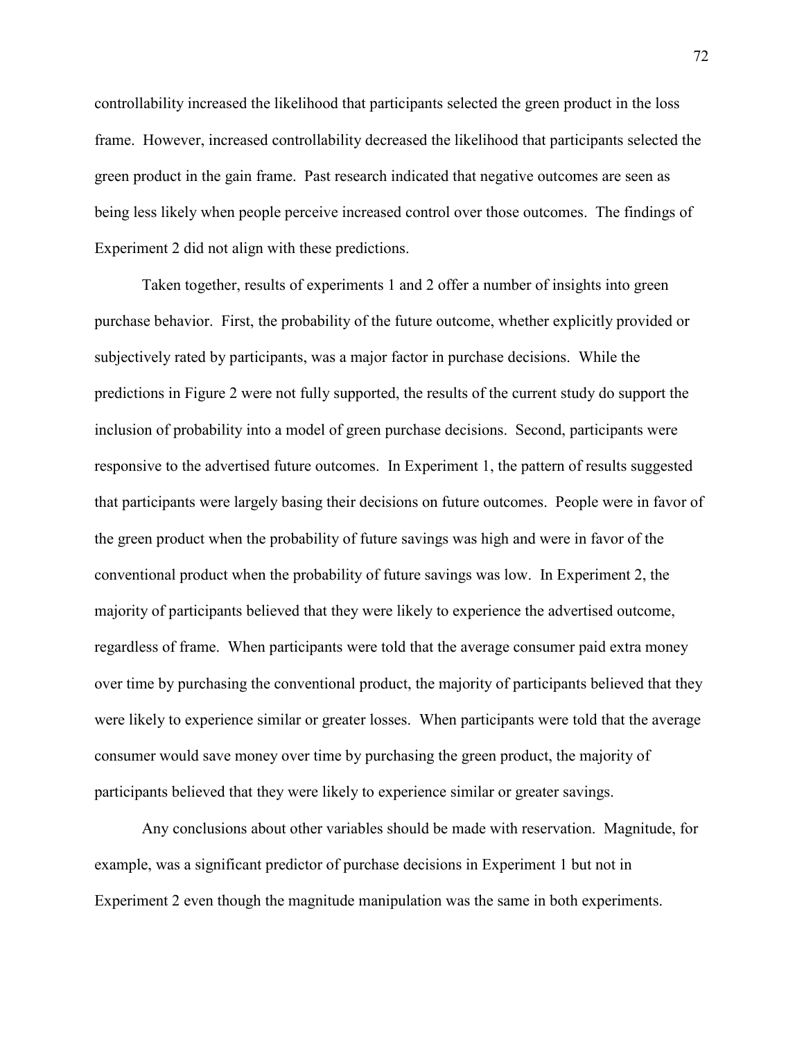controllability increased the likelihood that participants selected the green product in the loss frame. However, increased controllability decreased the likelihood that participants selected the green product in the gain frame. Past research indicated that negative outcomes are seen as being less likely when people perceive increased control over those outcomes. The findings of Experiment 2 did not align with these predictions.

Taken together, results of experiments 1 and 2 offer a number of insights into green purchase behavior. First, the probability of the future outcome, whether explicitly provided or subjectively rated by participants, was a major factor in purchase decisions. While the predictions in Figure 2 were not fully supported, the results of the current study do support the inclusion of probability into a model of green purchase decisions. Second, participants were responsive to the advertised future outcomes. In Experiment 1, the pattern of results suggested that participants were largely basing their decisions on future outcomes. People were in favor of the green product when the probability of future savings was high and were in favor of the conventional product when the probability of future savings was low. In Experiment 2, the majority of participants believed that they were likely to experience the advertised outcome, regardless of frame. When participants were told that the average consumer paid extra money over time by purchasing the conventional product, the majority of participants believed that they were likely to experience similar or greater losses. When participants were told that the average consumer would save money over time by purchasing the green product, the majority of participants believed that they were likely to experience similar or greater savings.

Any conclusions about other variables should be made with reservation. Magnitude, for example, was a significant predictor of purchase decisions in Experiment 1 but not in Experiment 2 even though the magnitude manipulation was the same in both experiments.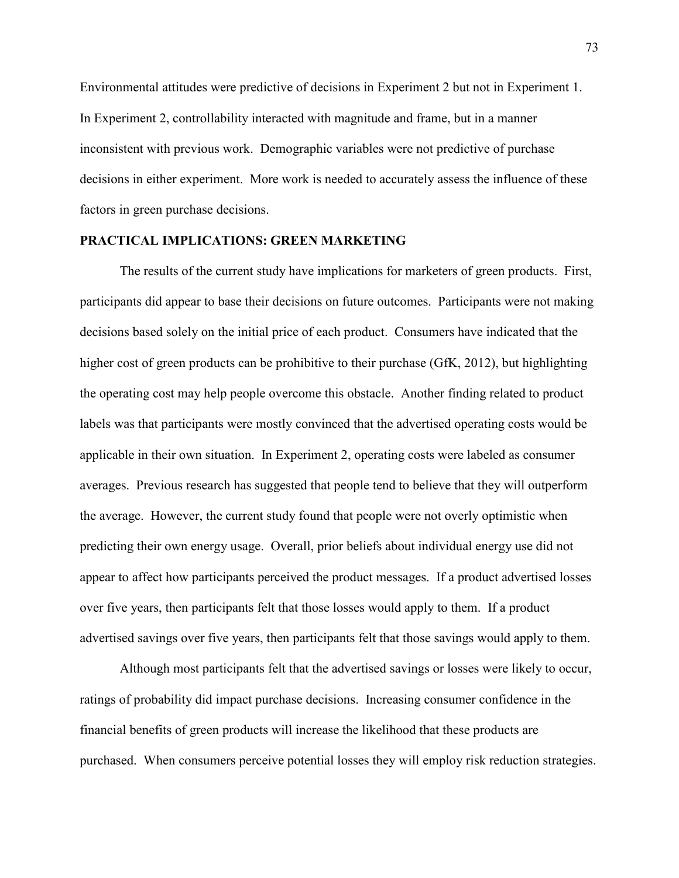Environmental attitudes were predictive of decisions in Experiment 2 but not in Experiment 1. In Experiment 2, controllability interacted with magnitude and frame, but in a manner inconsistent with previous work. Demographic variables were not predictive of purchase decisions in either experiment. More work is needed to accurately assess the influence of these factors in green purchase decisions.

## PRACTICAL IMPLICATIONS: GREEN MARKETING

The results of the current study have implications for marketers of green products. First, participants did appear to base their decisions on future outcomes. Participants were not making decisions based solely on the initial price of each product. Consumers have indicated that the higher cost of green products can be prohibitive to their purchase (GfK, 2012), but highlighting the operating cost may help people overcome this obstacle. Another finding related to product labels was that participants were mostly convinced that the advertised operating costs would be applicable in their own situation. In Experiment 2, operating costs were labeled as consumer averages. Previous research has suggested that people tend to believe that they will outperform the average. However, the current study found that people were not overly optimistic when predicting their own energy usage. Overall, prior beliefs about individual energy use did not appear to affect how participants perceived the product messages. If a product advertised losses over five years, then participants felt that those losses would apply to them. If a product advertised savings over five years, then participants felt that those savings would apply to them.

Although most participants felt that the advertised savings or losses were likely to occur, ratings of probability did impact purchase decisions. Increasing consumer confidence in the financial benefits of green products will increase the likelihood that these products are purchased. When consumers perceive potential losses they will employ risk reduction strategies.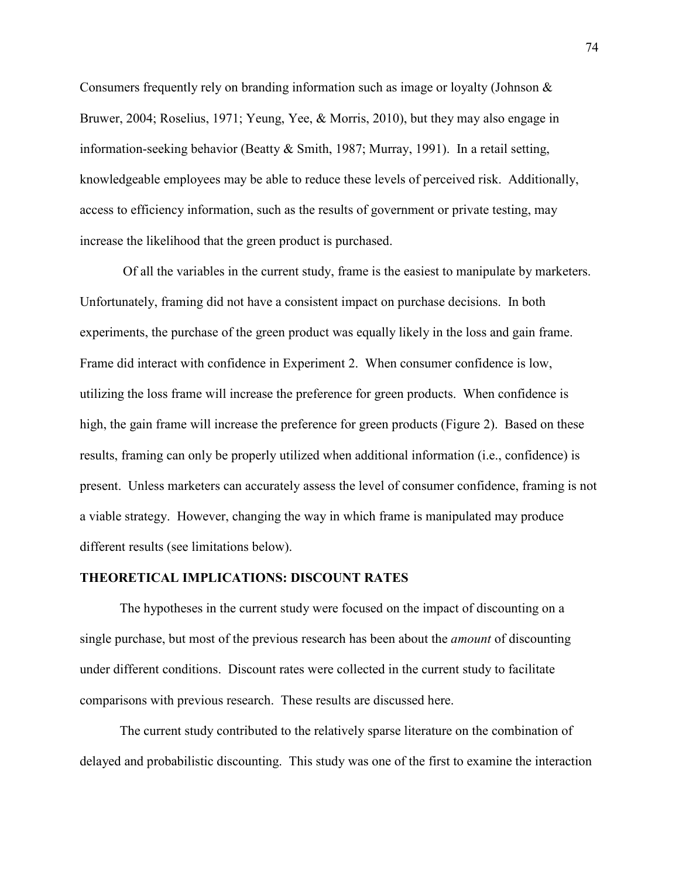Consumers frequently rely on branding information such as image or loyalty (Johnson & Bruwer, 2004; Roselius, 1971; Yeung, Yee, & Morris, 2010), but they may also engage in information-seeking behavior (Beatty & Smith, 1987; Murray, 1991). In a retail setting, knowledgeable employees may be able to reduce these levels of perceived risk. Additionally, access to efficiency information, such as the results of government or private testing, may increase the likelihood that the green product is purchased.

Of all the variables in the current study, frame is the easiest to manipulate by marketers. Unfortunately, framing did not have a consistent impact on purchase decisions. In both experiments, the purchase of the green product was equally likely in the loss and gain frame. Frame did interact with confidence in Experiment 2. When consumer confidence is low, utilizing the loss frame will increase the preference for green products. When confidence is high, the gain frame will increase the preference for green products (Figure 2). Based on these results, framing can only be properly utilized when additional information (i.e., confidence) is present. Unless marketers can accurately assess the level of consumer confidence, framing is not a viable strategy. However, changing the way in which frame is manipulated may produce different results (see limitations below).

## THEORETICAL IMPLICATIONS: DISCOUNT RATES

The hypotheses in the current study were focused on the impact of discounting on a single purchase, but most of the previous research has been about the *amount* of discounting under different conditions. Discount rates were collected in the current study to facilitate comparisons with previous research. These results are discussed here.

The current study contributed to the relatively sparse literature on the combination of delayed and probabilistic discounting. This study was one of the first to examine the interaction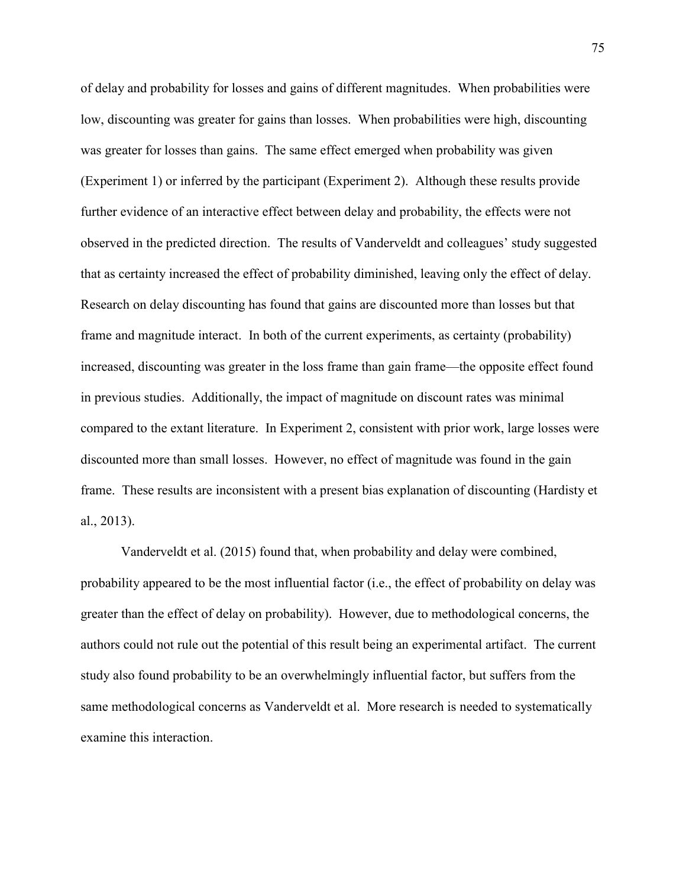of delay and probability for losses and gains of different magnitudes. When probabilities were low, discounting was greater for gains than losses. When probabilities were high, discounting was greater for losses than gains. The same effect emerged when probability was given (Experiment 1) or inferred by the participant (Experiment 2). Although these results provide further evidence of an interactive effect between delay and probability, the effects were not observed in the predicted direction. The results of Vanderveldt and colleagues' study suggested that as certainty increased the effect of probability diminished, leaving only the effect of delay. Research on delay discounting has found that gains are discounted more than losses but that frame and magnitude interact. In both of the current experiments, as certainty (probability) increased, discounting was greater in the loss frame than gain frame—the opposite effect found in previous studies. Additionally, the impact of magnitude on discount rates was minimal compared to the extant literature. In Experiment 2, consistent with prior work, large losses were discounted more than small losses. However, no effect of magnitude was found in the gain frame. These results are inconsistent with a present bias explanation of discounting (Hardisty et al., 2013).

Vanderveldt et al. (2015) found that, when probability and delay were combined, probability appeared to be the most influential factor (i.e., the effect of probability on delay was greater than the effect of delay on probability). However, due to methodological concerns, the authors could not rule out the potential of this result being an experimental artifact. The current study also found probability to be an overwhelmingly influential factor, but suffers from the same methodological concerns as Vanderveldt et al. More research is needed to systematically examine this interaction.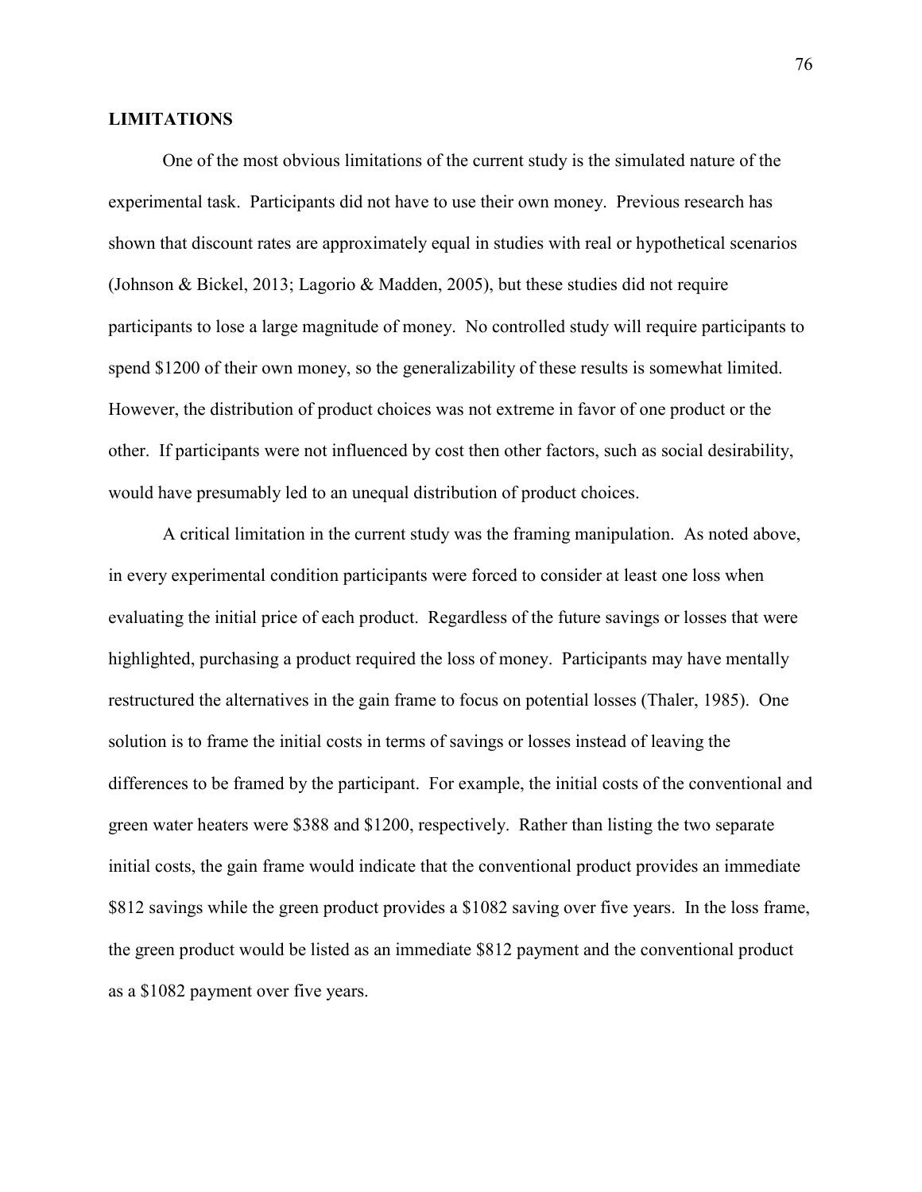## LIMITATIONS

One of the most obvious limitations of the current study is the simulated nature of the experimental task. Participants did not have to use their own money. Previous research has shown that discount rates are approximately equal in studies with real or hypothetical scenarios (Johnson & Bickel, 2013; Lagorio & Madden, 2005), but these studies did not require participants to lose a large magnitude of money. No controlled study will require participants to spend $1200 of their own money, so the generalizability of these results is somewhat limited. However, the distribution of product choices was not extreme in favor of one product or the other. If participants were not influenced by cost then other factors, such as social desirability, would have presumably led to an unequal distribution of product choices.

A critical limitation in the current study was the framing manipulation. As noted above, in every experimental condition participants were forced to consider at least one loss when evaluating the initial price of each product. Regardless of the future savings or losses that were highlighted, purchasing a product required the loss of money. Participants may have mentally restructured the alternatives in the gain frame to focus on potential losses (Thaler, 1985). One solution is to frame the initial costs in terms of savings or losses instead of leaving the differences to be framed by the participant. For example, the initial costs of the conventional and green water heaters were $388 and $1200, respectively. Rather than listing the two separate initial costs, the gain frame would indicate that the conventional product provides an immediate $812 savings while the green product provides a $1082 saving over five years. In the loss frame, the green product would be listed as an immediate $812 payment and the conventional product as a $1082 payment over five years.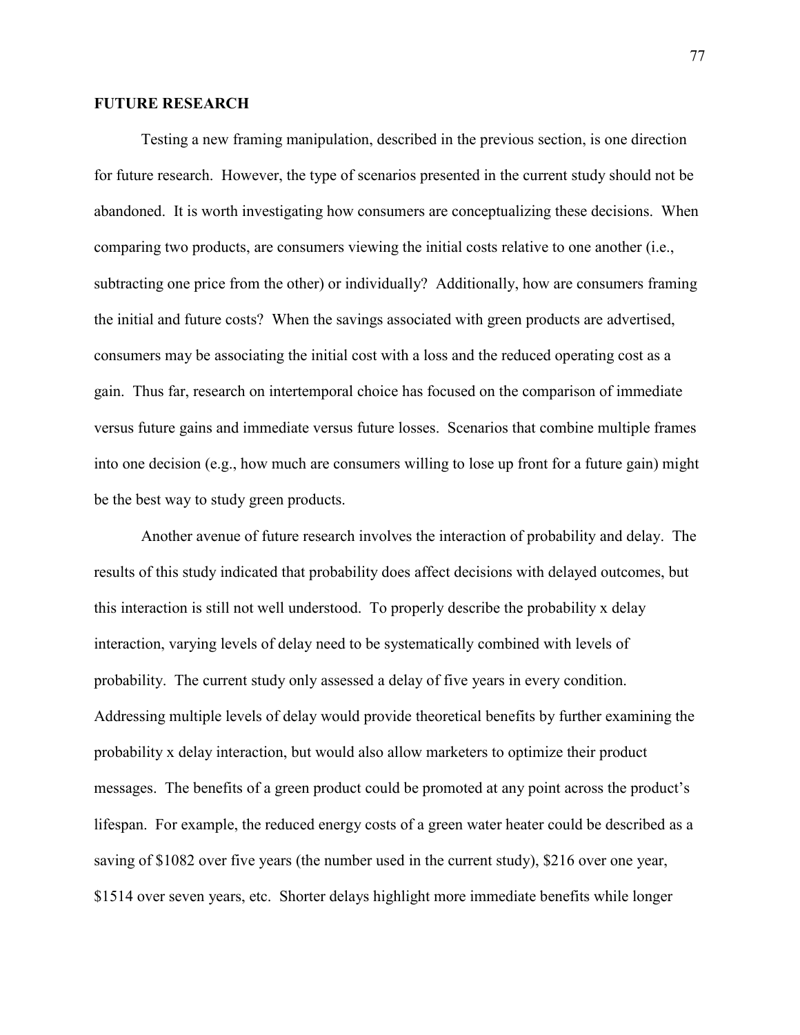## FUTURE RESEARCH

Testing a new framing manipulation, described in the previous section, is one direction for future research. However, the type of scenarios presented in the current study should not be abandoned. It is worth investigating how consumers are conceptualizing these decisions. When comparing two products, are consumers viewing the initial costs relative to one another (i.e., subtracting one price from the other) or individually? Additionally, how are consumers framing the initial and future costs? When the savings associated with green products are advertised, consumers may be associating the initial cost with a loss and the reduced operating cost as a gain. Thus far, research on intertemporal choice has focused on the comparison of immediate versus future gains and immediate versus future losses. Scenarios that combine multiple frames into one decision (e.g., how much are consumers willing to lose up front for a future gain) might be the best way to study green products.

Another avenue of future research involves the interaction of probability and delay. The results of this study indicated that probability does affect decisions with delayed outcomes, but this interaction is still not well understood. To properly describe the probability x delay interaction, varying levels of delay need to be systematically combined with levels of probability. The current study only assessed a delay of five years in every condition. Addressing multiple levels of delay would provide theoretical benefits by further examining the probability x delay interaction, but would also allow marketers to optimize their product messages. The benefits of a green product could be promoted at any point across the product's lifespan. For example, the reduced energy costs of a green water heater could be described as a saving of $1082 over five years (the number used in the current study), $216 over one year, $1514 over seven years, etc. Shorter delays highlight more immediate benefits while longer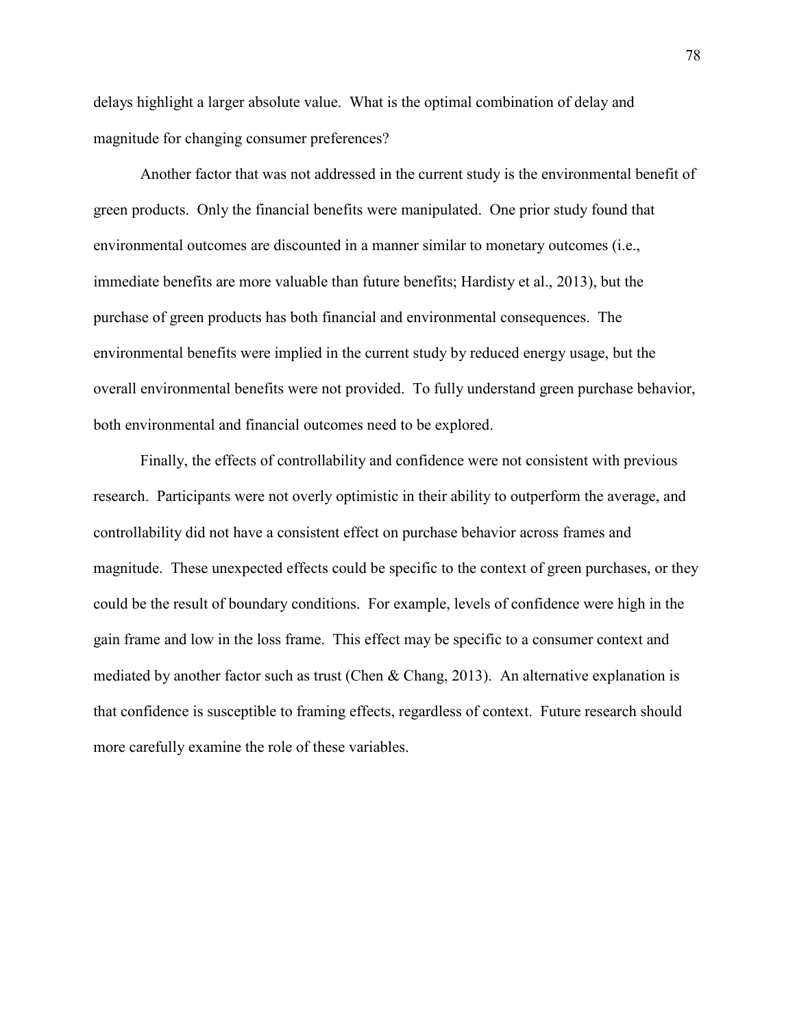delays highlight a larger absolute value. What is the optimal combination of delay and magnitude for changing consumer preferences?

Another factor that was not addressed in the current study is the environmental benefit of green products. Only the financial benefits were manipulated. One prior study found that environmental outcomes are discounted in a manner similar to monetary outcomes (i.e., immediate benefits are more valuable than future benefits; Hardisty et al., 2013), but the purchase of green products has both financial and environmental consequences. The environmental benefits were implied in the current study by reduced energy usage, but the overall environmental benefits were not provided. To fully understand green purchase behavior, both environmental and financial outcomes need to be explored.

Finally, the effects of controllability and confidence were not consistent with previous research. Participants were not overly optimistic in their ability to outperform the average, and controllability did not have a consistent effect on purchase behavior across frames and magnitude. These unexpected effects could be specific to the context of green purchases, or they could be the result of boundary conditions. For example, levels of confidence were high in the gain frame and low in the loss frame. This effect may be specific to a consumer context and mediated by another factor such as trust (Chen & Chang, 2013). An alternative explanation is that confidence is susceptible to framing effects, regardless of context. Future research should more carefully examine the role of these variables.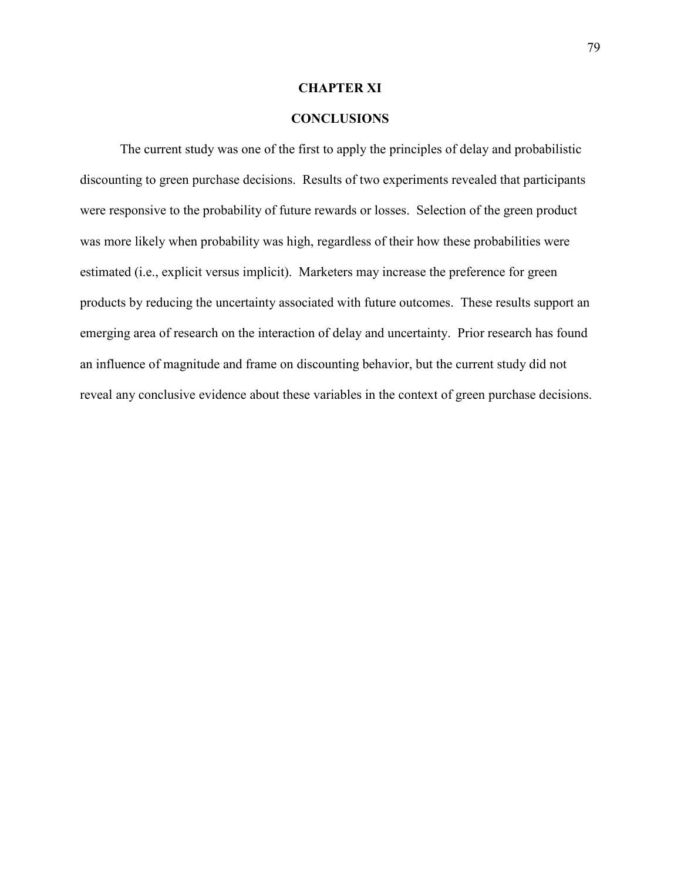# CHAPTER XI

## CONCLUSIONS

The current study was one of the first to apply the principles of delay and probabilistic discounting to green purchase decisions. Results of two experiments revealed that participants were responsive to the probability of future rewards or losses. Selection of the green product was more likely when probability was high, regardless of their how these probabilities were estimated (i.e., explicit versus implicit). Marketers may increase the preference for green products by reducing the uncertainty associated with future outcomes. These results support an emerging area of research on the interaction of delay and uncertainty. Prior research has found an influence of magnitude and frame on discounting behavior, but the current study did not reveal any conclusive evidence about these variables in the context of green purchase decisions.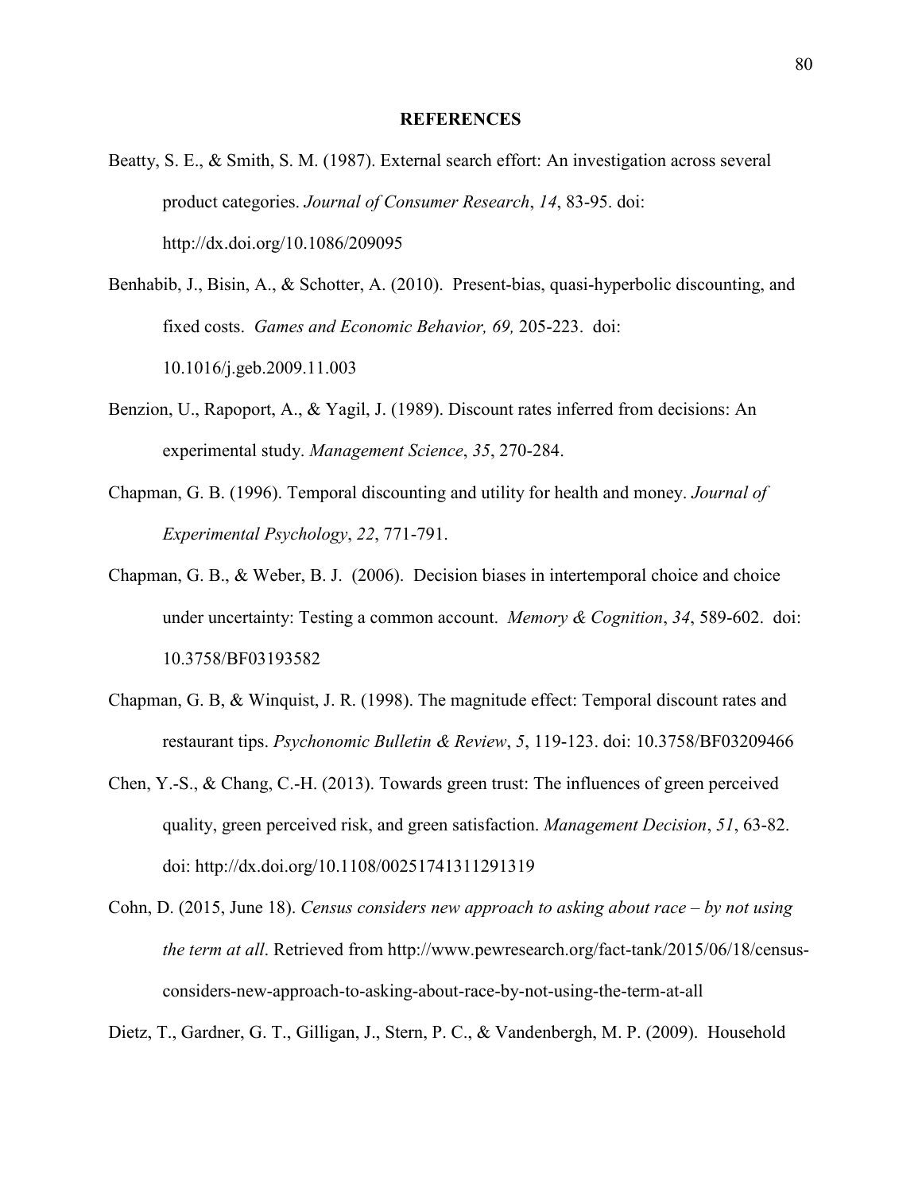## REFERENCES

Beatty, S. E., & Smith, S. M. (1987). External search effort: An investigation across several product categories. *Journal of Consumer Research*, *14*, 83-95. doi: http://dx.doi.org/10.1086/209095

Benhabib, J., Bisin, A., & Schotter, A. (2010). Present-bias, quasi-hyperbolic discounting, and fixed costs. *Games and Economic Behavior, 69,* 205-223. doi: 10.1016/j.geb.2009.11.003

Benzion, U., Rapoport, A., & Yagil, J. (1989). Discount rates inferred from decisions: An experimental study. *Management Science*, *35*, 270-284.

Chapman, G. B. (1996). Temporal discounting and utility for health and money. *Journal of Experimental Psychology*, *22*, 771-791.

Chapman, G. B., & Weber, B. J. (2006). Decision biases in intertemporal choice and choice under uncertainty: Testing a common account. *Memory & Cognition*, *34*, 589-602. doi: 10.3758/BF03193582

Chapman, G. B, & Winquist, J. R. (1998). The magnitude effect: Temporal discount rates and restaurant tips. *Psychonomic Bulletin & Review*, *5*, 119-123. doi: 10.3758/BF03209466

Chen, Y.-S., & Chang, C.-H. (2013). Towards green trust: The influences of green perceived quality, green perceived risk, and green satisfaction. *Management Decision*, *51*, 63-82. doi: http://dx.doi.org/10.1108/00251741311291319

Cohn, D. (2015, June 18). *Census considers new approach to asking about race – by not using the term at all*. Retrieved from http://www.pewresearch.org/fact-tank/2015/06/18/census-considers-new-approach-to-asking-about-race-by-not-using-the-term-at-all

Dietz, T., Gardner, G. T., Gilligan, J., Stern, P. C., & Vandenbergh, M. P. (2009). Household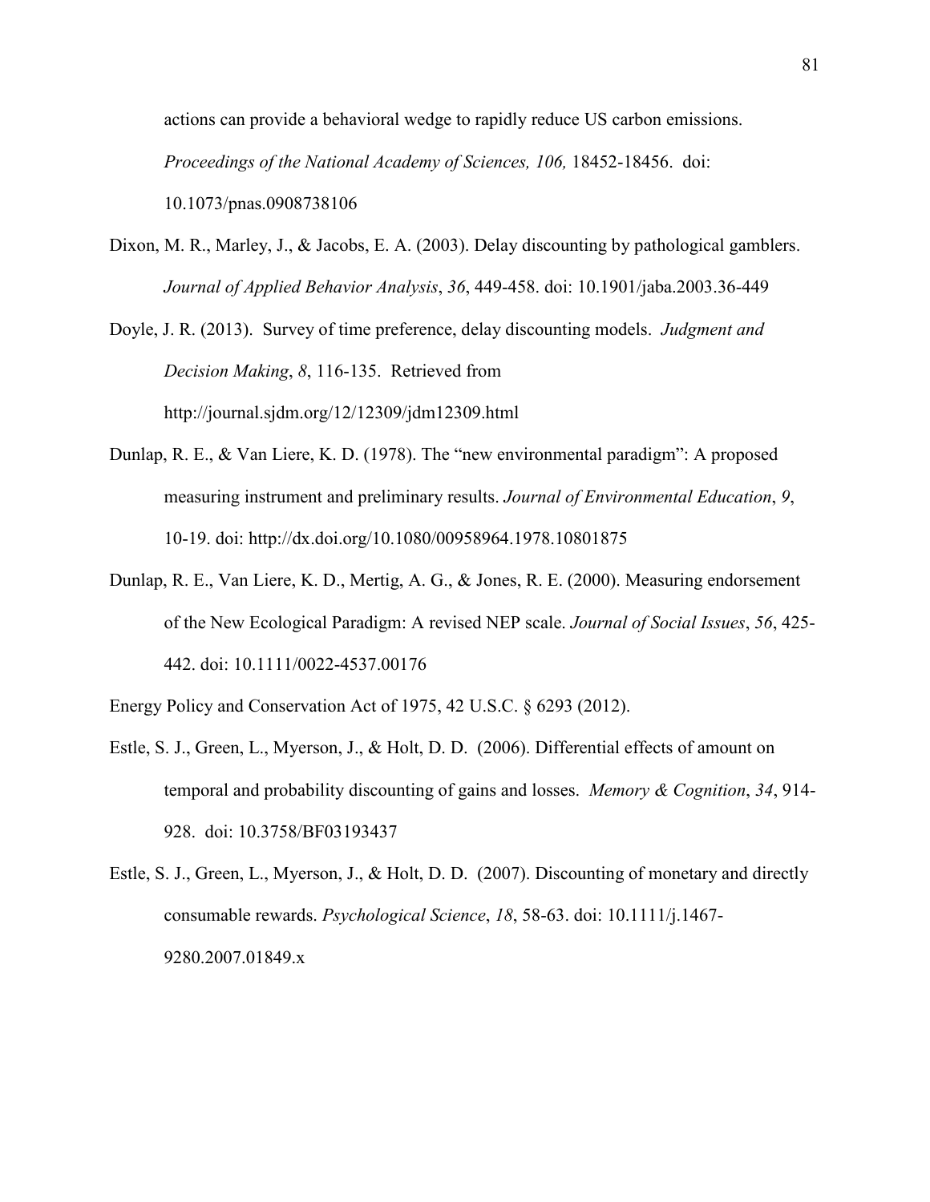actions can provide a behavioral wedge to rapidly reduce US carbon emissions. *Proceedings of the National Academy of Sciences, 106,* 18452-18456. doi: 10.1073/pnas.0908738106

Dixon, M. R., Marley, J., & Jacobs, E. A. (2003). Delay discounting by pathological gamblers. *Journal of Applied Behavior Analysis*, *36*, 449-458. doi: 10.1901/jaba.2003.36-449

Doyle, J. R. (2013). Survey of time preference, delay discounting models. *Judgment and Decision Making*, *8*, 116-135. Retrieved from http://journal.sjdm.org/12/12309/jdm12309.html

Dunlap, R. E., & Van Liere, K. D. (1978). The "new environmental paradigm": A proposed measuring instrument and preliminary results. *Journal of Environmental Education*, *9*, 10-19. doi: http://dx.doi.org/10.1080/00958964.1978.10801875

Dunlap, R. E., Van Liere, K. D., Mertig, A. G., & Jones, R. E. (2000). Measuring endorsement of the New Ecological Paradigm: A revised NEP scale. *Journal of Social Issues*, *56*, 425-442. doi: 10.1111/0022-4537.00176

Energy Policy and Conservation Act of 1975, 42 U.S.C. § 6293 (2012).

Estle, S. J., Green, L., Myerson, J., & Holt, D. D. (2006). Differential effects of amount on temporal and probability discounting of gains and losses. *Memory & Cognition*, *34*, 914-928. doi: 10.3758/BF03193437

Estle, S. J., Green, L., Myerson, J., & Holt, D. D. (2007). Discounting of monetary and directly consumable rewards. *Psychological Science*, *18*, 58-63. doi: 10.1111/j.1467-9280.2007.01849.x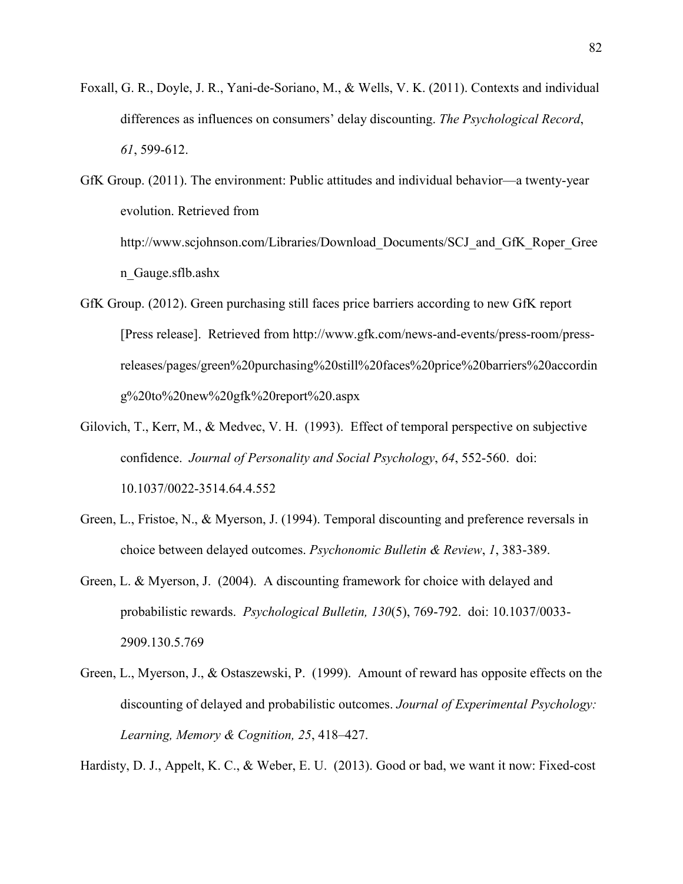Foxall, G. R., Doyle, J. R., Yani-de-Soriano, M., & Wells, V. K. (2011). Contexts and individual differences as influences on consumers' delay discounting. *The Psychological Record*, *61*, 599-612.

GfK Group. (2011). The environment: Public attitudes and individual behavior—a twenty-year evolution. Retrieved from http://www.scjohnson.com/Libraries/Download_Documents/SCJ_and_GfK_Roper_Green_Gauge.sflb.ashx

GfK Group. (2012). Green purchasing still faces price barriers according to new GfK report [Press release]. Retrieved from http://www.gfk.com/news-and-events/press-room/press-releases/pages/green%20purchasing%20still%20faces%20price%20barriers%20according%20to%20new%20gfk%20report%20.aspx

Gilovich, T., Kerr, M., & Medvec, V. H. (1993). Effect of temporal perspective on subjective confidence. *Journal of Personality and Social Psychology*, *64*, 552-560. doi: 10.1037/0022-3514.64.4.552

Green, L., Fristoe, N., & Myerson, J. (1994). Temporal discounting and preference reversals in choice between delayed outcomes. *Psychonomic Bulletin & Review*, *1*, 383-389.

Green, L. & Myerson, J. (2004). A discounting framework for choice with delayed and probabilistic rewards. *Psychological Bulletin, 130*(5), 769-792. doi: 10.1037/0033-2909.130.5.769

Green, L., Myerson, J., & Ostaszewski, P. (1999). Amount of reward has opposite effects on the discounting of delayed and probabilistic outcomes. *Journal of Experimental Psychology: Learning, Memory & Cognition, 25*, 418–427.

Hardisty, D. J., Appelt, K. C., & Weber, E. U. (2013). Good or bad, we want it now: Fixed-cost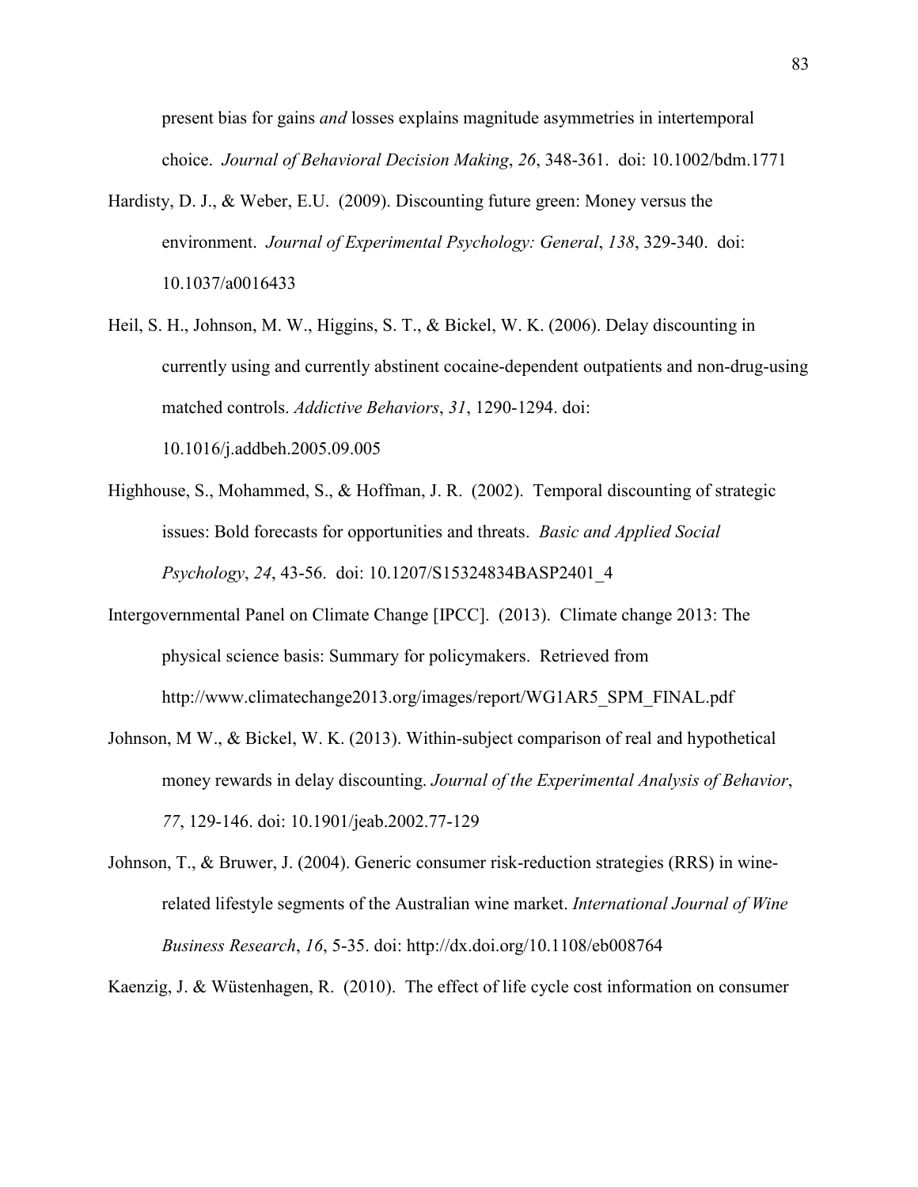present bias for gains *and* losses explains magnitude asymmetries in intertemporal choice. *Journal of Behavioral Decision Making*, *26*, 348-361. doi: 10.1002/bdm.1771

Hardisty, D. J., & Weber, E.U. (2009). Discounting future green: Money versus the environment. *Journal of Experimental Psychology: General*, *138*, 329-340. doi: 10.1037/a0016433

Heil, S. H., Johnson, M. W., Higgins, S. T., & Bickel, W. K. (2006). Delay discounting in currently using and currently abstinent cocaine-dependent outpatients and non-drug-using matched controls. *Addictive Behaviors*, *31*, 1290-1294. doi: 10.1016/j.addbeh.2005.09.005

Highhouse, S., Mohammed, S., & Hoffman, J. R. (2002). Temporal discounting of strategic issues: Bold forecasts for opportunities and threats. *Basic and Applied Social Psychology*, *24*, 43-56. doi: 10.1207/S15324834BASP2401_4

Intergovernmental Panel on Climate Change [IPCC]. (2013). Climate change 2013: The physical science basis: Summary for policymakers. Retrieved from http://www.climatechange2013.org/images/report/WG1AR5_SPM_FINAL.pdf

Johnson, M W., & Bickel, W. K. (2013). Within-subject comparison of real and hypothetical money rewards in delay discounting. *Journal of the Experimental Analysis of Behavior*, *77*, 129-146. doi: 10.1901/jeab.2002.77-129

Johnson, T., & Bruwer, J. (2004). Generic consumer risk-reduction strategies (RRS) in wine-related lifestyle segments of the Australian wine market. *International Journal of Wine Business Research*, *16*, 5-35. doi: http://dx.doi.org/10.1108/eb008764

Kaenzig, J. & Wüstenhagen, R. (2010). The effect of life cycle cost information on consumer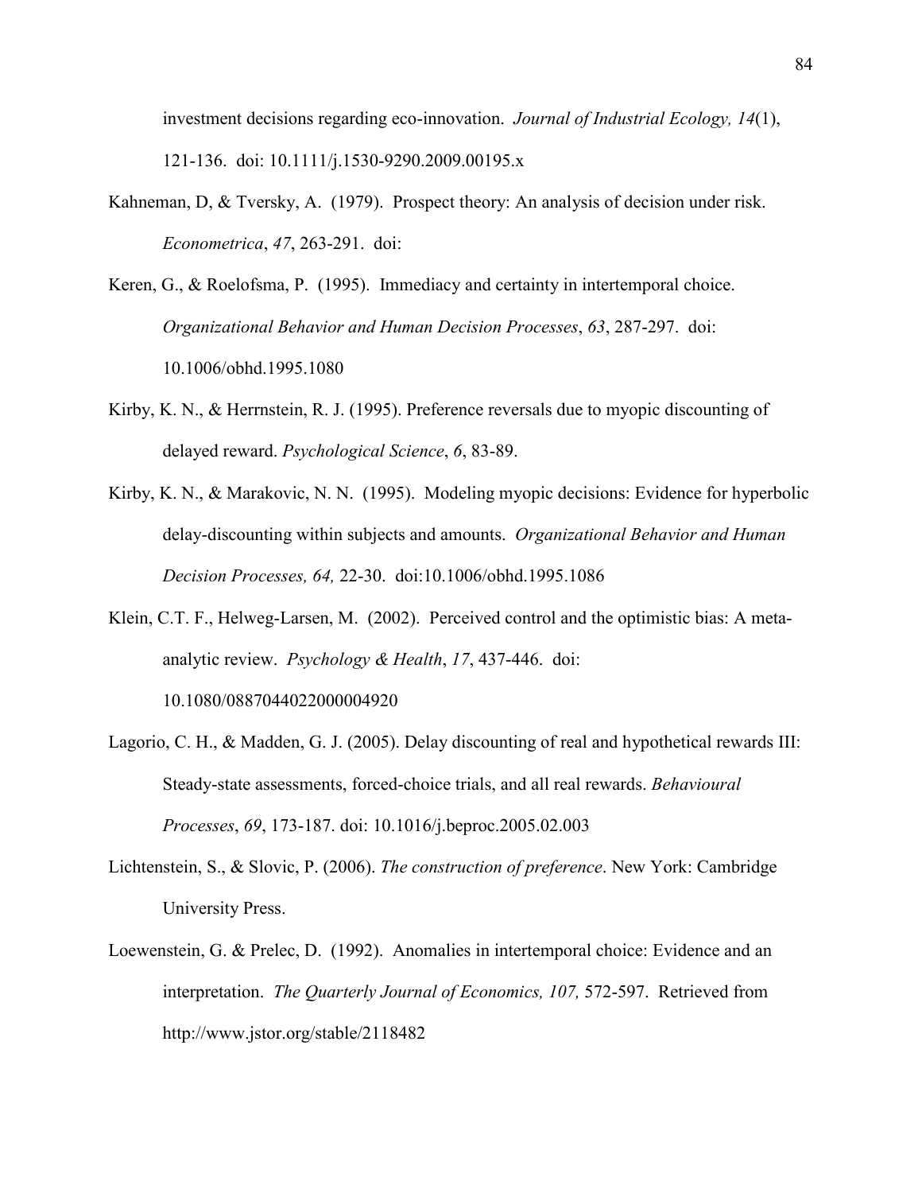investment decisions regarding eco-innovation. *Journal of Industrial Ecology, 14*(1), 121-136. doi: 10.1111/j.1530-9290.2009.00195.x

Kahneman, D, & Tversky, A. (1979). Prospect theory: An analysis of decision under risk. *Econometrica*, *47*, 263-291. doi:

Keren, G., & Roelofsma, P. (1995). Immediacy and certainty in intertemporal choice. *Organizational Behavior and Human Decision Processes*, *63*, 287-297. doi: 10.1006/obhd.1995.1080

Kirby, K. N., & Herrnstein, R. J. (1995). Preference reversals due to myopic discounting of delayed reward. *Psychological Science*, *6*, 83-89.

Kirby, K. N., & Marakovic, N. N. (1995). Modeling myopic decisions: Evidence for hyperbolic delay-discounting within subjects and amounts. *Organizational Behavior and Human Decision Processes, 64,* 22-30. doi:10.1006/obhd.1995.1086

Klein, C.T. F., Helweg-Larsen, M. (2002). Perceived control and the optimistic bias: A meta-analytic review. *Psychology & Health*, *17*, 437-446. doi: 10.1080/0887044022000004920

Lagorio, C. H., & Madden, G. J. (2005). Delay discounting of real and hypothetical rewards III: Steady-state assessments, forced-choice trials, and all real rewards. *Behavioural Processes*, *69*, 173-187. doi: 10.1016/j.beproc.2005.02.003

Lichtenstein, S., & Slovic, P. (2006). *The construction of preference*. New York: Cambridge University Press.

Loewenstein, G. & Prelec, D. (1992). Anomalies in intertemporal choice: Evidence and an interpretation. *The Quarterly Journal of Economics, 107,* 572-597. Retrieved from http://www.jstor.org/stable/2118482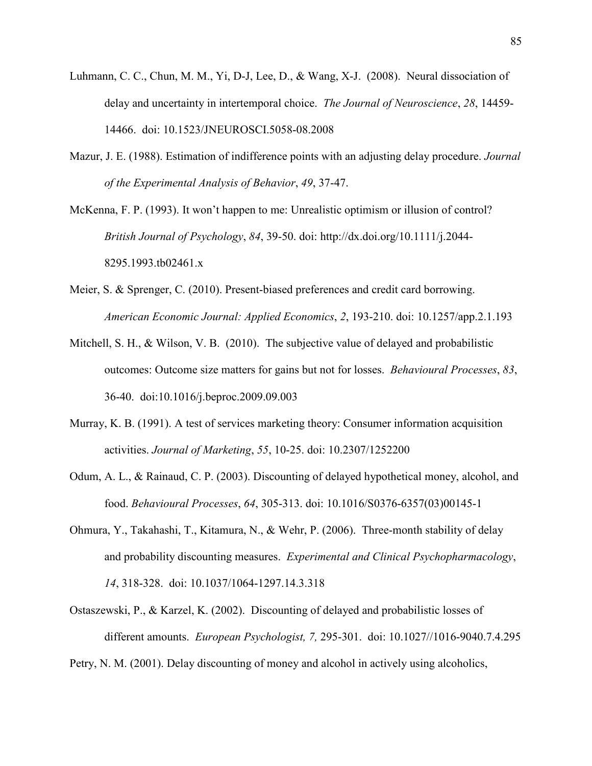Luhmann, C. C., Chun, M. M., Yi, D-J, Lee, D., & Wang, X-J. (2008). Neural dissociation of delay and uncertainty in intertemporal choice. *The Journal of Neuroscience*, *28*, 14459-14466. doi: 10.1523/JNEUROSCI.5058-08.2008

Mazur, J. E. (1988). Estimation of indifference points with an adjusting delay procedure. *Journal of the Experimental Analysis of Behavior*, *49*, 37-47.

McKenna, F. P. (1993). It won't happen to me: Unrealistic optimism or illusion of control? *British Journal of Psychology*, *84*, 39-50. doi: http://dx.doi.org/10.1111/j.2044-8295.1993.tb02461.x

Meier, S. & Sprenger, C. (2010). Present-biased preferences and credit card borrowing. *American Economic Journal: Applied Economics*, *2*, 193-210. doi: 10.1257/app.2.1.193

Mitchell, S. H., & Wilson, V. B. (2010). The subjective value of delayed and probabilistic outcomes: Outcome size matters for gains but not for losses. *Behavioural Processes*, *83*, 36-40. doi:10.1016/j.beproc.2009.09.003

Murray, K. B. (1991). A test of services marketing theory: Consumer information acquisition activities. *Journal of Marketing*, *55*, 10-25. doi: 10.2307/1252200

Odum, A. L., & Rainaud, C. P. (2003). Discounting of delayed hypothetical money, alcohol, and food. *Behavioural Processes*, *64*, 305-313. doi: 10.1016/S0376-6357(03)00145-1

Ohmura, Y., Takahashi, T., Kitamura, N., & Wehr, P. (2006). Three-month stability of delay and probability discounting measures. *Experimental and Clinical Psychopharmacology*, *14*, 318-328. doi: 10.1037/1064-1297.14.3.318

Ostaszewski, P., & Karzel, K. (2002). Discounting of delayed and probabilistic losses of different amounts. *European Psychologist, 7,* 295-301. doi: 10.1027//1016-9040.7.4.295

Petry, N. M. (2001). Delay discounting of money and alcohol in actively using alcoholics,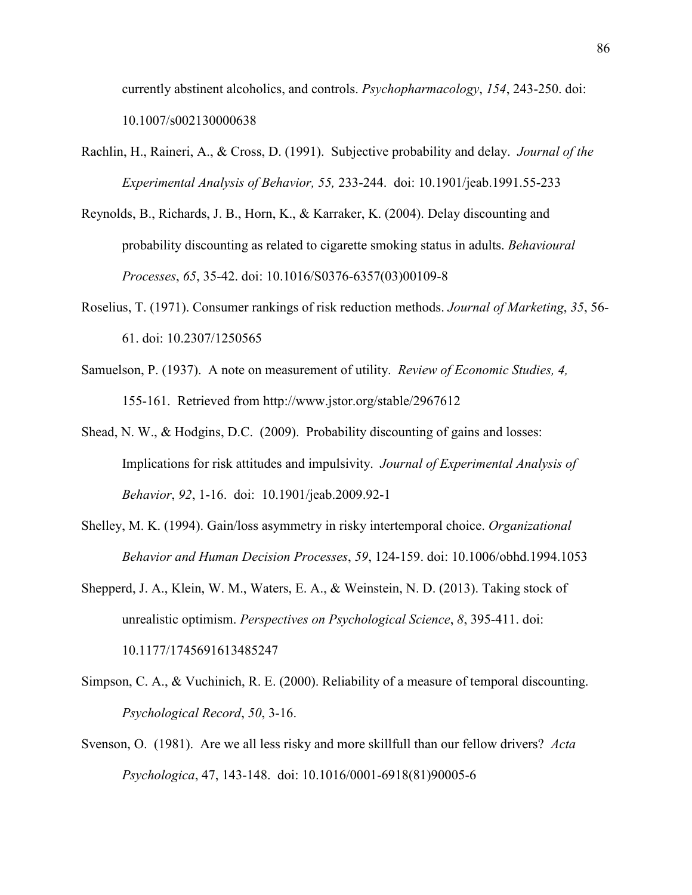currently abstinent alcoholics, and controls. *Psychopharmacology*, *154*, 243-250. doi: 10.1007/s002130000638

Rachlin, H., Raineri, A., & Cross, D. (1991). Subjective probability and delay. *Journal of the Experimental Analysis of Behavior, 55,* 233-244. doi: 10.1901/jeab.1991.55-233

Reynolds, B., Richards, J. B., Horn, K., & Karraker, K. (2004). Delay discounting and probability discounting as related to cigarette smoking status in adults. *Behavioural Processes*, *65*, 35-42. doi: 10.1016/S0376-6357(03)00109-8

Roselius, T. (1971). Consumer rankings of risk reduction methods. *Journal of Marketing*, *35*, 56-61. doi: 10.2307/1250565

Samuelson, P. (1937). A note on measurement of utility. *Review of Economic Studies, 4,* 155-161. Retrieved from http://www.jstor.org/stable/2967612

Shead, N. W., & Hodgins, D.C. (2009). Probability discounting of gains and losses: Implications for risk attitudes and impulsivity. *Journal of Experimental Analysis of Behavior*, *92*, 1-16. doi: 10.1901/jeab.2009.92-1

Shelley, M. K. (1994). Gain/loss asymmetry in risky intertemporal choice. *Organizational Behavior and Human Decision Processes*, *59*, 124-159. doi: 10.1006/obhd.1994.1053

Shepperd, J. A., Klein, W. M., Waters, E. A., & Weinstein, N. D. (2013). Taking stock of unrealistic optimism. *Perspectives on Psychological Science*, *8*, 395-411. doi: 10.1177/1745691613485247

Simpson, C. A., & Vuchinich, R. E. (2000). Reliability of a measure of temporal discounting. *Psychological Record*, *50*, 3-16.

Svenson, O. (1981). Are we all less risky and more skillfull than our fellow drivers? *Acta Psychologica*, 47, 143-148. doi: 10.1016/0001-6918(81)90005-6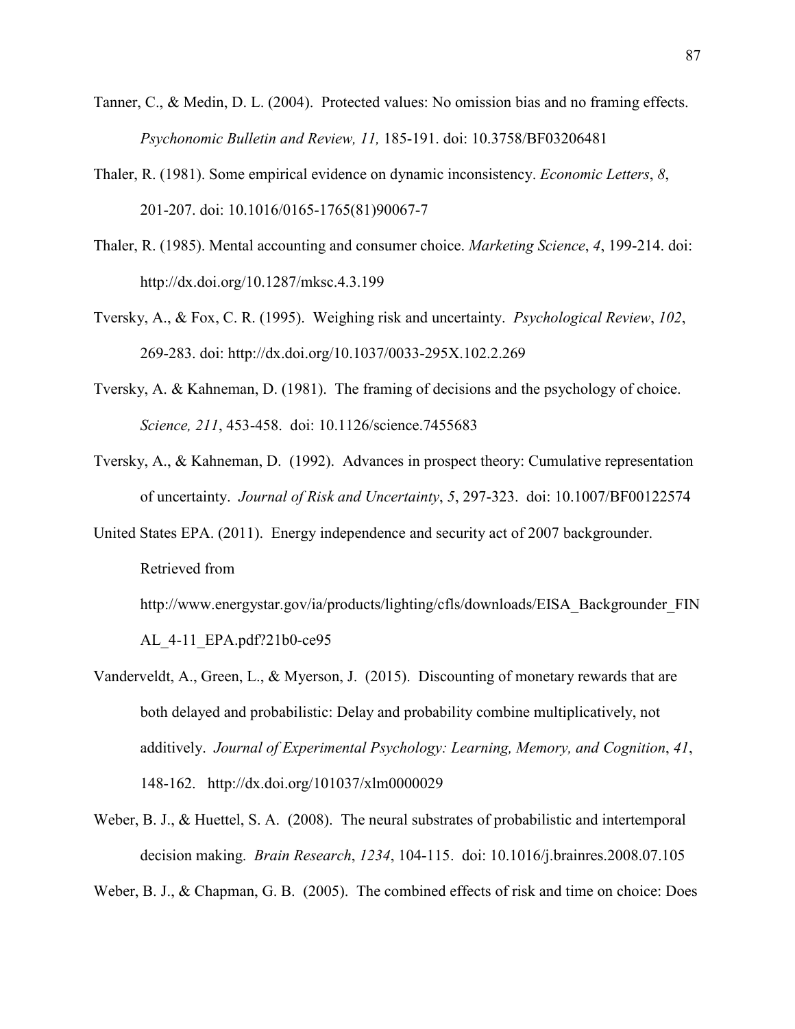Tanner, C., & Medin, D. L. (2004). Protected values: No omission bias and no framing effects. *Psychonomic Bulletin and Review, 11,* 185-191. doi: 10.3758/BF03206481

Thaler, R. (1981). Some empirical evidence on dynamic inconsistency. *Economic Letters*, *8*, 201-207. doi: 10.1016/0165-1765(81)90067-7

Thaler, R. (1985). Mental accounting and consumer choice. *Marketing Science*, *4*, 199-214. doi: http://dx.doi.org/10.1287/mksc.4.3.199

Tversky, A., & Fox, C. R. (1995). Weighing risk and uncertainty. *Psychological Review*, *102*, 269-283. doi: http://dx.doi.org/10.1037/0033-295X.102.2.269

Tversky, A. & Kahneman, D. (1981). The framing of decisions and the psychology of choice. *Science, 211*, 453-458. doi: 10.1126/science.7455683

Tversky, A., & Kahneman, D. (1992). Advances in prospect theory: Cumulative representation of uncertainty. *Journal of Risk and Uncertainty*, *5*, 297-323. doi: 10.1007/BF00122574

United States EPA. (2011). Energy independence and security act of 2007 backgrounder. Retrieved from http://www.energystar.gov/ia/products/lighting/cfls/downloads/EISA_Backgrounder_FINAL_4-11_EPA.pdf?21b0-ce95

Vanderveldt, A., Green, L., & Myerson, J. (2015). Discounting of monetary rewards that are both delayed and probabilistic: Delay and probability combine multiplicatively, not additively. *Journal of Experimental Psychology: Learning, Memory, and Cognition*, *41*, 148-162. http://dx.doi.org/101037/xlm0000029

Weber, B. J., & Huettel, S. A. (2008). The neural substrates of probabilistic and intertemporal decision making. *Brain Research*, *1234*, 104-115. doi: 10.1016/j.brainres.2008.07.105

Weber, B. J., & Chapman, G. B. (2005). The combined effects of risk and time on choice: Does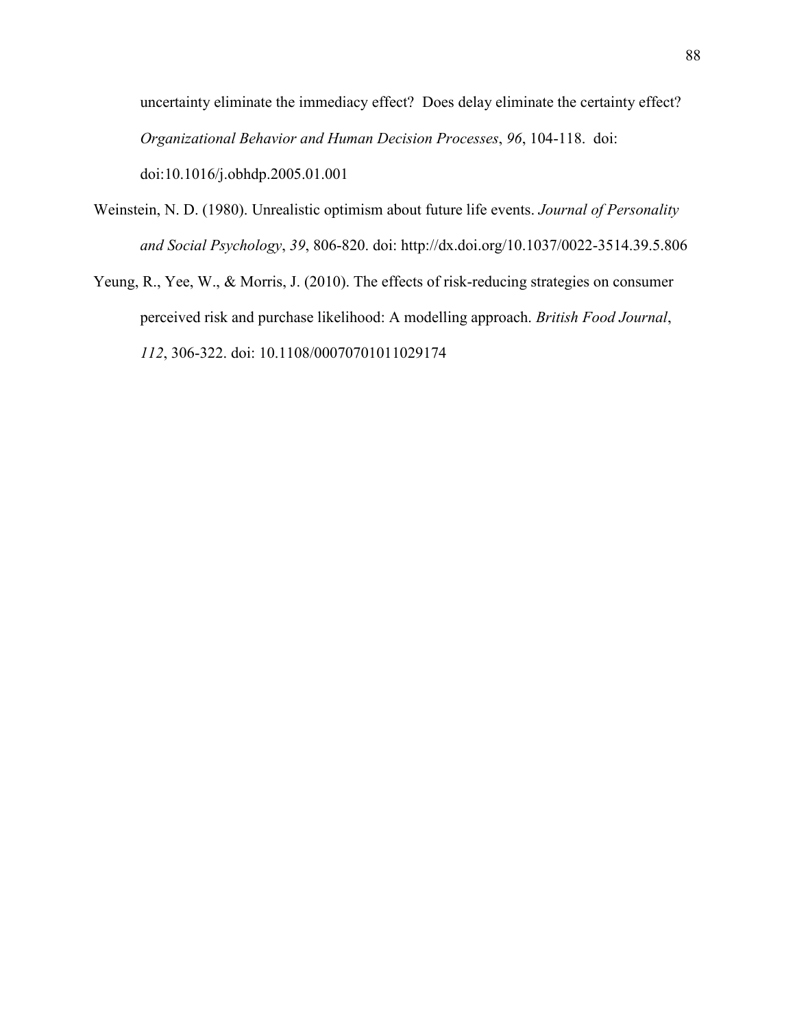uncertainty eliminate the immediacy effect? Does delay eliminate the certainty effect? *Organizational Behavior and Human Decision Processes*, *96*, 104-118. doi: doi:10.1016/j.obhdp.2005.01.001

Weinstein, N. D. (1980). Unrealistic optimism about future life events. *Journal of Personality and Social Psychology*, *39*, 806-820. doi: http://dx.doi.org/10.1037/0022-3514.39.5.806

Yeung, R., Yee, W., & Morris, J. (2010). The effects of risk-reducing strategies on consumer perceived risk and purchase likelihood: A modelling approach. *British Food Journal*, *112*, 306-322. doi: 10.1108/00070701011029174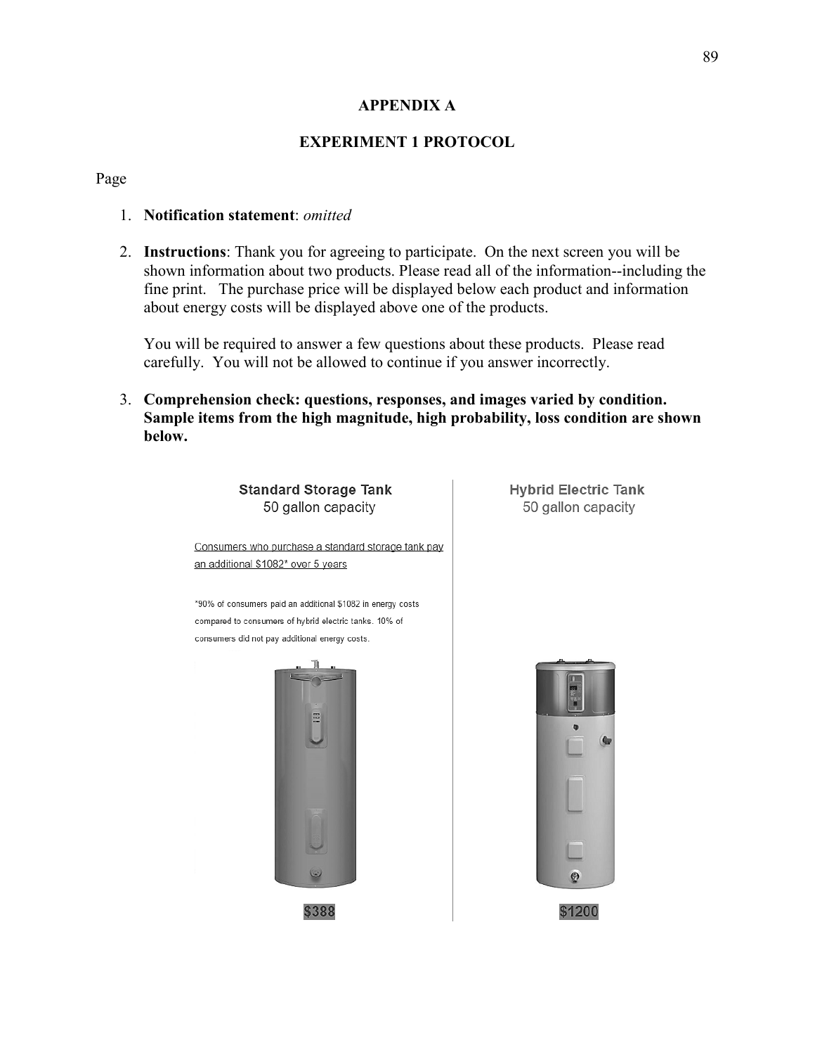# APPENDIX A

## EXPERIMENT 1 PROTOCOL

Page

1. **Notification statement**: *omitted*

2. **Instructions**: Thank you for agreeing to participate. On the next screen you will be shown information about two products. Please read all of the information--including the fine print. The purchase price will be displayed below each product and information about energy costs will be displayed above one of the products.

   You will be required to answer a few questions about these products. Please read carefully. You will not be allowed to continue if you answer incorrectly.

3. **Comprehension check: questions, responses, and images varied by condition. Sample items from the high magnitude, high probability, loss condition are shown below.**

**Standard Storage Tank**
50 gallon capacity

Consumers who purchase a standard storage tank pay an additional $1082* over 5 years

*90% of consumers paid an additional $1082 in energy costs compared to consumers of hybrid electric tanks. 10% of consumers did not pay additional energy costs.

$388

**Hybrid Electric Tank**
50 gallon capacity

$1200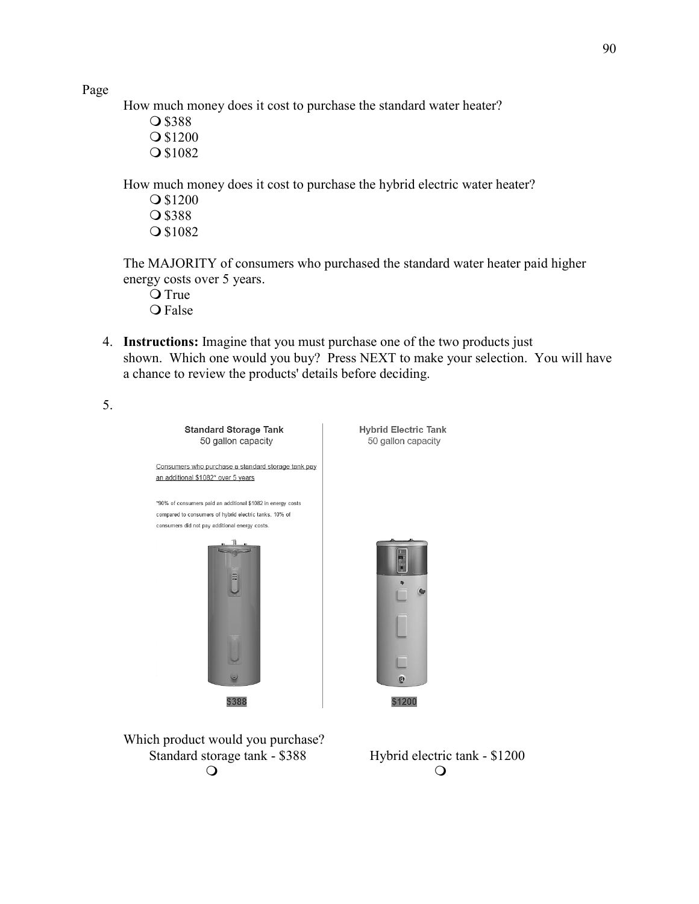Page

How much money does it cost to purchase the standard water heater?

- ❍ $388
- ❍ $1200
- ❍ $1082

How much money does it cost to purchase the hybrid electric water heater?

- ❍ $1200
- ❍ $388
- ❍ $1082

The MAJORITY of consumers who purchased the standard water heater paid higher energy costs over 5 years.

- ❍ True
- ❍ False

4. **Instructions:** Imagine that you must purchase one of the two products just shown. Which one would you buy? Press NEXT to make your selection. You will have a chance to review the products' details before deciding.

5.

| Standard Storage Tank<br>50 gallon capacity | Hybrid Electric Tank<br>50 gallon capacity |
|---|---|
| Consumers who purchase a standard storage tank pay an additional $1082* over 5 years<br><br>*90% of consumers paid an additional $1082 in energy costs compared to consumers of hybrid electric tanks. 10% of consumers did not pay additional energy costs. | |
| $388 | $1200 |

Which product would you purchase?

| Standard storage tank - $388 | Hybrid electric tank - $1200 |
|---|---|
| ❍ | ❍ |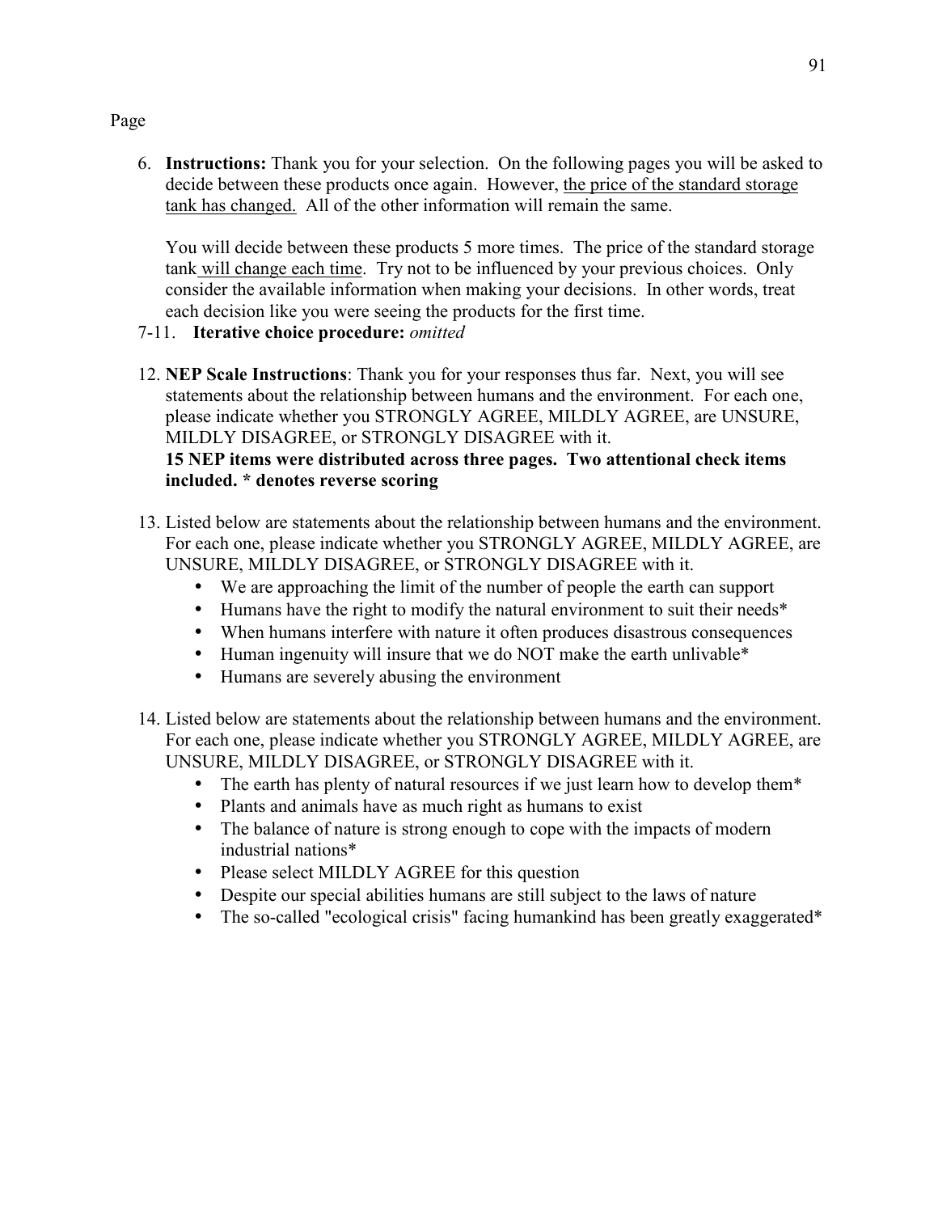Page

6. **Instructions:** Thank you for your selection. On the following pages you will be asked to decide between these products once again. However, <u>the price of the standard storage tank has changed.</u> All of the other information will remain the same.

   You will decide between these products 5 more times. The price of the standard storage tank <u>will change each time</u>. Try not to be influenced by your previous choices. Only consider the available information when making your decisions. In other words, treat each decision like you were seeing the products for the first time.

7-11. **Iterative choice procedure:** *omitted*

12. **NEP Scale Instructions**: Thank you for your responses thus far. Next, you will see statements about the relationship between humans and the environment. For each one, please indicate whether you STRONGLY AGREE, MILDLY AGREE, are UNSURE, MILDLY DISAGREE, or STRONGLY DISAGREE with it.
    **15 NEP items were distributed across three pages. Two attentional check items included. * denotes reverse scoring**

13. Listed below are statements about the relationship between humans and the environment. For each one, please indicate whether you STRONGLY AGREE, MILDLY AGREE, are UNSURE, MILDLY DISAGREE, or STRONGLY DISAGREE with it.
    - We are approaching the limit of the number of people the earth can support
    - Humans have the right to modify the natural environment to suit their needs*
    - When humans interfere with nature it often produces disastrous consequences
    - Human ingenuity will insure that we do NOT make the earth unlivable*
    - Humans are severely abusing the environment

14. Listed below are statements about the relationship between humans and the environment. For each one, please indicate whether you STRONGLY AGREE, MILDLY AGREE, are UNSURE, MILDLY DISAGREE, or STRONGLY DISAGREE with it.
    - The earth has plenty of natural resources if we just learn how to develop them*
    - Plants and animals have as much right as humans to exist
    - The balance of nature is strong enough to cope with the impacts of modern industrial nations*
    - Please select MILDLY AGREE for this question
    - Despite our special abilities humans are still subject to the laws of nature
    - The so-called "ecological crisis" facing humankind has been greatly exaggerated*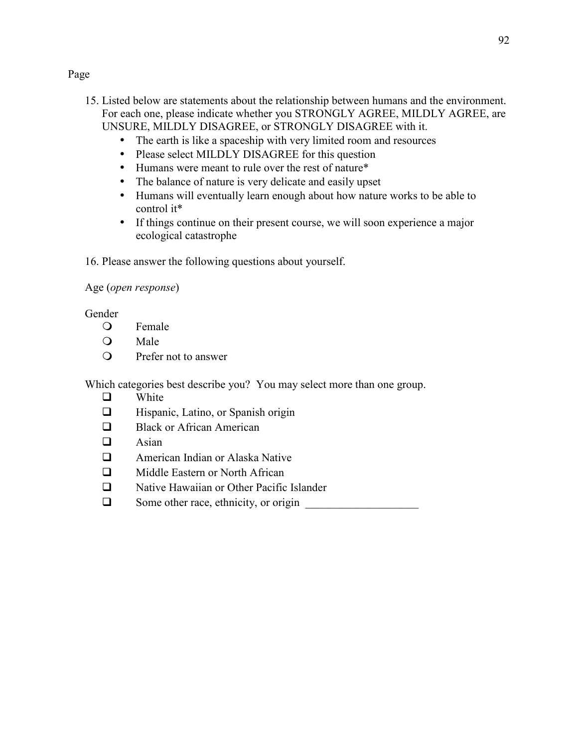Page

15. Listed below are statements about the relationship between humans and the environment. For each one, please indicate whether you STRONGLY AGREE, MILDLY AGREE, are UNSURE, MILDLY DISAGREE, or STRONGLY DISAGREE with it.
    - The earth is like a spaceship with very limited room and resources
    - Please select MILDLY DISAGREE for this question
    - Humans were meant to rule over the rest of nature*
    - The balance of nature is very delicate and easily upset
    - Humans will eventually learn enough about how nature works to be able to control it*
    - If things continue on their present course, we will soon experience a major ecological catastrophe

16. Please answer the following questions about yourself.

Age (*open response*)

Gender

- ❍ Female
- ❍ Male
- ❍ Prefer not to answer

Which categories best describe you? You may select more than one group.

- ❑ White
- ❑ Hispanic, Latino, or Spanish origin
- ❑ Black or African American
- ❑ Asian
- ❑ American Indian or Alaska Native
- ❑ Middle Eastern or North African
- ❑ Native Hawaiian or Other Pacific Islander
- ❑ Some other race, ethnicity, or origin ____________________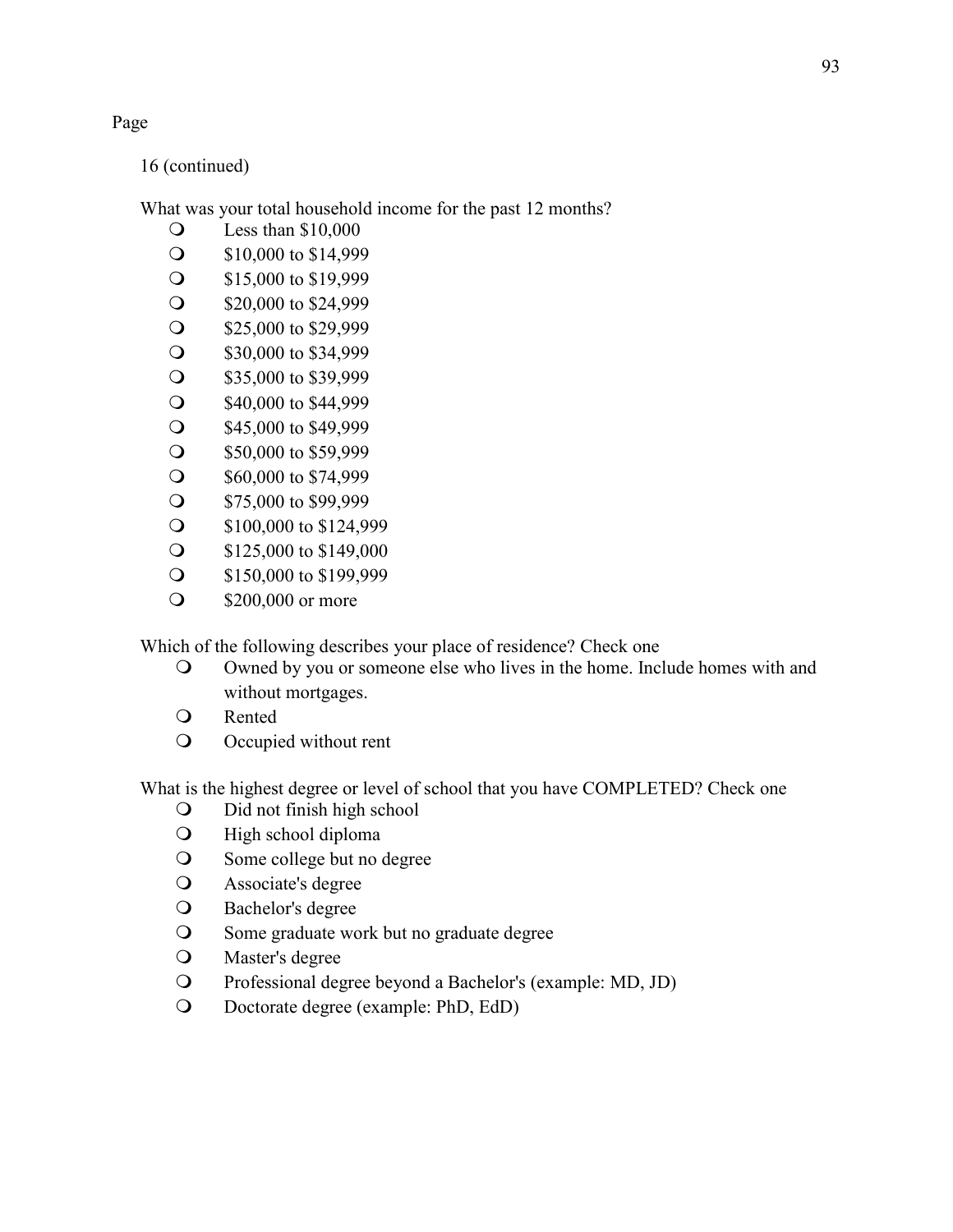Page

16 (continued)

What was your total household income for the past 12 months?

- ❍ Less than $10,000
- ❍ $10,000 to $14,999
- ❍ $15,000 to $19,999
- ❍ $20,000 to $24,999
- ❍ $25,000 to $29,999
- ❍ $30,000 to $34,999
- ❍ $35,000 to $39,999
- ❍ $40,000 to $44,999
- ❍ $45,000 to $49,999
- ❍ $50,000 to $59,999
- ❍ $60,000 to $74,999
- ❍ $75,000 to $99,999
- ❍ $100,000 to $124,999
- ❍ $125,000 to $149,000
- ❍ $150,000 to $199,999
- ❍ $200,000 or more

Which of the following describes your place of residence? Check one

- ❍ Owned by you or someone else who lives in the home. Include homes with and without mortgages.
- ❍ Rented
- ❍ Occupied without rent

What is the highest degree or level of school that you have COMPLETED? Check one

- ❍ Did not finish high school
- ❍ High school diploma
- ❍ Some college but no degree
- ❍ Associate's degree
- ❍ Bachelor's degree
- ❍ Some graduate work but no graduate degree
- ❍ Master's degree
- ❍ Professional degree beyond a Bachelor's (example: MD, JD)
- ❍ Doctorate degree (example: PhD, EdD)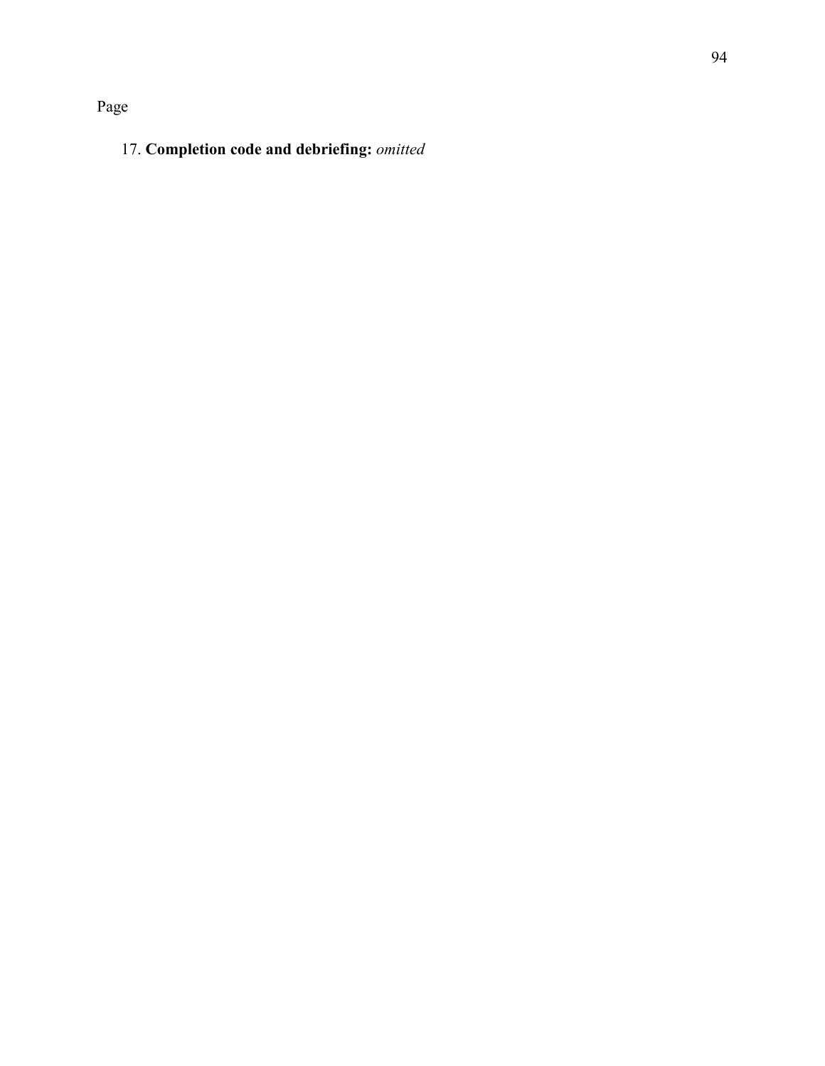Page

17. **Completion code and debriefing:** *omitted*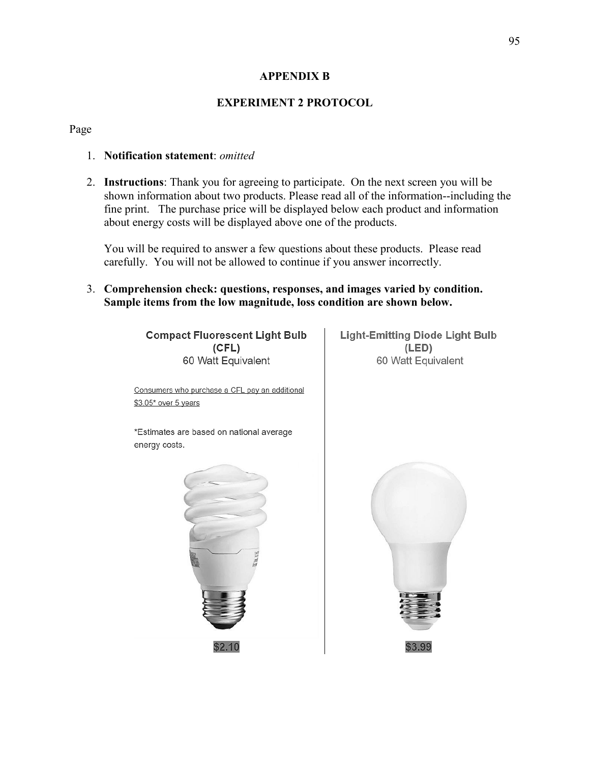# APPENDIX B

## EXPERIMENT 2 PROTOCOL

Page

1. **Notification statement**: *omitted*

2. **Instructions**: Thank you for agreeing to participate. On the next screen you will be shown information about two products. Please read all of the information--including the fine print. The purchase price will be displayed below each product and information about energy costs will be displayed above one of the products.

   You will be required to answer a few questions about these products. Please read carefully. You will not be allowed to continue if you answer incorrectly.

3. **Comprehension check: questions, responses, and images varied by condition. Sample items from the low magnitude, loss condition are shown below.**

| **Compact Fluorescent Light Bulb (CFL)** 60 Watt Equivalent | **Light-Emitting Diode Light Bulb (LED)** 60 Watt Equivalent |
|---|---|
| Consumers who purchase a CFL pay an additional $3.05* over 5 years | |
| *Estimates are based on national average energy costs. | |
| $2.10 | $3.99 |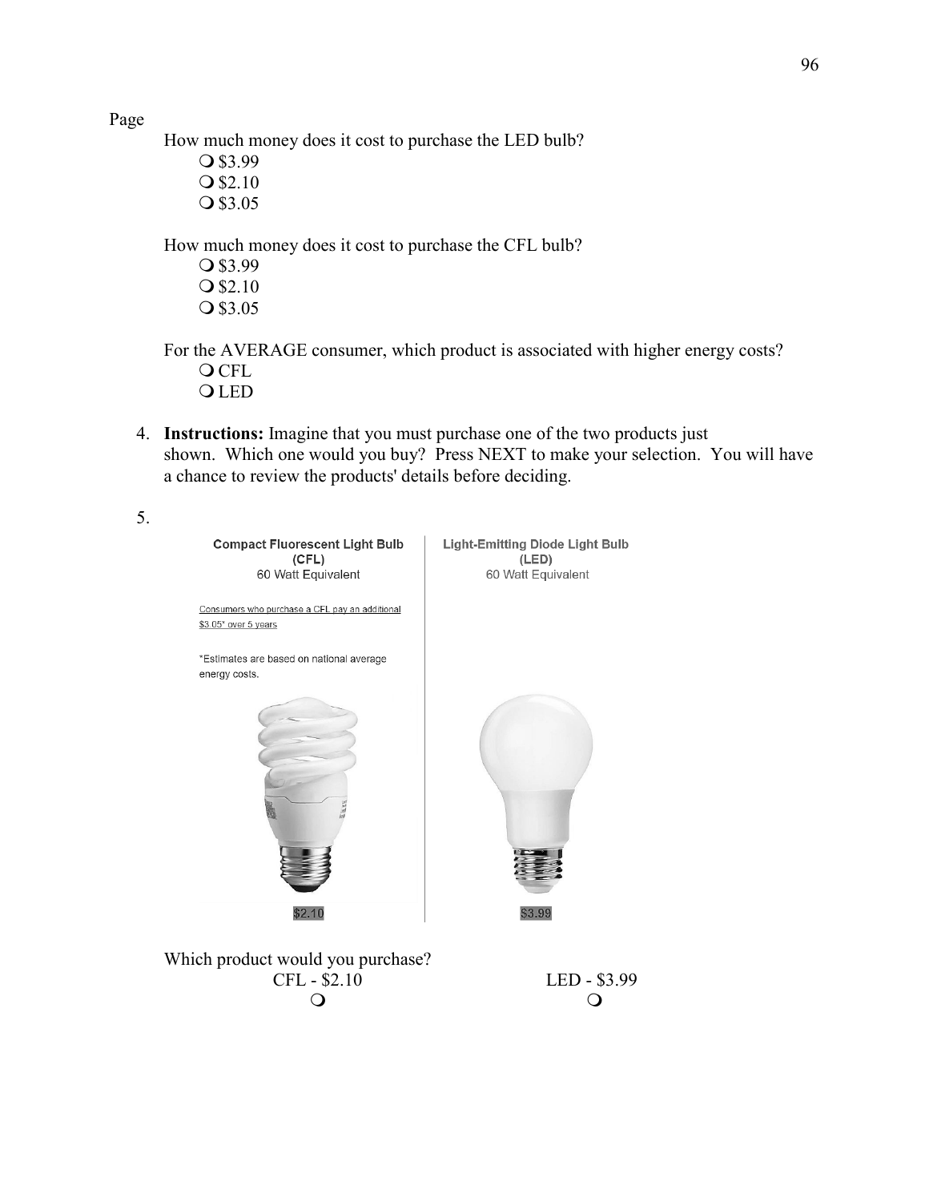Page

How much money does it cost to purchase the LED bulb?

- ❍ $3.99
- ❍ $2.10
- ❍ $3.05

How much money does it cost to purchase the CFL bulb?

- ❍ $3.99
- ❍ $2.10
- ❍ $3.05

For the AVERAGE consumer, which product is associated with higher energy costs?

- ❍ CFL
- ❍ LED

4. **Instructions:** Imagine that you must purchase one of the two products just shown. Which one would you buy? Press NEXT to make your selection. You will have a chance to review the products' details before deciding.

5.

| Compact Fluorescent Light Bulb (CFL) 60 Watt Equivalent | Light-Emitting Diode Light Bulb (LED) 60 Watt Equivalent |
|---|---|
| Consumers who purchase a CFL pay an additional $3.05* over 5 years | |
| *Estimates are based on national average energy costs. | |
| $2.10 | $3.99 |

Which product would you purchase?

| CFL - $2.10 | LED - $3.99 |
|---|---|
| ❍ | ❍ |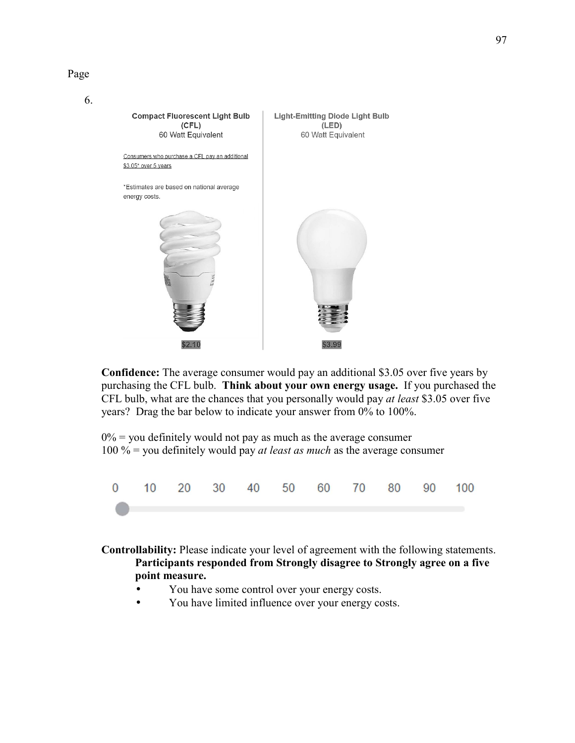Page

6.

**Compact Fluorescent Light Bulb (CFL)**
60 Watt Equivalent

Consumers who purchase a CFL pay an additional $3.05* over 5 years

*Estimates are based on national average energy costs.

$2.10

**Light-Emitting Diode Light Bulb (LED)**
60 Watt Equivalent

$3.99

**Confidence:** The average consumer would pay an additional $3.05 over five years by purchasing the CFL bulb. **Think about your own energy usage.** If you purchased the CFL bulb, what are the chances that you personally would pay *at least* $3.05 over five years? Drag the bar below to indicate your answer from 0% to 100%.

0% = you definitely would not pay as much as the average consumer
100 % = you definitely would pay *at least as much* as the average consumer

0 10 20 30 40 50 60 70 80 90 100

**Controllability:** Please indicate your level of agreement with the following statements. **Participants responded from Strongly disagree to Strongly agree on a five point measure.**

- You have some control over your energy costs.
- You have limited influence over your energy costs.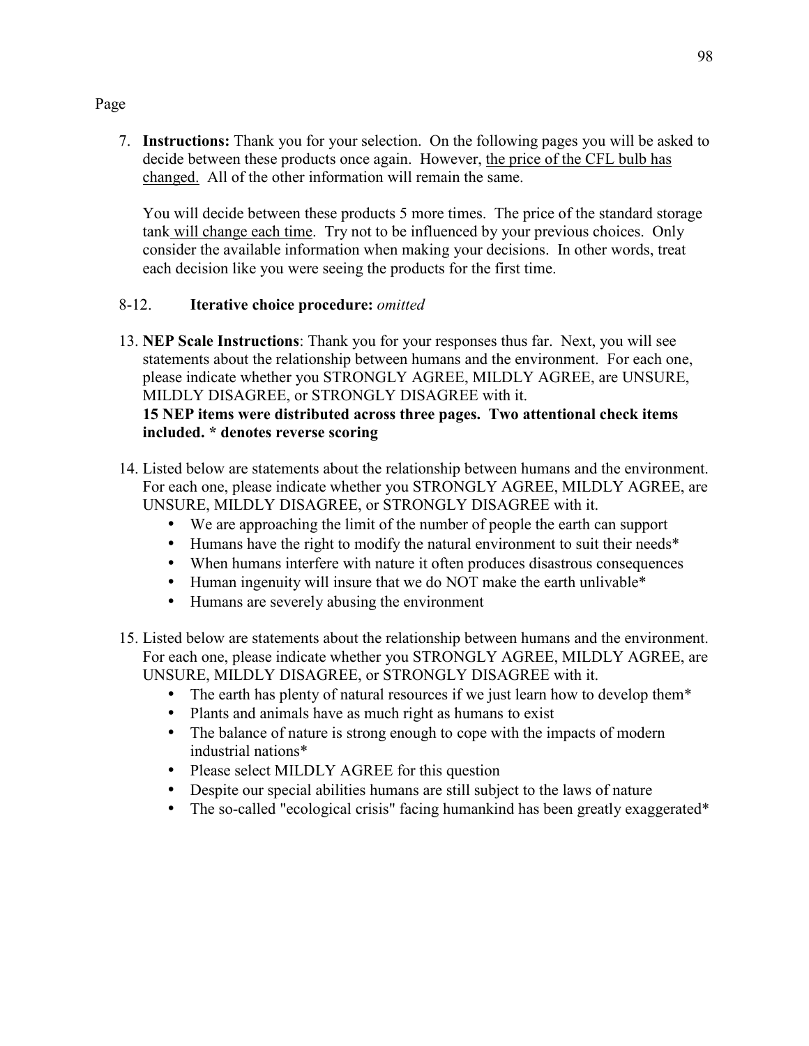Page

7. **Instructions:** Thank you for your selection. On the following pages you will be asked to decide between these products once again. However, the price of the CFL bulb has changed. All of the other information will remain the same.

   You will decide between these products 5 more times. The price of the standard storage tank will change each time. Try not to be influenced by your previous choices. Only consider the available information when making your decisions. In other words, treat each decision like you were seeing the products for the first time.

8-12. **Iterative choice procedure:** *omitted*

13. **NEP Scale Instructions**: Thank you for your responses thus far. Next, you will see statements about the relationship between humans and the environment. For each one, please indicate whether you STRONGLY AGREE, MILDLY AGREE, are UNSURE, MILDLY DISAGREE, or STRONGLY DISAGREE with it.
    **15 NEP items were distributed across three pages. Two attentional check items included. * denotes reverse scoring**

14. Listed below are statements about the relationship between humans and the environment. For each one, please indicate whether you STRONGLY AGREE, MILDLY AGREE, are UNSURE, MILDLY DISAGREE, or STRONGLY DISAGREE with it.
    - We are approaching the limit of the number of people the earth can support
    - Humans have the right to modify the natural environment to suit their needs*
    - When humans interfere with nature it often produces disastrous consequences
    - Human ingenuity will insure that we do NOT make the earth unlivable*
    - Humans are severely abusing the environment

15. Listed below are statements about the relationship between humans and the environment. For each one, please indicate whether you STRONGLY AGREE, MILDLY AGREE, are UNSURE, MILDLY DISAGREE, or STRONGLY DISAGREE with it.
    - The earth has plenty of natural resources if we just learn how to develop them*
    - Plants and animals have as much right as humans to exist
    - The balance of nature is strong enough to cope with the impacts of modern industrial nations*
    - Please select MILDLY AGREE for this question
    - Despite our special abilities humans are still subject to the laws of nature
    - The so-called "ecological crisis" facing humankind has been greatly exaggerated*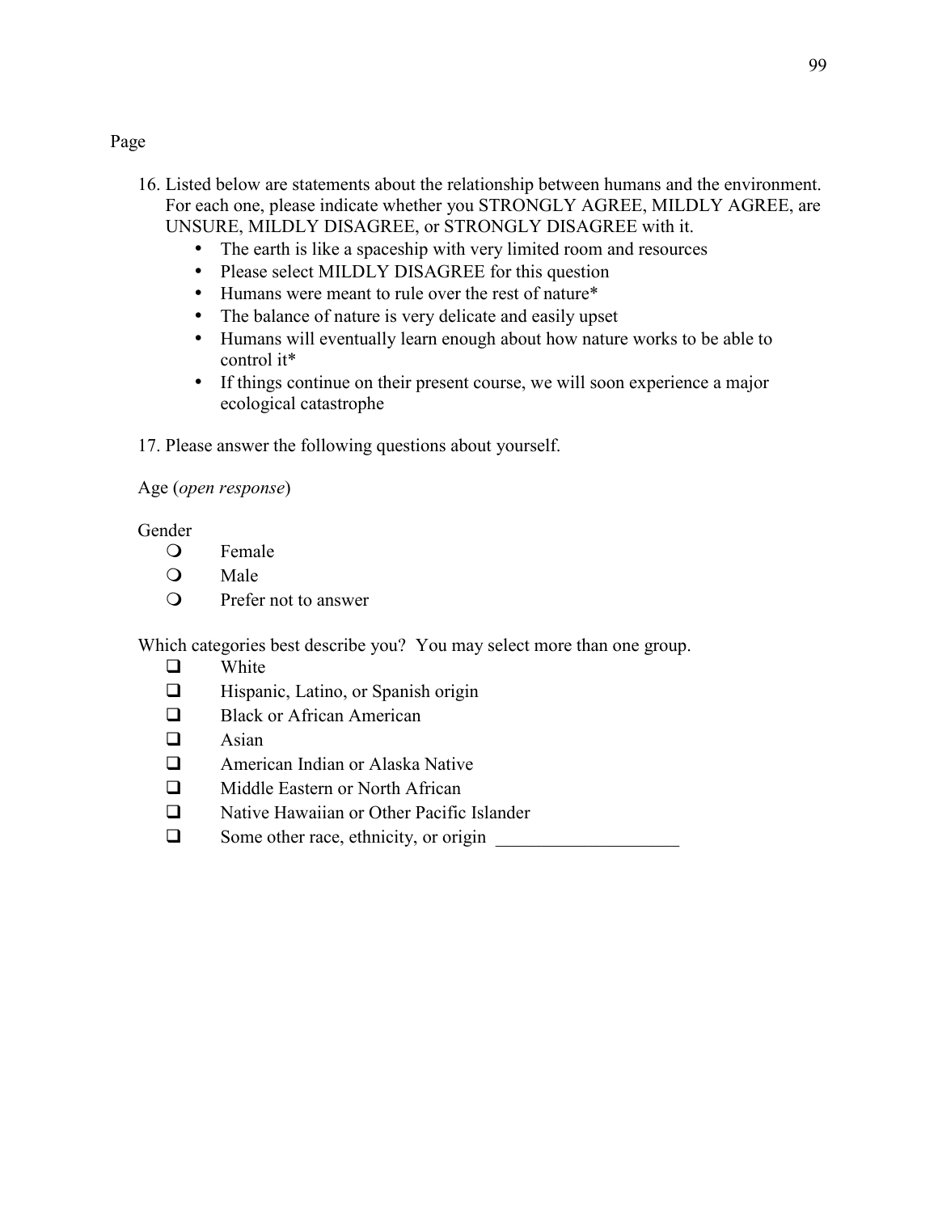Page

16. Listed below are statements about the relationship between humans and the environment. For each one, please indicate whether you STRONGLY AGREE, MILDLY AGREE, are UNSURE, MILDLY DISAGREE, or STRONGLY DISAGREE with it.
    - The earth is like a spaceship with very limited room and resources
    - Please select MILDLY DISAGREE for this question
    - Humans were meant to rule over the rest of nature*
    - The balance of nature is very delicate and easily upset
    - Humans will eventually learn enough about how nature works to be able to control it*
    - If things continue on their present course, we will soon experience a major ecological catastrophe

17. Please answer the following questions about yourself.

Age (*open response*)

Gender

- ❍ Female
- ❍ Male
- ❍ Prefer not to answer

Which categories best describe you? You may select more than one group.

- ❑ White
- ❑ Hispanic, Latino, or Spanish origin
- ❑ Black or African American
- ❑ Asian
- ❑ American Indian or Alaska Native
- ❑ Middle Eastern or North African
- ❑ Native Hawaiian or Other Pacific Islander
- ❑ Some other race, ethnicity, or origin ____________________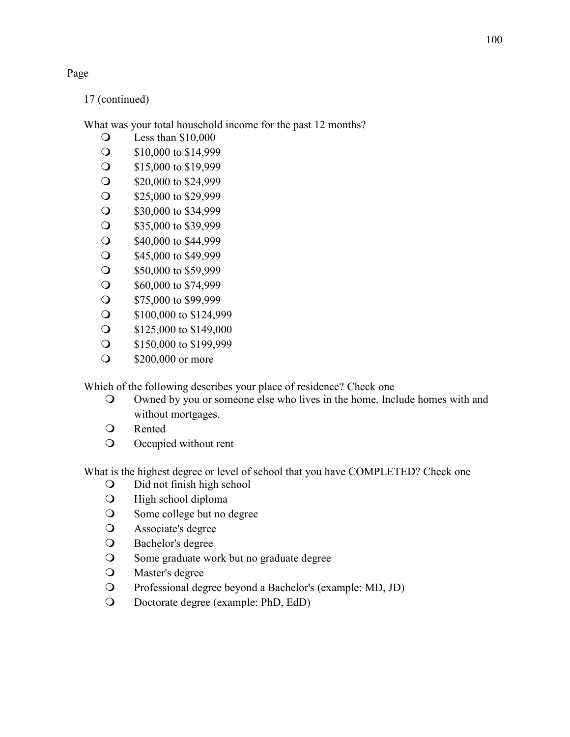Page

17 (continued)

What was your total household income for the past 12 months?

- Less than $10,000
- $10,000 to $14,999
- $15,000 to $19,999
- $20,000 to $24,999
- $25,000 to $29,999
- $30,000 to $34,999
- $35,000 to $39,999
- $40,000 to $44,999
- $45,000 to $49,999
- $50,000 to $59,999
- $60,000 to $74,999
- $75,000 to $99,999
- $100,000 to $124,999
- $125,000 to $149,000
- $150,000 to $199,999
- $200,000 or more

Which of the following describes your place of residence? Check one

- Owned by you or someone else who lives in the home. Include homes with and without mortgages.
- Rented
- Occupied without rent

What is the highest degree or level of school that you have COMPLETED? Check one

- Did not finish high school
- High school diploma
- Some college but no degree
- Associate's degree
- Bachelor's degree
- Some graduate work but no graduate degree
- Master's degree
- Professional degree beyond a Bachelor's (example: MD, JD)
- Doctorate degree (example: PhD, EdD)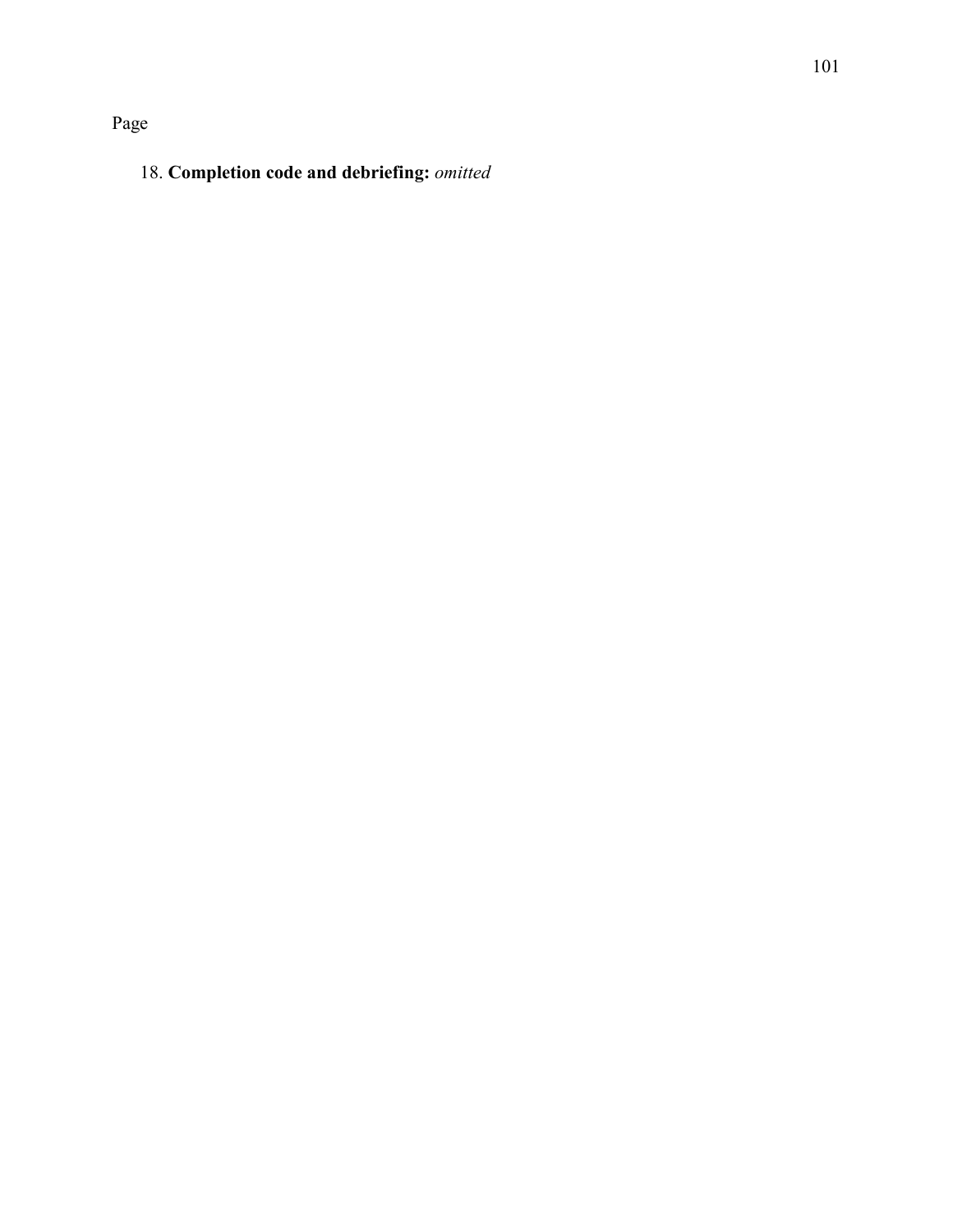Page

18. **Completion code and debriefing:** *omitted*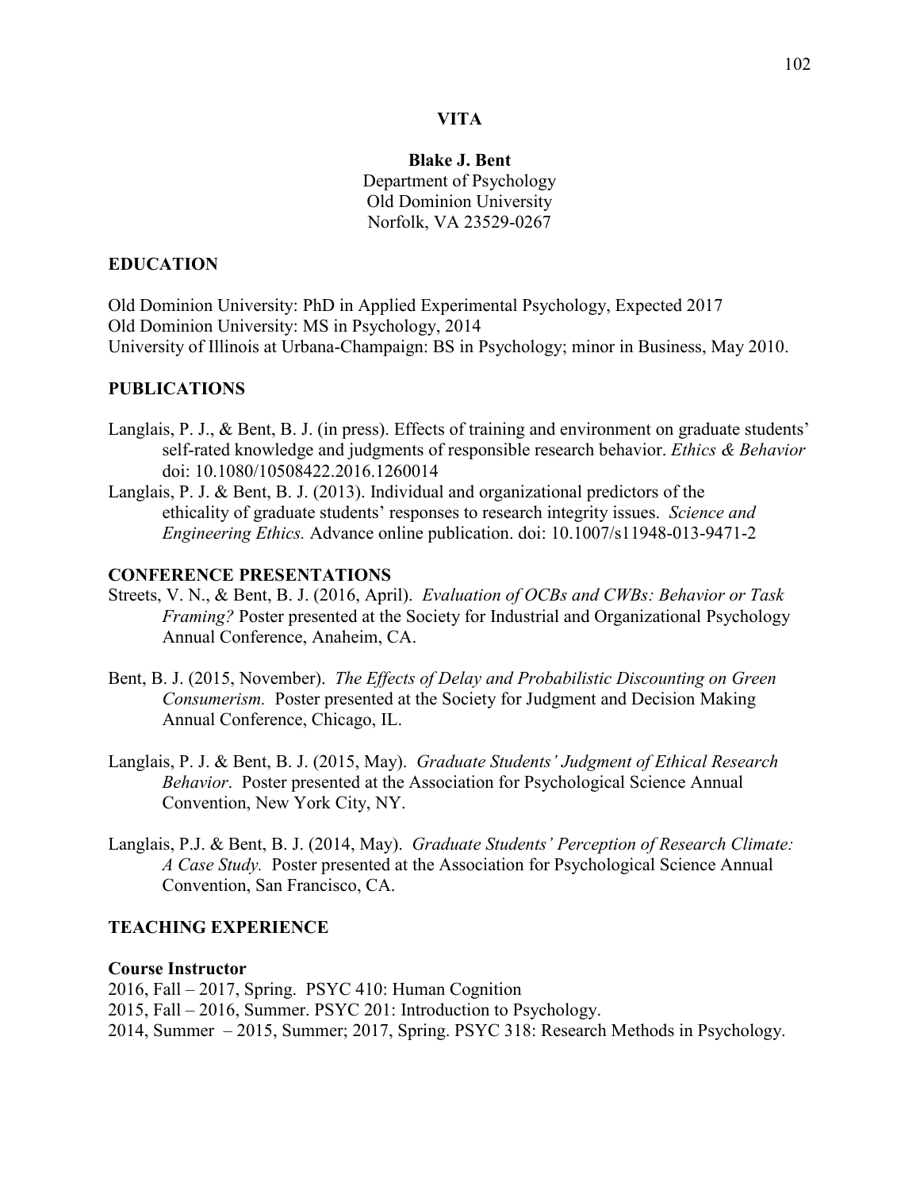# VITA

**Blake J. Bent**
Department of Psychology
Old Dominion University
Norfolk, VA 23529-0267

## EDUCATION

Old Dominion University: PhD in Applied Experimental Psychology, Expected 2017
Old Dominion University: MS in Psychology, 2014
University of Illinois at Urbana-Champaign: BS in Psychology; minor in Business, May 2010.

## PUBLICATIONS

Langlais, P. J., & Bent, B. J. (in press). Effects of training and environment on graduate students' self-rated knowledge and judgments of responsible research behavior. *Ethics & Behavior* doi: 10.1080/10508422.2016.1260014

Langlais, P. J. & Bent, B. J. (2013). Individual and organizational predictors of the ethicality of graduate students' responses to research integrity issues. *Science and Engineering Ethics.* Advance online publication. doi: 10.1007/s11948-013-9471-2

## CONFERENCE PRESENTATIONS

Streets, V. N., & Bent, B. J. (2016, April). *Evaluation of OCBs and CWBs: Behavior or Task Framing?* Poster presented at the Society for Industrial and Organizational Psychology Annual Conference, Anaheim, CA.

Bent, B. J. (2015, November). *The Effects of Delay and Probabilistic Discounting on Green Consumerism.* Poster presented at the Society for Judgment and Decision Making Annual Conference, Chicago, IL.

Langlais, P. J. & Bent, B. J. (2015, May). *Graduate Students' Judgment of Ethical Research Behavior*. Poster presented at the Association for Psychological Science Annual Convention, New York City, NY.

Langlais, P.J. & Bent, B. J. (2014, May). *Graduate Students' Perception of Research Climate: A Case Study.* Poster presented at the Association for Psychological Science Annual Convention, San Francisco, CA.

## TEACHING EXPERIENCE

**Course Instructor**

2016, Fall – 2017, Spring. PSYC 410: Human Cognition
2015, Fall – 2016, Summer. PSYC 201: Introduction to Psychology.
2014, Summer – 2015, Summer; 2017, Spring. PSYC 318: Research Methods in Psychology.